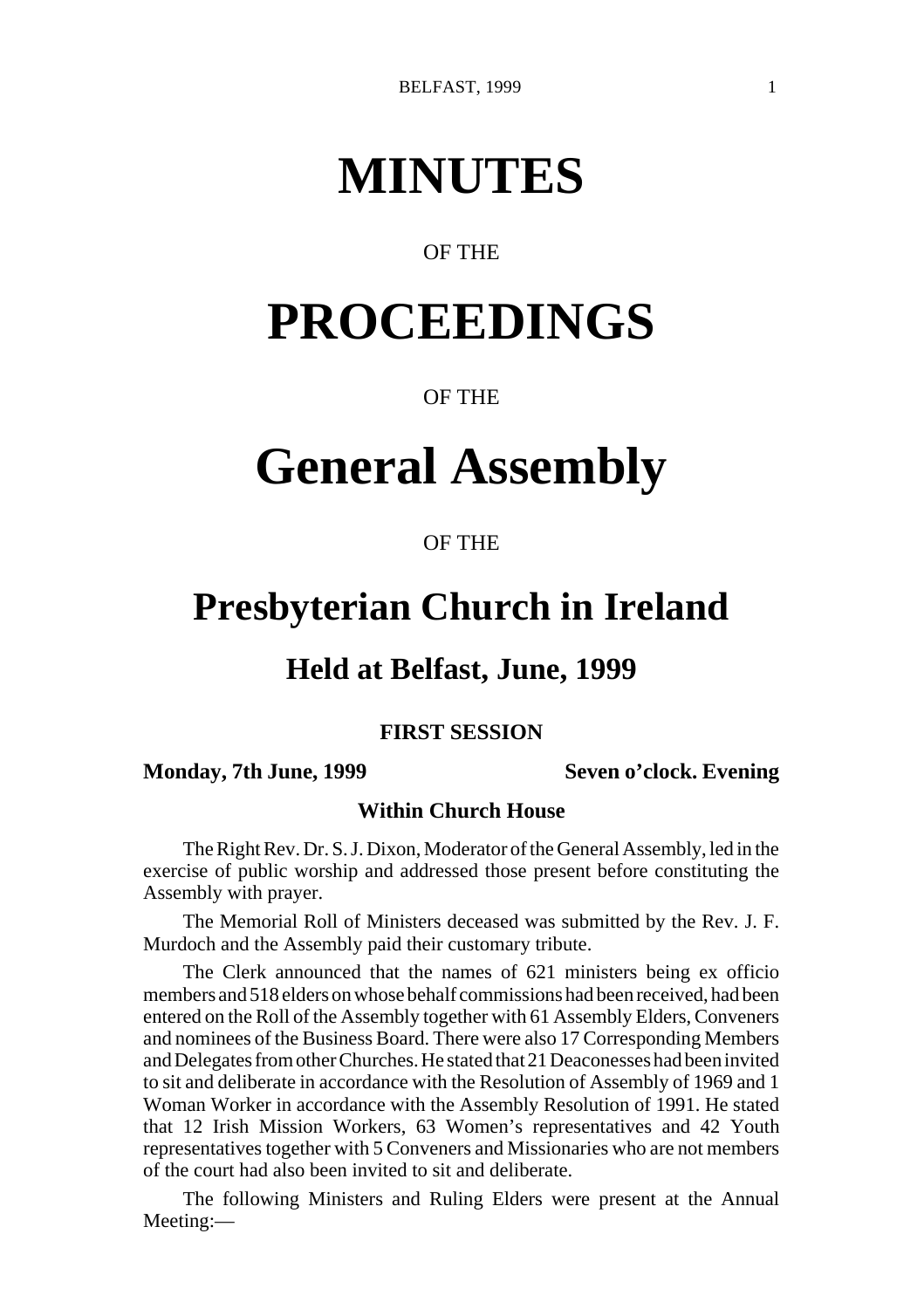# MINUTES

OF THE

# PROCEEDINGS

OF THE

# General Assembly

OF THE

# Presbyterian Church in Ireland

## Held at Belfast, June, 1999

### FIRST SESSION

**Monday, 7th June, 1999** **Seven o'clock. Evening**

**Within Church House**

The Right Rev. Dr. S. J. Dixon, Moderator of the General Assembly, led in the exercise of public worship and addressed those present before constituting the Assembly with prayer.

The Memorial Roll of Ministers deceased was submitted by the Rev. J. F. Murdoch and the Assembly paid their customary tribute.

The Clerk announced that the names of 621 ministers being ex officio members and 518 elders on whose behalf commissions had been received, had been entered on the Roll of the Assembly together with 61 Assembly Elders, Conveners and nominees of the Business Board. There were also 17 Corresponding Members and Delegates from other Churches. He stated that 21 Deaconesses had been invited to sit and deliberate in accordance with the Resolution of Assembly of 1969 and 1 Woman Worker in accordance with the Assembly Resolution of 1991. He stated that 12 Irish Mission Workers, 63 Women's representatives and 42 Youth representatives together with 5 Conveners and Missionaries who are not members of the court had also been invited to sit and deliberate.

The following Ministers and Ruling Elders were present at the Annual Meeting:—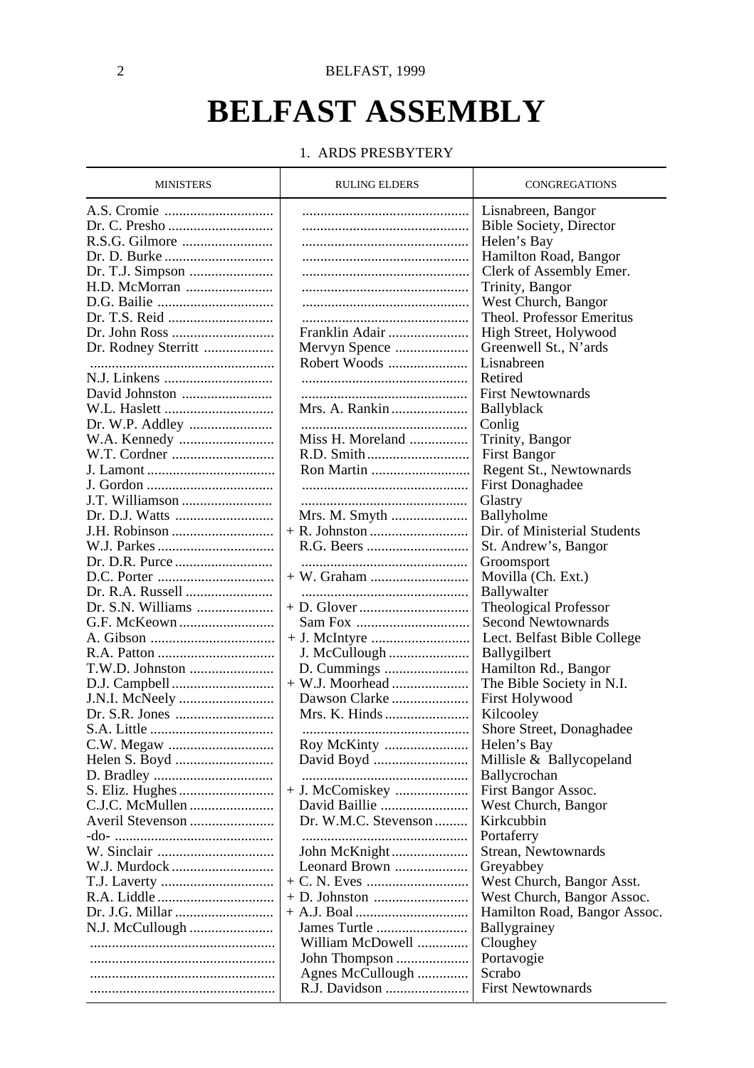# BELFAST ASSEMBLY

## 1. ARDS PRESBYTERY

| MINISTERS | RULING ELDERS | CONGREGATIONS |
|---|---|---|
| A.S. Cromie | | Lisnabreen, Bangor |
| Dr. C. Presho | | Bible Society, Director |
| R.S.G. Gilmore | | Helen's Bay |
| Dr. D. Burke | | Hamilton Road, Bangor |
| Dr. T.J. Simpson | | Clerk of Assembly Emer. |
| H.D. McMorran | | Trinity, Bangor |
| D.G. Bailie | | West Church, Bangor |
| Dr. T.S. Reid | | Theol. Professor Emeritus |
| Dr. John Ross | Franklin Adair | High Street, Holywood |
| Dr. Rodney Sterritt | Mervyn Spence | Greenwell St., N'ards |
| | Robert Woods | Lisnabreen |
| N.J. Linkens | | Retired |
| David Johnston | | First Newtownards |
| W.L. Haslett | Mrs. A. Rankin | Ballyblack |
| Dr. W.P. Addley | | Conlig |
| W.A. Kennedy | Miss H. Moreland | Trinity, Bangor |
| W.T. Cordner | R.D. Smith | First Bangor |
| J. Lamont | Ron Martin | Regent St., Newtownards |
| J. Gordon | | First Donaghadee |
| J.T. Williamson | | Glastry |
| Dr. D.J. Watts | Mrs. M. Smyth | Ballyholme |
| J.H. Robinson | + R. Johnston | Dir. of Ministerial Students |
| W.J. Parkes | R.G. Beers | St. Andrew's, Bangor |
| Dr. D.R. Purce | | Groomsport |
| D.C. Porter | + W. Graham | Movilla (Ch. Ext.) |
| Dr. R.A. Russell | | Ballywalter |
| Dr. S.N. Williams | + D. Glover | Theological Professor |
| G.F. McKeown | Sam Fox | Second Newtownards |
| A. Gibson | + J. McIntyre | Lect. Belfast Bible College |
| R.A. Patton | J. McCullough | Ballygilbert |
| T.W.D. Johnston | D. Cummings | Hamilton Rd., Bangor |
| D.J. Campbell | + W.J. Moorhead | The Bible Society in N.I. |
| J.N.I. McNeely | Dawson Clarke | First Holywood |
| Dr. S.R. Jones | Mrs. K. Hinds | Kilcooley |
| S.A. Little | | Shore Street, Donaghadee |
| C.W. Megaw | Roy McKinty | Helen's Bay |
| Helen S. Boyd | David Boyd | Millisle & Ballycopeland |
| D. Bradley | | Ballycrochan |
| S. Eliz. Hughes | + J. McComiskey | First Bangor Assoc. |
| C.J.C. McMullen | David Baillie | West Church, Bangor |
| Averil Stevenson | Dr. W.M.C. Stevenson | Kirkcubbin |
| -do- | | Portaferry |
| W. Sinclair | John McKnight | Strean, Newtownards |
| W.J. Murdock | Leonard Brown | Greyabbey |
| T.J. Laverty | + C. N. Eves | West Church, Bangor Asst. |
| R.A. Liddle | + D. Johnston | West Church, Bangor Assoc. |
| Dr. J.G. Millar | + A.J. Boal | Hamilton Road, Bangor Assoc. |
| N.J. McCullough | James Turtle | Ballygrainey |
| | William McDowell | Cloughey |
| | John Thompson | Portavogie |
| | Agnes McCullough | Scrabo |
| | R.J. Davidson | First Newtownards |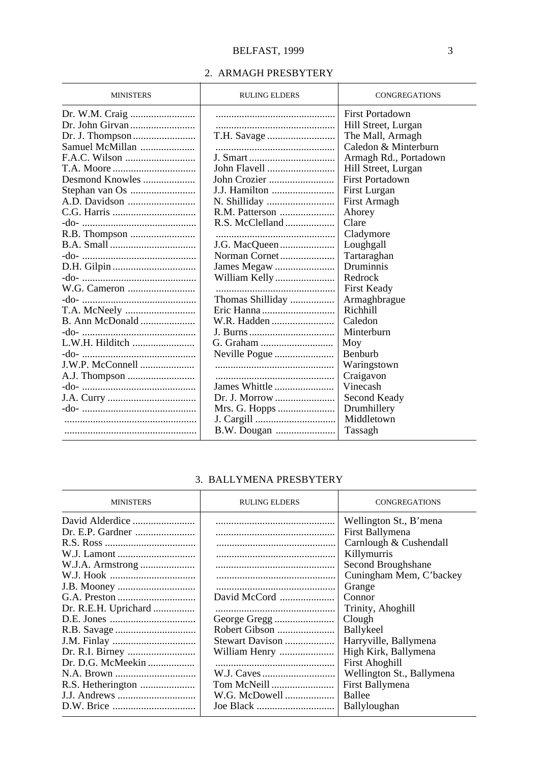## 2. ARMAGH PRESBYTERY

| MINISTERS | RULING ELDERS | CONGREGATIONS |
|---|---|---|
| Dr. W.M. Craig | | First Portadown |
| Dr. John Girvan | | Hill Street, Lurgan |
| Dr. J. Thompson | T.H. Savage | The Mall, Armagh |
| Samuel McMillan | | Caledon & Minterburn |
| F.A.C. Wilson | J. Smart | Armagh Rd., Portadown |
| T.A. Moore | John Flavell | Hill Street, Lurgan |
| Desmond Knowles | John Crozier | First Portadown |
| Stephan van Os | J.J. Hamilton | First Lurgan |
| A.D. Davidson | N. Shilliday | First Armagh |
| C.G. Harris | R.M. Patterson | Ahorey |
| -do- | R.S. McClelland | Clare |
| R.B. Thompson | | Cladymore |
| B.A. Small | J.G. MacQueen | Loughgall |
| -do- | Norman Cornet | Tartaraghan |
| D.H. Gilpin | James Megaw | Druminnis |
| -do- | William Kelly | Redrock |
| W.G. Cameron | | First Keady |
| -do- | Thomas Shilliday | Armaghbrague |
| T.A. McNeely | Eric Hanna | Richhill |
| B. Ann McDonald | W.R. Hadden | Caledon |
| -do- | J. Burns | Minterburn |
| L.W.H. Hilditch | G. Graham | Moy |
| -do- | Neville Pogue | Benburb |
| J.W.P. McConnell | | Waringstown |
| A.J. Thompson | | Craigavon |
| -do- | James Whittle | Vinecash |
| J.A. Curry | Dr. J. Morrow | Second Keady |
| -do- | Mrs. G. Hopps | Drumhillery |
| | J. Cargill | Middletown |
| | B.W. Dougan | Tassagh |

## 3. BALLYMENA PRESBYTERY

| MINISTERS | RULING ELDERS | CONGREGATIONS |
|---|---|---|
| David Alderdice | | Wellington St., B'mena |
| Dr. E.P. Gardner | | First Ballymena |
| R.S. Ross | | Carnlough & Cushendall |
| W.J. Lamont | | Killymurris |
| W.J.A. Armstrong | | Second Broughshane |
| W.J. Hook | | Cuningham Mem, C'backey |
| J.B. Mooney | | Grange |
| G.A. Preston | David McCord | Connor |
| Dr. R.E.H. Uprichard | | Trinity, Ahoghill |
| D.E. Jones | George Gregg | Clough |
| R.B. Savage | Robert Gibson | Ballykeel |
| J.M. Finlay | Stewart Davison | Harryville, Ballymena |
| Dr. R.I. Birney | William Henry | High Kirk, Ballymena |
| Dr. D.G. McMeekin | | First Ahoghill |
| N.A. Brown | W.J. Caves | Wellington St., Ballymena |
| R.S. Hetherington | Tom McNeill | First Ballymena |
| J.J. Andrews | W.G. McDowell | Ballee |
| D.W. Brice | Joe Black | Ballyloughan |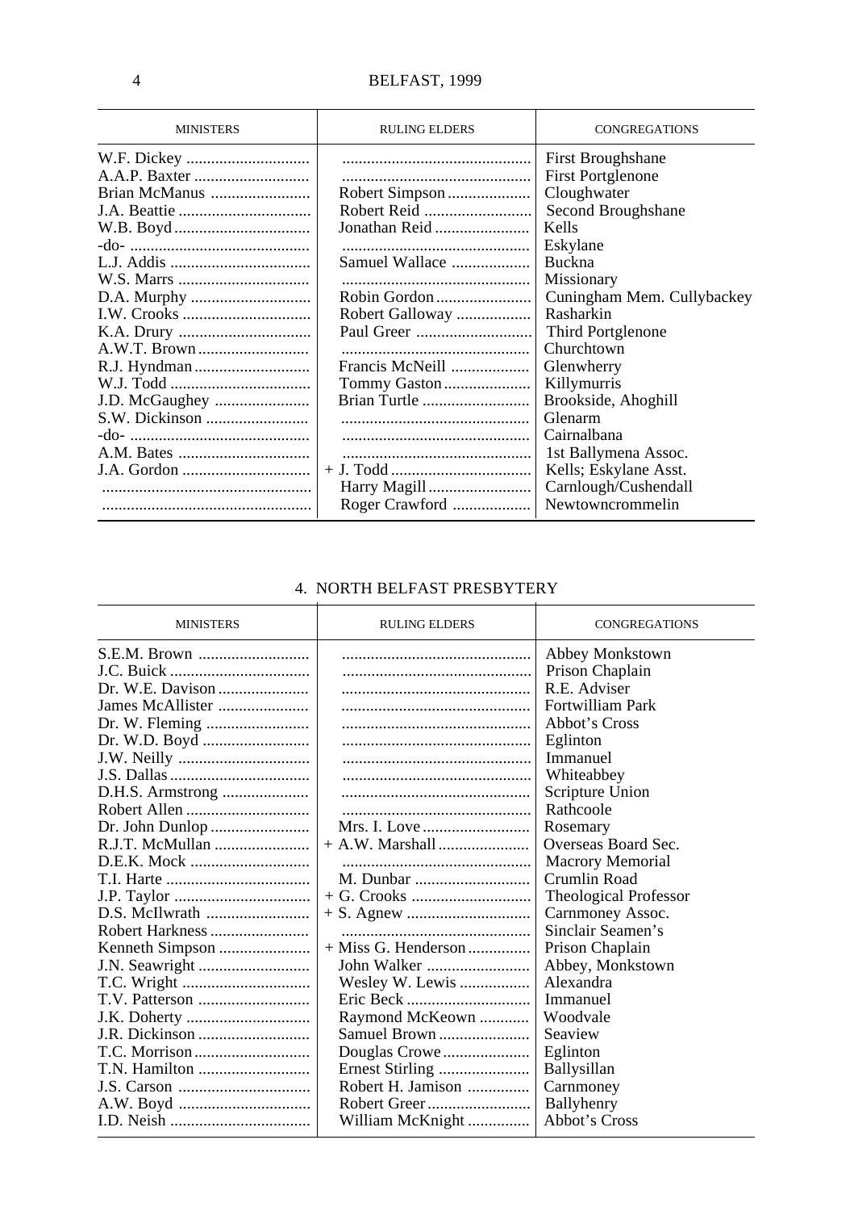| MINISTERS | RULING ELDERS | CONGREGATIONS |
|---|---|---|
| W.F. Dickey | | First Broughshane |
| A.A.P. Baxter | | First Portglenone |
| Brian McManus | Robert Simpson | Cloughwater |
| J.A. Beattie | Robert Reid | Second Broughshane |
| W.B. Boyd | Jonathan Reid | Kells |
| -do- | | Eskylane |
| L.J. Addis | Samuel Wallace | Buckna |
| W.S. Marrs | | Missionary |
| D.A. Murphy | Robin Gordon | Cuningham Mem. Cullybackey |
| I.W. Crooks | Robert Galloway | Rasharkin |
| K.A. Drury | Paul Greer | Third Portglenone |
| A.W.T. Brown | | Churchtown |
| R.J. Hyndman | Francis McNeill | Glenwherry |
| W.J. Todd | Tommy Gaston | Killymurris |
| J.D. McGaughey | Brian Turtle | Brookside, Ahoghill |
| S.W. Dickinson | | Glenarm |
| -do- | | Cairnalbana |
| A.M. Bates | | 1st Ballymena Assoc. |
| J.A. Gordon | + J. Todd | Kells; Eskylane Asst. |
| | Harry Magill | Carnlough/Cushendall |
| | Roger Crawford | Newtowncrommelin |

## 4. NORTH BELFAST PRESBYTERY

| MINISTERS | RULING ELDERS | CONGREGATIONS |
|---|---|---|
| S.E.M. Brown | | Abbey Monkstown |
| J.C. Buick | | Prison Chaplain |
| Dr. W.E. Davison | | R.E. Adviser |
| James McAllister | | Fortwilliam Park |
| Dr. W. Fleming | | Abbot's Cross |
| Dr. W.D. Boyd | | Eglinton |
| J.W. Neilly | | Immanuel |
| J.S. Dallas | | Whiteabbey |
| D.H.S. Armstrong | | Scripture Union |
| Robert Allen | | Rathcoole |
| Dr. John Dunlop | Mrs. I. Love | Rosemary |
| R.J.T. McMullan | + A.W. Marshall | Overseas Board Sec. |
| D.E.K. Mock | | Macrory Memorial |
| T.I. Harte | M. Dunbar | Crumlin Road |
| J.P. Taylor | + G. Crooks | Theological Professor |
| D.S. McIlwrath | + S. Agnew | Carnmoney Assoc. |
| Robert Harkness | | Sinclair Seamen's |
| Kenneth Simpson | + Miss G. Henderson | Prison Chaplain |
| J.N. Seawright | John Walker | Abbey, Monkstown |
| T.C. Wright | Wesley W. Lewis | Alexandra |
| T.V. Patterson | Eric Beck | Immanuel |
| J.K. Doherty | Raymond McKeown | Woodvale |
| J.R. Dickinson | Samuel Brown | Seaview |
| T.C. Morrison | Douglas Crowe | Eglinton |
| T.N. Hamilton | Ernest Stirling | Ballysillan |
| J.S. Carson | Robert H. Jamison | Carnmoney |
| A.W. Boyd | Robert Greer | Ballyhenry |
| I.D. Neish | William McKnight | Abbot's Cross |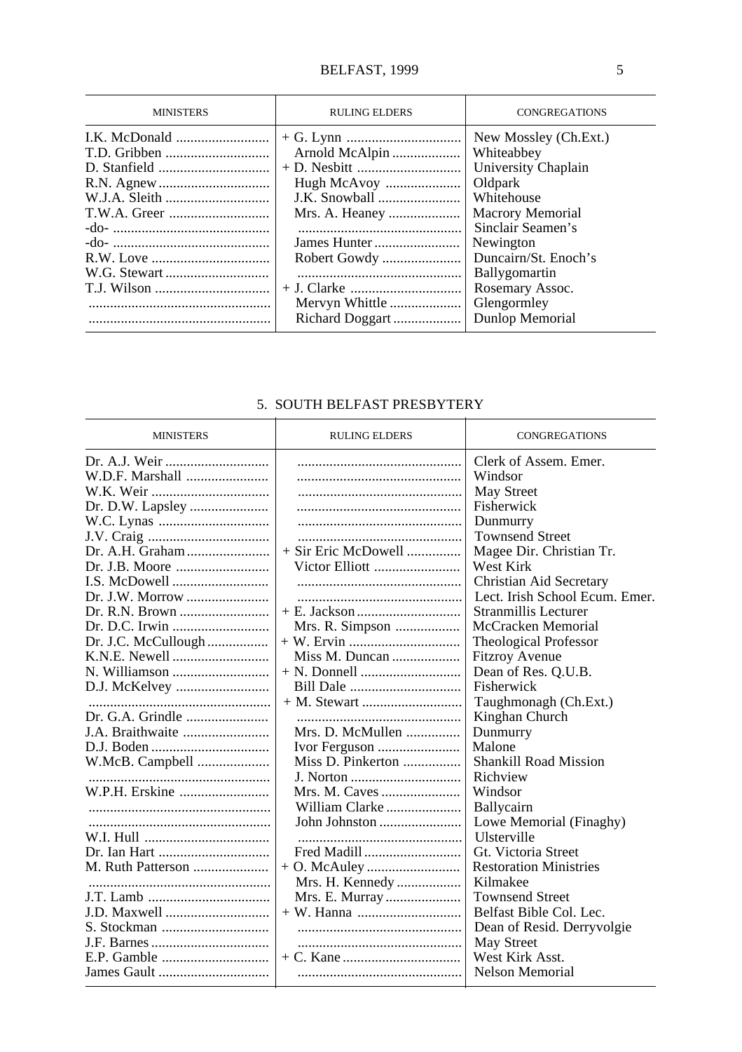| MINISTERS | RULING ELDERS | CONGREGATIONS |
|---|---|---|
| I.K. McDonald | + G. Lynn | New Mossley (Ch.Ext.) |
| T.D. Gribben | Arnold McAlpin | Whiteabbey |
| D. Stanfield | + D. Nesbitt | University Chaplain |
| R.N. Agnew | Hugh McAvoy | Oldpark |
| W.J.A. Sleith | J.K. Snowball | Whitehouse |
| T.W.A. Greer | Mrs. A. Heaney | Macrory Memorial |
| -do- | | Sinclair Seamen's |
| -do- | James Hunter | Newington |
| R.W. Love | Robert Gowdy | Duncairn/St. Enoch's |
| W.G. Stewart | | Ballygomartin |
| T.J. Wilson | + J. Clarke | Rosemary Assoc. |
| | Mervyn Whittle | Glengormley |
| | Richard Doggart | Dunlop Memorial |

## 5. SOUTH BELFAST PRESBYTERY

| MINISTERS | RULING ELDERS | CONGREGATIONS |
|---|---|---|
| Dr. A.J. Weir | | Clerk of Assem. Emer. |
| W.D.F. Marshall | | Windsor |
| W.K. Weir | | May Street |
| Dr. D.W. Lapsley | | Fisherwick |
| W.C. Lynas | | Dunmurry |
| J.V. Craig | | Townsend Street |
| Dr. A.H. Graham | + Sir Eric McDowell | Magee Dir. Christian Tr. |
| Dr. J.B. Moore | Victor Elliott | West Kirk |
| I.S. McDowell | | Christian Aid Secretary |
| Dr. J.W. Morrow | | Lect. Irish School Ecum. Emer. |
| Dr. R.N. Brown | + E. Jackson | Stranmillis Lecturer |
| Dr. D.C. Irwin | Mrs. R. Simpson | McCracken Memorial |
| Dr. J.C. McCullough | + W. Ervin | Theological Professor |
| K.N.E. Newell | Miss M. Duncan | Fitzroy Avenue |
| N. Williamson | + N. Donnell | Dean of Res. Q.U.B. |
| D.J. McKelvey | Bill Dale | Fisherwick |
| | + M. Stewart | Taughmonagh (Ch.Ext.) |
| Dr. G.A. Grindle | | Kinghan Church |
| J.A. Braithwaite | Mrs. D. McMullen | Dunmurry |
| D.J. Boden | Ivor Ferguson | Malone |
| W.McB. Campbell | Miss D. Pinkerton | Shankill Road Mission |
| | J. Norton | Richview |
| W.P.H. Erskine | Mrs. M. Caves | Windsor |
| | William Clarke | Ballycairn |
| | John Johnston | Lowe Memorial (Finaghy) |
| W.I. Hull | | Ulsterville |
| Dr. Ian Hart | Fred Madill | Gt. Victoria Street |
| M. Ruth Patterson | + O. McAuley | Restoration Ministries |
| | Mrs. H. Kennedy | Kilmakee |
| J.T. Lamb | Mrs. E. Murray | Townsend Street |
| J.D. Maxwell | + W. Hanna | Belfast Bible Col. Lec. |
| S. Stockman | | Dean of Resid. Derryvolgie |
| J.F. Barnes | | May Street |
| E.P. Gamble | + C. Kane | West Kirk Asst. |
| James Gault | | Nelson Memorial |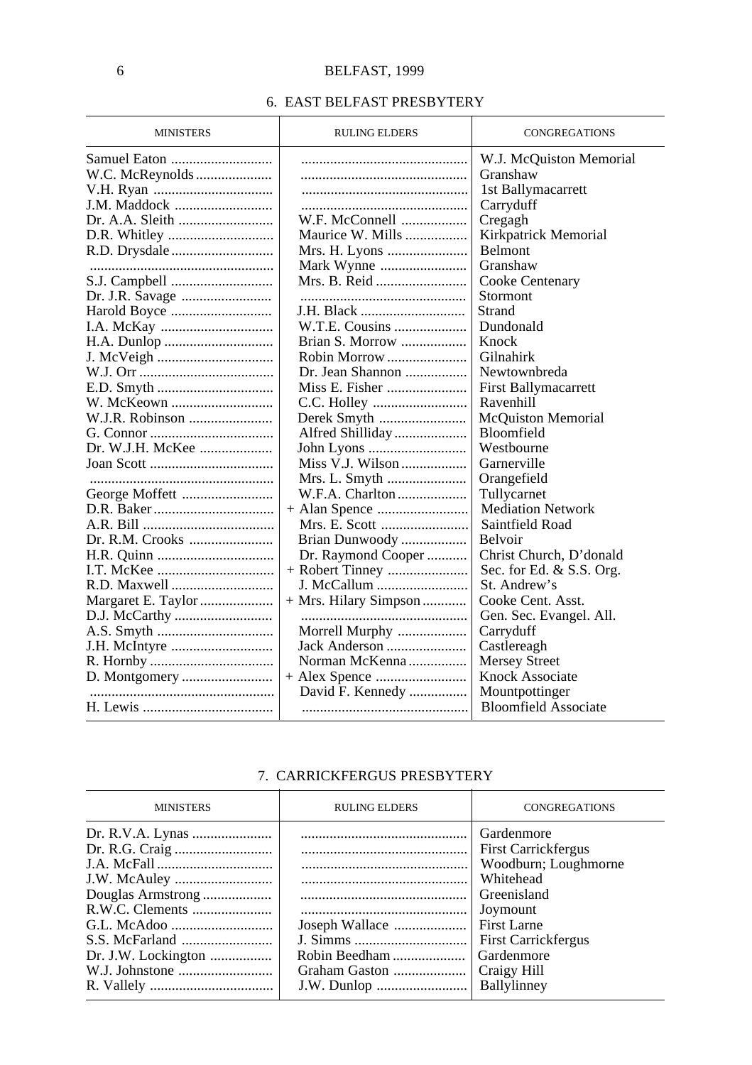## 6. EAST BELFAST PRESBYTERY

| MINISTERS | RULING ELDERS | CONGREGATIONS |
|---|---|---|
| Samuel Eaton | | W.J. McQuiston Memorial |
| W.C. McReynolds | | Granshaw |
| V.H. Ryan | | 1st Ballymacarrett |
| J.M. Maddock | | Carryduff |
| Dr. A.A. Sleith | W.F. McConnell | Cregagh |
| D.R. Whitley | Maurice W. Mills | Kirkpatrick Memorial |
| R.D. Drysdale | Mrs. H. Lyons | Belmont |
| | Mark Wynne | Granshaw |
| S.J. Campbell | Mrs. B. Reid | Cooke Centenary |
| Dr. J.R. Savage | | Stormont |
| Harold Boyce | J.H. Black | Strand |
| I.A. McKay | W.T.E. Cousins | Dundonald |
| H.A. Dunlop | Brian S. Morrow | Knock |
| J. McVeigh | Robin Morrow | Gilnahirk |
| W.J. Orr | Dr. Jean Shannon | Newtownbreda |
| E.D. Smyth | Miss E. Fisher | First Ballymacarrett |
| W. McKeown | C.C. Holley | Ravenhill |
| W.J.R. Robinson | Derek Smyth | McQuiston Memorial |
| G. Connor | Alfred Shilliday | Bloomfield |
| Dr. W.J.H. McKee | John Lyons | Westbourne |
| Joan Scott | Miss V.J. Wilson | Garnerville |
| | Mrs. L. Smyth | Orangefield |
| George Moffett | W.F.A. Charlton | Tullycarnet |
| D.R. Baker | + Alan Spence | Mediation Network |
| A.R. Bill | Mrs. E. Scott | Saintfield Road |
| Dr. R.M. Crooks | Brian Dunwoody | Belvoir |
| H.R. Quinn | Dr. Raymond Cooper | Christ Church, D'donald |
| I.T. McKee | + Robert Tinney | Sec. for Ed. & S.S. Org. |
| R.D. Maxwell | J. McCallum | St. Andrew's |
| Margaret E. Taylor | + Mrs. Hilary Simpson | Cooke Cent. Asst. |
| D.J. McCarthy | | Gen. Sec. Evangel. All. |
| A.S. Smyth | Morrell Murphy | Carryduff |
| J.H. McIntyre | Jack Anderson | Castlereagh |
| R. Hornby | Norman McKenna | Mersey Street |
| D. Montgomery | + Alex Spence | Knock Associate |
| | David F. Kennedy | Mountpottinger |
| H. Lewis | | Bloomfield Associate |

## 7. CARRICKFERGUS PRESBYTERY

| MINISTERS | RULING ELDERS | CONGREGATIONS |
|---|---|---|
| Dr. R.V.A. Lynas | | Gardenmore |
| Dr. R.G. Craig | | First Carrickfergus |
| J.A. McFall | | Woodburn; Loughmorne |
| J.W. McAuley | | Whitehead |
| Douglas Armstrong | | Greenisland |
| R.W.C. Clements | | Joymount |
| G.L. McAdoo | Joseph Wallace | First Larne |
| S.S. McFarland | J. Simms | First Carrickfergus |
| Dr. J.W. Lockington | Robin Beedham | Gardenmore |
| W.J. Johnstone | Graham Gaston | Craigy Hill |
| R. Vallely | J.W. Dunlop | Ballylinney |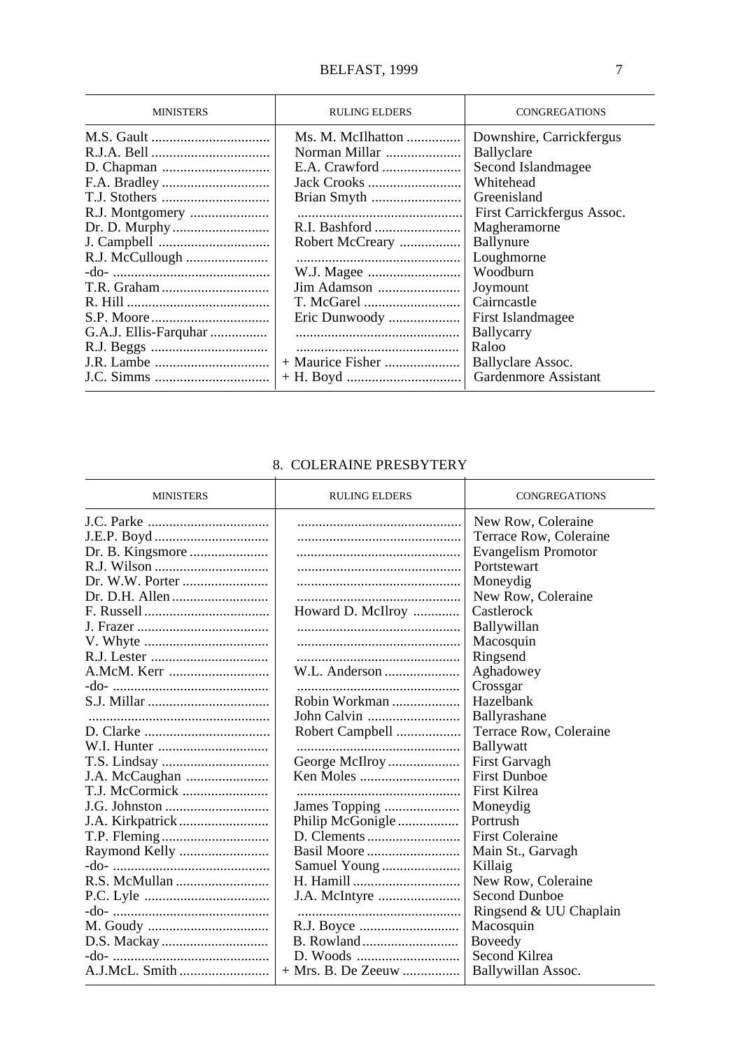| MINISTERS | RULING ELDERS | CONGREGATIONS |
|---|---|---|
| M.S. Gault | Ms. M. McIlhatton | Downshire, Carrickfergus |
| R.J.A. Bell | Norman Millar | Ballyclare |
| D. Chapman | E.A. Crawford | Second Islandmagee |
| F.A. Bradley | Jack Crooks | Whitehead |
| T.J. Stothers | Brian Smyth | Greenisland |
| R.J. Montgomery | | First Carrickfergus Assoc. |
| Dr. D. Murphy | R.I. Bashford | Magheramorne |
| J. Campbell | Robert McCreary | Ballynure |
| R.J. McCullough | | Loughmorne |
| -do- | W.J. Magee | Woodburn |
| T.R. Graham | Jim Adamson | Joymount |
| R. Hill | T. McGarel | Cairncastle |
| S.P. Moore | Eric Dunwoody | First Islandmagee |
| G.A.J. Ellis-Farquhar | | Ballycarry |
| R.J. Beggs | | Raloo |
| J.R. Lambe | + Maurice Fisher | Ballyclare Assoc. |
| J.C. Simms | + H. Boyd | Gardenmore Assistant |

## 8. COLERAINE PRESBYTERY

| MINISTERS | RULING ELDERS | CONGREGATIONS |
|---|---|---|
| J.C. Parke | | New Row, Coleraine |
| J.E.P. Boyd | | Terrace Row, Coleraine |
| Dr. B. Kingsmore | | Evangelism Promotor |
| R.J. Wilson | | Portstewart |
| Dr. W.W. Porter | | Moneydig |
| Dr. D.H. Allen | | New Row, Coleraine |
| F. Russell | Howard D. McIlroy | Castlerock |
| J. Frazer | | Ballywillan |
| V. Whyte | | Macosquin |
| R.J. Lester | | Ringsend |
| A.McM. Kerr | W.L. Anderson | Aghadowey |
| -do- | | Crossgar |
| S.J. Millar | Robin Workman | Hazelbank |
| | John Calvin | Ballyrashane |
| D. Clarke | Robert Campbell | Terrace Row, Coleraine |
| W.I. Hunter | | Ballywatt |
| T.S. Lindsay | George McIlroy | First Garvagh |
| J.A. McCaughan | Ken Moles | First Dunboe |
| T.J. McCormick | | First Kilrea |
| J.G. Johnston | James Topping | Moneydig |
| J.A. Kirkpatrick | Philip McGonigle | Portrush |
| T.P. Fleming | D. Clements | First Coleraine |
| Raymond Kelly | Basil Moore | Main St., Garvagh |
| -do- | Samuel Young | Killaig |
| R.S. McMullan | H. Hamill | New Row, Coleraine |
| P.C. Lyle | J.A. McIntyre | Second Dunboe |
| -do- | | Ringsend & UU Chaplain |
| M. Goudy | R.J. Boyce | Macosquin |
| D.S. Mackay | B. Rowland | Boveedy |
| -do- | D. Woods | Second Kilrea |
| A.J.McL. Smith | + Mrs. B. De Zeeuw | Ballywillan Assoc. |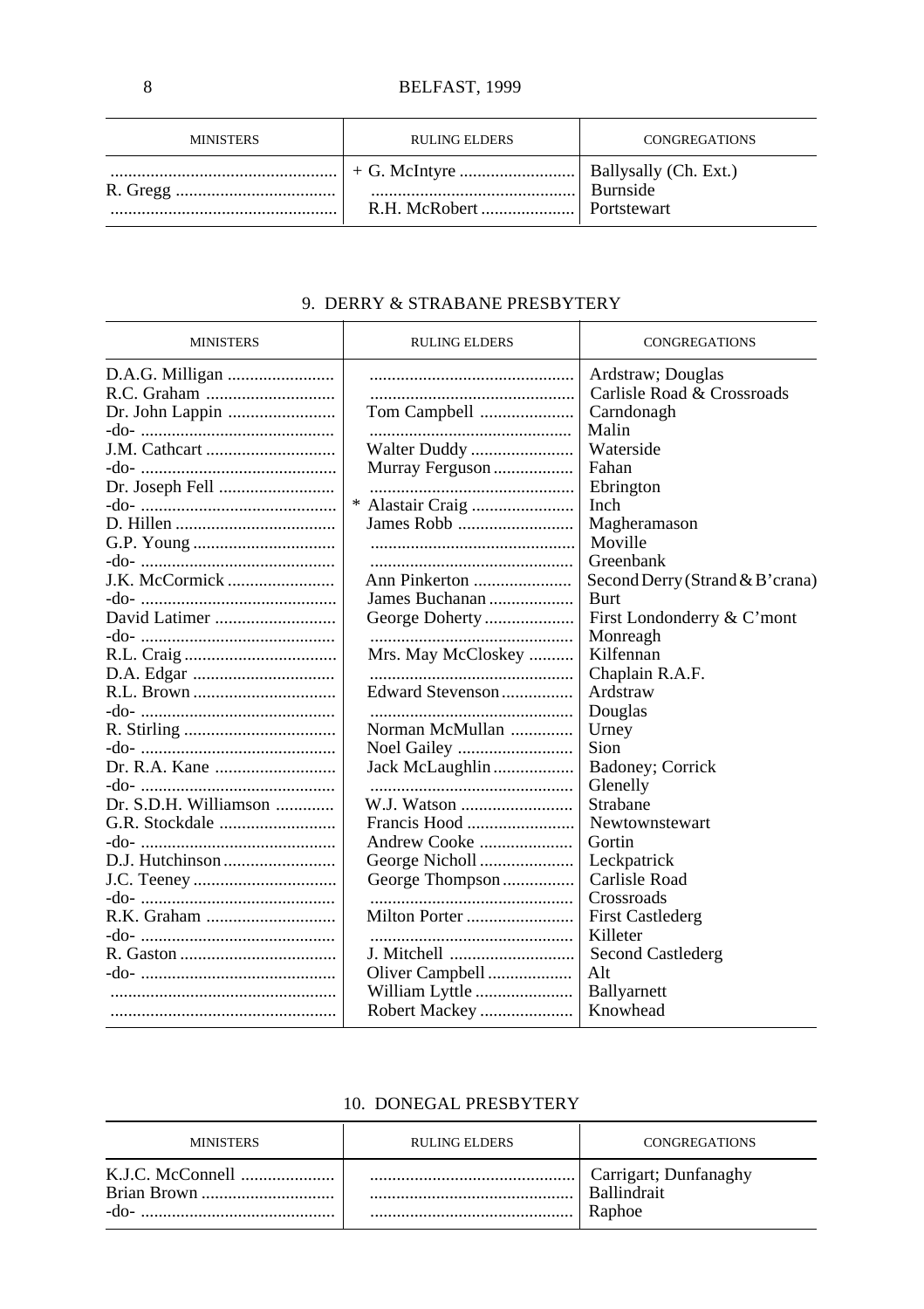| MINISTERS | RULING ELDERS | CONGREGATIONS |
|---|---|---|
| | + G. McIntyre | Ballysally (Ch. Ext.) |
| R. Gregg | | Burnside |
| | R.H. McRobert | Portstewart |

## 9. DERRY & STRABANE PRESBYTERY

| MINISTERS | RULING ELDERS | CONGREGATIONS |
|---|---|---|
| D.A.G. Milligan | | Ardstraw; Douglas |
| R.C. Graham | | Carlisle Road & Crossroads |
| Dr. John Lappin | Tom Campbell | Carndonagh |
| -do- | | Malin |
| J.M. Cathcart | Walter Duddy | Waterside |
| -do- | Murray Ferguson | Fahan |
| Dr. Joseph Fell | | Ebrington |
| -do- | * Alastair Craig | Inch |
| D. Hillen | James Robb | Magheramason |
| G.P. Young | | Moville |
| -do- | | Greenbank |
| J.K. McCormick | Ann Pinkerton | Second Derry (Strand & B'crana) |
| -do- | James Buchanan | Burt |
| David Latimer | George Doherty | First Londonderry & C'mont |
| -do- | | Monreagh |
| R.L. Craig | Mrs. May McCloskey | Kilfennan |
| D.A. Edgar | | Chaplain R.A.F. |
| R.L. Brown | Edward Stevenson | Ardstraw |
| -do- | | Douglas |
| R. Stirling | Norman McMullan | Urney |
| -do- | Noel Gailey | Sion |
| Dr. R.A. Kane | Jack McLaughlin | Badoney; Corrick |
| -do- | | Glenelly |
| Dr. S.D.H. Williamson | W.J. Watson | Strabane |
| G.R. Stockdale | Francis Hood | Newtownstewart |
| -do- | Andrew Cooke | Gortin |
| D.J. Hutchinson | George Nicholl | Leckpatrick |
| J.C. Teeney | George Thompson | Carlisle Road |
| -do- | | Crossroads |
| R.K. Graham | Milton Porter | First Castlederg |
| -do- | | Killeter |
| R. Gaston | J. Mitchell | Second Castlederg |
| -do- | Oliver Campbell | Alt |
| | William Lyttle | Ballyarnett |
| | Robert Mackey | Knowhead |

## 10. DONEGAL PRESBYTERY

| MINISTERS | RULING ELDERS | CONGREGATIONS |
|---|---|---|
| K.J.C. McConnell | | Carrigart; Dunfanaghy |
| Brian Brown | | Ballindrait |
| -do- | | Raphoe |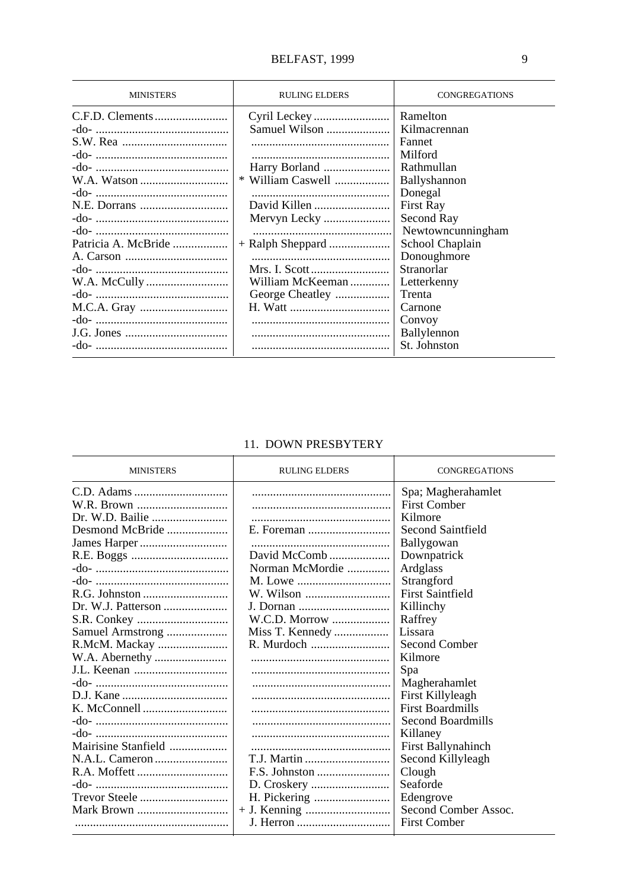| MINISTERS | RULING ELDERS | CONGREGATIONS |
|---|---|---|
| C.F.D. Clements | Cyril Leckey | Ramelton |
| -do- | Samuel Wilson | Kilmacrennan |
| S.W. Rea | | Fannet |
| -do- | | Milford |
| -do- | Harry Borland | Rathmullan |
| W.A. Watson | * William Caswell | Ballyshannon |
| -do- | | Donegal |
| N.E. Dorrans | David Killen | First Ray |
| -do- | Mervyn Lecky | Second Ray |
| -do- | | Newtowncunningham |
| Patricia A. McBride | + Ralph Sheppard | School Chaplain |
| A. Carson | | Donoughmore |
| -do- | Mrs. I. Scott | Stranorlar |
| W.A. McCully | William McKeeman | Letterkenny |
| -do- | George Cheatley | Trenta |
| M.C.A. Gray | H. Watt | Carnone |
| -do- | | Convoy |
| J.G. Jones | | Ballylennon |
| -do- | | St. Johnston |

## 11. DOWN PRESBYTERY

| MINISTERS | RULING ELDERS | CONGREGATIONS |
|---|---|---|
| C.D. Adams | | Spa; Magherahamlet |
| W.R. Brown | | First Comber |
| Dr. W.D. Bailie | | Kilmore |
| Desmond McBride | E. Foreman | Second Saintfield |
| James Harper | | Ballygowan |
| R.E. Boggs | David McComb | Downpatrick |
| -do- | Norman McMordie | Ardglass |
| -do- | M. Lowe | Strangford |
| R.G. Johnston | W. Wilson | First Saintfield |
| Dr. W.J. Patterson | J. Dornan | Killinchy |
| S.R. Conkey | W.C.D. Morrow | Raffrey |
| Samuel Armstrong | Miss T. Kennedy | Lissara |
| R.McM. Mackay | R. Murdoch | Second Comber |
| W.A. Abernethy | | Kilmore |
| J.L. Keenan | | Spa |
| -do- | | Magherahamlet |
| D.J. Kane | | First Killyleagh |
| K. McConnell | | First Boardmills |
| -do- | | Second Boardmills |
| -do- | | Killaney |
| Mairisine Stanfield | | First Ballynahinch |
| N.A.L. Cameron | T.J. Martin | Second Killyleagh |
| R.A. Moffett | F.S. Johnston | Clough |
| -do- | D. Croskery | Seaforde |
| Trevor Steele | H. Pickering | Edengrove |
| Mark Brown | + J. Kenning | Second Comber Assoc. |
| | J. Herron | First Comber |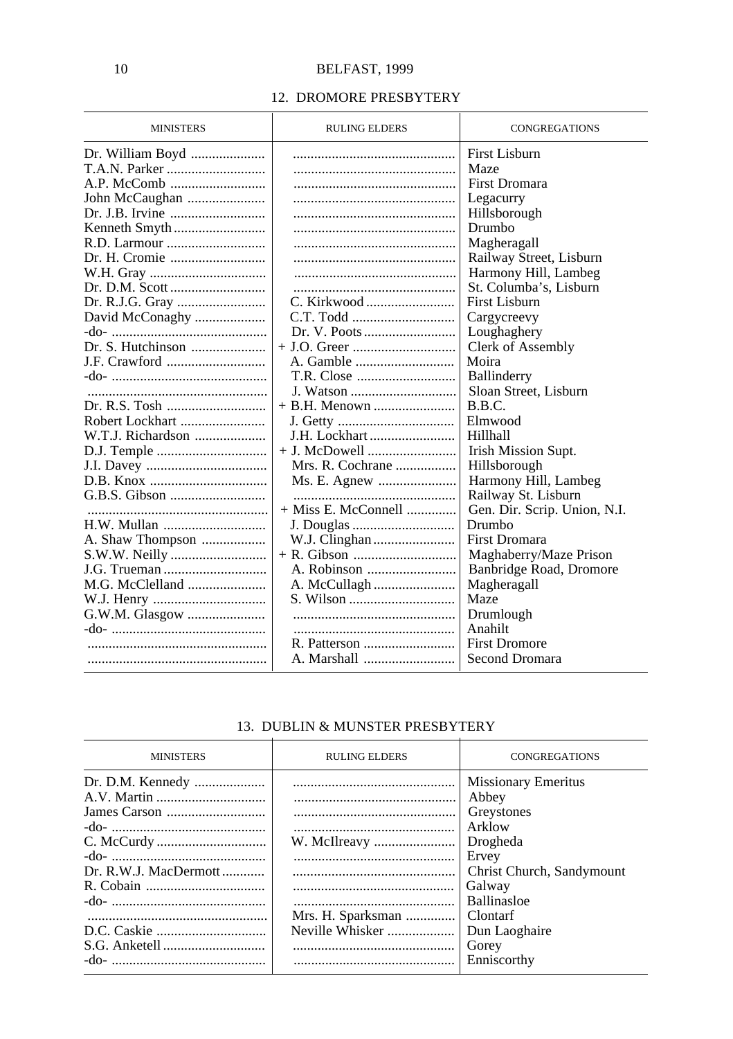## 12. DROMORE PRESBYTERY

| MINISTERS | RULING ELDERS | CONGREGATIONS |
|---|---|---|
| Dr. William Boyd | | First Lisburn |
| T.A.N. Parker | | Maze |
| A.P. McComb | | First Dromara |
| John McCaughan | | Legacurry |
| Dr. J.B. Irvine | | Hillsborough |
| Kenneth Smyth | | Drumbo |
| R.D. Larmour | | Magheragall |
| Dr. H. Cromie | | Railway Street, Lisburn |
| W.H. Gray | | Harmony Hill, Lambeg |
| Dr. D.M. Scott | | St. Columba's, Lisburn |
| Dr. R.J.G. Gray | C. Kirkwood | First Lisburn |
| David McConaghy | C.T. Todd | Cargycreevy |
| -do- | Dr. V. Poots | Loughaghery |
| Dr. S. Hutchinson | + J.O. Greer | Clerk of Assembly |
| J.F. Crawford | A. Gamble | Moira |
| -do- | T.R. Close | Ballinderry |
| | J. Watson | Sloan Street, Lisburn |
| Dr. R.S. Tosh | + B.H. Menown | B.B.C. |
| Robert Lockhart | J. Getty | Elmwood |
| W.T.J. Richardson | J.H. Lockhart | Hillhall |
| D.J. Temple | + J. McDowell | Irish Mission Supt. |
| J.I. Davey | Mrs. R. Cochrane | Hillsborough |
| D.B. Knox | Ms. E. Agnew | Harmony Hill, Lambeg |
| G.B.S. Gibson | | Railway St. Lisburn |
| | + Miss E. McConnell | Gen. Dir. Scrip. Union, N.I. |
| H.W. Mullan | J. Douglas | Drumbo |
| A. Shaw Thompson | W.J. Clinghan | First Dromara |
| S.W.W. Neilly | + R. Gibson | Maghaberry/Maze Prison |
| J.G. Trueman | A. Robinson | Banbridge Road, Dromore |
| M.G. McClelland | A. McCullagh | Magheragall |
| W.J. Henry | S. Wilson | Maze |
| G.W.M. Glasgow | | Drumlough |
| -do- | | Anahilt |
| | R. Patterson | First Dromore |
| | A. Marshall | Second Dromara |

## 13. DUBLIN & MUNSTER PRESBYTERY

| MINISTERS | RULING ELDERS | CONGREGATIONS |
|---|---|---|
| Dr. D.M. Kennedy | | Missionary Emeritus |
| A.V. Martin | | Abbey |
| James Carson | | Greystones |
| -do- | | Arklow |
| C. McCurdy | W. McIlreavy | Drogheda |
| -do- | | Ervey |
| Dr. R.W.J. MacDermott | | Christ Church, Sandymount |
| R. Cobain | | Galway |
| -do- | | Ballinasloe |
| | Mrs. H. Sparksman | Clontarf |
| D.C. Caskie | Neville Whisker | Dun Laoghaire |
| S.G. Anketell | | Gorey |
| -do- | | Enniscorthy |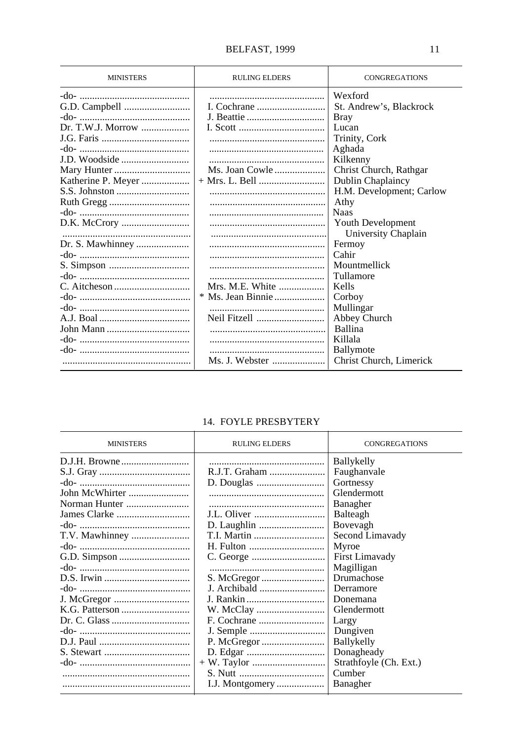| MINISTERS | RULING ELDERS | CONGREGATIONS |
|---|---|---|
| -do- | | Wexford |
| G.D. Campbell | I. Cochrane | St. Andrew's, Blackrock |
| -do- | J. Beattie | Bray |
| Dr. T.W.J. Morrow | I. Scott | Lucan |
| J.G. Faris | | Trinity, Cork |
| -do- | | Aghada |
| J.D. Woodside | | Kilkenny |
| Mary Hunter | Ms. Joan Cowle | Christ Church, Rathgar |
| Katherine P. Meyer | + Mrs. L. Bell | Dublin Chaplaincy |
| S.S. Johnston | | H.M. Development; Carlow |
| Ruth Gregg | | Athy |
| -do- | | Naas |
| D.K. McCrory | | Youth Development |
| | | University Chaplain |
| Dr. S. Mawhinney | | Fermoy |
| -do- | | Cahir |
| S. Simpson | | Mountmellick |
| -do- | | Tullamore |
| C. Aitcheson | Mrs. M.E. White | Kells |
| -do- | * Ms. Jean Binnie | Corboy |
| -do- | | Mullingar |
| A.J. Boal | Neil Fitzell | Abbey Church |
| John Mann | | Ballina |
| -do- | | Killala |
| -do- | | Ballymote |
| | Ms. J. Webster | Christ Church, Limerick |

## 14. FOYLE PRESBYTERY

| MINISTERS | RULING ELDERS | CONGREGATIONS |
|---|---|---|
| D.J.H. Browne | | Ballykelly |
| S.J. Gray | R.J.T. Graham | Faughanvale |
| -do- | D. Douglas | Gortnessy |
| John McWhirter | | Glendermott |
| Norman Hunter | | Banagher |
| James Clarke | J.L. Oliver | Balteagh |
| -do- | D. Laughlin | Bovevagh |
| T.V. Mawhinney | T.I. Martin | Second Limavady |
| -do- | H. Fulton | Myroe |
| G.D. Simpson | C. George | First Limavady |
| -do- | | Magilligan |
| D.S. Irwin | S. McGregor | Drumachose |
| -do- | J. Archibald | Derramore |
| J. McGregor | J. Rankin | Donemana |
| K.G. Patterson | W. McClay | Glendermott |
| Dr. C. Glass | F. Cochrane | Largy |
| -do- | J. Semple | Dungiven |
| D.J. Paul | P. McGregor | Ballykelly |
| S. Stewart | D. Edgar | Donagheady |
| -do- | + W. Taylor | Strathfoyle (Ch. Ext.) |
| | S. Nutt | Cumber |
| | I.J. Montgomery | Banagher |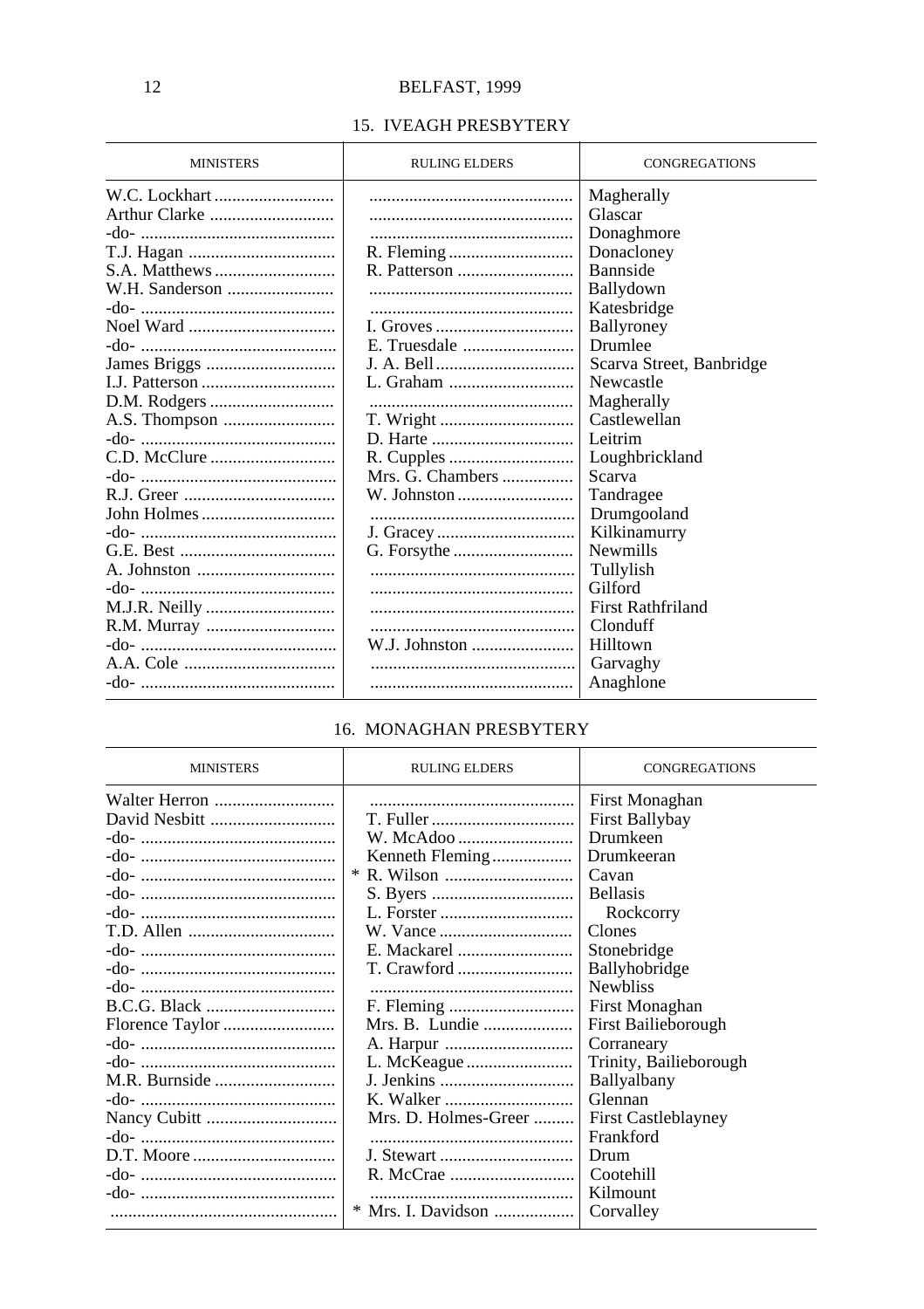## 15. IVEAGH PRESBYTERY

| MINISTERS | RULING ELDERS | CONGREGATIONS |
|---|---|---|
| W.C. Lockhart | | Magherally |
| Arthur Clarke | | Glascar |
| -do- | | Donaghmore |
| T.J. Hagan | R. Fleming | Donacloney |
| S.A. Matthews | R. Patterson | Bannside |
| W.H. Sanderson | | Ballydown |
| -do- | | Katesbridge |
| Noel Ward | I. Groves | Ballyroney |
| -do- | E. Truesdale | Drumlee |
| James Briggs | J. A. Bell | Scarva Street, Banbridge |
| I.J. Patterson | L. Graham | Newcastle |
| D.M. Rodgers | | Magherally |
| A.S. Thompson | T. Wright | Castlewellan |
| -do- | D. Harte | Leitrim |
| C.D. McClure | R. Cupples | Loughbrickland |
| -do- | Mrs. G. Chambers | Scarva |
| R.J. Greer | W. Johnston | Tandragee |
| John Holmes | | Drumgooland |
| -do- | J. Gracey | Kilkinamurry |
| G.E. Best | G. Forsythe | Newmills |
| A. Johnston | | Tullylish |
| -do- | | Gilford |
| M.J.R. Neilly | | First Rathfriland |
| R.M. Murray | | Clonduff |
| -do- | W.J. Johnston | Hilltown |
| A.A. Cole | | Garvaghy |
| -do- | | Anaghlone |

## 16. MONAGHAN PRESBYTERY

| MINISTERS | RULING ELDERS | CONGREGATIONS |
|---|---|---|
| Walter Herron | | First Monaghan |
| David Nesbitt | T. Fuller | First Ballybay |
| -do- | W. McAdoo | Drumkeen |
| -do- | Kenneth Fleming | Drumkeeran |
| -do- | * R. Wilson | Cavan |
| -do- | S. Byers | Bellasis |
| -do- | L. Forster | Rockcorry |
| T.D. Allen | W. Vance | Clones |
| -do- | E. Mackarel | Stonebridge |
| -do- | T. Crawford | Ballyhobridge |
| -do- | | Newbliss |
| B.C.G. Black | F. Fleming | First Monaghan |
| Florence Taylor | Mrs. B. Lundie | First Bailieborough |
| -do- | A. Harpur | Corraneary |
| -do- | L. McKeague | Trinity, Bailieborough |
| M.R. Burnside | J. Jenkins | Ballyalbany |
| -do- | K. Walker | Glennan |
| Nancy Cubitt | Mrs. D. Holmes-Greer | First Castleblayney |
| -do- | | Frankford |
| D.T. Moore | J. Stewart | Drum |
| -do- | R. McCrae | Cootehill |
| -do- | | Kilmount |
| | * Mrs. I. Davidson | Corvalley |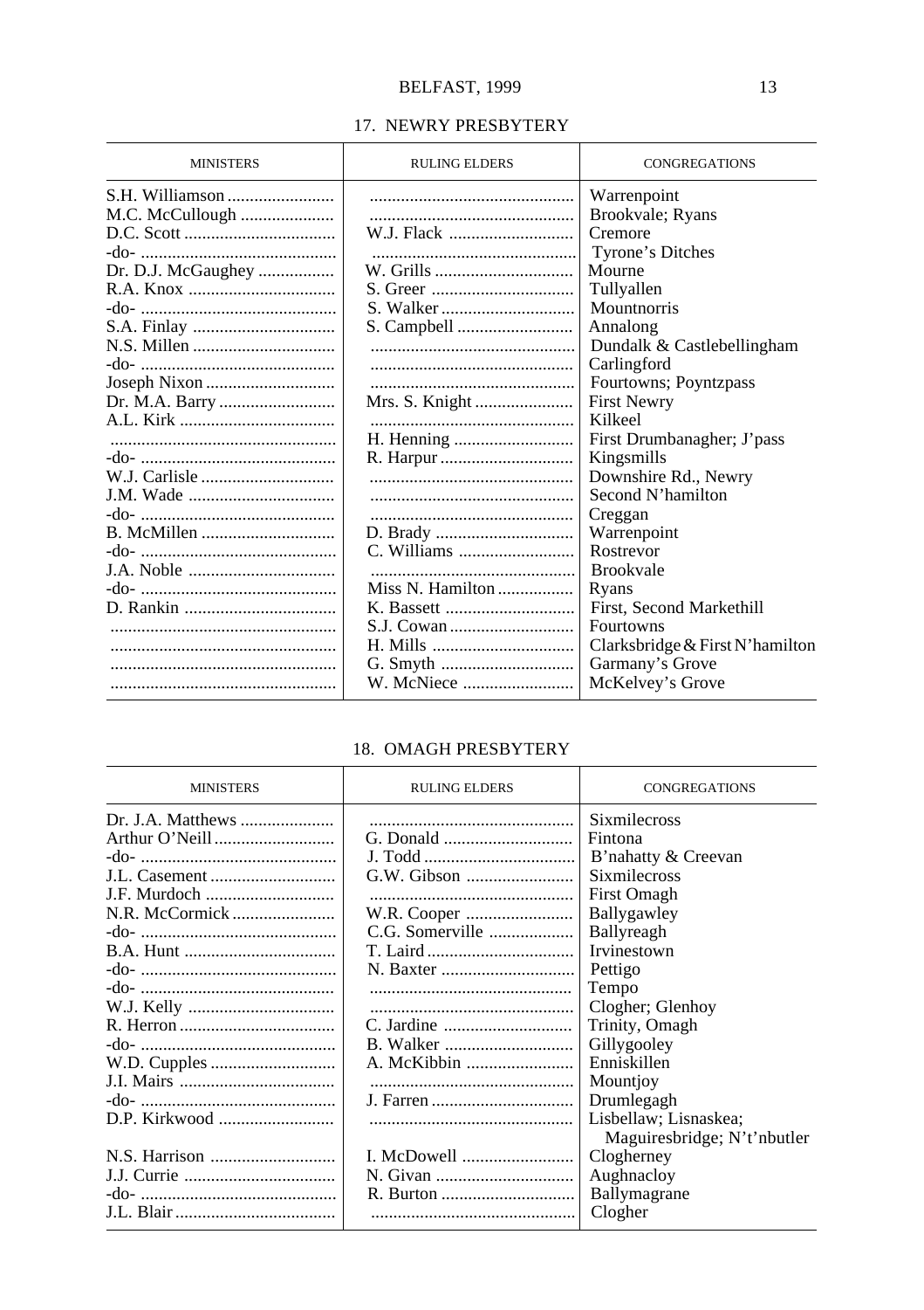## 17. NEWRY PRESBYTERY

| MINISTERS | RULING ELDERS | CONGREGATIONS |
|---|---|---|
| S.H. Williamson | | Warrenpoint |
| M.C. McCullough | | Brookvale; Ryans |
| D.C. Scott | W.J. Flack | Cremore |
| -do- | | Tyrone's Ditches |
| Dr. D.J. McGaughey | W. Grills | Mourne |
| R.A. Knox | S. Greer | Tullyallen |
| -do- | S. Walker | Mountnorris |
| S.A. Finlay | S. Campbell | Annalong |
| N.S. Millen | | Dundalk & Castlebellingham |
| -do- | | Carlingford |
| Joseph Nixon | | Fourtowns; Poyntzpass |
| Dr. M.A. Barry | Mrs. S. Knight | First Newry |
| A.L. Kirk | | Kilkeel |
| | H. Henning | First Drumbanagher; J'pass |
| -do- | R. Harpur | Kingsmills |
| W.J. Carlisle | | Downshire Rd., Newry |
| J.M. Wade | | Second N'hamilton |
| -do- | | Creggan |
| B. McMillen | D. Brady | Warrenpoint |
| -do- | C. Williams | Rostrevor |
| J.A. Noble | | Brookvale |
| -do- | Miss N. Hamilton | Ryans |
| D. Rankin | K. Bassett | First, Second Markethill |
| | S.J. Cowan | Fourtowns |
| | H. Mills | Clarksbridge & First N'hamilton |
| | G. Smyth | Garmany's Grove |
| | W. McNiece | McKelvey's Grove |

## 18. OMAGH PRESBYTERY

| MINISTERS | RULING ELDERS | CONGREGATIONS |
|---|---|---|
| Dr. J.A. Matthews | | Sixmilecross |
| Arthur O'Neill | G. Donald | Fintona |
| -do- | J. Todd | B'nahatty & Creevan |
| J.L. Casement | G.W. Gibson | Sixmilecross |
| J.F. Murdoch | | First Omagh |
| N.R. McCormick | W.R. Cooper | Ballygawley |
| -do- | C.G. Somerville | Ballyreagh |
| B.A. Hunt | T. Laird | Irvinestown |
| -do- | N. Baxter | Pettigo |
| -do- | | Tempo |
| W.J. Kelly | | Clogher; Glenhoy |
| R. Herron | C. Jardine | Trinity, Omagh |
| -do- | B. Walker | Gillygooley |
| W.D. Cupples | A. McKibbin | Enniskillen |
| J.I. Mairs | | Mountjoy |
| -do- | J. Farren | Drumlegagh |
| D.P. Kirkwood | | Lisbellaw; Lisnaskea; Maguiresbridge; N't'nbutler |
| N.S. Harrison | I. McDowell | Clogherney |
| J.J. Currie | N. Givan | Aughnacloy |
| -do- | R. Burton | Ballymagrane |
| J.L. Blair | | Clogher |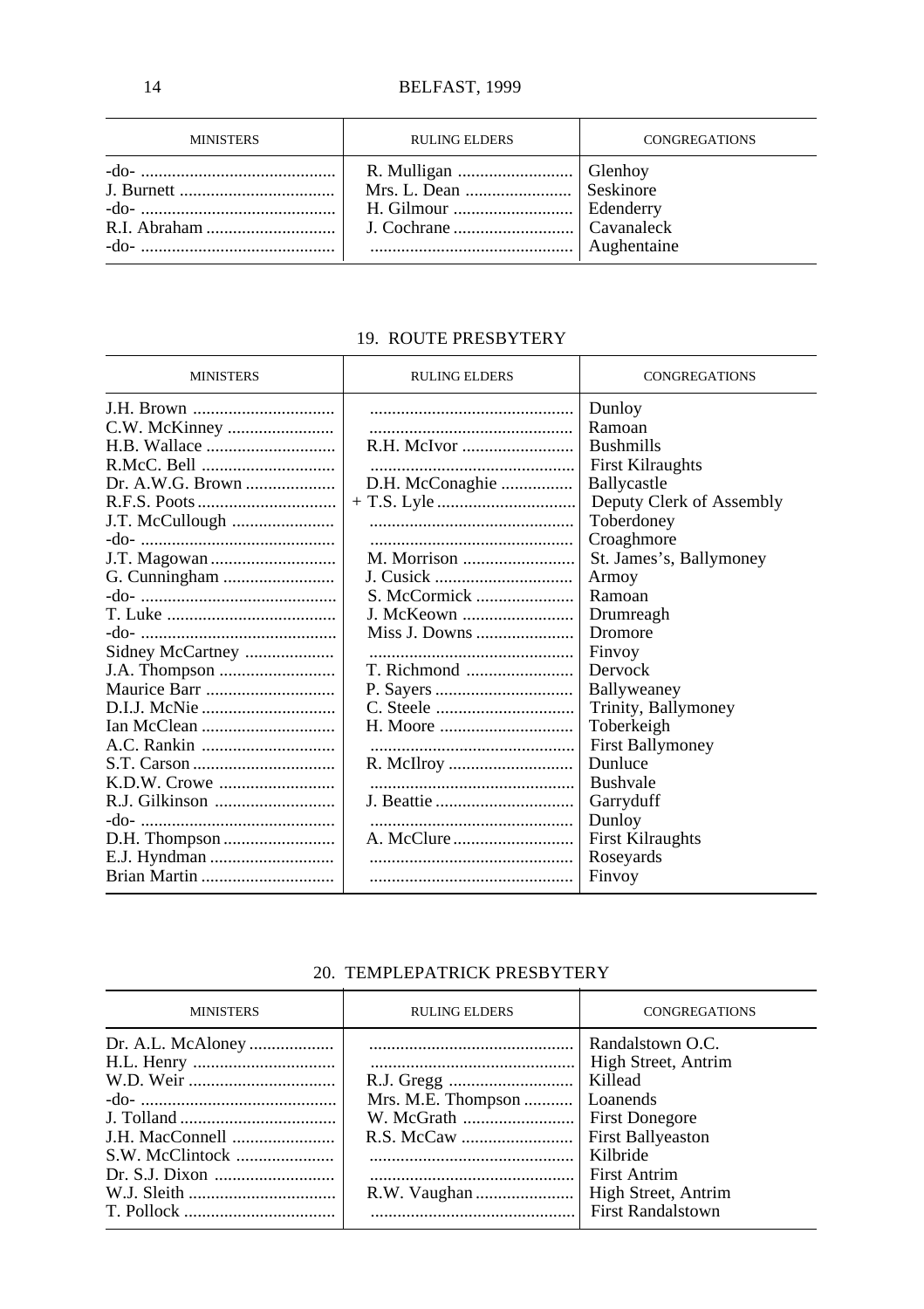| MINISTERS | RULING ELDERS | CONGREGATIONS |
|---|---|---|
| -do- | R. Mulligan | Glenhoy |
| J. Burnett | Mrs. L. Dean | Seskinore |
| -do- | H. Gilmour | Edenderry |
| R.I. Abraham | J. Cochrane | Cavanaleck |
| -do- | | Aughentaine |

## 19. ROUTE PRESBYTERY

| MINISTERS | RULING ELDERS | CONGREGATIONS |
|---|---|---|
| J.H. Brown | | Dunloy |
| C.W. McKinney | | Ramoan |
| H.B. Wallace | R.H. McIvor | Bushmills |
| R.McC. Bell | | First Kilraughts |
| Dr. A.W.G. Brown | D.H. McConaghie | Ballycastle |
| R.F.S. Poots | + T.S. Lyle | Deputy Clerk of Assembly |
| J.T. McCullough | | Toberdoney |
| -do- | | Croaghmore |
| J.T. Magowan | M. Morrison | St. James's, Ballymoney |
| G. Cunningham | J. Cusick | Armoy |
| -do- | S. McCormick | Ramoan |
| T. Luke | J. McKeown | Drumreagh |
| -do- | Miss J. Downs | Dromore |
| Sidney McCartney | | Finvoy |
| J.A. Thompson | T. Richmond | Dervock |
| Maurice Barr | P. Sayers | Ballyweaney |
| D.I.J. McNie | C. Steele | Trinity, Ballymoney |
| Ian McClean | H. Moore | Toberkeigh |
| A.C. Rankin | | First Ballymoney |
| S.T. Carson | R. McIlroy | Dunluce |
| K.D.W. Crowe | | Bushvale |
| R.J. Gilkinson | J. Beattie | Garryduff |
| -do- | | Dunloy |
| D.H. Thompson | A. McClure | First Kilraughts |
| E.J. Hyndman | | Roseyards |
| Brian Martin | | Finvoy |

## 20. TEMPLEPATRICK PRESBYTERY

| MINISTERS | RULING ELDERS | CONGREGATIONS |
|---|---|---|
| Dr. A.L. McAloney | | Randalstown O.C. |
| H.L. Henry | | High Street, Antrim |
| W.D. Weir | R.J. Gregg | Killead |
| -do- | Mrs. M.E. Thompson | Loanends |
| J. Tolland | W. McGrath | First Donegore |
| J.H. MacConnell | R.S. McCaw | First Ballyeaston |
| S.W. McClintock | | Kilbride |
| Dr. S.J. Dixon | | First Antrim |
| W.J. Sleith | R.W. Vaughan | High Street, Antrim |
| T. Pollock | | First Randalstown |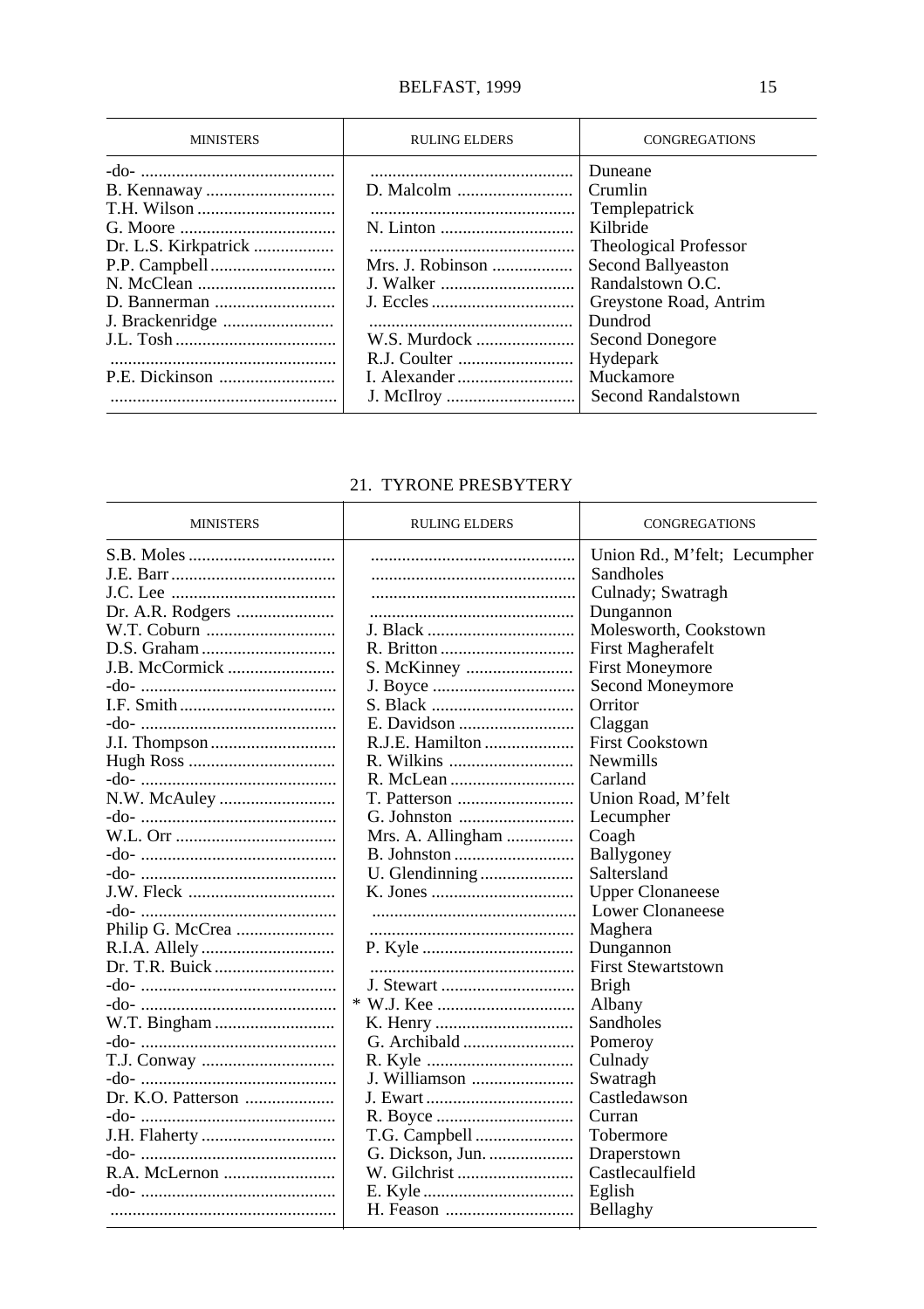| MINISTERS | RULING ELDERS | CONGREGATIONS |
|---|---|---|
| -do- | | Duneane |
| B. Kennaway | D. Malcolm | Crumlin |
| T.H. Wilson | | Templepatrick |
| G. Moore | N. Linton | Kilbride |
| Dr. L.S. Kirkpatrick | | Theological Professor |
| P.P. Campbell | Mrs. J. Robinson | Second Ballyeaston |
| N. McClean | J. Walker | Randalstown O.C. |
| D. Bannerman | J. Eccles | Greystone Road, Antrim |
| J. Brackenridge | | Dundrod |
| J.L. Tosh | W.S. Murdock | Second Donegore |
| | R.J. Coulter | Hydepark |
| P.E. Dickinson | I. Alexander | Muckamore |
| | J. McIlroy | Second Randalstown |

## 21. TYRONE PRESBYTERY

| MINISTERS | RULING ELDERS | CONGREGATIONS |
|---|---|---|
| S.B. Moles | | Union Rd., M'felt; Lecumpher |
| J.E. Barr | | Sandholes |
| J.C. Lee | | Culnady; Swatragh |
| Dr. A.R. Rodgers | | Dungannon |
| W.T. Coburn | J. Black | Molesworth, Cookstown |
| D.S. Graham | R. Britton | First Magherafelt |
| J.B. McCormick | S. McKinney | First Moneymore |
| -do- | J. Boyce | Second Moneymore |
| I.F. Smith | S. Black | Orritor |
| -do- | E. Davidson | Claggan |
| J.I. Thompson | R.J.E. Hamilton | First Cookstown |
| Hugh Ross | R. Wilkins | Newmills |
| -do- | R. McLean | Carland |
| N.W. McAuley | T. Patterson | Union Road, M'felt |
| -do- | G. Johnston | Lecumpher |
| W.L. Orr | Mrs. A. Allingham | Coagh |
| -do- | B. Johnston | Ballygoney |
| -do- | U. Glendinning | Saltersland |
| J.W. Fleck | K. Jones | Upper Clonaneese |
| -do- | | Lower Clonaneese |
| Philip G. McCrea | | Maghera |
| R.I.A. Allely | P. Kyle | Dungannon |
| Dr. T.R. Buick | | First Stewartstown |
| -do- | J. Stewart | Brigh |
| -do- | * W.J. Kee | Albany |
| W.T. Bingham | K. Henry | Sandholes |
| -do- | G. Archibald | Pomeroy |
| T.J. Conway | R. Kyle | Culnady |
| -do- | J. Williamson | Swatragh |
| Dr. K.O. Patterson | J. Ewart | Castledawson |
| -do- | R. Boyce | Curran |
| J.H. Flaherty | T.G. Campbell | Tobermore |
| -do- | G. Dickson, Jun. | Draperstown |
| R.A. McLernon | W. Gilchrist | Castlecaulfield |
| -do- | E. Kyle | Eglish |
| | H. Feason | Bellaghy |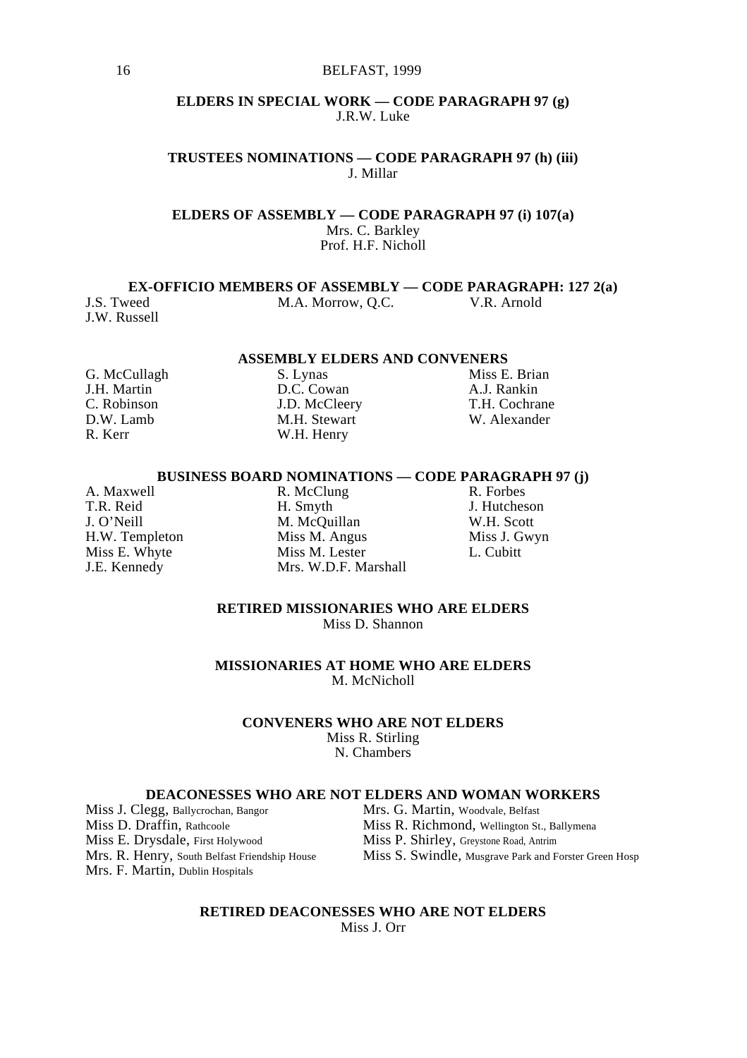## ELDERS IN SPECIAL WORK — CODE PARAGRAPH 97 (g)

J.R.W. Luke

## TRUSTEES NOMINATIONS — CODE PARAGRAPH 97 (h) (iii)

J. Millar

## ELDERS OF ASSEMBLY — CODE PARAGRAPH 97 (i) 107(a)

Mrs. C. Barkley
Prof. H.F. Nicholl

## EX-OFFICIO MEMBERS OF ASSEMBLY — CODE PARAGRAPH: 127 2(a)

| | | |
|---|---|---|
| J.S. Tweed | M.A. Morrow, Q.C. | V.R. Arnold |
| J.W. Russell | | |

## ASSEMBLY ELDERS AND CONVENERS

| | | |
|---|---|---|
| G. McCullagh | S. Lynas | Miss E. Brian |
| J.H. Martin | D.C. Cowan | A.J. Rankin |
| C. Robinson | J.D. McCleery | T.H. Cochrane |
| D.W. Lamb | M.H. Stewart | W. Alexander |
| R. Kerr | W.H. Henry | |

## BUSINESS BOARD NOMINATIONS — CODE PARAGRAPH 97 (j)

| | | |
|---|---|---|
| A. Maxwell | R. McClung | R. Forbes |
| T.R. Reid | H. Smyth | J. Hutcheson |
| J. O'Neill | M. McQuillan | W.H. Scott |
| H.W. Templeton | Miss M. Angus | Miss J. Gwyn |
| Miss E. Whyte | Miss M. Lester | L. Cubitt |
| J.E. Kennedy | Mrs. W.D.F. Marshall | |

## RETIRED MISSIONARIES WHO ARE ELDERS

Miss D. Shannon

## MISSIONARIES AT HOME WHO ARE ELDERS

M. McNicholl

## CONVENERS WHO ARE NOT ELDERS

Miss R. Stirling
N. Chambers

## DEACONESSES WHO ARE NOT ELDERS AND WOMAN WORKERS

| | |
|---|---|
| Miss J. Clegg, Ballycrochan, Bangor | Mrs. G. Martin, Woodvale, Belfast |
| Miss D. Draffin, Rathcoole | Miss R. Richmond, Wellington St., Ballymena |
| Miss E. Drysdale, First Holywood | Miss P. Shirley, Greystone Road, Antrim |
| Mrs. R. Henry, South Belfast Friendship House | Miss S. Swindle, Musgrave Park and Forster Green Hosp |
| Mrs. F. Martin, Dublin Hospitals | |

## RETIRED DEACONESSES WHO ARE NOT ELDERS

Miss J. Orr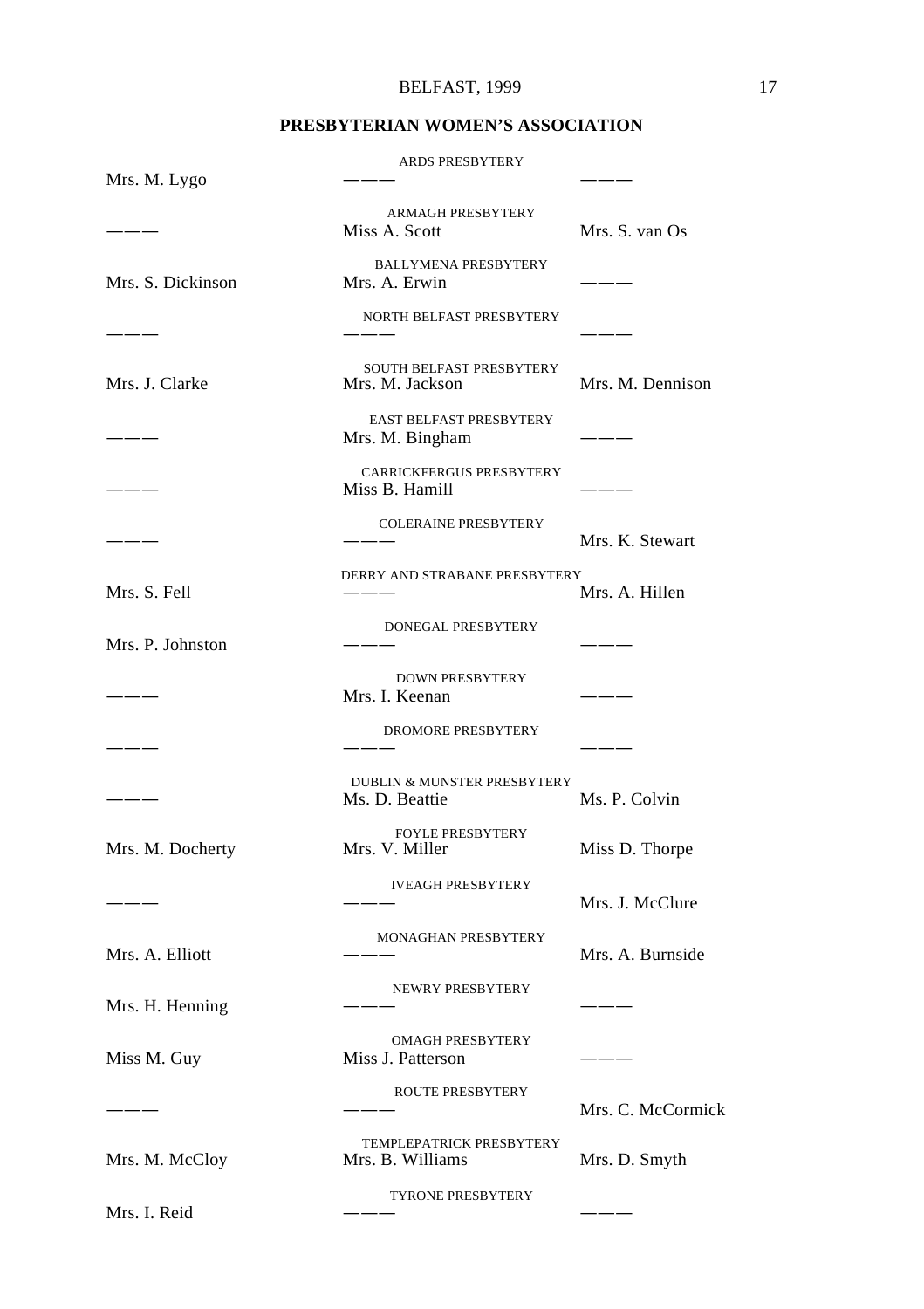## PRESBYTERIAN WOMEN'S ASSOCIATION

ARDS PRESBYTERY

| | | |
|---|---|---|
| Mrs. M. Lygo | ——— | ——— |

ARMAGH PRESBYTERY

| | | |
|---|---|---|
| ——— | Miss A. Scott | Mrs. S. van Os |

BALLYMENA PRESBYTERY

| | | |
|---|---|---|
| Mrs. S. Dickinson | Mrs. A. Erwin | ——— |

NORTH BELFAST PRESBYTERY

| | | |
|---|---|---|
| ——— | ——— | ——— |

SOUTH BELFAST PRESBYTERY

| | | |
|---|---|---|
| Mrs. J. Clarke | Mrs. M. Jackson | Mrs. M. Dennison |

EAST BELFAST PRESBYTERY

| | | |
|---|---|---|
| ——— | Mrs. M. Bingham | ——— |

CARRICKFERGUS PRESBYTERY

| | | |
|---|---|---|
| ——— | Miss B. Hamill | ——— |

COLERAINE PRESBYTERY

| | | |
|---|---|---|
| ——— | ——— | Mrs. K. Stewart |

DERRY AND STRABANE PRESBYTERY

| | | |
|---|---|---|
| Mrs. S. Fell | ——— | Mrs. A. Hillen |

DONEGAL PRESBYTERY

| | | |
|---|---|---|
| Mrs. P. Johnston | ——— | ——— |

DOWN PRESBYTERY

| | | |
|---|---|---|
| ——— | Mrs. I. Keenan | ——— |

DROMORE PRESBYTERY

| | | |
|---|---|---|
| ——— | ——— | ——— |

DUBLIN & MUNSTER PRESBYTERY

| | | |
|---|---|---|
| ——— | Ms. D. Beattie | Ms. P. Colvin |

FOYLE PRESBYTERY

| | | |
|---|---|---|
| Mrs. M. Docherty | Mrs. V. Miller | Miss D. Thorpe |

IVEAGH PRESBYTERY

| | | |
|---|---|---|
| ——— | ——— | Mrs. J. McClure |

MONAGHAN PRESBYTERY

| | | |
|---|---|---|
| Mrs. A. Elliott | ——— | Mrs. A. Burnside |

NEWRY PRESBYTERY

| | | |
|---|---|---|
| Mrs. H. Henning | ——— | ——— |

OMAGH PRESBYTERY

| | | |
|---|---|---|
| Miss M. Guy | Miss J. Patterson | ——— |

ROUTE PRESBYTERY

| | | |
|---|---|---|
| ——— | ——— | Mrs. C. McCormick |

TEMPLEPATRICK PRESBYTERY

| | | |
|---|---|---|
| Mrs. M. McCloy | Mrs. B. Williams | Mrs. D. Smyth |

TYRONE PRESBYTERY

| | | |
|---|---|---|
| Mrs. I. Reid | ——— | ——— |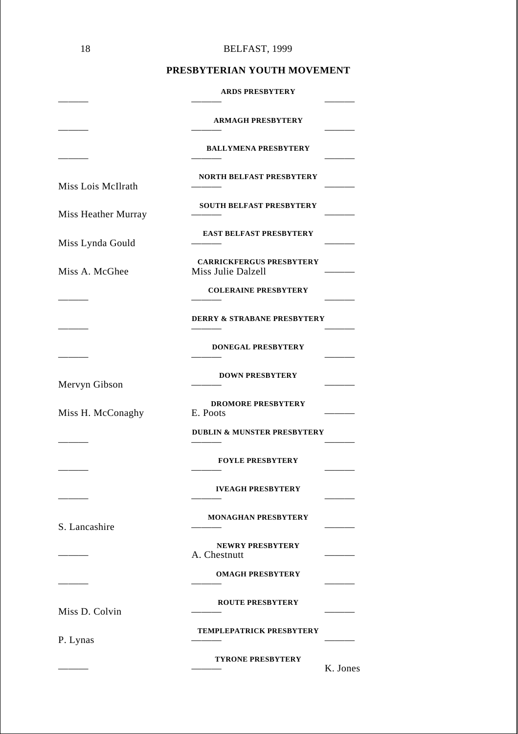## PRESBYTERIAN YOUTH MOVEMENT

| | | |
|---|---|---|
| | **ARDS PRESBYTERY** | |
| ——— | ——— | ——— |
| | **ARMAGH PRESBYTERY** | |
| ——— | ——— | ——— |
| | **BALLYMENA PRESBYTERY** | |
| ——— | ——— | ——— |
| | **NORTH BELFAST PRESBYTERY** | |
| Miss Lois McIlrath | ——— | ——— |
| | **SOUTH BELFAST PRESBYTERY** | |
| Miss Heather Murray | ——— | ——— |
| | **EAST BELFAST PRESBYTERY** | |
| Miss Lynda Gould | ——— | ——— |
| | **CARRICKFERGUS PRESBYTERY** | |
| Miss A. McGhee | Miss Julie Dalzell | ——— |
| | **COLERAINE PRESBYTERY** | |
| ——— | ——— | ——— |
| | **DERRY & STRABANE PRESBYTERY** | |
| ——— | ——— | ——— |
| | **DONEGAL PRESBYTERY** | |
| ——— | ——— | ——— |
| | **DOWN PRESBYTERY** | |
| Mervyn Gibson | ——— | ——— |
| | **DROMORE PRESBYTERY** | |
| Miss H. McConaghy | E. Poots | ——— |
| | **DUBLIN & MUNSTER PRESBYTERY** | |
| ——— | ——— | ——— |
| | **FOYLE PRESBYTERY** | |
| ——— | ——— | ——— |
| | **IVEAGH PRESBYTERY** | |
| ——— | ——— | ——— |
| | **MONAGHAN PRESBYTERY** | |
| S. Lancashire | ——— | ——— |
| | **NEWRY PRESBYTERY** | |
| ——— | A. Chestnutt | ——— |
| | **OMAGH PRESBYTERY** | |
| ——— | ——— | ——— |
| | **ROUTE PRESBYTERY** | |
| Miss D. Colvin | ——— | ——— |
| | **TEMPLEPATRICK PRESBYTERY** | |
| P. Lynas | ——— | ——— |
| | **TYRONE PRESBYTERY** | |
| ——— | ——— | K. Jones |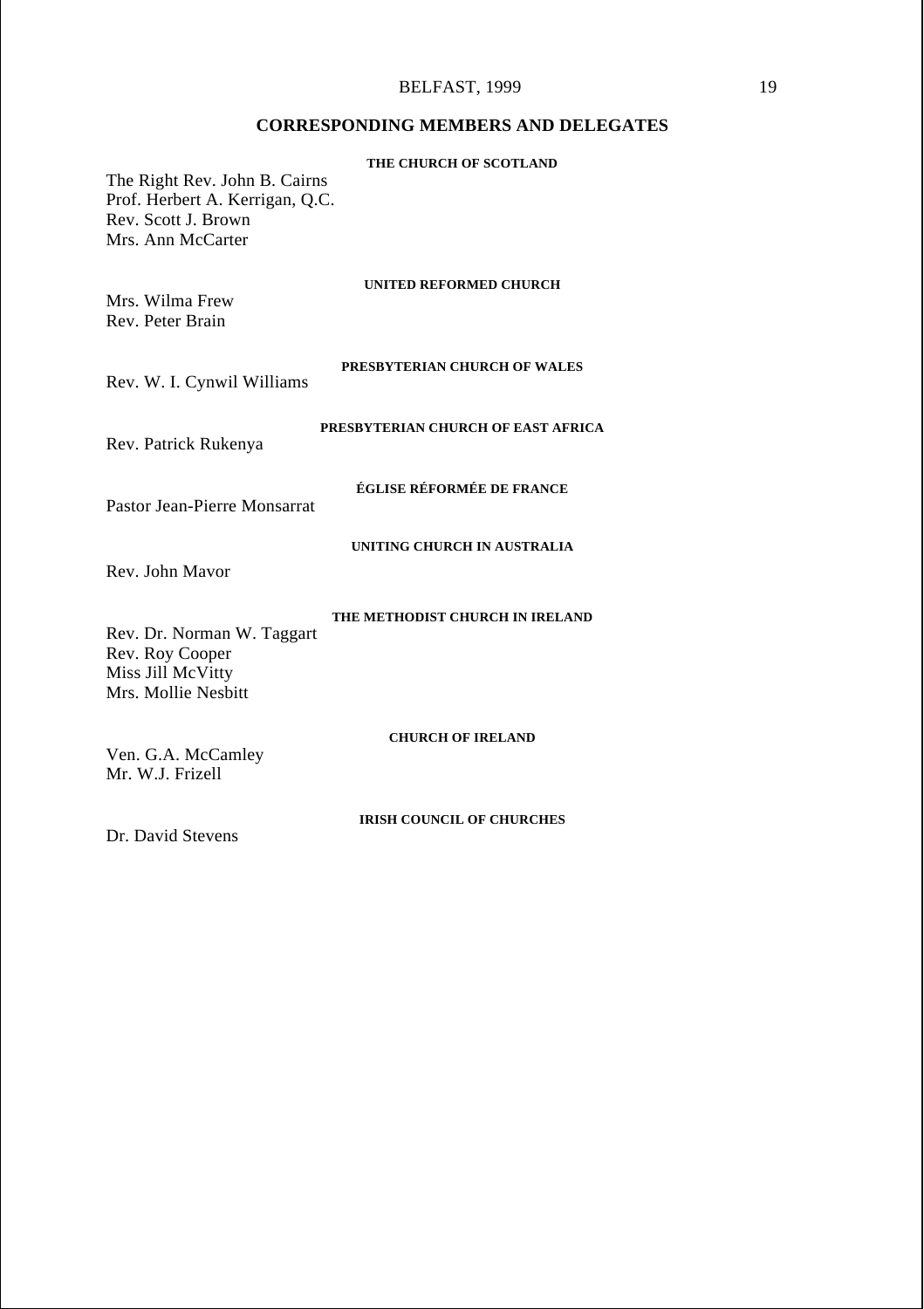## CORRESPONDING MEMBERS AND DELEGATES

### THE CHURCH OF SCOTLAND

The Right Rev. John B. Cairns
Prof. Herbert A. Kerrigan, Q.C.
Rev. Scott J. Brown
Mrs. Ann McCarter

### UNITED REFORMED CHURCH

Mrs. Wilma Frew
Rev. Peter Brain

### PRESBYTERIAN CHURCH OF WALES

Rev. W. I. Cynwil Williams

### PRESBYTERIAN CHURCH OF EAST AFRICA

Rev. Patrick Rukenya

### ÉGLISE RÉFORMÉE DE FRANCE

Pastor Jean-Pierre Monsarrat

### UNITING CHURCH IN AUSTRALIA

Rev. John Mavor

### THE METHODIST CHURCH IN IRELAND

Rev. Dr. Norman W. Taggart
Rev. Roy Cooper
Miss Jill McVitty
Mrs. Mollie Nesbitt

### CHURCH OF IRELAND

Ven. G.A. McCamley
Mr. W.J. Frizell

### IRISH COUNCIL OF CHURCHES

Dr. David Stevens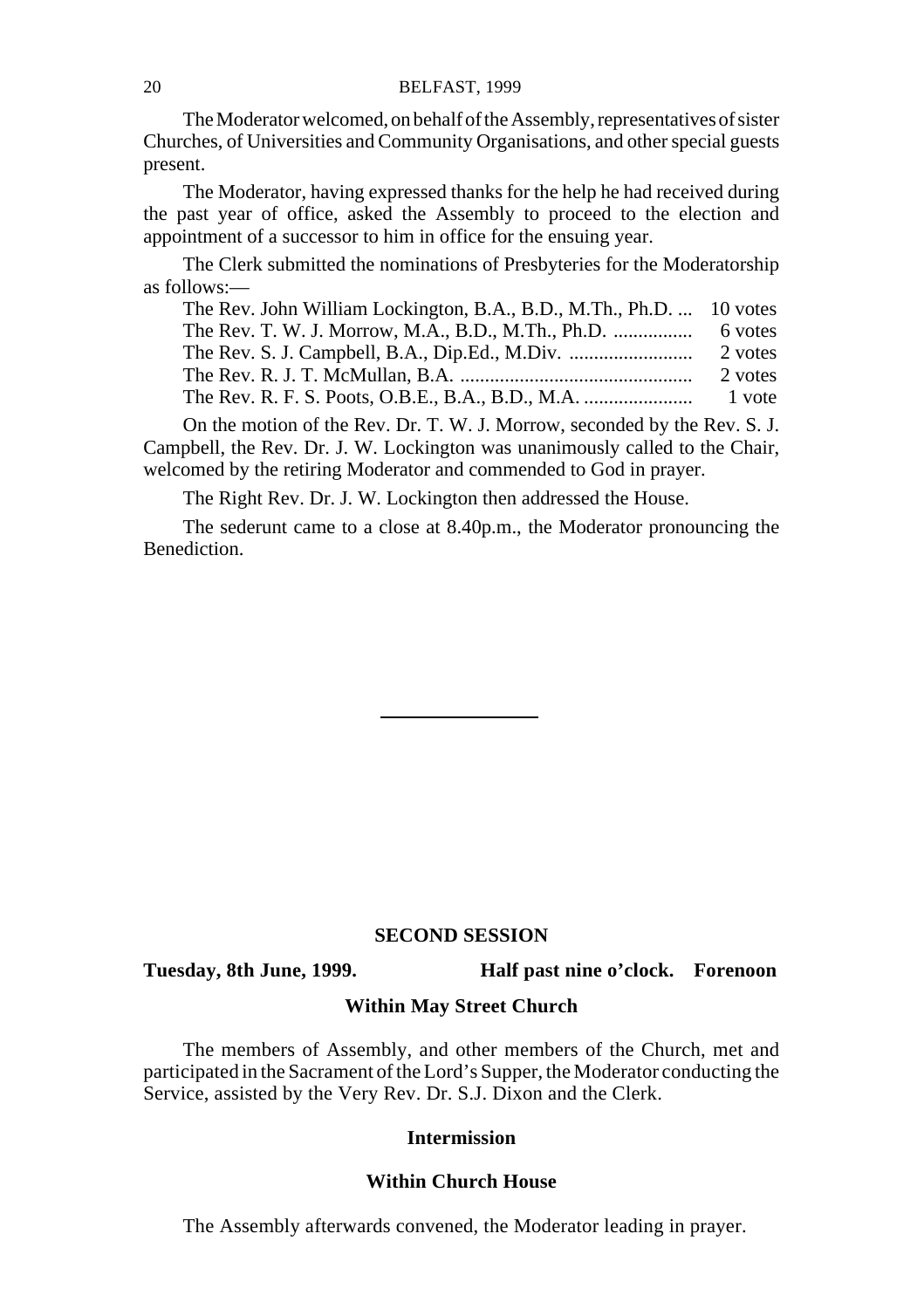The Moderator welcomed, on behalf of the Assembly, representatives of sister Churches, of Universities and Community Organisations, and other special guests present.

The Moderator, having expressed thanks for the help he had received during the past year of office, asked the Assembly to proceed to the election and appointment of a successor to him in office for the ensuing year.

The Clerk submitted the nominations of Presbyteries for the Moderatorship as follows:—

| | |
|---|---|
| The Rev. John William Lockington, B.A., B.D., M.Th., Ph.D. ... | 10 votes |
| The Rev. T. W. J. Morrow, M.A., B.D., M.Th., Ph.D. ................ | 6 votes |
| The Rev. S. J. Campbell, B.A., Dip.Ed., M.Div. ......................... | 2 votes |
| The Rev. R. J. T. McMullan, B.A. ............................................... | 2 votes |
| The Rev. R. F. S. Poots, O.B.E., B.A., B.D., M.A. ...................... | 1 vote |

On the motion of the Rev. Dr. T. W. J. Morrow, seconded by the Rev. S. J. Campbell, the Rev. Dr. J. W. Lockington was unanimously called to the Chair, welcomed by the retiring Moderator and commended to God in prayer.

The Right Rev. Dr. J. W. Lockington then addressed the House.

The sederunt came to a close at 8.40p.m., the Moderator pronouncing the Benediction.

---

## SECOND SESSION

**Tuesday, 8th June, 1999.** **Half past nine o'clock. Forenoon**

### Within May Street Church

The members of Assembly, and other members of the Church, met and participated in the Sacrament of the Lord's Supper, the Moderator conducting the Service, assisted by the Very Rev. Dr. S.J. Dixon and the Clerk.

### Intermission

### Within Church House

The Assembly afterwards convened, the Moderator leading in prayer.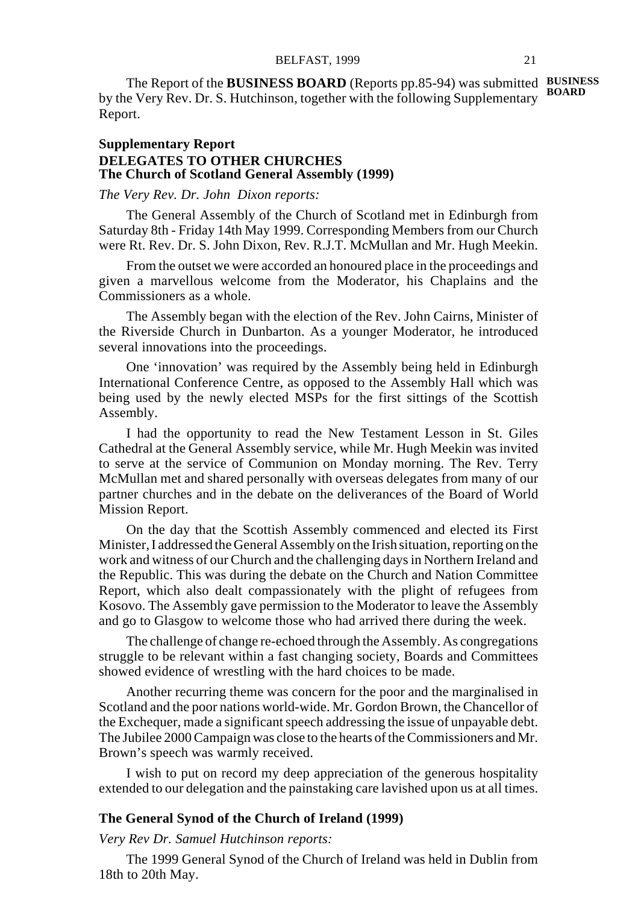The Report of the **BUSINESS BOARD** (Reports pp.85-94) was submitted by the Very Rev. Dr. S. Hutchinson, together with the following Supplementary Report.

**BUSINESS BOARD**

### Supplementary Report
### DELEGATES TO OTHER CHURCHES
### The Church of Scotland General Assembly (1999)

*The Very Rev. Dr. John Dixon reports:*

The General Assembly of the Church of Scotland met in Edinburgh from Saturday 8th - Friday 14th May 1999. Corresponding Members from our Church were Rt. Rev. Dr. S. John Dixon, Rev. R.J.T. McMullan and Mr. Hugh Meekin.

From the outset we were accorded an honoured place in the proceedings and given a marvellous welcome from the Moderator, his Chaplains and the Commissioners as a whole.

The Assembly began with the election of the Rev. John Cairns, Minister of the Riverside Church in Dunbarton. As a younger Moderator, he introduced several innovations into the proceedings.

One 'innovation' was required by the Assembly being held in Edinburgh International Conference Centre, as opposed to the Assembly Hall which was being used by the newly elected MSPs for the first sittings of the Scottish Assembly.

I had the opportunity to read the New Testament Lesson in St. Giles Cathedral at the General Assembly service, while Mr. Hugh Meekin was invited to serve at the service of Communion on Monday morning. The Rev. Terry McMullan met and shared personally with overseas delegates from many of our partner churches and in the debate on the deliverances of the Board of World Mission Report.

On the day that the Scottish Assembly commenced and elected its First Minister, I addressed the General Assembly on the Irish situation, reporting on the work and witness of our Church and the challenging days in Northern Ireland and the Republic. This was during the debate on the Church and Nation Committee Report, which also dealt compassionately with the plight of refugees from Kosovo. The Assembly gave permission to the Moderator to leave the Assembly and go to Glasgow to welcome those who had arrived there during the week.

The challenge of change re-echoed through the Assembly. As congregations struggle to be relevant within a fast changing society, Boards and Committees showed evidence of wrestling with the hard choices to be made.

Another recurring theme was concern for the poor and the marginalised in Scotland and the poor nations world-wide. Mr. Gordon Brown, the Chancellor of the Exchequer, made a significant speech addressing the issue of unpayable debt. The Jubilee 2000 Campaign was close to the hearts of the Commissioners and Mr. Brown's speech was warmly received.

I wish to put on record my deep appreciation of the generous hospitality extended to our delegation and the painstaking care lavished upon us at all times.

### The General Synod of the Church of Ireland (1999)

*Very Rev Dr. Samuel Hutchinson reports:*

The 1999 General Synod of the Church of Ireland was held in Dublin from 18th to 20th May.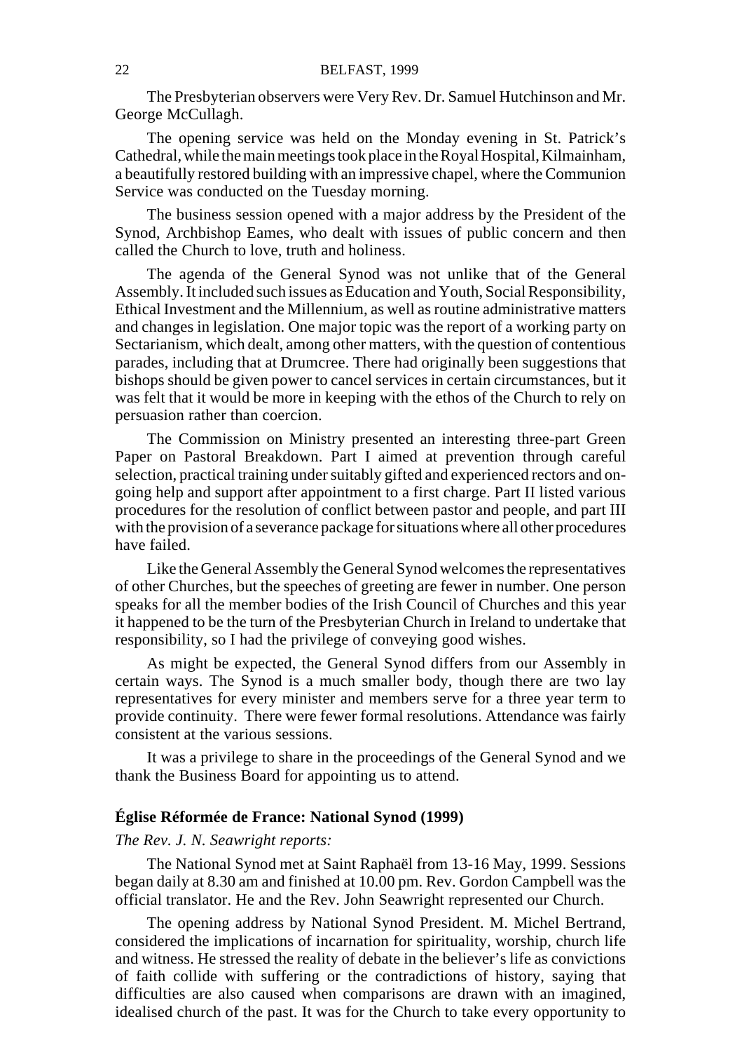The Presbyterian observers were Very Rev. Dr. Samuel Hutchinson and Mr. George McCullagh.

The opening service was held on the Monday evening in St. Patrick's Cathedral, while the main meetings took place in the Royal Hospital, Kilmainham, a beautifully restored building with an impressive chapel, where the Communion Service was conducted on the Tuesday morning.

The business session opened with a major address by the President of the Synod, Archbishop Eames, who dealt with issues of public concern and then called the Church to love, truth and holiness.

The agenda of the General Synod was not unlike that of the General Assembly. It included such issues as Education and Youth, Social Responsibility, Ethical Investment and the Millennium, as well as routine administrative matters and changes in legislation. One major topic was the report of a working party on Sectarianism, which dealt, among other matters, with the question of contentious parades, including that at Drumcree. There had originally been suggestions that bishops should be given power to cancel services in certain circumstances, but it was felt that it would be more in keeping with the ethos of the Church to rely on persuasion rather than coercion.

The Commission on Ministry presented an interesting three-part Green Paper on Pastoral Breakdown. Part I aimed at prevention through careful selection, practical training under suitably gifted and experienced rectors and on-going help and support after appointment to a first charge. Part II listed various procedures for the resolution of conflict between pastor and people, and part III with the provision of a severance package for situations where all other procedures have failed.

Like the General Assembly the General Synod welcomes the representatives of other Churches, but the speeches of greeting are fewer in number. One person speaks for all the member bodies of the Irish Council of Churches and this year it happened to be the turn of the Presbyterian Church in Ireland to undertake that responsibility, so I had the privilege of conveying good wishes.

As might be expected, the General Synod differs from our Assembly in certain ways. The Synod is a much smaller body, though there are two lay representatives for every minister and members serve for a three year term to provide continuity. There were fewer formal resolutions. Attendance was fairly consistent at the various sessions.

It was a privilege to share in the proceedings of the General Synod and we thank the Business Board for appointing us to attend.

### Église Réformée de France: National Synod (1999)

*The Rev. J. N. Seawright reports:*

The National Synod met at Saint Raphaël from 13-16 May, 1999. Sessions began daily at 8.30 am and finished at 10.00 pm. Rev. Gordon Campbell was the official translator. He and the Rev. John Seawright represented our Church.

The opening address by National Synod President. M. Michel Bertrand, considered the implications of incarnation for spirituality, worship, church life and witness. He stressed the reality of debate in the believer's life as convictions of faith collide with suffering or the contradictions of history, saying that difficulties are also caused when comparisons are drawn with an imagined, idealised church of the past. It was for the Church to take every opportunity to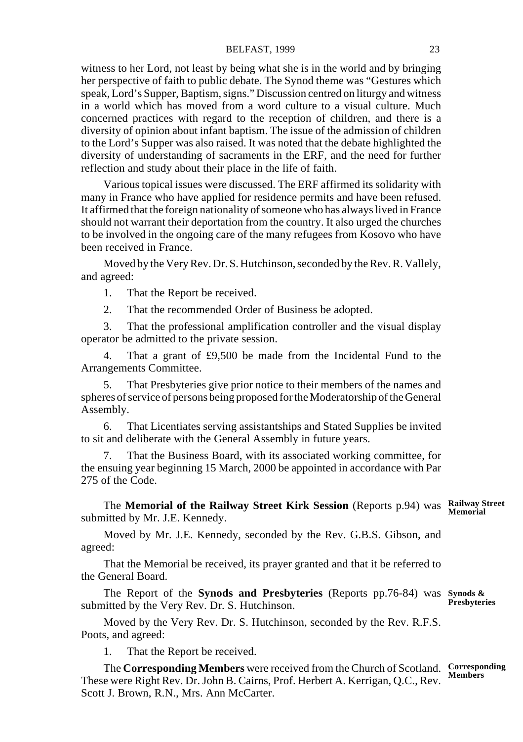witness to her Lord, not least by being what she is in the world and by bringing her perspective of faith to public debate. The Synod theme was "Gestures which speak, Lord's Supper, Baptism, signs." Discussion centred on liturgy and witness in a world which has moved from a word culture to a visual culture. Much concerned practices with regard to the reception of children, and there is a diversity of opinion about infant baptism. The issue of the admission of children to the Lord's Supper was also raised. It was noted that the debate highlighted the diversity of understanding of sacraments in the ERF, and the need for further reflection and study about their place in the life of faith.

Various topical issues were discussed. The ERF affirmed its solidarity with many in France who have applied for residence permits and have been refused. It affirmed that the foreign nationality of someone who has always lived in France should not warrant their deportation from the country. It also urged the churches to be involved in the ongoing care of the many refugees from Kosovo who have been received in France.

Moved by the Very Rev. Dr. S. Hutchinson, seconded by the Rev. R. Vallely, and agreed:

1. That the Report be received.

2. That the recommended Order of Business be adopted.

3. That the professional amplification controller and the visual display operator be admitted to the private session.

4. That a grant of £9,500 be made from the Incidental Fund to the Arrangements Committee.

5. That Presbyteries give prior notice to their members of the names and spheres of service of persons being proposed for the Moderatorship of the General Assembly.

6. That Licentiates serving assistantships and Stated Supplies be invited to sit and deliberate with the General Assembly in future years.

7. That the Business Board, with its associated working committee, for the ensuing year beginning 15 March, 2000 be appointed in accordance with Par 275 of the Code.

**Railway Street Memorial**

The **Memorial of the Railway Street Kirk Session** (Reports p.94) was submitted by Mr. J.E. Kennedy.

Moved by Mr. J.E. Kennedy, seconded by the Rev. G.B.S. Gibson, and agreed:

That the Memorial be received, its prayer granted and that it be referred to the General Board.

**Synods & Presbyteries**

The Report of the **Synods and Presbyteries** (Reports pp.76-84) was submitted by the Very Rev. Dr. S. Hutchinson.

Moved by the Very Rev. Dr. S. Hutchinson, seconded by the Rev. R.F.S. Poots, and agreed:

1. That the Report be received.

**Corresponding Members**

The **Corresponding Members** were received from the Church of Scotland. These were Right Rev. Dr. John B. Cairns, Prof. Herbert A. Kerrigan, Q.C., Rev. Scott J. Brown, R.N., Mrs. Ann McCarter.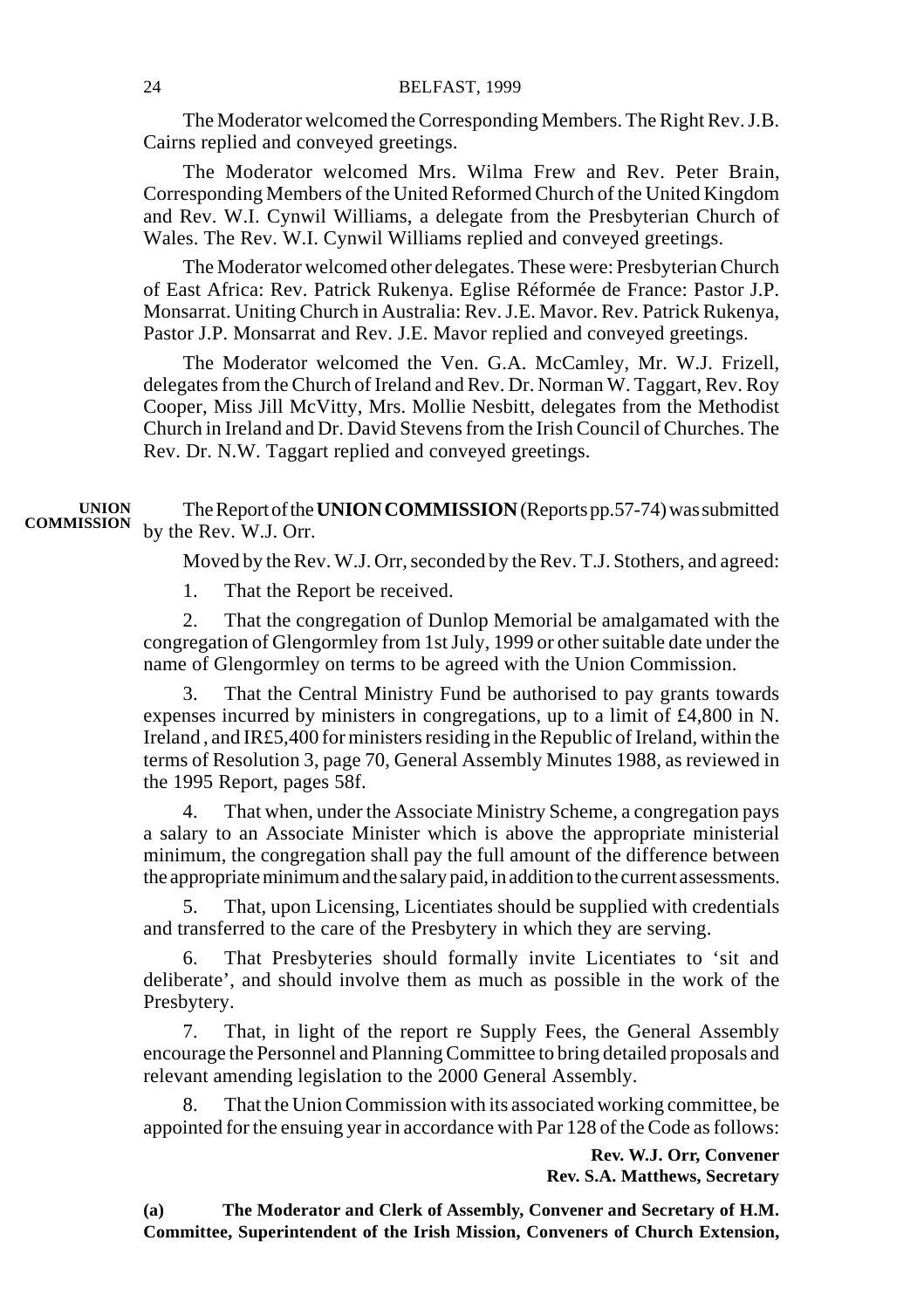The Moderator welcomed the Corresponding Members. The Right Rev. J.B. Cairns replied and conveyed greetings.

The Moderator welcomed Mrs. Wilma Frew and Rev. Peter Brain, Corresponding Members of the United Reformed Church of the United Kingdom and Rev. W.I. Cynwil Williams, a delegate from the Presbyterian Church of Wales. The Rev. W.I. Cynwil Williams replied and conveyed greetings.

The Moderator welcomed other delegates. These were: Presbyterian Church of East Africa: Rev. Patrick Rukenya. Eglise Réformée de France: Pastor J.P. Monsarrat. Uniting Church in Australia: Rev. J.E. Mavor. Rev. Patrick Rukenya, Pastor J.P. Monsarrat and Rev. J.E. Mavor replied and conveyed greetings.

The Moderator welcomed the Ven. G.A. McCamley, Mr. W.J. Frizell, delegates from the Church of Ireland and Rev. Dr. Norman W. Taggart, Rev. Roy Cooper, Miss Jill McVitty, Mrs. Mollie Nesbitt, delegates from the Methodist Church in Ireland and Dr. David Stevens from the Irish Council of Churches. The Rev. Dr. N.W. Taggart replied and conveyed greetings.

**UNION COMMISSION**

The Report of the **UNION COMMISSION** (Reports pp.57-74) was submitted by the Rev. W.J. Orr.

Moved by the Rev. W.J. Orr, seconded by the Rev. T.J. Stothers, and agreed:

1. That the Report be received.

2. That the congregation of Dunlop Memorial be amalgamated with the congregation of Glengormley from 1st July, 1999 or other suitable date under the name of Glengormley on terms to be agreed with the Union Commission.

3. That the Central Ministry Fund be authorised to pay grants towards expenses incurred by ministers in congregations, up to a limit of £4,800 in N. Ireland , and IR£5,400 for ministers residing in the Republic of Ireland, within the terms of Resolution 3, page 70, General Assembly Minutes 1988, as reviewed in the 1995 Report, pages 58f.

4. That when, under the Associate Ministry Scheme, a congregation pays a salary to an Associate Minister which is above the appropriate ministerial minimum, the congregation shall pay the full amount of the difference between the appropriate minimum and the salary paid, in addition to the current assessments.

5. That, upon Licensing, Licentiates should be supplied with credentials and transferred to the care of the Presbytery in which they are serving.

6. That Presbyteries should formally invite Licentiates to 'sit and deliberate', and should involve them as much as possible in the work of the Presbytery.

7. That, in light of the report re Supply Fees, the General Assembly encourage the Personnel and Planning Committee to bring detailed proposals and relevant amending legislation to the 2000 General Assembly.

8. That the Union Commission with its associated working committee, be appointed for the ensuing year in accordance with Par 128 of the Code as follows:

**Rev. W.J. Orr, Convener**
**Rev. S.A. Matthews, Secretary**

**(a) The Moderator and Clerk of Assembly, Convener and Secretary of H.M. Committee, Superintendent of the Irish Mission, Conveners of Church Extension,**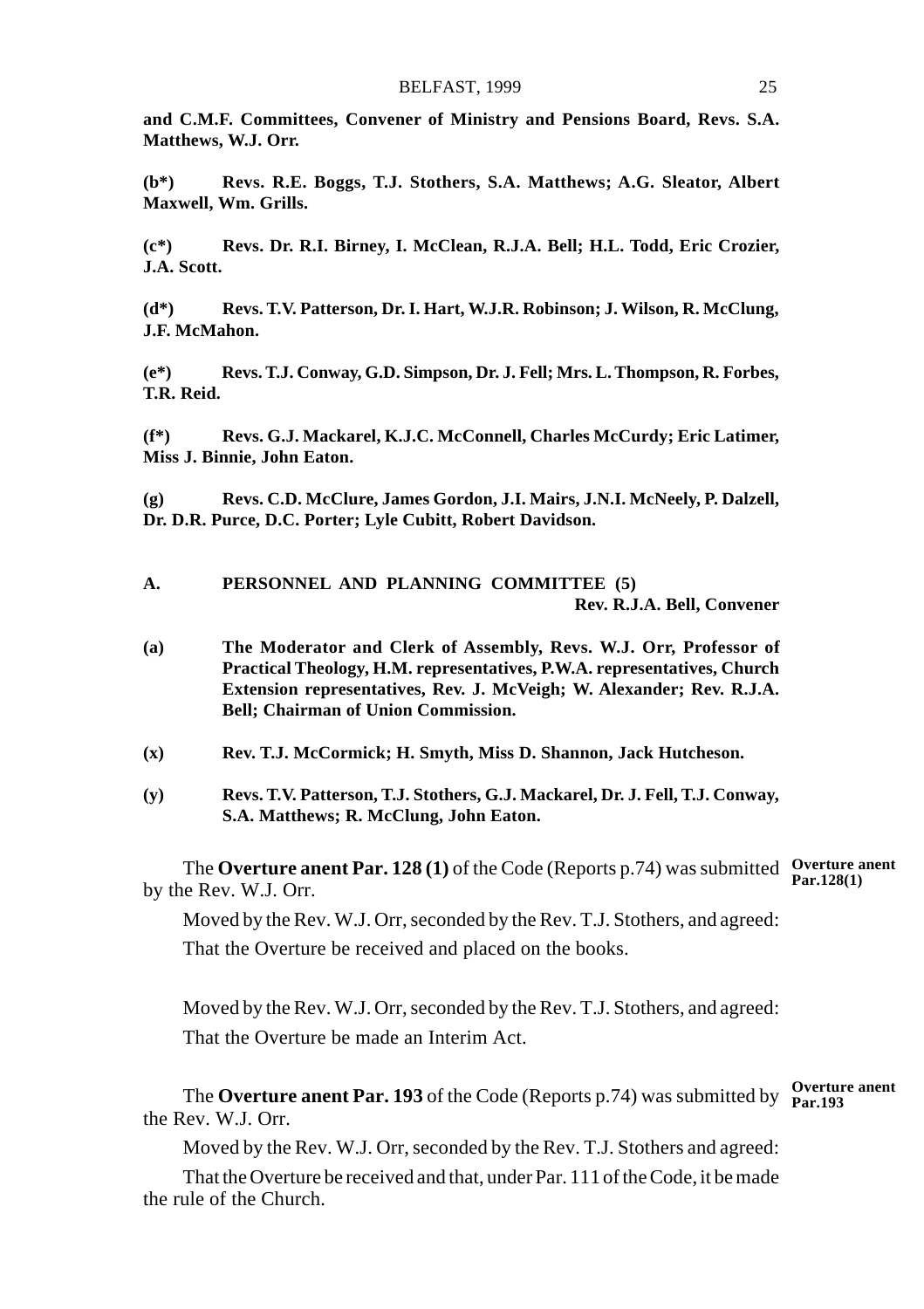**and C.M.F. Committees, Convener of Ministry and Pensions Board, Revs. S.A. Matthews, W.J. Orr.**

**(b*) Revs. R.E. Boggs, T.J. Stothers, S.A. Matthews; A.G. Sleator, Albert Maxwell, Wm. Grills.**

**(c*) Revs. Dr. R.I. Birney, I. McClean, R.J.A. Bell; H.L. Todd, Eric Crozier, J.A. Scott.**

**(d*) Revs. T.V. Patterson, Dr. I. Hart, W.J.R. Robinson; J. Wilson, R. McClung, J.F. McMahon.**

**(e*) Revs. T.J. Conway, G.D. Simpson, Dr. J. Fell; Mrs. L. Thompson, R. Forbes, T.R. Reid.**

**(f*) Revs. G.J. Mackarel, K.J.C. McConnell, Charles McCurdy; Eric Latimer, Miss J. Binnie, John Eaton.**

**(g) Revs. C.D. McClure, James Gordon, J.I. Mairs, J.N.I. McNeely, P. Dalzell, Dr. D.R. Purce, D.C. Porter; Lyle Cubitt, Robert Davidson.**

**A. PERSONNEL AND PLANNING COMMITTEE (5)**
**Rev. R.J.A. Bell, Convener**

**(a) The Moderator and Clerk of Assembly, Revs. W.J. Orr, Professor of Practical Theology, H.M. representatives, P.W.A. representatives, Church Extension representatives, Rev. J. McVeigh; W. Alexander; Rev. R.J.A. Bell; Chairman of Union Commission.**

**(x) Rev. T.J. McCormick; H. Smyth, Miss D. Shannon, Jack Hutcheson.**

**(y) Revs. T.V. Patterson, T.J. Stothers, G.J. Mackarel, Dr. J. Fell, T.J. Conway, S.A. Matthews; R. McClung, John Eaton.**

**Overture anent Par.128(1)**

The **Overture anent Par. 128 (1)** of the Code (Reports p.74) was submitted by the Rev. W.J. Orr.

Moved by the Rev. W.J. Orr, seconded by the Rev. T.J. Stothers, and agreed:

That the Overture be received and placed on the books.

Moved by the Rev. W.J. Orr, seconded by the Rev. T.J. Stothers, and agreed:

That the Overture be made an Interim Act.

**Overture anent Par.193**

The **Overture anent Par. 193** of the Code (Reports p.74) was submitted by the Rev. W.J. Orr.

Moved by the Rev. W.J. Orr, seconded by the Rev. T.J. Stothers and agreed:

That the Overture be received and that, under Par. 111 of the Code, it be made the rule of the Church.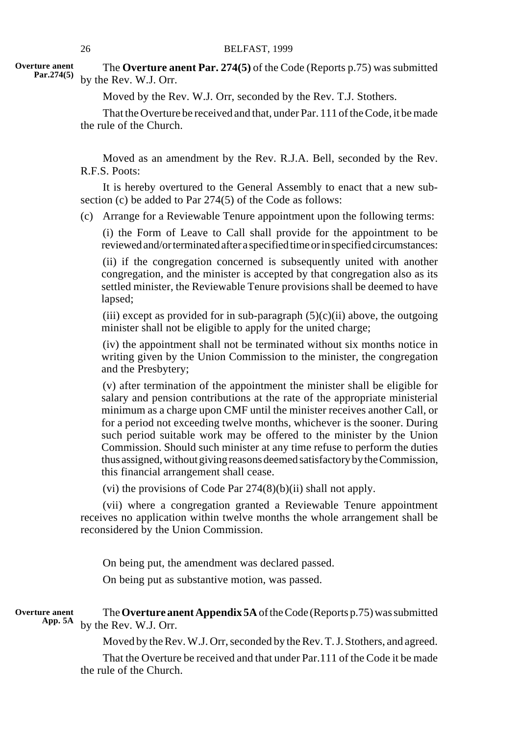**Overture anent Par.274(5)**

The **Overture anent Par. 274(5)** of the Code (Reports p.75) was submitted by the Rev. W.J. Orr.

Moved by the Rev. W.J. Orr, seconded by the Rev. T.J. Stothers.

That the Overture be received and that, under Par. 111 of the Code, it be made the rule of the Church.

Moved as an amendment by the Rev. R.J.A. Bell, seconded by the Rev. R.F.S. Poots:

It is hereby overtured to the General Assembly to enact that a new sub-section (c) be added to Par 274(5) of the Code as follows:

(c) Arrange for a Reviewable Tenure appointment upon the following terms:

(i) the Form of Leave to Call shall provide for the appointment to be reviewed and/or terminated after a specified time or in specified circumstances:

(ii) if the congregation concerned is subsequently united with another congregation, and the minister is accepted by that congregation also as its settled minister, the Reviewable Tenure provisions shall be deemed to have lapsed;

(iii) except as provided for in sub-paragraph (5)(c)(ii) above, the outgoing minister shall not be eligible to apply for the united charge;

(iv) the appointment shall not be terminated without six months notice in writing given by the Union Commission to the minister, the congregation and the Presbytery;

(v) after termination of the appointment the minister shall be eligible for salary and pension contributions at the rate of the appropriate ministerial minimum as a charge upon CMF until the minister receives another Call, or for a period not exceeding twelve months, whichever is the sooner. During such period suitable work may be offered to the minister by the Union Commission. Should such minister at any time refuse to perform the duties thus assigned, without giving reasons deemed satisfactory by the Commission, this financial arrangement shall cease.

(vi) the provisions of Code Par 274(8)(b)(ii) shall not apply.

(vii) where a congregation granted a Reviewable Tenure appointment receives no application within twelve months the whole arrangement shall be reconsidered by the Union Commission.

On being put, the amendment was declared passed.

On being put as substantive motion, was passed.

**Overture anent App. 5A**

The **Overture anent Appendix 5A** of the Code (Reports p.75) was submitted by the Rev. W.J. Orr.

Moved by the Rev. W.J. Orr, seconded by the Rev. T. J. Stothers, and agreed.

That the Overture be received and that under Par.111 of the Code it be made the rule of the Church.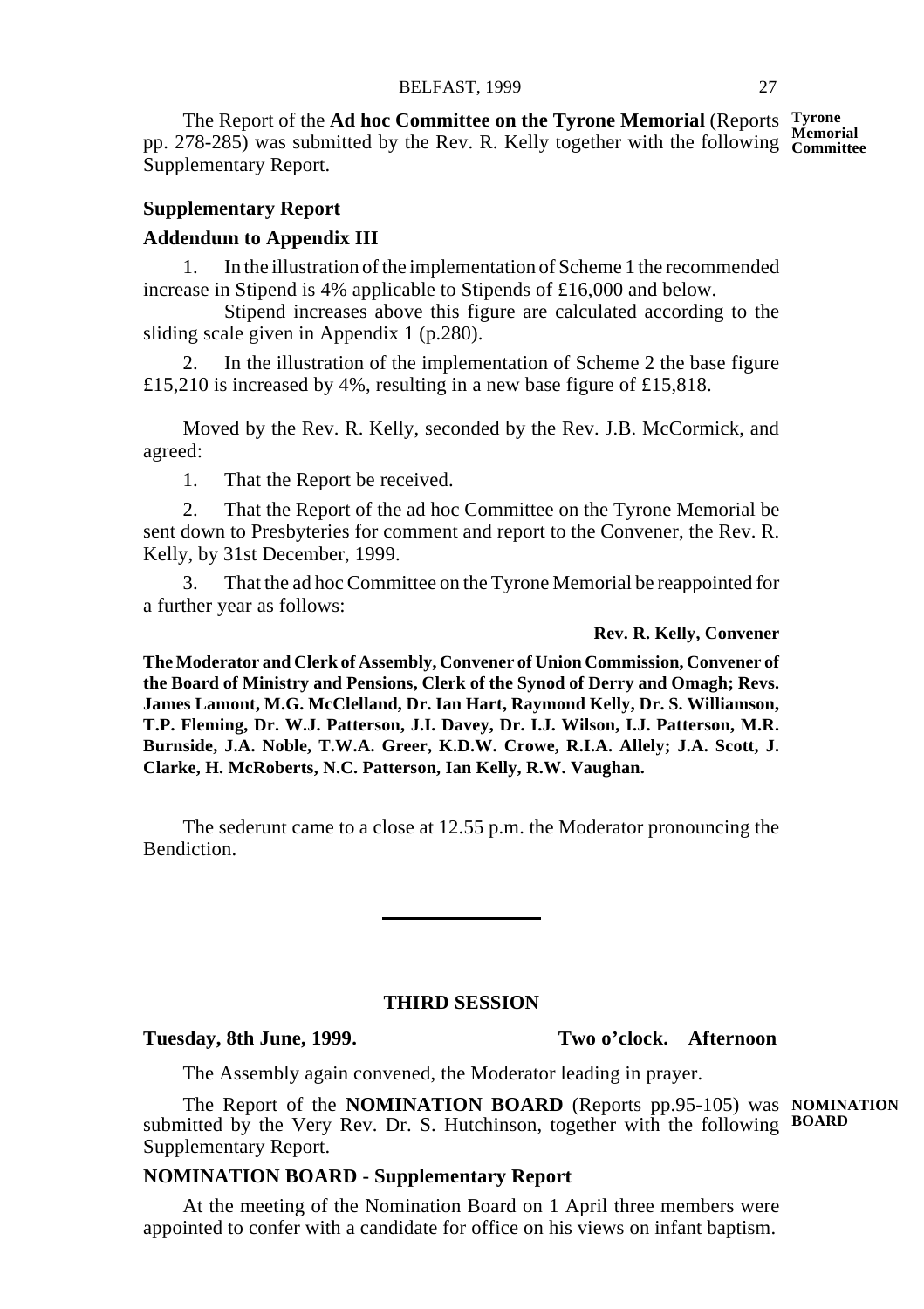**Tyrone Memorial Committee**

The Report of the **Ad hoc Committee on the Tyrone Memorial** (Reports pp. 278-285) was submitted by the Rev. R. Kelly together with the following Supplementary Report.

**Supplementary Report**

**Addendum to Appendix III**

1. In the illustration of the implementation of Scheme 1 the recommended increase in Stipend is 4% applicable to Stipends of £16,000 and below.

   Stipend increases above this figure are calculated according to the sliding scale given in Appendix 1 (p.280).

2. In the illustration of the implementation of Scheme 2 the base figure £15,210 is increased by 4%, resulting in a new base figure of £15,818.

Moved by the Rev. R. Kelly, seconded by the Rev. J.B. McCormick, and agreed:

1. That the Report be received.

2. That the Report of the ad hoc Committee on the Tyrone Memorial be sent down to Presbyteries for comment and report to the Convener, the Rev. R. Kelly, by 31st December, 1999.

3. That the ad hoc Committee on the Tyrone Memorial be reappointed for a further year as follows:

**Rev. R. Kelly, Convener**

**The Moderator and Clerk of Assembly, Convener of Union Commission, Convener of the Board of Ministry and Pensions, Clerk of the Synod of Derry and Omagh; Revs. James Lamont, M.G. McClelland, Dr. Ian Hart, Raymond Kelly, Dr. S. Williamson, T.P. Fleming, Dr. W.J. Patterson, J.I. Davey, Dr. I.J. Wilson, I.J. Patterson, M.R. Burnside, J.A. Noble, T.W.A. Greer, K.D.W. Crowe, R.I.A. Allely; J.A. Scott, J. Clarke, H. McRoberts, N.C. Patterson, Ian Kelly, R.W. Vaughan.**

The sederunt came to a close at 12.55 p.m. the Moderator pronouncing the Bendiction.

---

## THIRD SESSION

**Tuesday, 8th June, 1999.** **Two o'clock. Afternoon**

The Assembly again convened, the Moderator leading in prayer.

**NOMINATION BOARD**

The Report of the **NOMINATION BOARD** (Reports pp.95-105) was submitted by the Very Rev. Dr. S. Hutchinson, together with the following Supplementary Report.

**NOMINATION BOARD - Supplementary Report**

At the meeting of the Nomination Board on 1 April three members were appointed to confer with a candidate for office on his views on infant baptism.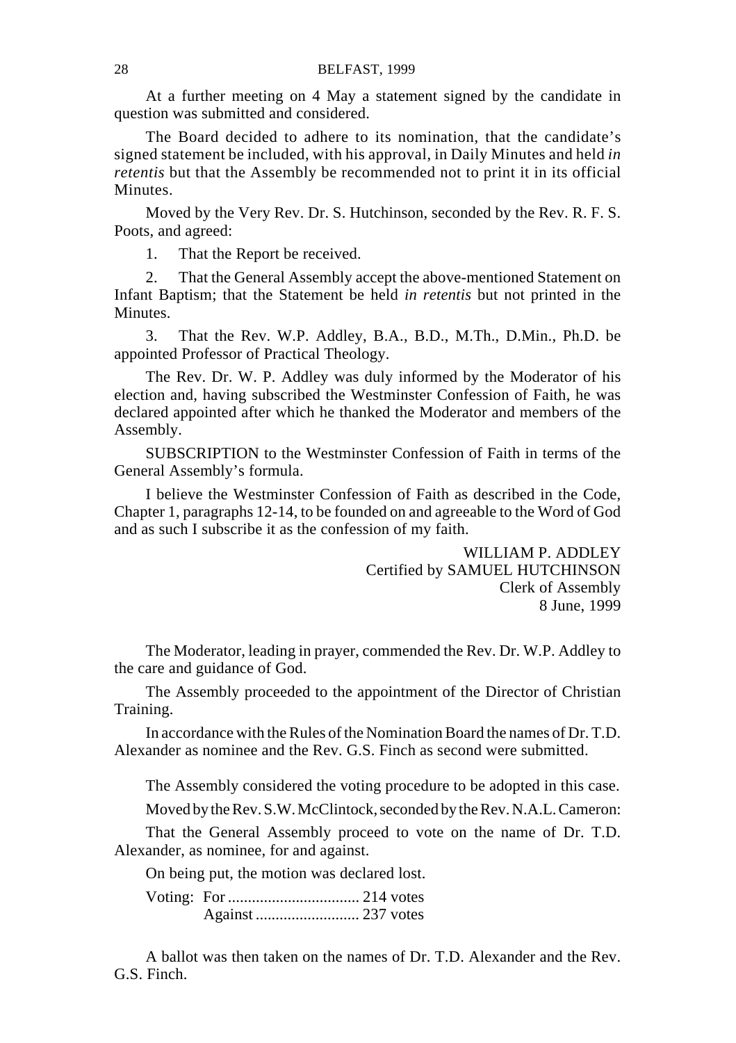At a further meeting on 4 May a statement signed by the candidate in question was submitted and considered.

The Board decided to adhere to its nomination, that the candidate's signed statement be included, with his approval, in Daily Minutes and held *in retentis* but that the Assembly be recommended not to print it in its official Minutes.

Moved by the Very Rev. Dr. S. Hutchinson, seconded by the Rev. R. F. S. Poots, and agreed:

1. That the Report be received.

2. That the General Assembly accept the above-mentioned Statement on Infant Baptism; that the Statement be held *in retentis* but not printed in the Minutes.

3. That the Rev. W.P. Addley, B.A., B.D., M.Th., D.Min., Ph.D. be appointed Professor of Practical Theology.

The Rev. Dr. W. P. Addley was duly informed by the Moderator of his election and, having subscribed the Westminster Confession of Faith, he was declared appointed after which he thanked the Moderator and members of the Assembly.

SUBSCRIPTION to the Westminster Confession of Faith in terms of the General Assembly's formula.

I believe the Westminster Confession of Faith as described in the Code, Chapter 1, paragraphs 12-14, to be founded on and agreeable to the Word of God and as such I subscribe it as the confession of my faith.

WILLIAM P. ADDLEY
Certified by SAMUEL HUTCHINSON
Clerk of Assembly
8 June, 1999

The Moderator, leading in prayer, commended the Rev. Dr. W.P. Addley to the care and guidance of God.

The Assembly proceeded to the appointment of the Director of Christian Training.

In accordance with the Rules of the Nomination Board the names of Dr. T.D. Alexander as nominee and the Rev. G.S. Finch as second were submitted.

The Assembly considered the voting procedure to be adopted in this case.

Moved by the Rev. S.W. McClintock, seconded by the Rev. N.A.L. Cameron:

That the General Assembly proceed to vote on the name of Dr. T.D. Alexander, as nominee, for and against.

On being put, the motion was declared lost.

Voting: For ................................. 214 votes
Against .......................... 237 votes

A ballot was then taken on the names of Dr. T.D. Alexander and the Rev. G.S. Finch.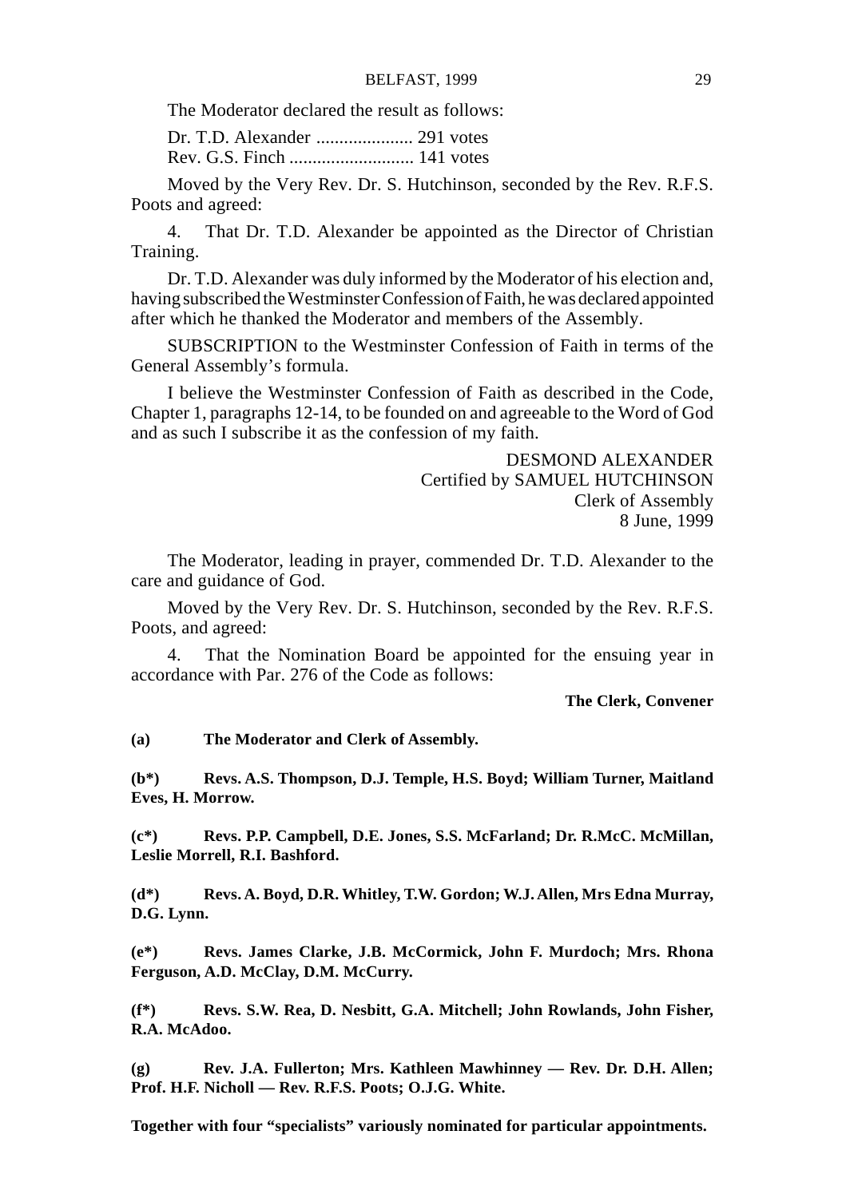The Moderator declared the result as follows:

Dr. T.D. Alexander ..................... 291 votes
Rev. G.S. Finch ........................... 141 votes

Moved by the Very Rev. Dr. S. Hutchinson, seconded by the Rev. R.F.S. Poots and agreed:

4. That Dr. T.D. Alexander be appointed as the Director of Christian Training.

Dr. T.D. Alexander was duly informed by the Moderator of his election and, having subscribed the Westminster Confession of Faith, he was declared appointed after which he thanked the Moderator and members of the Assembly.

SUBSCRIPTION to the Westminster Confession of Faith in terms of the General Assembly's formula.

I believe the Westminster Confession of Faith as described in the Code, Chapter 1, paragraphs 12-14, to be founded on and agreeable to the Word of God and as such I subscribe it as the confession of my faith.

DESMOND ALEXANDER
Certified by SAMUEL HUTCHINSON
Clerk of Assembly
8 June, 1999

The Moderator, leading in prayer, commended Dr. T.D. Alexander to the care and guidance of God.

Moved by the Very Rev. Dr. S. Hutchinson, seconded by the Rev. R.F.S. Poots, and agreed:

4. That the Nomination Board be appointed for the ensuing year in accordance with Par. 276 of the Code as follows:

**The Clerk, Convener**

**(a) The Moderator and Clerk of Assembly.**

**(b*) Revs. A.S. Thompson, D.J. Temple, H.S. Boyd; William Turner, Maitland Eves, H. Morrow.**

**(c*) Revs. P.P. Campbell, D.E. Jones, S.S. McFarland; Dr. R.McC. McMillan, Leslie Morrell, R.I. Bashford.**

**(d*) Revs. A. Boyd, D.R. Whitley, T.W. Gordon; W.J. Allen, Mrs Edna Murray, D.G. Lynn.**

**(e*) Revs. James Clarke, J.B. McCormick, John F. Murdoch; Mrs. Rhona Ferguson, A.D. McClay, D.M. McCurry.**

**(f*) Revs. S.W. Rea, D. Nesbitt, G.A. Mitchell; John Rowlands, John Fisher, R.A. McAdoo.**

**(g) Rev. J.A. Fullerton; Mrs. Kathleen Mawhinney — Rev. Dr. D.H. Allen; Prof. H.F. Nicholl — Rev. R.F.S. Poots; O.J.G. White.**

**Together with four "specialists" variously nominated for particular appointments.**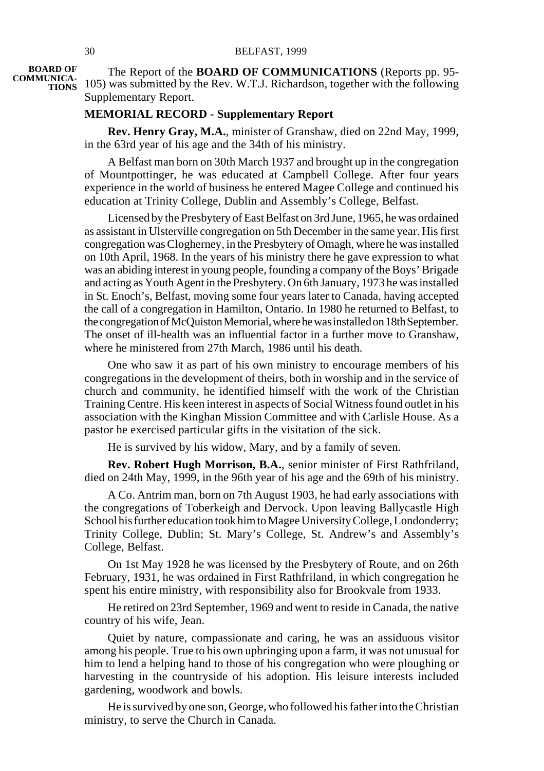**BOARD OF COMMUNICATIONS**

The Report of the **BOARD OF COMMUNICATIONS** (Reports pp. 95-105) was submitted by the Rev. W.T.J. Richardson, together with the following Supplementary Report.

**MEMORIAL RECORD - Supplementary Report**

**Rev. Henry Gray, M.A.**, minister of Granshaw, died on 22nd May, 1999, in the 63rd year of his age and the 34th of his ministry.

A Belfast man born on 30th March 1937 and brought up in the congregation of Mountpottinger, he was educated at Campbell College. After four years experience in the world of business he entered Magee College and continued his education at Trinity College, Dublin and Assembly's College, Belfast.

Licensed by the Presbytery of East Belfast on 3rd June, 1965, he was ordained as assistant in Ulsterville congregation on 5th December in the same year. His first congregation was Clogherney, in the Presbytery of Omagh, where he was installed on 10th April, 1968. In the years of his ministry there he gave expression to what was an abiding interest in young people, founding a company of the Boys' Brigade and acting as Youth Agent in the Presbytery. On 6th January, 1973 he was installed in St. Enoch's, Belfast, moving some four years later to Canada, having accepted the call of a congregation in Hamilton, Ontario. In 1980 he returned to Belfast, to the congregation of McQuiston Memorial, where he was installed on 18th September. The onset of ill-health was an influential factor in a further move to Granshaw, where he ministered from 27th March, 1986 until his death.

One who saw it as part of his own ministry to encourage members of his congregations in the development of theirs, both in worship and in the service of church and community, he identified himself with the work of the Christian Training Centre. His keen interest in aspects of Social Witness found outlet in his association with the Kinghan Mission Committee and with Carlisle House. As a pastor he exercised particular gifts in the visitation of the sick.

He is survived by his widow, Mary, and by a family of seven.

**Rev. Robert Hugh Morrison, B.A.**, senior minister of First Rathfriland, died on 24th May, 1999, in the 96th year of his age and the 69th of his ministry.

A Co. Antrim man, born on 7th August 1903, he had early associations with the congregations of Toberkeigh and Dervock. Upon leaving Ballycastle High School his further education took him to Magee University College, Londonderry; Trinity College, Dublin; St. Mary's College, St. Andrew's and Assembly's College, Belfast.

On 1st May 1928 he was licensed by the Presbytery of Route, and on 26th February, 1931, he was ordained in First Rathfriland, in which congregation he spent his entire ministry, with responsibility also for Brookvale from 1933.

He retired on 23rd September, 1969 and went to reside in Canada, the native country of his wife, Jean.

Quiet by nature, compassionate and caring, he was an assiduous visitor among his people. True to his own upbringing upon a farm, it was not unusual for him to lend a helping hand to those of his congregation who were ploughing or harvesting in the countryside of his adoption. His leisure interests included gardening, woodwork and bowls.

He is survived by one son, George, who followed his father into the Christian ministry, to serve the Church in Canada.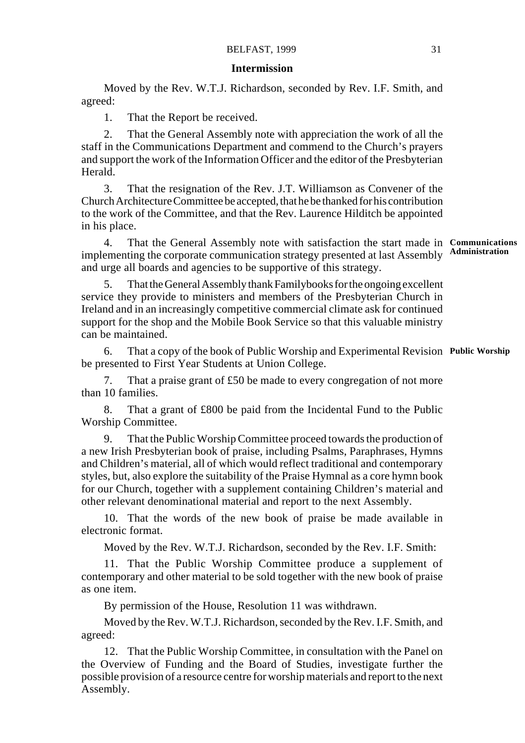## Intermission

Moved by the Rev. W.T.J. Richardson, seconded by Rev. I.F. Smith, and agreed:

1. That the Report be received.

2. That the General Assembly note with appreciation the work of all the staff in the Communications Department and commend to the Church's prayers and support the work of the Information Officer and the editor of the Presbyterian Herald.

3. That the resignation of the Rev. J.T. Williamson as Convener of the Church Architecture Committee be accepted, that he be thanked for his contribution to the work of the Committee, and that the Rev. Laurence Hilditch be appointed in his place.

**Communications Administration**

4. That the General Assembly note with satisfaction the start made in implementing the corporate communication strategy presented at last Assembly and urge all boards and agencies to be supportive of this strategy.

5. That the General Assembly thank Familybooks for the ongoing excellent service they provide to ministers and members of the Presbyterian Church in Ireland and in an increasingly competitive commercial climate ask for continued support for the shop and the Mobile Book Service so that this valuable ministry can be maintained.

**Public Worship**

6. That a copy of the book of Public Worship and Experimental Revision be presented to First Year Students at Union College.

7. That a praise grant of £50 be made to every congregation of not more than 10 families.

8. That a grant of £800 be paid from the Incidental Fund to the Public Worship Committee.

9. That the Public Worship Committee proceed towards the production of a new Irish Presbyterian book of praise, including Psalms, Paraphrases, Hymns and Children's material, all of which would reflect traditional and contemporary styles, but, also explore the suitability of the Praise Hymnal as a core hymn book for our Church, together with a supplement containing Children's material and other relevant denominational material and report to the next Assembly.

10. That the words of the new book of praise be made available in electronic format.

Moved by the Rev. W.T.J. Richardson, seconded by the Rev. I.F. Smith:

11. That the Public Worship Committee produce a supplement of contemporary and other material to be sold together with the new book of praise as one item.

By permission of the House, Resolution 11 was withdrawn.

Moved by the Rev. W.T.J. Richardson, seconded by the Rev. I.F. Smith, and agreed:

12. That the Public Worship Committee, in consultation with the Panel on the Overview of Funding and the Board of Studies, investigate further the possible provision of a resource centre for worship materials and report to the next Assembly.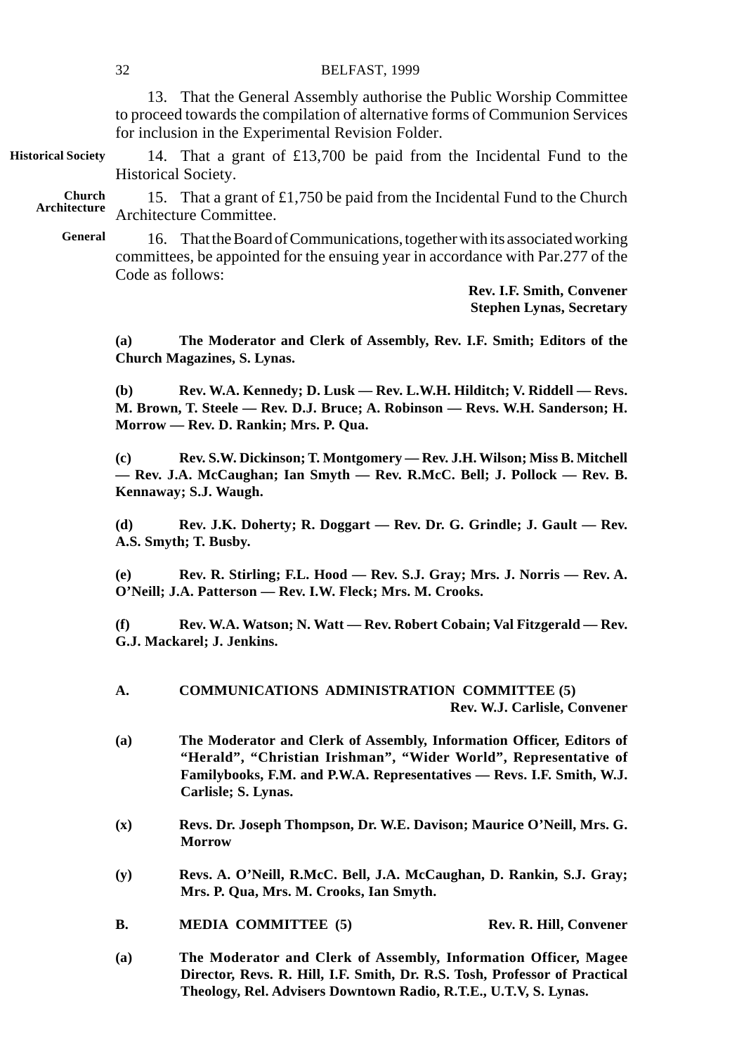13. That the General Assembly authorise the Public Worship Committee to proceed towards the compilation of alternative forms of Communion Services for inclusion in the Experimental Revision Folder.

**Historical Society**

14. That a grant of £13,700 be paid from the Incidental Fund to the Historical Society.

**Church Architecture**

15. That a grant of £1,750 be paid from the Incidental Fund to the Church Architecture Committee.

**General**

16. That the Board of Communications, together with its associated working committees, be appointed for the ensuing year in accordance with Par.277 of the Code as follows:

**Rev. I.F. Smith, Convener**
**Stephen Lynas, Secretary**

**(a) The Moderator and Clerk of Assembly, Rev. I.F. Smith; Editors of the Church Magazines, S. Lynas.**

**(b) Rev. W.A. Kennedy; D. Lusk — Rev. L.W.H. Hilditch; V. Riddell — Revs. M. Brown, T. Steele — Rev. D.J. Bruce; A. Robinson — Revs. W.H. Sanderson; H. Morrow — Rev. D. Rankin; Mrs. P. Qua.**

**(c) Rev. S.W. Dickinson; T. Montgomery — Rev. J.H. Wilson; Miss B. Mitchell — Rev. J.A. McCaughan; Ian Smyth — Rev. R.McC. Bell; J. Pollock — Rev. B. Kennaway; S.J. Waugh.**

**(d) Rev. J.K. Doherty; R. Doggart — Rev. Dr. G. Grindle; J. Gault — Rev. A.S. Smyth; T. Busby.**

**(e) Rev. R. Stirling; F.L. Hood — Rev. S.J. Gray; Mrs. J. Norris — Rev. A. O'Neill; J.A. Patterson — Rev. I.W. Fleck; Mrs. M. Crooks.**

**(f) Rev. W.A. Watson; N. Watt — Rev. Robert Cobain; Val Fitzgerald — Rev. G.J. Mackarel; J. Jenkins.**

**A. COMMUNICATIONS ADMINISTRATION COMMITTEE (5)**
**Rev. W.J. Carlisle, Convener**

**(a) The Moderator and Clerk of Assembly, Information Officer, Editors of "Herald", "Christian Irishman", "Wider World", Representative of Familybooks, F.M. and P.W.A. Representatives — Revs. I.F. Smith, W.J. Carlisle; S. Lynas.**

**(x) Revs. Dr. Joseph Thompson, Dr. W.E. Davison; Maurice O'Neill, Mrs. G. Morrow**

**(y) Revs. A. O'Neill, R.McC. Bell, J.A. McCaughan, D. Rankin, S.J. Gray; Mrs. P. Qua, Mrs. M. Crooks, Ian Smyth.**

**B. MEDIA COMMITTEE (5)** **Rev. R. Hill, Convener**

**(a) The Moderator and Clerk of Assembly, Information Officer, Magee Director, Revs. R. Hill, I.F. Smith, Dr. R.S. Tosh, Professor of Practical Theology, Rel. Advisers Downtown Radio, R.T.E., U.T.V, S. Lynas.**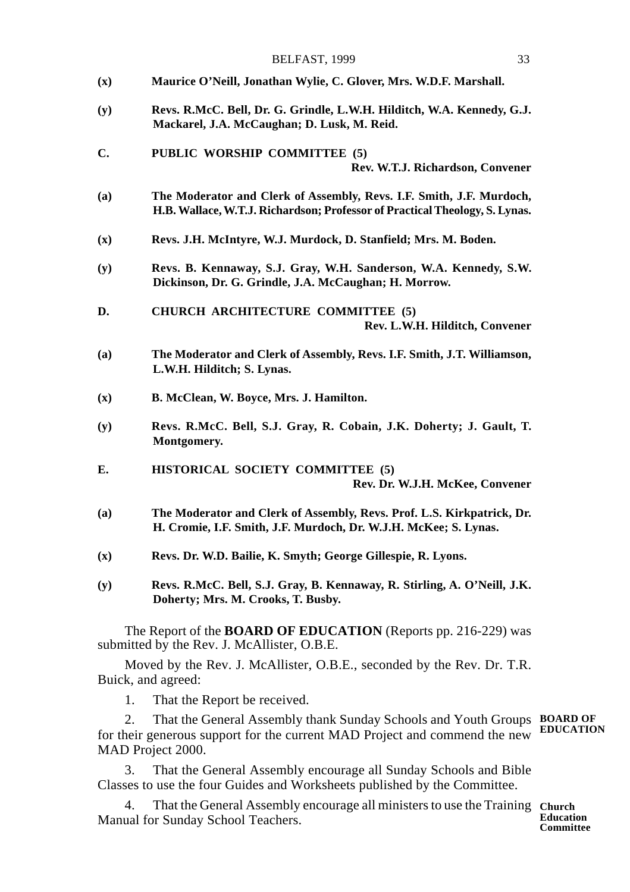**(x)** **Maurice O'Neill, Jonathan Wylie, C. Glover, Mrs. W.D.F. Marshall.**

**(y)** **Revs. R.McC. Bell, Dr. G. Grindle, L.W.H. Hilditch, W.A. Kennedy, G.J. Mackarel, J.A. McCaughan; D. Lusk, M. Reid.**

**C.** **PUBLIC WORSHIP COMMITTEE (5)**
**Rev. W.T.J. Richardson, Convener**

**(a)** **The Moderator and Clerk of Assembly, Revs. I.F. Smith, J.F. Murdoch, H.B. Wallace, W.T.J. Richardson; Professor of Practical Theology, S. Lynas.**

**(x)** **Revs. J.H. McIntyre, W.J. Murdock, D. Stanfield; Mrs. M. Boden.**

**(y)** **Revs. B. Kennaway, S.J. Gray, W.H. Sanderson, W.A. Kennedy, S.W. Dickinson, Dr. G. Grindle, J.A. McCaughan; H. Morrow.**

**D.** **CHURCH ARCHITECTURE COMMITTEE (5)**
**Rev. L.W.H. Hilditch, Convener**

**(a)** **The Moderator and Clerk of Assembly, Revs. I.F. Smith, J.T. Williamson, L.W.H. Hilditch; S. Lynas.**

**(x)** **B. McClean, W. Boyce, Mrs. J. Hamilton.**

**(y)** **Revs. R.McC. Bell, S.J. Gray, R. Cobain, J.K. Doherty; J. Gault, T. Montgomery.**

**E.** **HISTORICAL SOCIETY COMMITTEE (5)**
**Rev. Dr. W.J.H. McKee, Convener**

**(a)** **The Moderator and Clerk of Assembly, Revs. Prof. L.S. Kirkpatrick, Dr. H. Cromie, I.F. Smith, J.F. Murdoch, Dr. W.J.H. McKee; S. Lynas.**

**(x)** **Revs. Dr. W.D. Bailie, K. Smyth; George Gillespie, R. Lyons.**

**(y)** **Revs. R.McC. Bell, S.J. Gray, B. Kennaway, R. Stirling, A. O'Neill, J.K. Doherty; Mrs. M. Crooks, T. Busby.**

The Report of the **BOARD OF EDUCATION** (Reports pp. 216-229) was submitted by the Rev. J. McAllister, O.B.E.

Moved by the Rev. J. McAllister, O.B.E., seconded by the Rev. Dr. T.R. Buick, and agreed:

1. That the Report be received.

**BOARD OF EDUCATION**

2. That the General Assembly thank Sunday Schools and Youth Groups for their generous support for the current MAD Project and commend the new MAD Project 2000.

3. That the General Assembly encourage all Sunday Schools and Bible Classes to use the four Guides and Worksheets published by the Committee.

**Church Education Committee**

4. That the General Assembly encourage all ministers to use the Training Manual for Sunday School Teachers.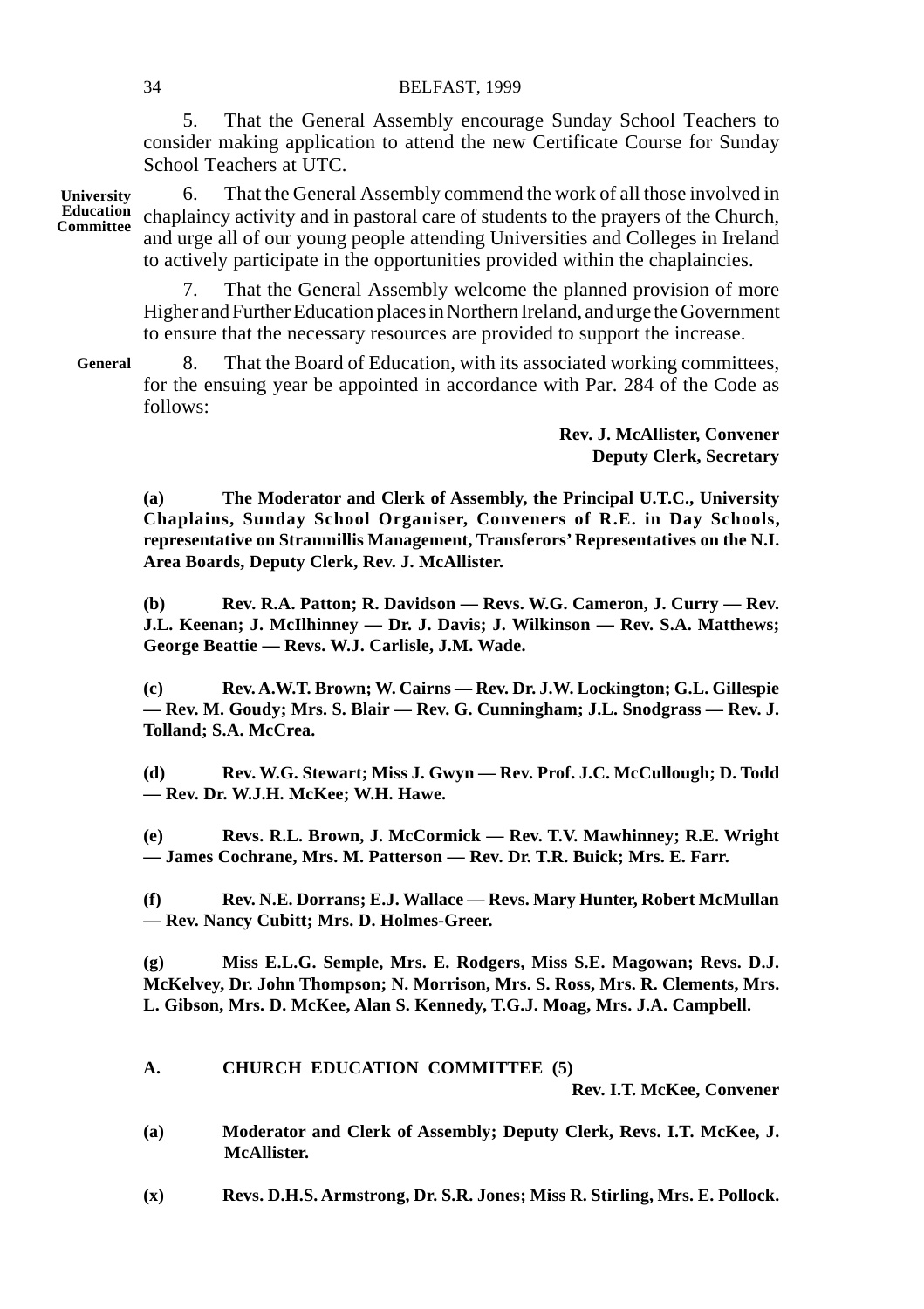5. That the General Assembly encourage Sunday School Teachers to consider making application to attend the new Certificate Course for Sunday School Teachers at UTC.

**University Education Committee**

6. That the General Assembly commend the work of all those involved in chaplaincy activity and in pastoral care of students to the prayers of the Church, and urge all of our young people attending Universities and Colleges in Ireland to actively participate in the opportunities provided within the chaplaincies.

7. That the General Assembly welcome the planned provision of more Higher and Further Education places in Northern Ireland, and urge the Government to ensure that the necessary resources are provided to support the increase.

**General**

8. That the Board of Education, with its associated working committees, for the ensuing year be appointed in accordance with Par. 284 of the Code as follows:

**Rev. J. McAllister, Convener**
**Deputy Clerk, Secretary**

**(a) The Moderator and Clerk of Assembly, the Principal U.T.C., University Chaplains, Sunday School Organiser, Conveners of R.E. in Day Schools, representative on Stranmillis Management, Transferors' Representatives on the N.I. Area Boards, Deputy Clerk, Rev. J. McAllister.**

**(b) Rev. R.A. Patton; R. Davidson — Revs. W.G. Cameron, J. Curry — Rev. J.L. Keenan; J. McIlhinney — Dr. J. Davis; J. Wilkinson — Rev. S.A. Matthews; George Beattie — Revs. W.J. Carlisle, J.M. Wade.**

**(c) Rev. A.W.T. Brown; W. Cairns — Rev. Dr. J.W. Lockington; G.L. Gillespie — Rev. M. Goudy; Mrs. S. Blair — Rev. G. Cunningham; J.L. Snodgrass — Rev. J. Tolland; S.A. McCrea.**

**(d) Rev. W.G. Stewart; Miss J. Gwyn — Rev. Prof. J.C. McCullough; D. Todd — Rev. Dr. W.J.H. McKee; W.H. Hawe.**

**(e) Revs. R.L. Brown, J. McCormick — Rev. T.V. Mawhinney; R.E. Wright — James Cochrane, Mrs. M. Patterson — Rev. Dr. T.R. Buick; Mrs. E. Farr.**

**(f) Rev. N.E. Dorrans; E.J. Wallace — Revs. Mary Hunter, Robert McMullan — Rev. Nancy Cubitt; Mrs. D. Holmes-Greer.**

**(g) Miss E.L.G. Semple, Mrs. E. Rodgers, Miss S.E. Magowan; Revs. D.J. McKelvey, Dr. John Thompson; N. Morrison, Mrs. S. Ross, Mrs. R. Clements, Mrs. L. Gibson, Mrs. D. McKee, Alan S. Kennedy, T.G.J. Moag, Mrs. J.A. Campbell.**

**A. CHURCH EDUCATION COMMITTEE (5)**

**Rev. I.T. McKee, Convener**

**(a) Moderator and Clerk of Assembly; Deputy Clerk, Revs. I.T. McKee, J. McAllister.**

**(x) Revs. D.H.S. Armstrong, Dr. S.R. Jones; Miss R. Stirling, Mrs. E. Pollock.**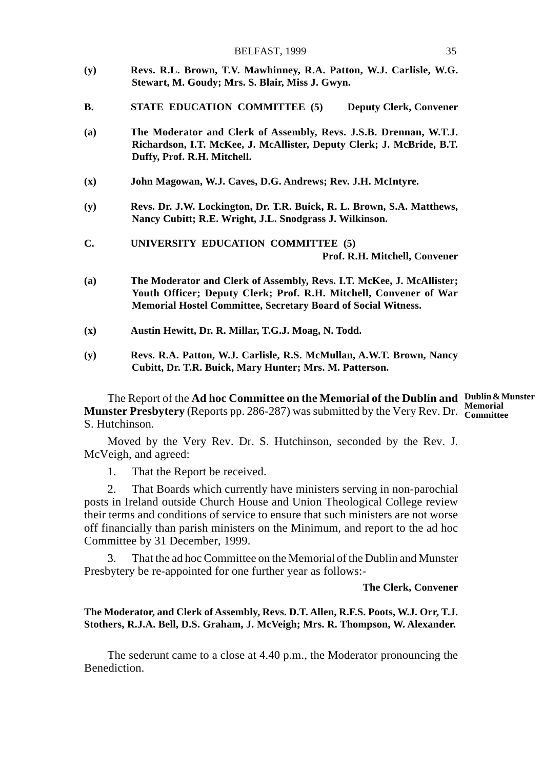**(y)** **Revs. R.L. Brown, T.V. Mawhinney, R.A. Patton, W.J. Carlisle, W.G. Stewart, M. Goudy; Mrs. S. Blair, Miss J. Gwyn.**

**B. STATE EDUCATION COMMITTEE (5)** **Deputy Clerk, Convener**

**(a)** **The Moderator and Clerk of Assembly, Revs. J.S.B. Drennan, W.T.J. Richardson, I.T. McKee, J. McAllister, Deputy Clerk; J. McBride, B.T. Duffy, Prof. R.H. Mitchell.**

**(x)** **John Magowan, W.J. Caves, D.G. Andrews; Rev. J.H. McIntyre.**

**(y)** **Revs. Dr. J.W. Lockington, Dr. T.R. Buick, R. L. Brown, S.A. Matthews, Nancy Cubitt; R.E. Wright, J.L. Snodgrass J. Wilkinson.**

**C. UNIVERSITY EDUCATION COMMITTEE (5)**
**Prof. R.H. Mitchell, Convener**

**(a)** **The Moderator and Clerk of Assembly, Revs. I.T. McKee, J. McAllister; Youth Officer; Deputy Clerk; Prof. R.H. Mitchell, Convener of War Memorial Hostel Committee, Secretary Board of Social Witness.**

**(x)** **Austin Hewitt, Dr. R. Millar, T.G.J. Moag, N. Todd.**

**(y)** **Revs. R.A. Patton, W.J. Carlisle, R.S. McMullan, A.W.T. Brown, Nancy Cubitt, Dr. T.R. Buick, Mary Hunter; Mrs. M. Patterson.**

**Dublin & Munster Memorial Committee**

The Report of the **Ad hoc Committee on the Memorial of the Dublin and Munster Presbytery** (Reports pp. 286-287) was submitted by the Very Rev. Dr. S. Hutchinson.

Moved by the Very Rev. Dr. S. Hutchinson, seconded by the Rev. J. McVeigh, and agreed:

1. That the Report be received.

2. That Boards which currently have ministers serving in non-parochial posts in Ireland outside Church House and Union Theological College review their terms and conditions of service to ensure that such ministers are not worse off financially than parish ministers on the Minimum, and report to the ad hoc Committee by 31 December, 1999.

3. That the ad hoc Committee on the Memorial of the Dublin and Munster Presbytery be re-appointed for one further year as follows:-

**The Clerk, Convener**

**The Moderator, and Clerk of Assembly, Revs. D.T. Allen, R.F.S. Poots, W.J. Orr, T.J. Stothers, R.J.A. Bell, D.S. Graham, J. McVeigh; Mrs. R. Thompson, W. Alexander.**

The sederunt came to a close at 4.40 p.m., the Moderator pronouncing the Benediction.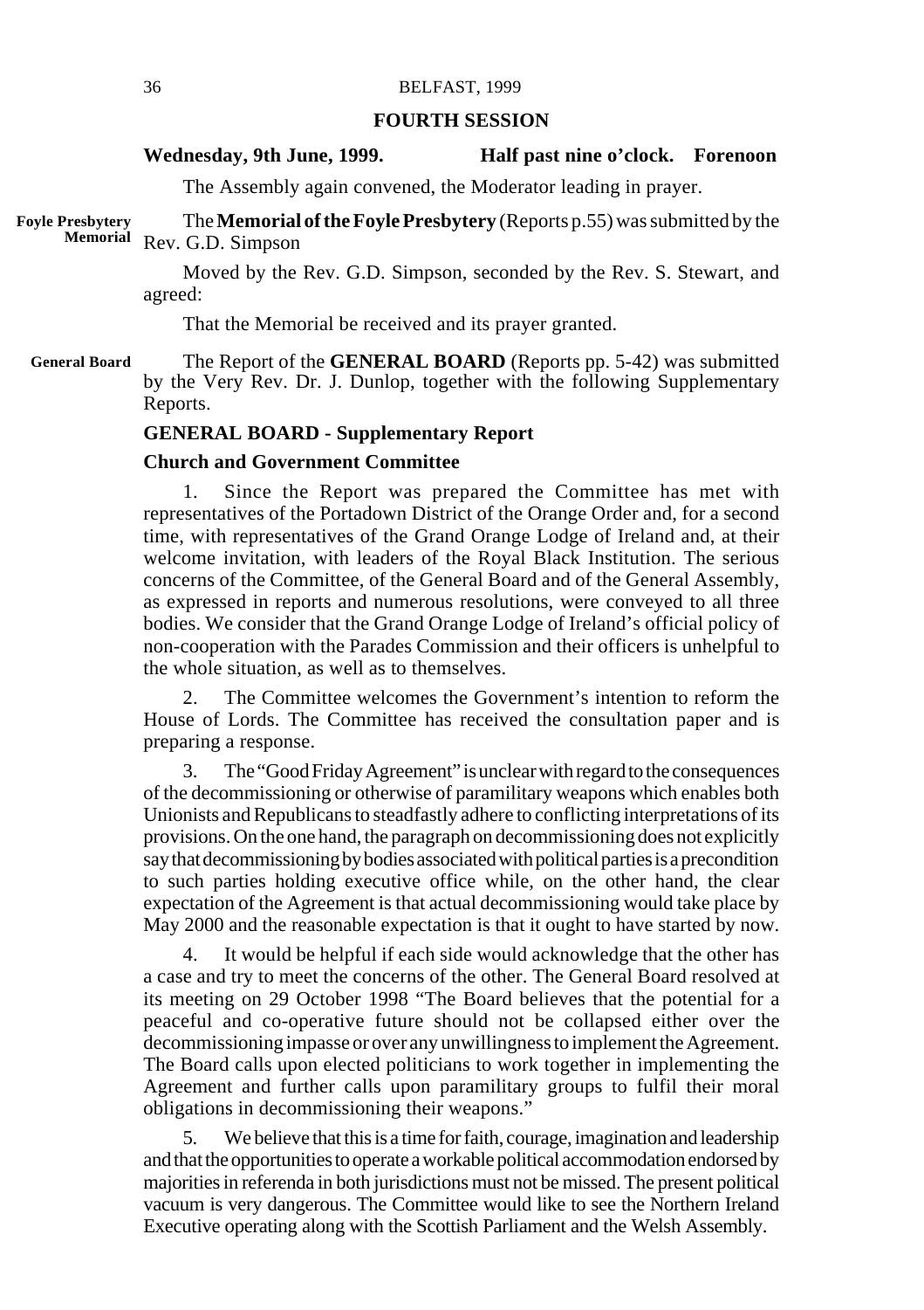## FOURTH SESSION

**Wednesday, 9th June, 1999. Half past nine o'clock. Forenoon**

The Assembly again convened, the Moderator leading in prayer.

**Foyle Presbytery Memorial**

The **Memorial of the Foyle Presbytery** (Reports p.55) was submitted by the Rev. G.D. Simpson

Moved by the Rev. G.D. Simpson, seconded by the Rev. S. Stewart, and agreed:

That the Memorial be received and its prayer granted.

**General Board**

The Report of the **GENERAL BOARD** (Reports pp. 5-42) was submitted by the Very Rev. Dr. J. Dunlop, together with the following Supplementary Reports.

### GENERAL BOARD - Supplementary Report

### Church and Government Committee

1. Since the Report was prepared the Committee has met with representatives of the Portadown District of the Orange Order and, for a second time, with representatives of the Grand Orange Lodge of Ireland and, at their welcome invitation, with leaders of the Royal Black Institution. The serious concerns of the Committee, of the General Board and of the General Assembly, as expressed in reports and numerous resolutions, were conveyed to all three bodies. We consider that the Grand Orange Lodge of Ireland's official policy of non-cooperation with the Parades Commission and their officers is unhelpful to the whole situation, as well as to themselves.

2. The Committee welcomes the Government's intention to reform the House of Lords. The Committee has received the consultation paper and is preparing a response.

3. The "Good Friday Agreement" is unclear with regard to the consequences of the decommissioning or otherwise of paramilitary weapons which enables both Unionists and Republicans to steadfastly adhere to conflicting interpretations of its provisions. On the one hand, the paragraph on decommissioning does not explicitly say that decommissioning by bodies associated with political parties is a precondition to such parties holding executive office while, on the other hand, the clear expectation of the Agreement is that actual decommissioning would take place by May 2000 and the reasonable expectation is that it ought to have started by now.

4. It would be helpful if each side would acknowledge that the other has a case and try to meet the concerns of the other. The General Board resolved at its meeting on 29 October 1998 "The Board believes that the potential for a peaceful and co-operative future should not be collapsed either over the decommissioning impasse or over any unwillingness to implement the Agreement. The Board calls upon elected politicians to work together in implementing the Agreement and further calls upon paramilitary groups to fulfil their moral obligations in decommissioning their weapons."

5. We believe that this is a time for faith, courage, imagination and leadership and that the opportunities to operate a workable political accommodation endorsed by majorities in referenda in both jurisdictions must not be missed. The present political vacuum is very dangerous. The Committee would like to see the Northern Ireland Executive operating along with the Scottish Parliament and the Welsh Assembly.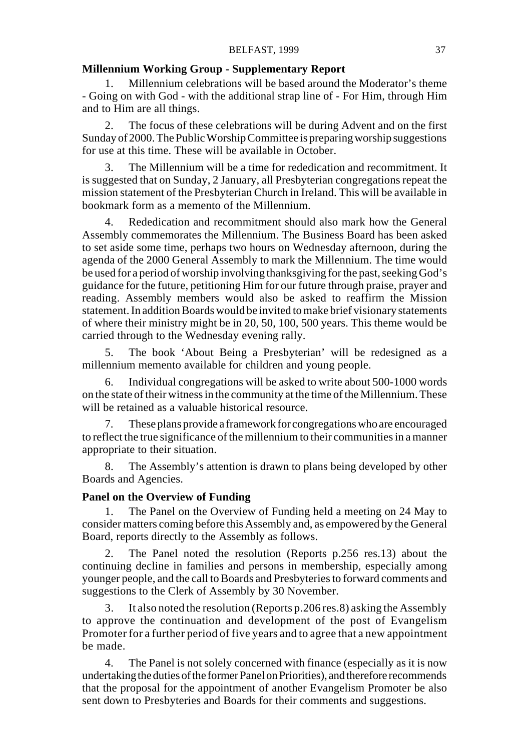## Millennium Working Group - Supplementary Report

1. Millennium celebrations will be based around the Moderator's theme - Going on with God - with the additional strap line of - For Him, through Him and to Him are all things.

2. The focus of these celebrations will be during Advent and on the first Sunday of 2000. The Public Worship Committee is preparing worship suggestions for use at this time. These will be available in October.

3. The Millennium will be a time for rededication and recommitment. It is suggested that on Sunday, 2 January, all Presbyterian congregations repeat the mission statement of the Presbyterian Church in Ireland. This will be available in bookmark form as a memento of the Millennium.

4. Rededication and recommitment should also mark how the General Assembly commemorates the Millennium. The Business Board has been asked to set aside some time, perhaps two hours on Wednesday afternoon, during the agenda of the 2000 General Assembly to mark the Millennium. The time would be used for a period of worship involving thanksgiving for the past, seeking God's guidance for the future, petitioning Him for our future through praise, prayer and reading. Assembly members would also be asked to reaffirm the Mission statement. In addition Boards would be invited to make brief visionary statements of where their ministry might be in 20, 50, 100, 500 years. This theme would be carried through to the Wednesday evening rally.

5. The book 'About Being a Presbyterian' will be redesigned as a millennium memento available for children and young people.

6. Individual congregations will be asked to write about 500-1000 words on the state of their witness in the community at the time of the Millennium. These will be retained as a valuable historical resource.

7. These plans provide a framework for congregations who are encouraged to reflect the true significance of the millennium to their communities in a manner appropriate to their situation.

8. The Assembly's attention is drawn to plans being developed by other Boards and Agencies.

## Panel on the Overview of Funding

1. The Panel on the Overview of Funding held a meeting on 24 May to consider matters coming before this Assembly and, as empowered by the General Board, reports directly to the Assembly as follows.

2. The Panel noted the resolution (Reports p.256 res.13) about the continuing decline in families and persons in membership, especially among younger people, and the call to Boards and Presbyteries to forward comments and suggestions to the Clerk of Assembly by 30 November.

3. It also noted the resolution (Reports p.206 res.8) asking the Assembly to approve the continuation and development of the post of Evangelism Promoter for a further period of five years and to agree that a new appointment be made.

4. The Panel is not solely concerned with finance (especially as it is now undertaking the duties of the former Panel on Priorities), and therefore recommends that the proposal for the appointment of another Evangelism Promoter be also sent down to Presbyteries and Boards for their comments and suggestions.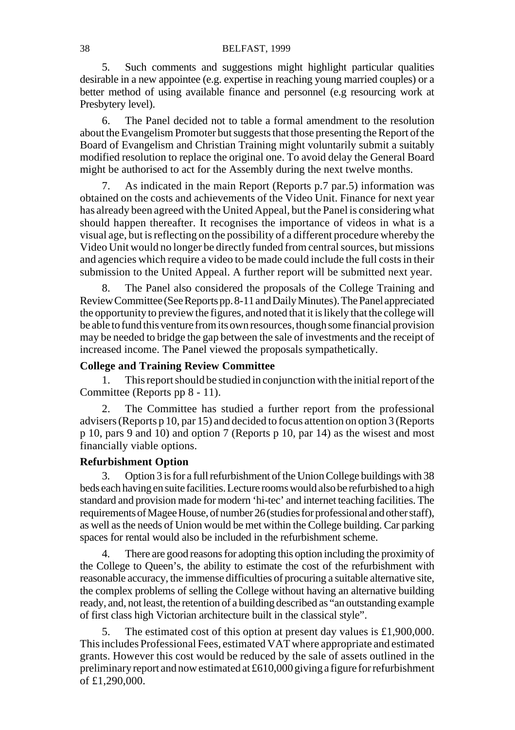5. Such comments and suggestions might highlight particular qualities desirable in a new appointee (e.g. expertise in reaching young married couples) or a better method of using available finance and personnel (e.g resourcing work at Presbytery level).

6. The Panel decided not to table a formal amendment to the resolution about the Evangelism Promoter but suggests that those presenting the Report of the Board of Evangelism and Christian Training might voluntarily submit a suitably modified resolution to replace the original one. To avoid delay the General Board might be authorised to act for the Assembly during the next twelve months.

7. As indicated in the main Report (Reports p.7 par.5) information was obtained on the costs and achievements of the Video Unit. Finance for next year has already been agreed with the United Appeal, but the Panel is considering what should happen thereafter. It recognises the importance of videos in what is a visual age, but is reflecting on the possibility of a different procedure whereby the Video Unit would no longer be directly funded from central sources, but missions and agencies which require a video to be made could include the full costs in their submission to the United Appeal. A further report will be submitted next year.

8. The Panel also considered the proposals of the College Training and Review Committee (See Reports pp. 8-11 and Daily Minutes). The Panel appreciated the opportunity to preview the figures, and noted that it is likely that the college will be able to fund this venture from its own resources, though some financial provision may be needed to bridge the gap between the sale of investments and the receipt of increased income. The Panel viewed the proposals sympathetically.

**College and Training Review Committee**

1. This report should be studied in conjunction with the initial report of the Committee (Reports pp 8 - 11).

2. The Committee has studied a further report from the professional advisers (Reports p 10, par 15) and decided to focus attention on option 3 (Reports p 10, pars 9 and 10) and option 7 (Reports p 10, par 14) as the wisest and most financially viable options.

**Refurbishment Option**

3. Option 3 is for a full refurbishment of the Union College buildings with 38 beds each having en suite facilities. Lecture rooms would also be refurbished to a high standard and provision made for modern 'hi-tec' and internet teaching facilities. The requirements of Magee House, of number 26 (studies for professional and other staff), as well as the needs of Union would be met within the College building. Car parking spaces for rental would also be included in the refurbishment scheme.

4. There are good reasons for adopting this option including the proximity of the College to Queen's, the ability to estimate the cost of the refurbishment with reasonable accuracy, the immense difficulties of procuring a suitable alternative site, the complex problems of selling the College without having an alternative building ready, and, not least, the retention of a building described as "an outstanding example of first class high Victorian architecture built in the classical style".

5. The estimated cost of this option at present day values is £1,900,000. This includes Professional Fees, estimated VAT where appropriate and estimated grants. However this cost would be reduced by the sale of assets outlined in the preliminary report and now estimated at £610,000 giving a figure for refurbishment of £1,290,000.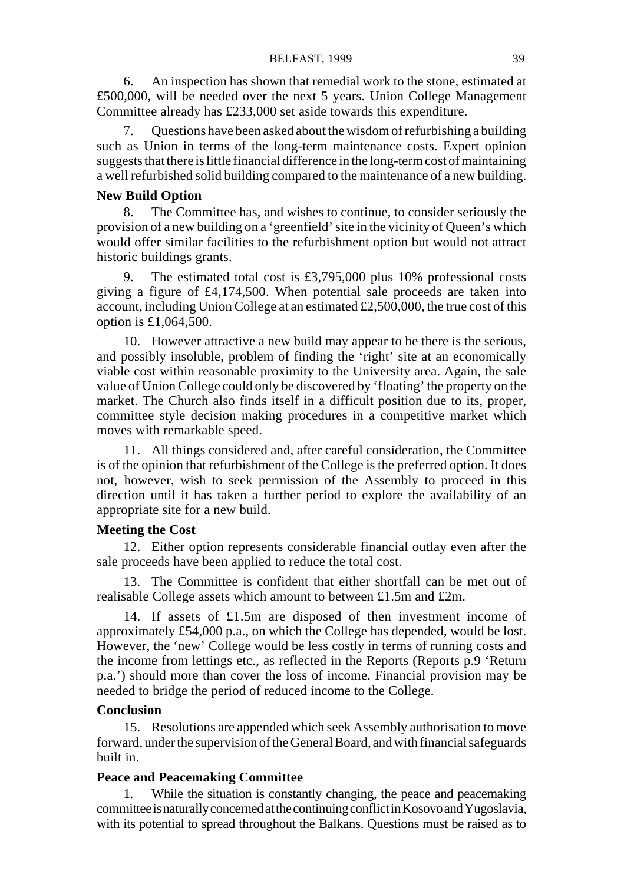6. An inspection has shown that remedial work to the stone, estimated at £500,000, will be needed over the next 5 years. Union College Management Committee already has £233,000 set aside towards this expenditure.

7. Questions have been asked about the wisdom of refurbishing a building such as Union in terms of the long-term maintenance costs. Expert opinion suggests that there is little financial difference in the long-term cost of maintaining a well refurbished solid building compared to the maintenance of a new building.

**New Build Option**

8. The Committee has, and wishes to continue, to consider seriously the provision of a new building on a 'greenfield' site in the vicinity of Queen's which would offer similar facilities to the refurbishment option but would not attract historic buildings grants.

9. The estimated total cost is £3,795,000 plus 10% professional costs giving a figure of £4,174,500. When potential sale proceeds are taken into account, including Union College at an estimated £2,500,000, the true cost of this option is £1,064,500.

10. However attractive a new build may appear to be there is the serious, and possibly insoluble, problem of finding the 'right' site at an economically viable cost within reasonable proximity to the University area. Again, the sale value of Union College could only be discovered by 'floating' the property on the market. The Church also finds itself in a difficult position due to its, proper, committee style decision making procedures in a competitive market which moves with remarkable speed.

11. All things considered and, after careful consideration, the Committee is of the opinion that refurbishment of the College is the preferred option. It does not, however, wish to seek permission of the Assembly to proceed in this direction until it has taken a further period to explore the availability of an appropriate site for a new build.

**Meeting the Cost**

12. Either option represents considerable financial outlay even after the sale proceeds have been applied to reduce the total cost.

13. The Committee is confident that either shortfall can be met out of realisable College assets which amount to between £1.5m and £2m.

14. If assets of £1.5m are disposed of then investment income of approximately £54,000 p.a., on which the College has depended, would be lost. However, the 'new' College would be less costly in terms of running costs and the income from lettings etc., as reflected in the Reports (Reports p.9 'Return p.a.') should more than cover the loss of income. Financial provision may be needed to bridge the period of reduced income to the College.

**Conclusion**

15. Resolutions are appended which seek Assembly authorisation to move forward, under the supervision of the General Board, and with financial safeguards built in.

**Peace and Peacemaking Committee**

1. While the situation is constantly changing, the peace and peacemaking committee is naturally concerned at the continuing conflict in Kosovo and Yugoslavia, with its potential to spread throughout the Balkans. Questions must be raised as to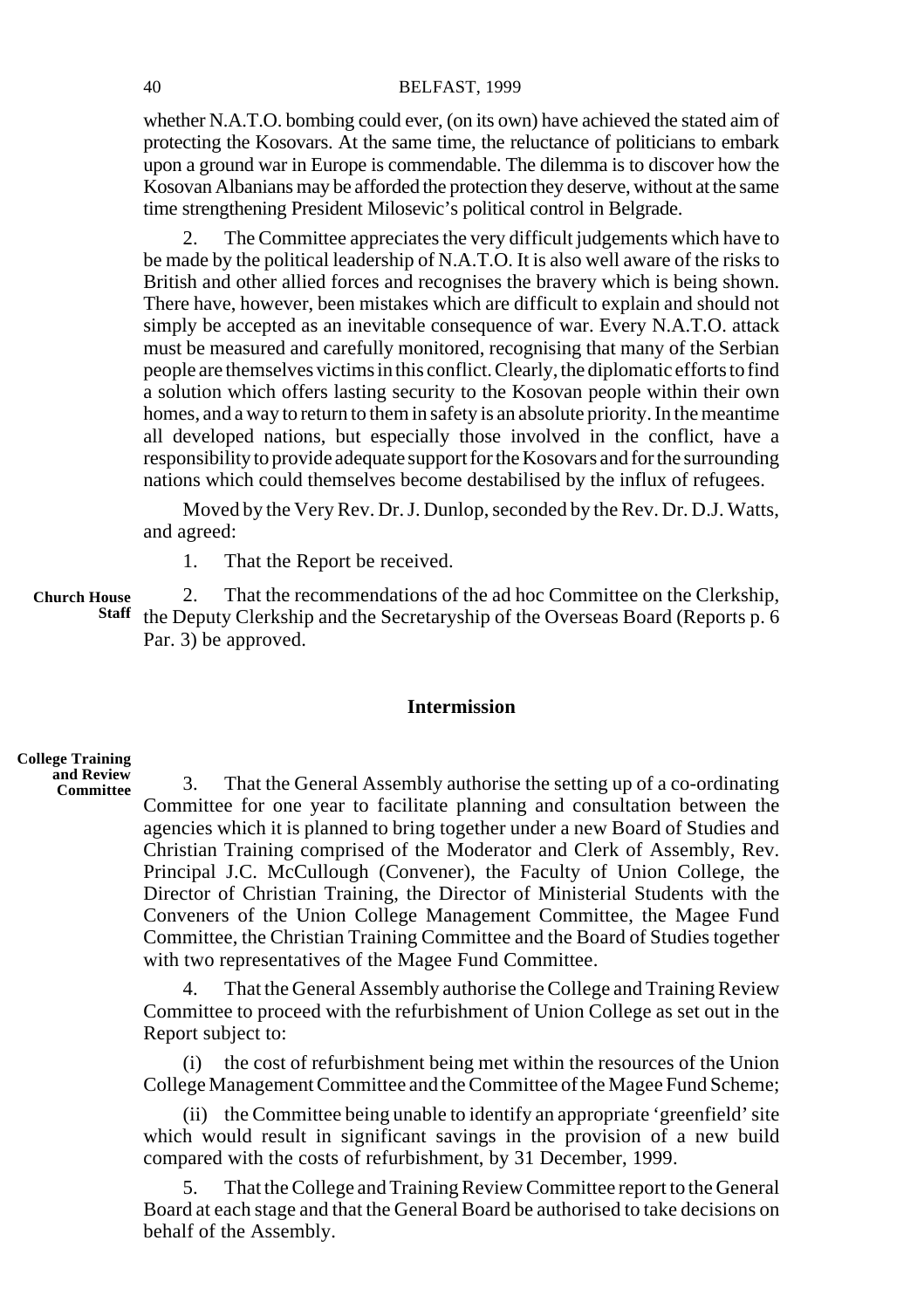whether N.A.T.O. bombing could ever, (on its own) have achieved the stated aim of protecting the Kosovars. At the same time, the reluctance of politicians to embark upon a ground war in Europe is commendable. The dilemma is to discover how the Kosovan Albanians may be afforded the protection they deserve, without at the same time strengthening President Milosevic's political control in Belgrade.

2. The Committee appreciates the very difficult judgements which have to be made by the political leadership of N.A.T.O. It is also well aware of the risks to British and other allied forces and recognises the bravery which is being shown. There have, however, been mistakes which are difficult to explain and should not simply be accepted as an inevitable consequence of war. Every N.A.T.O. attack must be measured and carefully monitored, recognising that many of the Serbian people are themselves victims in this conflict. Clearly, the diplomatic efforts to find a solution which offers lasting security to the Kosovan people within their own homes, and a way to return to them in safety is an absolute priority. In the meantime all developed nations, but especially those involved in the conflict, have a responsibility to provide adequate support for the Kosovars and for the surrounding nations which could themselves become destabilised by the influx of refugees.

Moved by the Very Rev. Dr. J. Dunlop, seconded by the Rev. Dr. D.J. Watts, and agreed:

1. That the Report be received.

**Church House Staff**

2. That the recommendations of the ad hoc Committee on the Clerkship, the Deputy Clerkship and the Secretaryship of the Overseas Board (Reports p. 6 Par. 3) be approved.

## Intermission

**College Training and Review Committee**

3. That the General Assembly authorise the setting up of a co-ordinating Committee for one year to facilitate planning and consultation between the agencies which it is planned to bring together under a new Board of Studies and Christian Training comprised of the Moderator and Clerk of Assembly, Rev. Principal J.C. McCullough (Convener), the Faculty of Union College, the Director of Christian Training, the Director of Ministerial Students with the Conveners of the Union College Management Committee, the Magee Fund Committee, the Christian Training Committee and the Board of Studies together with two representatives of the Magee Fund Committee.

4. That the General Assembly authorise the College and Training Review Committee to proceed with the refurbishment of Union College as set out in the Report subject to:

(i) the cost of refurbishment being met within the resources of the Union College Management Committee and the Committee of the Magee Fund Scheme;

(ii) the Committee being unable to identify an appropriate 'greenfield' site which would result in significant savings in the provision of a new build compared with the costs of refurbishment, by 31 December, 1999.

5. That the College and Training Review Committee report to the General Board at each stage and that the General Board be authorised to take decisions on behalf of the Assembly.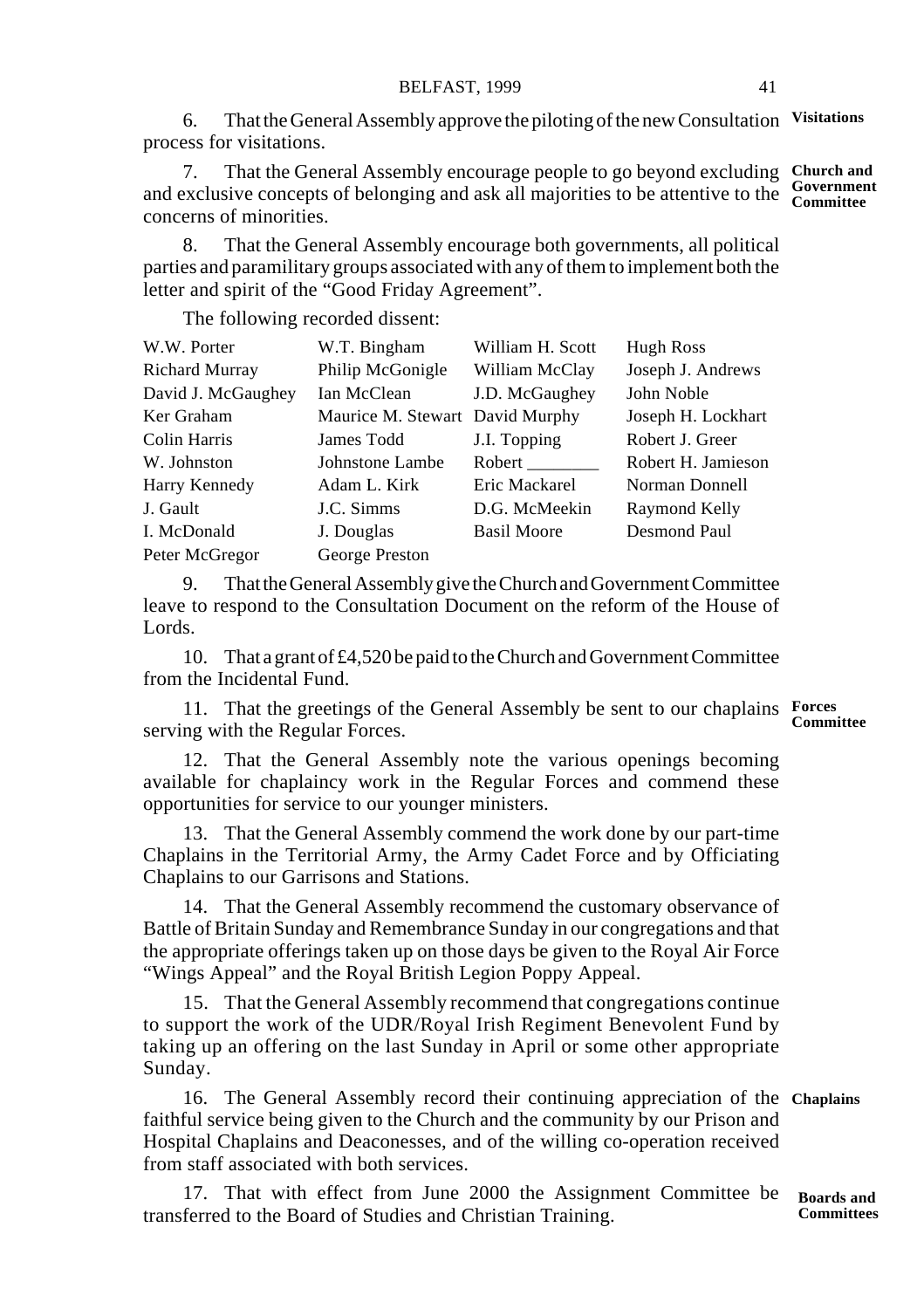6. That the General Assembly approve the piloting of the new Consultation process for visitations. **Visitations**

7. That the General Assembly encourage people to go beyond excluding and exclusive concepts of belonging and ask all majorities to be attentive to the concerns of minorities. **Church and Government Committee**

8. That the General Assembly encourage both governments, all political parties and paramilitary groups associated with any of them to implement both the letter and spirit of the "Good Friday Agreement".

The following recorded dissent:

| | | | |
|---|---|---|---|
| W.W. Porter | W.T. Bingham | William H. Scott | Hugh Ross |
| Richard Murray | Philip McGonigle | William McClay | Joseph J. Andrews |
| David J. McGaughey | Ian McClean | J.D. McGaughey | John Noble |
| Ker Graham | Maurice M. Stewart | David Murphy | Joseph H. Lockhart |
| Colin Harris | James Todd | J.I. Topping | Robert J. Greer |
| W. Johnston | Johnstone Lambe | Robert ________ | Robert H. Jamieson |
| Harry Kennedy | Adam L. Kirk | Eric Mackarel | Norman Donnell |
| J. Gault | J.C. Simms | D.G. McMeekin | Raymond Kelly |
| I. McDonald | J. Douglas | Basil Moore | Desmond Paul |
| Peter McGregor | George Preston | | |

9. That the General Assembly give the Church and Government Committee leave to respond to the Consultation Document on the reform of the House of Lords.

10. That a grant of £4,520 be paid to the Church and Government Committee from the Incidental Fund.

11. That the greetings of the General Assembly be sent to our chaplains serving with the Regular Forces. **Forces Committee**

12. That the General Assembly note the various openings becoming available for chaplaincy work in the Regular Forces and commend these opportunities for service to our younger ministers.

13. That the General Assembly commend the work done by our part-time Chaplains in the Territorial Army, the Army Cadet Force and by Officiating Chaplains to our Garrisons and Stations.

14. That the General Assembly recommend the customary observance of Battle of Britain Sunday and Remembrance Sunday in our congregations and that the appropriate offerings taken up on those days be given to the Royal Air Force "Wings Appeal" and the Royal British Legion Poppy Appeal.

15. That the General Assembly recommend that congregations continue to support the work of the UDR/Royal Irish Regiment Benevolent Fund by taking up an offering on the last Sunday in April or some other appropriate Sunday.

16. The General Assembly record their continuing appreciation of the faithful service being given to the Church and the community by our Prison and Hospital Chaplains and Deaconesses, and of the willing co-operation received from staff associated with both services. **Chaplains**

17. That with effect from June 2000 the Assignment Committee be transferred to the Board of Studies and Christian Training. **Boards and Committees**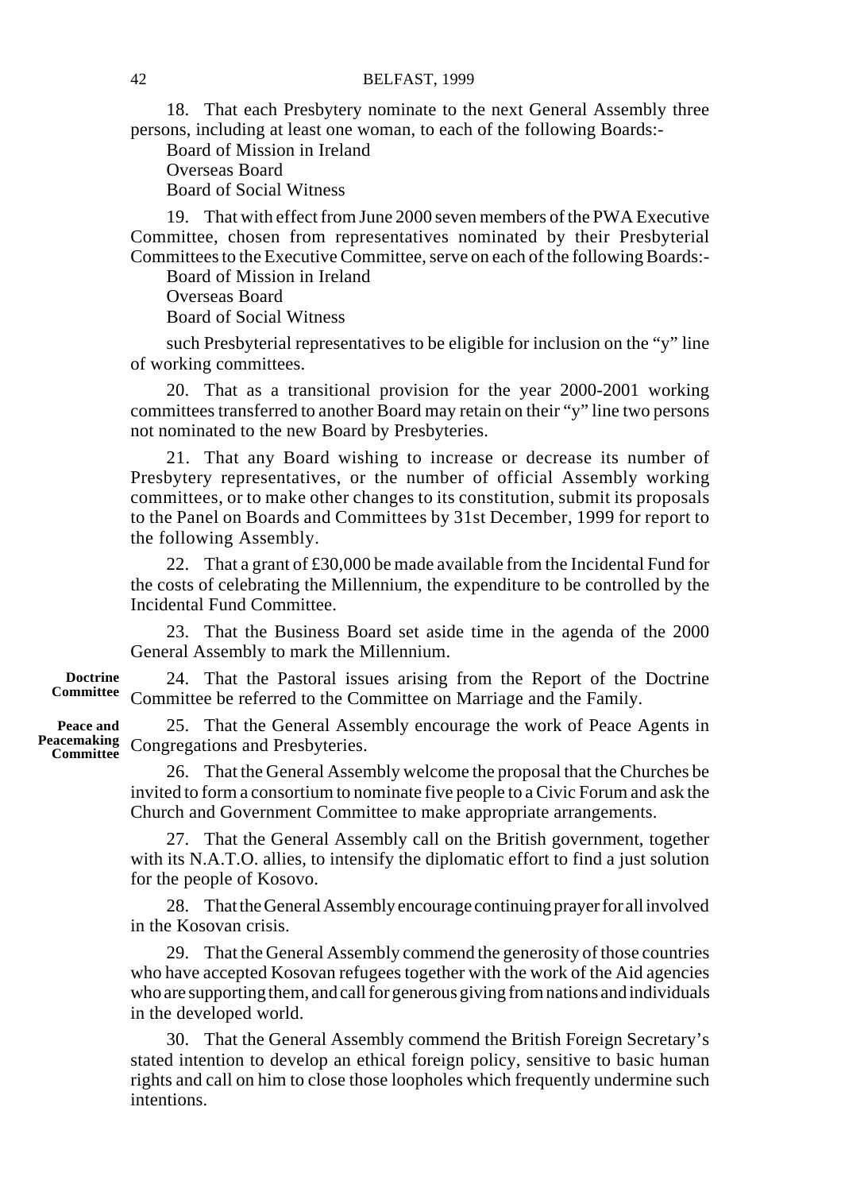18. That each Presbytery nominate to the next General Assembly three persons, including at least one woman, to each of the following Boards:-

Board of Mission in Ireland
Overseas Board
Board of Social Witness

19. That with effect from June 2000 seven members of the PWA Executive Committee, chosen from representatives nominated by their Presbyterial Committees to the Executive Committee, serve on each of the following Boards:-

Board of Mission in Ireland
Overseas Board
Board of Social Witness

such Presbyterial representatives to be eligible for inclusion on the "y" line of working committees.

20. That as a transitional provision for the year 2000-2001 working committees transferred to another Board may retain on their "y" line two persons not nominated to the new Board by Presbyteries.

21. That any Board wishing to increase or decrease its number of Presbytery representatives, or the number of official Assembly working committees, or to make other changes to its constitution, submit its proposals to the Panel on Boards and Committees by 31st December, 1999 for report to the following Assembly.

22. That a grant of £30,000 be made available from the Incidental Fund for the costs of celebrating the Millennium, the expenditure to be controlled by the Incidental Fund Committee.

23. That the Business Board set aside time in the agenda of the 2000 General Assembly to mark the Millennium.

**Doctrine Committee**

24. That the Pastoral issues arising from the Report of the Doctrine Committee be referred to the Committee on Marriage and the Family.

**Peace and Peacemaking Committee**

25. That the General Assembly encourage the work of Peace Agents in Congregations and Presbyteries.

26. That the General Assembly welcome the proposal that the Churches be invited to form a consortium to nominate five people to a Civic Forum and ask the Church and Government Committee to make appropriate arrangements.

27. That the General Assembly call on the British government, together with its N.A.T.O. allies, to intensify the diplomatic effort to find a just solution for the people of Kosovo.

28. That the General Assembly encourage continuing prayer for all involved in the Kosovan crisis.

29. That the General Assembly commend the generosity of those countries who have accepted Kosovan refugees together with the work of the Aid agencies who are supporting them, and call for generous giving from nations and individuals in the developed world.

30. That the General Assembly commend the British Foreign Secretary's stated intention to develop an ethical foreign policy, sensitive to basic human rights and call on him to close those loopholes which frequently undermine such intentions.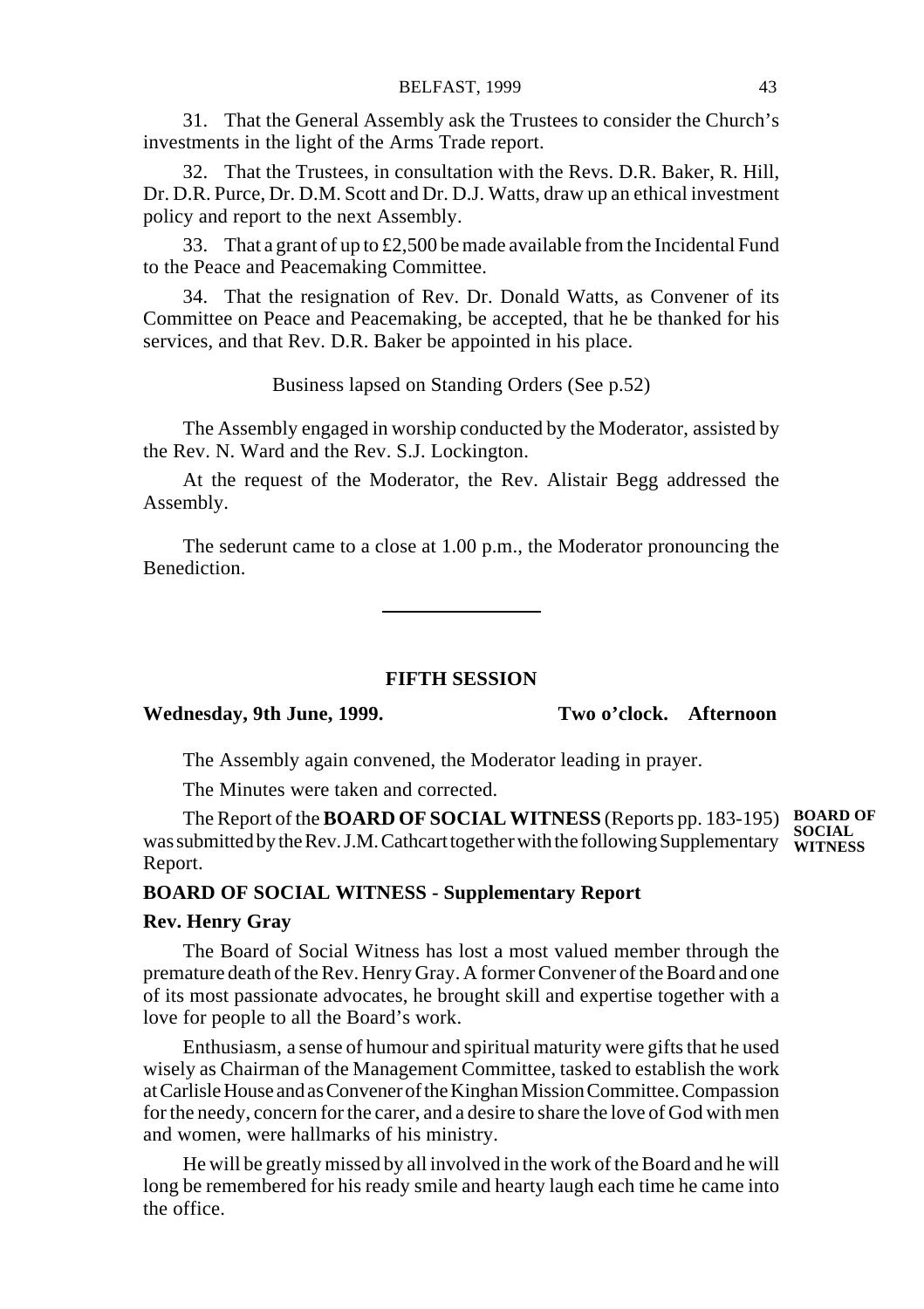31. That the General Assembly ask the Trustees to consider the Church's investments in the light of the Arms Trade report.

32. That the Trustees, in consultation with the Revs. D.R. Baker, R. Hill, Dr. D.R. Purce, Dr. D.M. Scott and Dr. D.J. Watts, draw up an ethical investment policy and report to the next Assembly.

33. That a grant of up to £2,500 be made available from the Incidental Fund to the Peace and Peacemaking Committee.

34. That the resignation of Rev. Dr. Donald Watts, as Convener of its Committee on Peace and Peacemaking, be accepted, that he be thanked for his services, and that Rev. D.R. Baker be appointed in his place.

Business lapsed on Standing Orders (See p.52)

The Assembly engaged in worship conducted by the Moderator, assisted by the Rev. N. Ward and the Rev. S.J. Lockington.

At the request of the Moderator, the Rev. Alistair Begg addressed the Assembly.

The sederunt came to a close at 1.00 p.m., the Moderator pronouncing the Benediction.

---

## FIFTH SESSION

**Wednesday, 9th June, 1999. Two o'clock. Afternoon**

The Assembly again convened, the Moderator leading in prayer.

The Minutes were taken and corrected.

**BOARD OF SOCIAL WITNESS**

The Report of the **BOARD OF SOCIAL WITNESS** (Reports pp. 183-195) was submitted by the Rev. J.M. Cathcart together with the following Supplementary Report.

### BOARD OF SOCIAL WITNESS - Supplementary Report

**Rev. Henry Gray**

The Board of Social Witness has lost a most valued member through the premature death of the Rev. Henry Gray. A former Convener of the Board and one of its most passionate advocates, he brought skill and expertise together with a love for people to all the Board's work.

Enthusiasm, a sense of humour and spiritual maturity were gifts that he used wisely as Chairman of the Management Committee, tasked to establish the work at Carlisle House and as Convener of the Kinghan Mission Committee. Compassion for the needy, concern for the carer, and a desire to share the love of God with men and women, were hallmarks of his ministry.

He will be greatly missed by all involved in the work of the Board and he will long be remembered for his ready smile and hearty laugh each time he came into the office.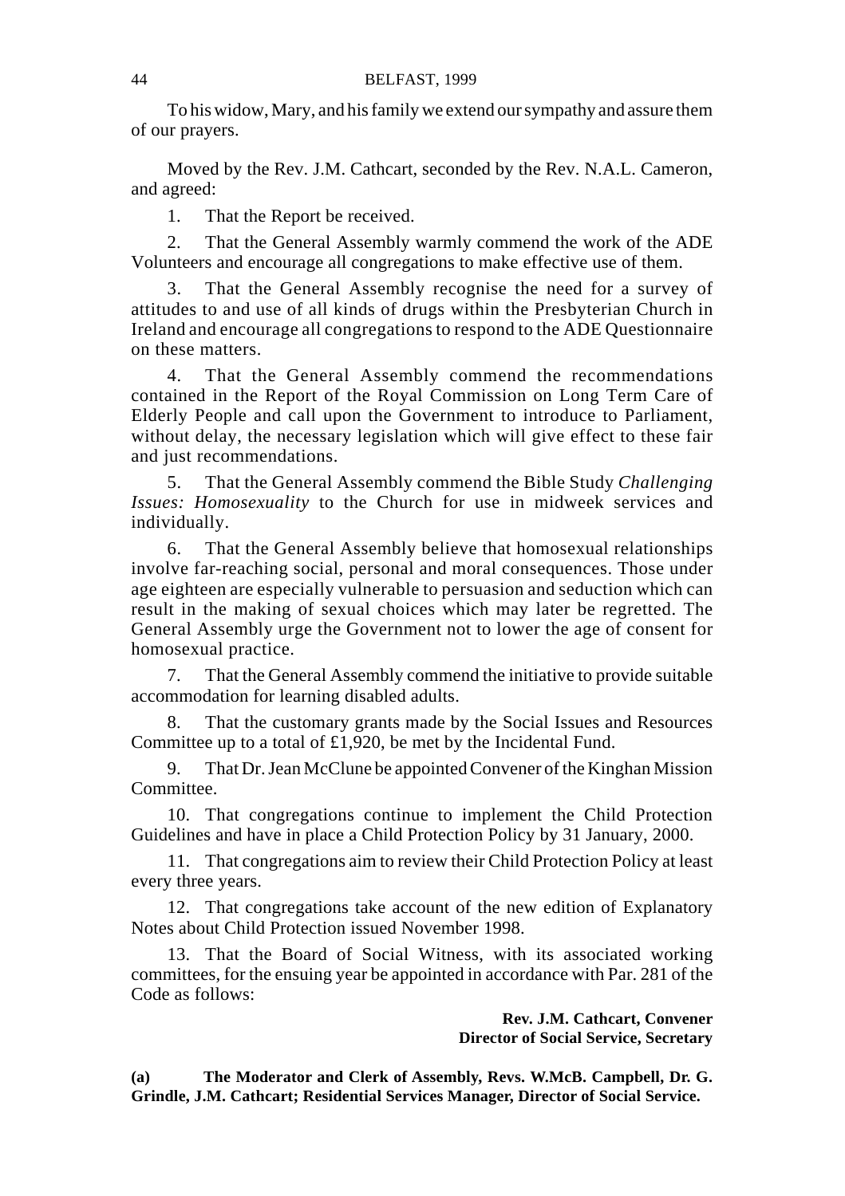To his widow, Mary, and his family we extend our sympathy and assure them of our prayers.

Moved by the Rev. J.M. Cathcart, seconded by the Rev. N.A.L. Cameron, and agreed:

1. That the Report be received.

2. That the General Assembly warmly commend the work of the ADE Volunteers and encourage all congregations to make effective use of them.

3. That the General Assembly recognise the need for a survey of attitudes to and use of all kinds of drugs within the Presbyterian Church in Ireland and encourage all congregations to respond to the ADE Questionnaire on these matters.

4. That the General Assembly commend the recommendations contained in the Report of the Royal Commission on Long Term Care of Elderly People and call upon the Government to introduce to Parliament, without delay, the necessary legislation which will give effect to these fair and just recommendations.

5. That the General Assembly commend the Bible Study *Challenging Issues: Homosexuality* to the Church for use in midweek services and individually.

6. That the General Assembly believe that homosexual relationships involve far-reaching social, personal and moral consequences. Those under age eighteen are especially vulnerable to persuasion and seduction which can result in the making of sexual choices which may later be regretted. The General Assembly urge the Government not to lower the age of consent for homosexual practice.

7. That the General Assembly commend the initiative to provide suitable accommodation for learning disabled adults.

8. That the customary grants made by the Social Issues and Resources Committee up to a total of £1,920, be met by the Incidental Fund.

9. That Dr. Jean McClune be appointed Convener of the Kinghan Mission Committee.

10. That congregations continue to implement the Child Protection Guidelines and have in place a Child Protection Policy by 31 January, 2000.

11. That congregations aim to review their Child Protection Policy at least every three years.

12. That congregations take account of the new edition of Explanatory Notes about Child Protection issued November 1998.

13. That the Board of Social Witness, with its associated working committees, for the ensuing year be appointed in accordance with Par. 281 of the Code as follows:

**Rev. J.M. Cathcart, Convener**
**Director of Social Service, Secretary**

**(a) The Moderator and Clerk of Assembly, Revs. W.McB. Campbell, Dr. G. Grindle, J.M. Cathcart; Residential Services Manager, Director of Social Service.**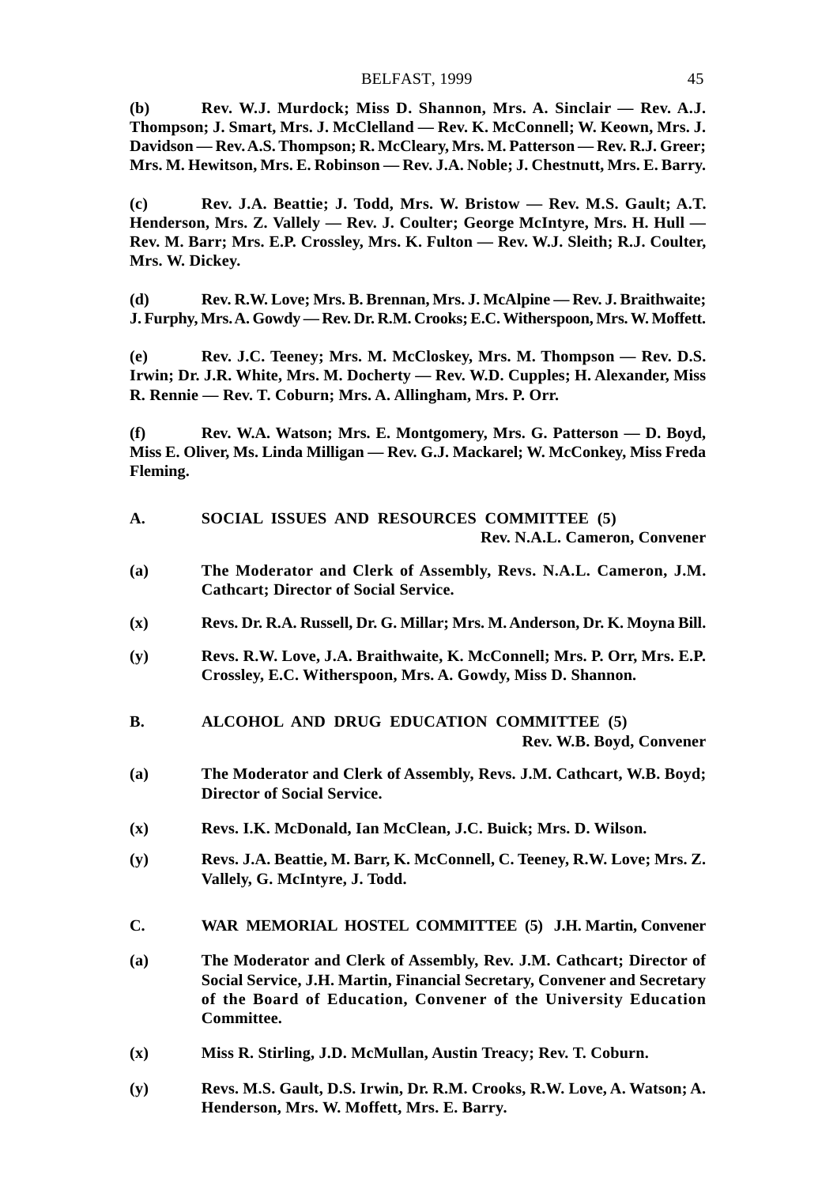**(b)** **Rev. W.J. Murdock; Miss D. Shannon, Mrs. A. Sinclair — Rev. A.J. Thompson; J. Smart, Mrs. J. McClelland — Rev. K. McConnell; W. Keown, Mrs. J. Davidson — Rev. A.S. Thompson; R. McCleary, Mrs. M. Patterson — Rev. R.J. Greer; Mrs. M. Hewitson, Mrs. E. Robinson — Rev. J.A. Noble; J. Chestnutt, Mrs. E. Barry.**

**(c)** **Rev. J.A. Beattie; J. Todd, Mrs. W. Bristow — Rev. M.S. Gault; A.T. Henderson, Mrs. Z. Vallely — Rev. J. Coulter; George McIntyre, Mrs. H. Hull — Rev. M. Barr; Mrs. E.P. Crossley, Mrs. K. Fulton — Rev. W.J. Sleith; R.J. Coulter, Mrs. W. Dickey.**

**(d)** **Rev. R.W. Love; Mrs. B. Brennan, Mrs. J. McAlpine — Rev. J. Braithwaite; J. Furphy, Mrs. A. Gowdy — Rev. Dr. R.M. Crooks; E.C. Witherspoon, Mrs. W. Moffett.**

**(e)** **Rev. J.C. Teeney; Mrs. M. McCloskey, Mrs. M. Thompson — Rev. D.S. Irwin; Dr. J.R. White, Mrs. M. Docherty — Rev. W.D. Cupples; H. Alexander, Miss R. Rennie — Rev. T. Coburn; Mrs. A. Allingham, Mrs. P. Orr.**

**(f)** **Rev. W.A. Watson; Mrs. E. Montgomery, Mrs. G. Patterson — D. Boyd, Miss E. Oliver, Ms. Linda Milligan — Rev. G.J. Mackarel; W. McConkey, Miss Freda Fleming.**

## A. SOCIAL ISSUES AND RESOURCES COMMITTEE (5)

**Rev. N.A.L. Cameron, Convener**

**(a)** **The Moderator and Clerk of Assembly, Revs. N.A.L. Cameron, J.M. Cathcart; Director of Social Service.**

**(x)** **Revs. Dr. R.A. Russell, Dr. G. Millar; Mrs. M. Anderson, Dr. K. Moyna Bill.**

**(y)** **Revs. R.W. Love, J.A. Braithwaite, K. McConnell; Mrs. P. Orr, Mrs. E.P. Crossley, E.C. Witherspoon, Mrs. A. Gowdy, Miss D. Shannon.**

## B. ALCOHOL AND DRUG EDUCATION COMMITTEE (5)

**Rev. W.B. Boyd, Convener**

**(a)** **The Moderator and Clerk of Assembly, Revs. J.M. Cathcart, W.B. Boyd; Director of Social Service.**

**(x)** **Revs. I.K. McDonald, Ian McClean, J.C. Buick; Mrs. D. Wilson.**

**(y)** **Revs. J.A. Beattie, M. Barr, K. McConnell, C. Teeney, R.W. Love; Mrs. Z. Vallely, G. McIntyre, J. Todd.**

## C. WAR MEMORIAL HOSTEL COMMITTEE (5) J.H. Martin, Convener

**(a)** **The Moderator and Clerk of Assembly, Rev. J.M. Cathcart; Director of Social Service, J.H. Martin, Financial Secretary, Convener and Secretary of the Board of Education, Convener of the University Education Committee.**

**(x)** **Miss R. Stirling, J.D. McMullan, Austin Treacy; Rev. T. Coburn.**

**(y)** **Revs. M.S. Gault, D.S. Irwin, Dr. R.M. Crooks, R.W. Love, A. Watson; A. Henderson, Mrs. W. Moffett, Mrs. E. Barry.**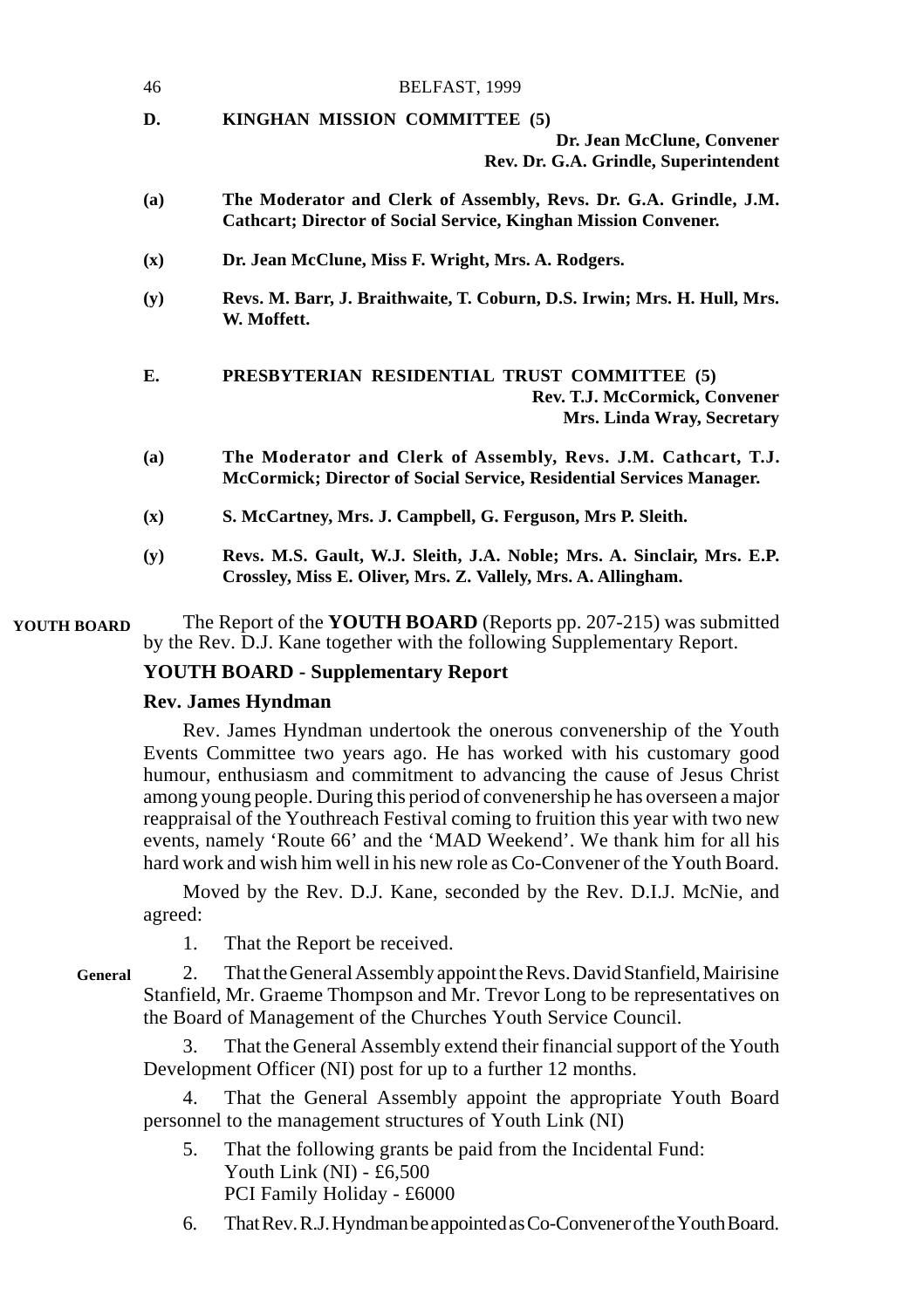**D. KINGHAN MISSION COMMITTEE (5)**

**Dr. Jean McClune, Convener**
**Rev. Dr. G.A. Grindle, Superintendent**

**(a)** **The Moderator and Clerk of Assembly, Revs. Dr. G.A. Grindle, J.M. Cathcart; Director of Social Service, Kinghan Mission Convener.**

**(x)** **Dr. Jean McClune, Miss F. Wright, Mrs. A. Rodgers.**

**(y)** **Revs. M. Barr, J. Braithwaite, T. Coburn, D.S. Irwin; Mrs. H. Hull, Mrs. W. Moffett.**

**E. PRESBYTERIAN RESIDENTIAL TRUST COMMITTEE (5)**

**Rev. T.J. McCormick, Convener**
**Mrs. Linda Wray, Secretary**

**(a)** **The Moderator and Clerk of Assembly, Revs. J.M. Cathcart, T.J. McCormick; Director of Social Service, Residential Services Manager.**

**(x)** **S. McCartney, Mrs. J. Campbell, G. Ferguson, Mrs P. Sleith.**

**(y)** **Revs. M.S. Gault, W.J. Sleith, J.A. Noble; Mrs. A. Sinclair, Mrs. E.P. Crossley, Miss E. Oliver, Mrs. Z. Vallely, Mrs. A. Allingham.**

**YOUTH BOARD**

The Report of the **YOUTH BOARD** (Reports pp. 207-215) was submitted by the Rev. D.J. Kane together with the following Supplementary Report.

**YOUTH BOARD - Supplementary Report**

**Rev. James Hyndman**

Rev. James Hyndman undertook the onerous convenership of the Youth Events Committee two years ago. He has worked with his customary good humour, enthusiasm and commitment to advancing the cause of Jesus Christ among young people. During this period of convenership he has overseen a major reappraisal of the Youthreach Festival coming to fruition this year with two new events, namely 'Route 66' and the 'MAD Weekend'. We thank him for all his hard work and wish him well in his new role as Co-Convener of the Youth Board.

Moved by the Rev. D.J. Kane, seconded by the Rev. D.I.J. McNie, and agreed:

1. That the Report be received.

**General**

2. That the General Assembly appoint the Revs. David Stanfield, Mairisine Stanfield, Mr. Graeme Thompson and Mr. Trevor Long to be representatives on the Board of Management of the Churches Youth Service Council.

3. That the General Assembly extend their financial support of the Youth Development Officer (NI) post for up to a further 12 months.

4. That the General Assembly appoint the appropriate Youth Board personnel to the management structures of Youth Link (NI)

5. That the following grants be paid from the Incidental Fund:
   Youth Link (NI) - £6,500
   PCI Family Holiday - £6000

6. That Rev. R.J. Hyndman be appointed as Co-Convener of the Youth Board.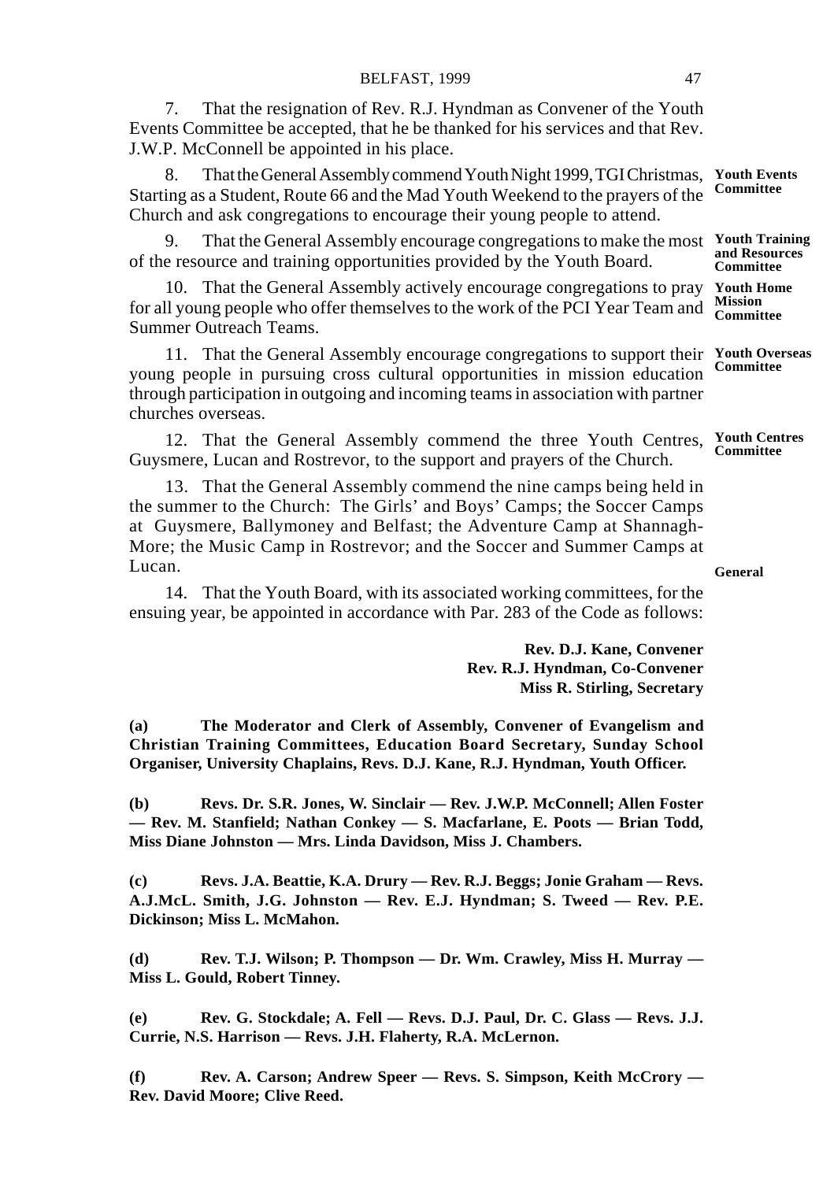7. That the resignation of Rev. R.J. Hyndman as Convener of the Youth Events Committee be accepted, that he be thanked for his services and that Rev. J.W.P. McConnell be appointed in his place.

**Youth Events Committee**

8. That the General Assembly commend Youth Night 1999, TGI Christmas, Starting as a Student, Route 66 and the Mad Youth Weekend to the prayers of the Church and ask congregations to encourage their young people to attend.

**Youth Training and Resources Committee**

9. That the General Assembly encourage congregations to make the most of the resource and training opportunities provided by the Youth Board.

**Youth Home Mission Committee**

10. That the General Assembly actively encourage congregations to pray for all young people who offer themselves to the work of the PCI Year Team and Summer Outreach Teams.

**Youth Overseas Committee**

11. That the General Assembly encourage congregations to support their young people in pursuing cross cultural opportunities in mission education through participation in outgoing and incoming teams in association with partner churches overseas.

**Youth Centres Committee**

12. That the General Assembly commend the three Youth Centres, Guysmere, Lucan and Rostrevor, to the support and prayers of the Church.

13. That the General Assembly commend the nine camps being held in the summer to the Church: The Girls' and Boys' Camps; the Soccer Camps at Guysmere, Ballymoney and Belfast; the Adventure Camp at Shannagh-More; the Music Camp in Rostrevor; and the Soccer and Summer Camps at Lucan.

**General**

14. That the Youth Board, with its associated working committees, for the ensuing year, be appointed in accordance with Par. 283 of the Code as follows:

**Rev. D.J. Kane, Convener**
**Rev. R.J. Hyndman, Co-Convener**
**Miss R. Stirling, Secretary**

**(a) The Moderator and Clerk of Assembly, Convener of Evangelism and Christian Training Committees, Education Board Secretary, Sunday School Organiser, University Chaplains, Revs. D.J. Kane, R.J. Hyndman, Youth Officer.**

**(b) Revs. Dr. S.R. Jones, W. Sinclair — Rev. J.W.P. McConnell; Allen Foster — Rev. M. Stanfield; Nathan Conkey — S. Macfarlane, E. Poots — Brian Todd, Miss Diane Johnston — Mrs. Linda Davidson, Miss J. Chambers.**

**(c) Revs. J.A. Beattie, K.A. Drury — Rev. R.J. Beggs; Jonie Graham — Revs. A.J.McL. Smith, J.G. Johnston — Rev. E.J. Hyndman; S. Tweed — Rev. P.E. Dickinson; Miss L. McMahon.**

**(d) Rev. T.J. Wilson; P. Thompson — Dr. Wm. Crawley, Miss H. Murray — Miss L. Gould, Robert Tinney.**

**(e) Rev. G. Stockdale; A. Fell — Revs. D.J. Paul, Dr. C. Glass — Revs. J.J. Currie, N.S. Harrison — Revs. J.H. Flaherty, R.A. McLernon.**

**(f) Rev. A. Carson; Andrew Speer — Revs. S. Simpson, Keith McCrory — Rev. David Moore; Clive Reed.**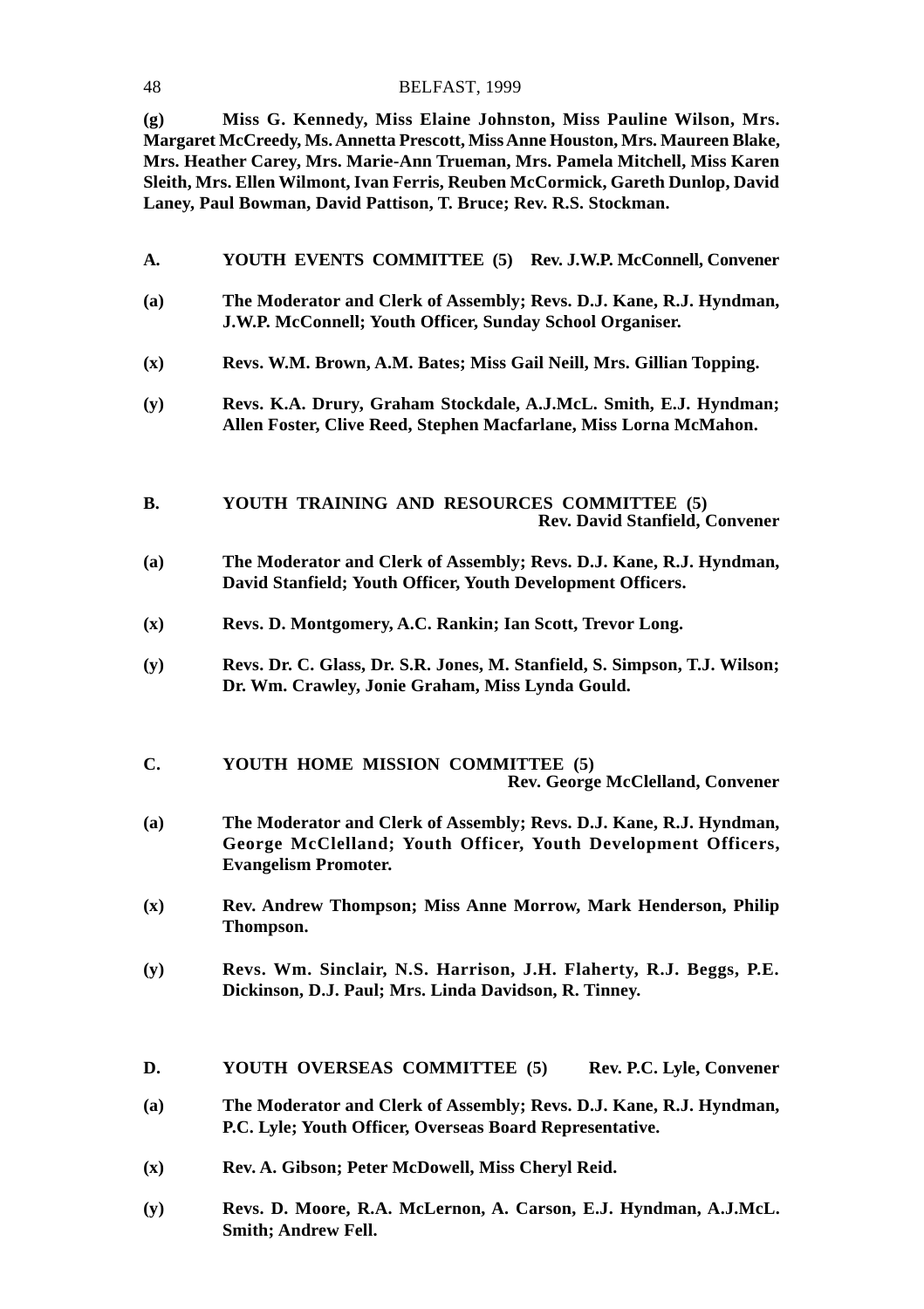**(g)** **Miss G. Kennedy, Miss Elaine Johnston, Miss Pauline Wilson, Mrs. Margaret McCreedy, Ms. Annetta Prescott, Miss Anne Houston, Mrs. Maureen Blake, Mrs. Heather Carey, Mrs. Marie-Ann Trueman, Mrs. Pamela Mitchell, Miss Karen Sleith, Mrs. Ellen Wilmont, Ivan Ferris, Reuben McCormick, Gareth Dunlop, David Laney, Paul Bowman, David Pattison, T. Bruce; Rev. R.S. Stockman.**

## A. YOUTH EVENTS COMMITTEE (5) Rev. J.W.P. McConnell, Convener

**(a)** **The Moderator and Clerk of Assembly; Revs. D.J. Kane, R.J. Hyndman, J.W.P. McConnell; Youth Officer, Sunday School Organiser.**

**(x)** **Revs. W.M. Brown, A.M. Bates; Miss Gail Neill, Mrs. Gillian Topping.**

**(y)** **Revs. K.A. Drury, Graham Stockdale, A.J.McL. Smith, E.J. Hyndman; Allen Foster, Clive Reed, Stephen Macfarlane, Miss Lorna McMahon.**

## B. YOUTH TRAINING AND RESOURCES COMMITTEE (5) Rev. David Stanfield, Convener

**(a)** **The Moderator and Clerk of Assembly; Revs. D.J. Kane, R.J. Hyndman, David Stanfield; Youth Officer, Youth Development Officers.**

**(x)** **Revs. D. Montgomery, A.C. Rankin; Ian Scott, Trevor Long.**

**(y)** **Revs. Dr. C. Glass, Dr. S.R. Jones, M. Stanfield, S. Simpson, T.J. Wilson; Dr. Wm. Crawley, Jonie Graham, Miss Lynda Gould.**

## C. YOUTH HOME MISSION COMMITTEE (5) Rev. George McClelland, Convener

**(a)** **The Moderator and Clerk of Assembly; Revs. D.J. Kane, R.J. Hyndman, George McClelland; Youth Officer, Youth Development Officers, Evangelism Promoter.**

**(x)** **Rev. Andrew Thompson; Miss Anne Morrow, Mark Henderson, Philip Thompson.**

**(y)** **Revs. Wm. Sinclair, N.S. Harrison, J.H. Flaherty, R.J. Beggs, P.E. Dickinson, D.J. Paul; Mrs. Linda Davidson, R. Tinney.**

## D. YOUTH OVERSEAS COMMITTEE (5) Rev. P.C. Lyle, Convener

**(a)** **The Moderator and Clerk of Assembly; Revs. D.J. Kane, R.J. Hyndman, P.C. Lyle; Youth Officer, Overseas Board Representative.**

**(x)** **Rev. A. Gibson; Peter McDowell, Miss Cheryl Reid.**

**(y)** **Revs. D. Moore, R.A. McLernon, A. Carson, E.J. Hyndman, A.J.McL. Smith; Andrew Fell.**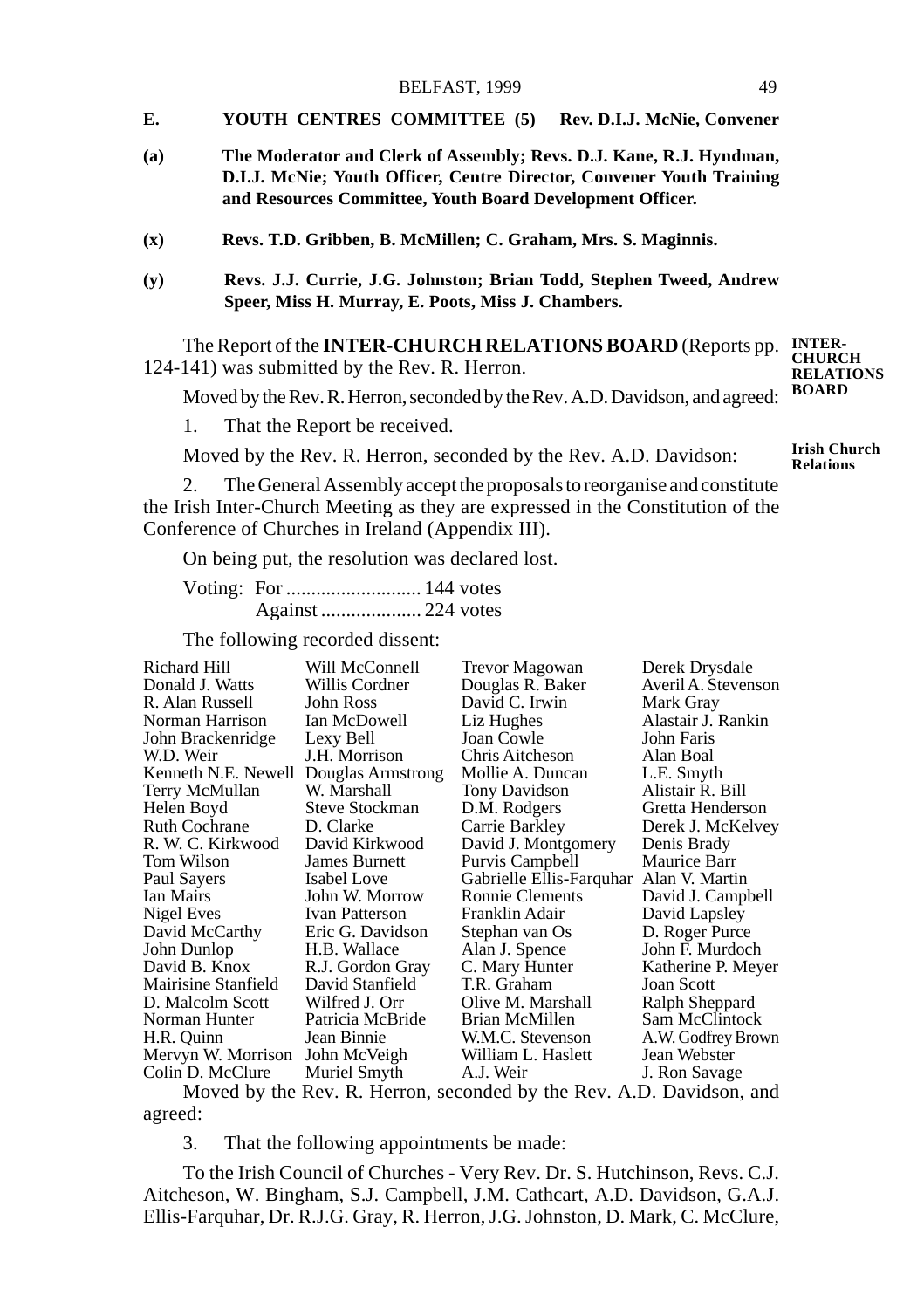**E. YOUTH CENTRES COMMITTEE (5) Rev. D.I.J. McNie, Convener**

**(a)** **The Moderator and Clerk of Assembly; Revs. D.J. Kane, R.J. Hyndman, D.I.J. McNie; Youth Officer, Centre Director, Convener Youth Training and Resources Committee, Youth Board Development Officer.**

**(x)** **Revs. T.D. Gribben, B. McMillen; C. Graham, Mrs. S. Maginnis.**

**(y)** **Revs. J.J. Currie, J.G. Johnston; Brian Todd, Stephen Tweed, Andrew Speer, Miss H. Murray, E. Poots, Miss J. Chambers.**

**INTER-CHURCH RELATIONS BOARD**

The Report of the **INTER-CHURCH RELATIONS BOARD** (Reports pp. 124-141) was submitted by the Rev. R. Herron.

Moved by the Rev. R. Herron, seconded by the Rev. A.D. Davidson, and agreed:

1. That the Report be received.

**Irish Church Relations**

Moved by the Rev. R. Herron, seconded by the Rev. A.D. Davidson:

2. The General Assembly accept the proposals to reorganise and constitute the Irish Inter-Church Meeting as they are expressed in the Constitution of the Conference of Churches in Ireland (Appendix III).

On being put, the resolution was declared lost.

Voting: For ........................... 144 votes
Against .................... 224 votes

The following recorded dissent:

Richard Hill, Donald J. Watts, R. Alan Russell, Norman Harrison, John Brackenridge, W.D. Weir, Kenneth N.E. Newell, Terry McMullan, Helen Boyd, Ruth Cochrane, R. W. C. Kirkwood, Tom Wilson, Paul Sayers, Ian Mairs, Nigel Eves, David McCarthy, John Dunlop, David B. Knox, Mairisine Stanfield, D. Malcolm Scott, Norman Hunter, H.R. Quinn, Mervyn W. Morrison, Colin D. McClure, Will McConnell, Willis Cordner, John Ross, Ian McDowell, Lexy Bell, J.H. Morrison, Douglas Armstrong, W. Marshall, Steve Stockman, D. Clarke, David Kirkwood, James Burnett, Isabel Love, John W. Morrow, Ivan Patterson, Eric G. Davidson, H.B. Wallace, R.J. Gordon Gray, David Stanfield, Wilfred J. Orr, Patricia McBride, Jean Binnie, John McVeigh, Muriel Smyth, Trevor Magowan, Douglas R. Baker, David C. Irwin, Liz Hughes, Joan Cowle, Chris Aitcheson, Mollie A. Duncan, Tony Davidson, D.M. Rodgers, Carrie Barkley, David J. Montgomery, Purvis Campbell, Gabrielle Ellis-Farquhar, Ronnie Clements, Franklin Adair, Stephan van Os, Alan J. Spence, C. Mary Hunter, T.R. Graham, Olive M. Marshall, Brian McMillen, W.M.C. Stevenson, William L. Haslett, A.J. Weir, Derek Drysdale, Averil A. Stevenson, Mark Gray, Alastair J. Rankin, John Faris, Alan Boal, L.E. Smyth, Alistair R. Bill, Gretta Henderson, Derek J. McKelvey, Denis Brady, Maurice Barr, Alan V. Martin, David J. Campbell, David Lapsley, D. Roger Purce, John F. Murdoch, Katherine P. Meyer, Joan Scott, Ralph Sheppard, Sam McClintock, A.W. Godfrey Brown, Jean Webster, J. Ron Savage

Moved by the Rev. R. Herron, seconded by the Rev. A.D. Davidson, and agreed:

3. That the following appointments be made:

To the Irish Council of Churches - Very Rev. Dr. S. Hutchinson, Revs. C.J. Aitcheson, W. Bingham, S.J. Campbell, J.M. Cathcart, A.D. Davidson, G.A.J. Ellis-Farquhar, Dr. R.J.G. Gray, R. Herron, J.G. Johnston, D. Mark, C. McClure,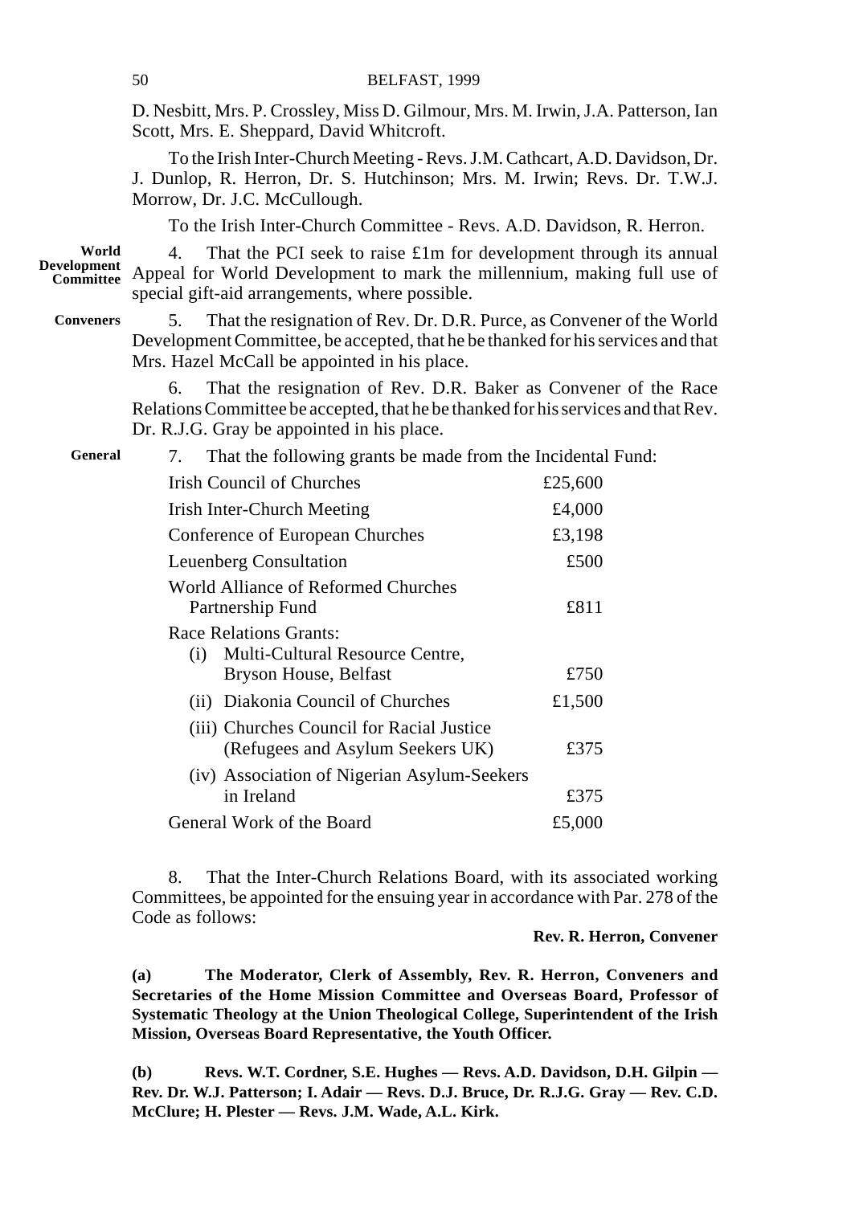D. Nesbitt, Mrs. P. Crossley, Miss D. Gilmour, Mrs. M. Irwin, J.A. Patterson, Ian Scott, Mrs. E. Sheppard, David Whitcroft.

To the Irish Inter-Church Meeting - Revs. J.M. Cathcart, A.D. Davidson, Dr. J. Dunlop, R. Herron, Dr. S. Hutchinson; Mrs. M. Irwin; Revs. Dr. T.W.J. Morrow, Dr. J.C. McCullough.

To the Irish Inter-Church Committee - Revs. A.D. Davidson, R. Herron.

**World Development Committee**

4. That the PCI seek to raise £1m for development through its annual Appeal for World Development to mark the millennium, making full use of special gift-aid arrangements, where possible.

**Conveners**

5. That the resignation of Rev. Dr. D.R. Purce, as Convener of the World Development Committee, be accepted, that he be thanked for his services and that Mrs. Hazel McCall be appointed in his place.

6. That the resignation of Rev. D.R. Baker as Convener of the Race Relations Committee be accepted, that he be thanked for his services and that Rev. Dr. R.J.G. Gray be appointed in his place.

**General**

7. That the following grants be made from the Incidental Fund:

| | |
|---|---|
| Irish Council of Churches | £25,600 |
| Irish Inter-Church Meeting | £4,000 |
| Conference of European Churches | £3,198 |
| Leuenberg Consultation | £500 |
| World Alliance of Reformed Churches Partnership Fund | £811 |
| Race Relations Grants: | |
| (i) Multi-Cultural Resource Centre, Bryson House, Belfast | £750 |
| (ii) Diakonia Council of Churches | £1,500 |
| (iii) Churches Council for Racial Justice (Refugees and Asylum Seekers UK) | £375 |
| (iv) Association of Nigerian Asylum-Seekers in Ireland | £375 |
| General Work of the Board | £5,000 |

8. That the Inter-Church Relations Board, with its associated working Committees, be appointed for the ensuing year in accordance with Par. 278 of the Code as follows:

**Rev. R. Herron, Convener**

**(a) The Moderator, Clerk of Assembly, Rev. R. Herron, Conveners and Secretaries of the Home Mission Committee and Overseas Board, Professor of Systematic Theology at the Union Theological College, Superintendent of the Irish Mission, Overseas Board Representative, the Youth Officer.**

**(b) Revs. W.T. Cordner, S.E. Hughes — Revs. A.D. Davidson, D.H. Gilpin — Rev. Dr. W.J. Patterson; I. Adair — Revs. D.J. Bruce, Dr. R.J.G. Gray — Rev. C.D. McClure; H. Plester — Revs. J.M. Wade, A.L. Kirk.**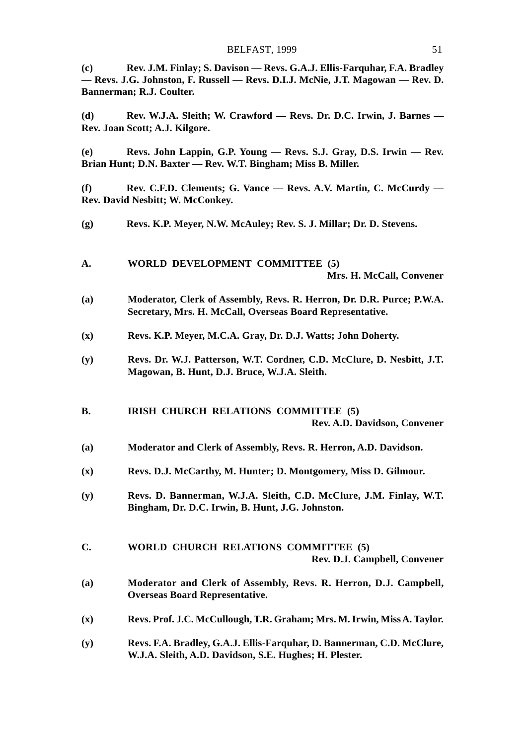**(c)** **Rev. J.M. Finlay; S. Davison — Revs. G.A.J. Ellis-Farquhar, F.A. Bradley — Revs. J.G. Johnston, F. Russell — Revs. D.I.J. McNie, J.T. Magowan — Rev. D. Bannerman; R.J. Coulter.**

**(d)** **Rev. W.J.A. Sleith; W. Crawford — Revs. Dr. D.C. Irwin, J. Barnes — Rev. Joan Scott; A.J. Kilgore.**

**(e)** **Revs. John Lappin, G.P. Young — Revs. S.J. Gray, D.S. Irwin — Rev. Brian Hunt; D.N. Baxter — Rev. W.T. Bingham; Miss B. Miller.**

**(f)** **Rev. C.F.D. Clements; G. Vance — Revs. A.V. Martin, C. McCurdy — Rev. David Nesbitt; W. McConkey.**

**(g)** **Revs. K.P. Meyer, N.W. McAuley; Rev. S. J. Millar; Dr. D. Stevens.**

## A. WORLD DEVELOPMENT COMMITTEE (5)

**Mrs. H. McCall, Convener**

**(a)** **Moderator, Clerk of Assembly, Revs. R. Herron, Dr. D.R. Purce; P.W.A. Secretary, Mrs. H. McCall, Overseas Board Representative.**

**(x)** **Revs. K.P. Meyer, M.C.A. Gray, Dr. D.J. Watts; John Doherty.**

**(y)** **Revs. Dr. W.J. Patterson, W.T. Cordner, C.D. McClure, D. Nesbitt, J.T. Magowan, B. Hunt, D.J. Bruce, W.J.A. Sleith.**

## B. IRISH CHURCH RELATIONS COMMITTEE (5)

**Rev. A.D. Davidson, Convener**

**(a)** **Moderator and Clerk of Assembly, Revs. R. Herron, A.D. Davidson.**

**(x)** **Revs. D.J. McCarthy, M. Hunter; D. Montgomery, Miss D. Gilmour.**

**(y)** **Revs. D. Bannerman, W.J.A. Sleith, C.D. McClure, J.M. Finlay, W.T. Bingham, Dr. D.C. Irwin, B. Hunt, J.G. Johnston.**

## C. WORLD CHURCH RELATIONS COMMITTEE (5)

**Rev. D.J. Campbell, Convener**

**(a)** **Moderator and Clerk of Assembly, Revs. R. Herron, D.J. Campbell, Overseas Board Representative.**

**(x)** **Revs. Prof. J.C. McCullough, T.R. Graham; Mrs. M. Irwin, Miss A. Taylor.**

**(y)** **Revs. F.A. Bradley, G.A.J. Ellis-Farquhar, D. Bannerman, C.D. McClure, W.J.A. Sleith, A.D. Davidson, S.E. Hughes; H. Plester.**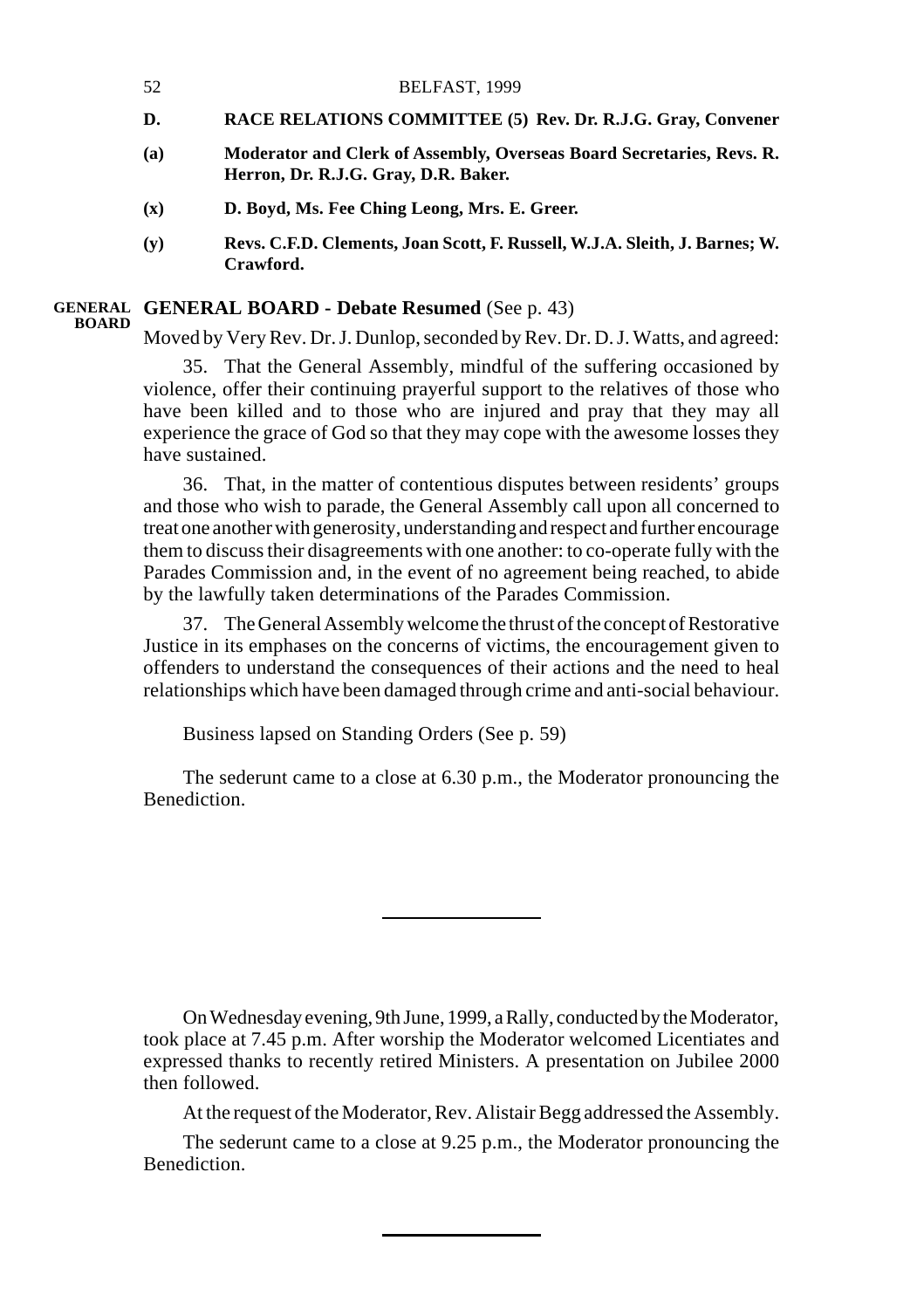**D. RACE RELATIONS COMMITTEE (5) Rev. Dr. R.J.G. Gray, Convener**

**(a) Moderator and Clerk of Assembly, Overseas Board Secretaries, Revs. R. Herron, Dr. R.J.G. Gray, D.R. Baker.**

**(x) D. Boyd, Ms. Fee Ching Leong, Mrs. E. Greer.**

**(y) Revs. C.F.D. Clements, Joan Scott, F. Russell, W.J.A. Sleith, J. Barnes; W. Crawford.**

GENERAL BOARD

**GENERAL BOARD - Debate Resumed** (See p. 43)

Moved by Very Rev. Dr. J. Dunlop, seconded by Rev. Dr. D. J. Watts, and agreed:

35. That the General Assembly, mindful of the suffering occasioned by violence, offer their continuing prayerful support to the relatives of those who have been killed and to those who are injured and pray that they may all experience the grace of God so that they may cope with the awesome losses they have sustained.

36. That, in the matter of contentious disputes between residents' groups and those who wish to parade, the General Assembly call upon all concerned to treat one another with generosity, understanding and respect and further encourage them to discuss their disagreements with one another: to co-operate fully with the Parades Commission and, in the event of no agreement being reached, to abide by the lawfully taken determinations of the Parades Commission.

37. The General Assembly welcome the thrust of the concept of Restorative Justice in its emphases on the concerns of victims, the encouragement given to offenders to understand the consequences of their actions and the need to heal relationships which have been damaged through crime and anti-social behaviour.

Business lapsed on Standing Orders (See p. 59)

The sederunt came to a close at 6.30 p.m., the Moderator pronouncing the Benediction.

---

On Wednesday evening, 9th June, 1999, a Rally, conducted by the Moderator, took place at 7.45 p.m. After worship the Moderator welcomed Licentiates and expressed thanks to recently retired Ministers. A presentation on Jubilee 2000 then followed.

At the request of the Moderator, Rev. Alistair Begg addressed the Assembly.

The sederunt came to a close at 9.25 p.m., the Moderator pronouncing the Benediction.

---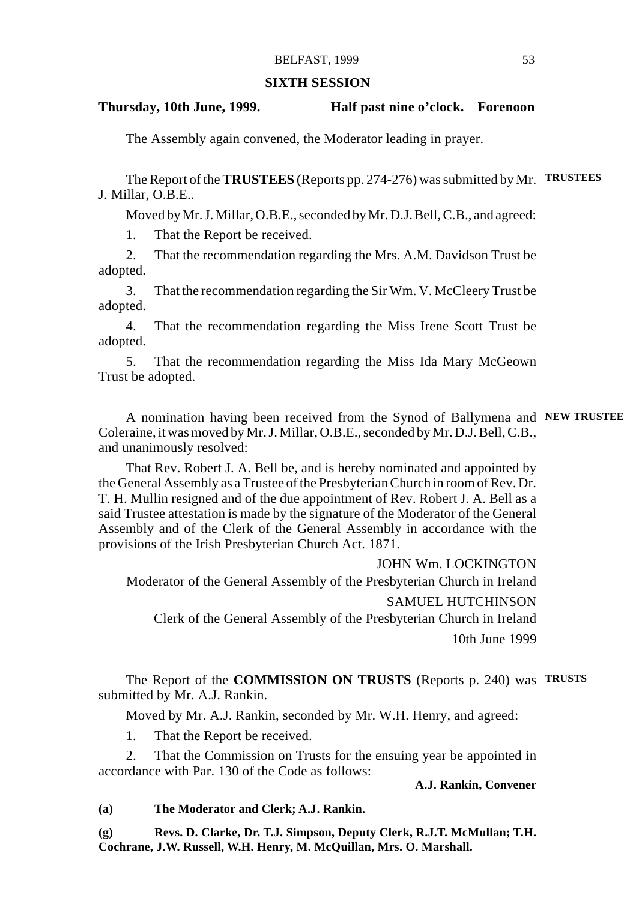## SIXTH SESSION

**Thursday, 10th June, 1999. Half past nine o'clock. Forenoon**

The Assembly again convened, the Moderator leading in prayer.

**TRUSTEES**

The Report of the **TRUSTEES** (Reports pp. 274-276) was submitted by Mr. J. Millar, O.B.E..

Moved by Mr. J. Millar, O.B.E., seconded by Mr. D.J. Bell, C.B., and agreed:

1. That the Report be received.

2. That the recommendation regarding the Mrs. A.M. Davidson Trust be adopted.

3. That the recommendation regarding the Sir Wm. V. McCleery Trust be adopted.

4. That the recommendation regarding the Miss Irene Scott Trust be adopted.

5. That the recommendation regarding the Miss Ida Mary McGeown Trust be adopted.

**NEW TRUSTEE**

A nomination having been received from the Synod of Ballymena and Coleraine, it was moved by Mr. J. Millar, O.B.E., seconded by Mr. D.J. Bell, C.B., and unanimously resolved:

That Rev. Robert J. A. Bell be, and is hereby nominated and appointed by the General Assembly as a Trustee of the Presbyterian Church in room of Rev. Dr. T. H. Mullin resigned and of the due appointment of Rev. Robert J. A. Bell as a said Trustee attestation is made by the signature of the Moderator of the General Assembly and of the Clerk of the General Assembly in accordance with the provisions of the Irish Presbyterian Church Act. 1871.

JOHN Wm. LOCKINGTON
Moderator of the General Assembly of the Presbyterian Church in Ireland

SAMUEL HUTCHINSON
Clerk of the General Assembly of the Presbyterian Church in Ireland

10th June 1999

**TRUSTS**

The Report of the **COMMISSION ON TRUSTS** (Reports p. 240) was submitted by Mr. A.J. Rankin.

Moved by Mr. A.J. Rankin, seconded by Mr. W.H. Henry, and agreed:

1. That the Report be received.

2. That the Commission on Trusts for the ensuing year be appointed in accordance with Par. 130 of the Code as follows:

**A.J. Rankin, Convener**

**(a) The Moderator and Clerk; A.J. Rankin.**

**(g) Revs. D. Clarke, Dr. T.J. Simpson, Deputy Clerk, R.J.T. McMullan; T.H. Cochrane, J.W. Russell, W.H. Henry, M. McQuillan, Mrs. O. Marshall.**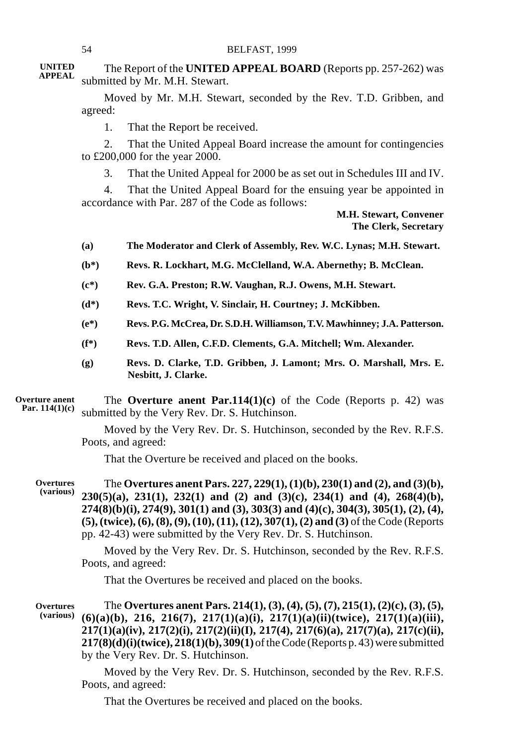**UNITED APPEAL**

The Report of the **UNITED APPEAL BOARD** (Reports pp. 257-262) was submitted by Mr. M.H. Stewart.

Moved by Mr. M.H. Stewart, seconded by the Rev. T.D. Gribben, and agreed:

1. That the Report be received.

2. That the United Appeal Board increase the amount for contingencies to £200,000 for the year 2000.

3. That the United Appeal for 2000 be as set out in Schedules III and IV.

4. That the United Appeal Board for the ensuing year be appointed in accordance with Par. 287 of the Code as follows:

**M.H. Stewart, Convener**
**The Clerk, Secretary**

**(a)** **The Moderator and Clerk of Assembly, Rev. W.C. Lynas; M.H. Stewart.**

**(b*)** **Revs. R. Lockhart, M.G. McClelland, W.A. Abernethy; B. McClean.**

**(c*)** **Rev. G.A. Preston; R.W. Vaughan, R.J. Owens, M.H. Stewart.**

**(d*)** **Revs. T.C. Wright, V. Sinclair, H. Courtney; J. McKibben.**

**(e*)** **Revs. P.G. McCrea, Dr. S.D.H. Williamson, T.V. Mawhinney; J.A. Patterson.**

**(f*)** **Revs. T.D. Allen, C.F.D. Clements, G.A. Mitchell; Wm. Alexander.**

**(g)** **Revs. D. Clarke, T.D. Gribben, J. Lamont; Mrs. O. Marshall, Mrs. E. Nesbitt, J. Clarke.**

**Overture anent Par. 114(1)(c)**

The **Overture anent Par.114(1)(c)** of the Code (Reports p. 42) was submitted by the Very Rev. Dr. S. Hutchinson.

Moved by the Very Rev. Dr. S. Hutchinson, seconded by the Rev. R.F.S. Poots, and agreed:

That the Overture be received and placed on the books.

**Overtures (various)**

The **Overtures anent Pars. 227, 229(1), (1)(b), 230(1) and (2), and (3)(b), 230(5)(a), 231(1), 232(1) and (2) and (3)(c), 234(1) and (4), 268(4)(b), 274(8)(b)(i), 274(9), 301(1) and (3), 303(3) and (4)(c), 304(3), 305(1), (2), (4), (5), (twice), (6), (8), (9), (10), (11), (12), 307(1), (2) and (3)** of the Code (Reports pp. 42-43) were submitted by the Very Rev. Dr. S. Hutchinson.

Moved by the Very Rev. Dr. S. Hutchinson, seconded by the Rev. R.F.S. Poots, and agreed:

That the Overtures be received and placed on the books.

**Overtures (various)**

The **Overtures anent Pars. 214(1), (3), (4), (5), (7), 215(1), (2)(c), (3), (5), (6)(a)(b), 216, 216(7), 217(1)(a)(i), 217(1)(a)(ii)(twice), 217(1)(a)(iii), 217(1)(a)(iv), 217(2)(i), 217(2)(ii)(I), 217(4), 217(6)(a), 217(7)(a), 217(c)(ii), 217(8)(d)(i)(twice), 218(1)(b), 309(1)** of the Code (Reports p. 43) were submitted by the Very Rev. Dr. S. Hutchinson.

Moved by the Very Rev. Dr. S. Hutchinson, seconded by the Rev. R.F.S. Poots, and agreed:

That the Overtures be received and placed on the books.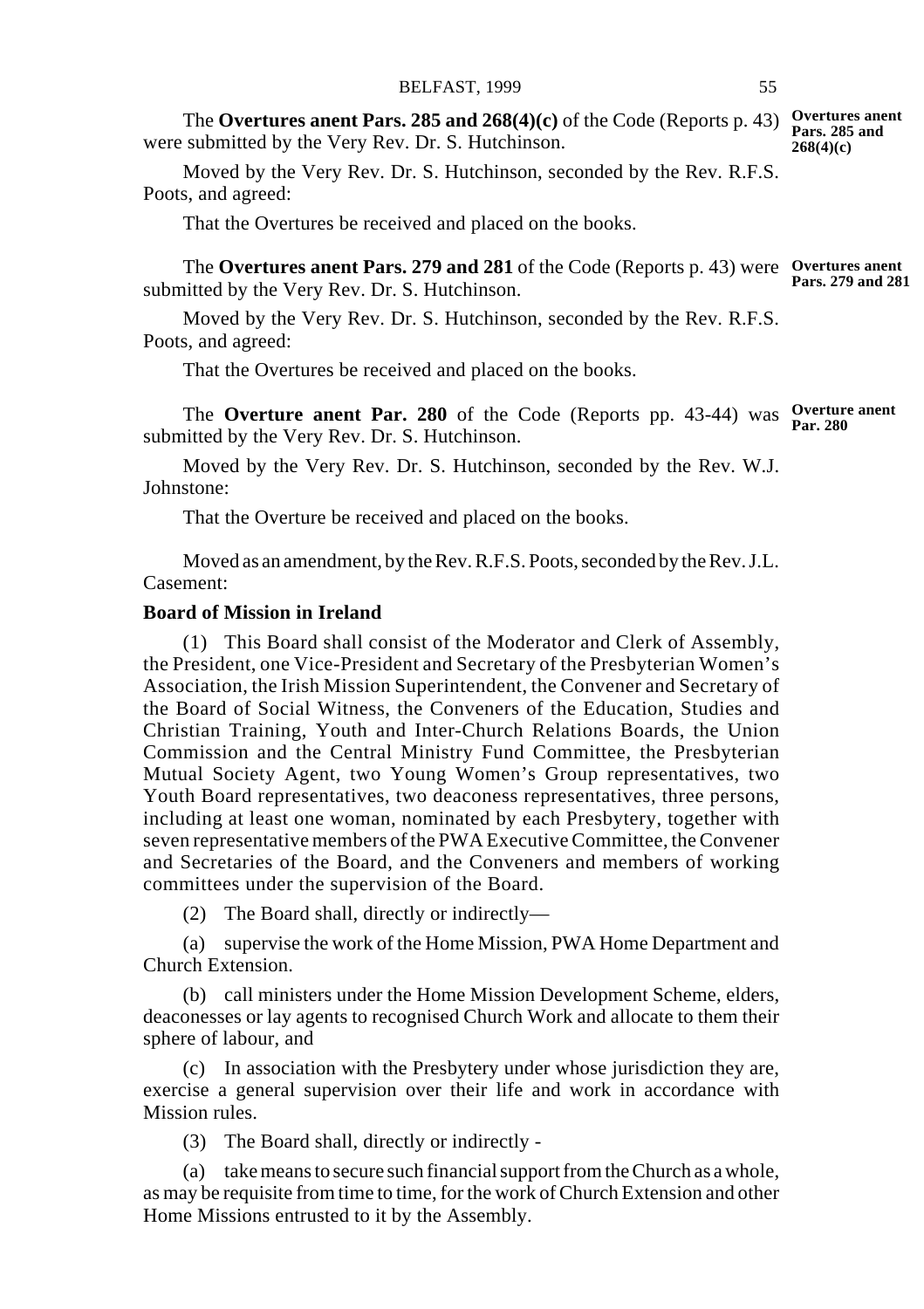The **Overtures anent Pars. 285 and 268(4)(c)** of the Code (Reports p. 43) were submitted by the Very Rev. Dr. S. Hutchinson.

**Overtures anent Pars. 285 and 268(4)(c)**

Moved by the Very Rev. Dr. S. Hutchinson, seconded by the Rev. R.F.S. Poots, and agreed:

That the Overtures be received and placed on the books.

The **Overtures anent Pars. 279 and 281** of the Code (Reports p. 43) were submitted by the Very Rev. Dr. S. Hutchinson.

**Overtures anent Pars. 279 and 281**

Moved by the Very Rev. Dr. S. Hutchinson, seconded by the Rev. R.F.S. Poots, and agreed:

That the Overtures be received and placed on the books.

The **Overture anent Par. 280** of the Code (Reports pp. 43-44) was submitted by the Very Rev. Dr. S. Hutchinson.

**Overture anent Par. 280**

Moved by the Very Rev. Dr. S. Hutchinson, seconded by the Rev. W.J. Johnstone:

That the Overture be received and placed on the books.

Moved as an amendment, by the Rev. R.F.S. Poots, seconded by the Rev. J.L. Casement:

**Board of Mission in Ireland**

(1) This Board shall consist of the Moderator and Clerk of Assembly, the President, one Vice-President and Secretary of the Presbyterian Women's Association, the Irish Mission Superintendent, the Convener and Secretary of the Board of Social Witness, the Conveners of the Education, Studies and Christian Training, Youth and Inter-Church Relations Boards, the Union Commission and the Central Ministry Fund Committee, the Presbyterian Mutual Society Agent, two Young Women's Group representatives, two Youth Board representatives, two deaconess representatives, three persons, including at least one woman, nominated by each Presbytery, together with seven representative members of the PWA Executive Committee, the Convener and Secretaries of the Board, and the Conveners and members of working committees under the supervision of the Board.

(2) The Board shall, directly or indirectly—

(a) supervise the work of the Home Mission, PWA Home Department and Church Extension.

(b) call ministers under the Home Mission Development Scheme, elders, deaconesses or lay agents to recognised Church Work and allocate to them their sphere of labour, and

(c) In association with the Presbytery under whose jurisdiction they are, exercise a general supervision over their life and work in accordance with Mission rules.

(3) The Board shall, directly or indirectly -

(a) take means to secure such financial support from the Church as a whole, as may be requisite from time to time, for the work of Church Extension and other Home Missions entrusted to it by the Assembly.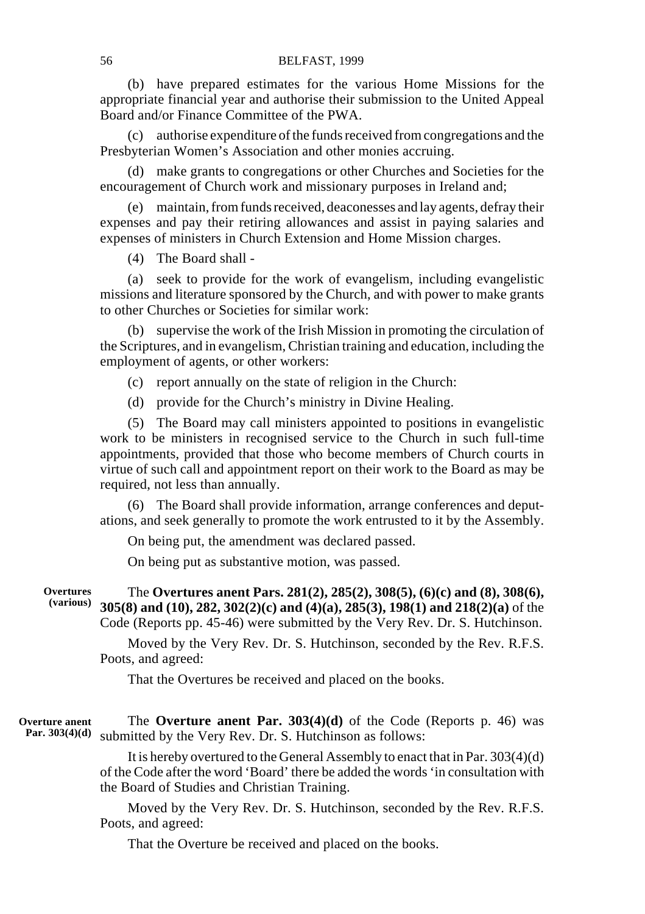(b) have prepared estimates for the various Home Missions for the appropriate financial year and authorise their submission to the United Appeal Board and/or Finance Committee of the PWA.

(c) authorise expenditure of the funds received from congregations and the Presbyterian Women's Association and other monies accruing.

(d) make grants to congregations or other Churches and Societies for the encouragement of Church work and missionary purposes in Ireland and;

(e) maintain, from funds received, deaconesses and lay agents, defray their expenses and pay their retiring allowances and assist in paying salaries and expenses of ministers in Church Extension and Home Mission charges.

(4) The Board shall -

(a) seek to provide for the work of evangelism, including evangelistic missions and literature sponsored by the Church, and with power to make grants to other Churches or Societies for similar work:

(b) supervise the work of the Irish Mission in promoting the circulation of the Scriptures, and in evangelism, Christian training and education, including the employment of agents, or other workers:

(c) report annually on the state of religion in the Church:

(d) provide for the Church's ministry in Divine Healing.

(5) The Board may call ministers appointed to positions in evangelistic work to be ministers in recognised service to the Church in such full-time appointments, provided that those who become members of Church courts in virtue of such call and appointment report on their work to the Board as may be required, not less than annually.

(6) The Board shall provide information, arrange conferences and deputations, and seek generally to promote the work entrusted to it by the Assembly.

On being put, the amendment was declared passed.

On being put as substantive motion, was passed.

**Overtures (various)**

The **Overtures anent Pars. 281(2), 285(2), 308(5), (6)(c) and (8), 308(6), 305(8) and (10), 282, 302(2)(c) and (4)(a), 285(3), 198(1) and 218(2)(a)** of the Code (Reports pp. 45-46) were submitted by the Very Rev. Dr. S. Hutchinson.

Moved by the Very Rev. Dr. S. Hutchinson, seconded by the Rev. R.F.S. Poots, and agreed:

That the Overtures be received and placed on the books.

**Overture anent Par. 303(4)(d)**

The **Overture anent Par. 303(4)(d)** of the Code (Reports p. 46) was submitted by the Very Rev. Dr. S. Hutchinson as follows:

It is hereby overtured to the General Assembly to enact that in Par. 303(4)(d) of the Code after the word 'Board' there be added the words 'in consultation with the Board of Studies and Christian Training.

Moved by the Very Rev. Dr. S. Hutchinson, seconded by the Rev. R.F.S. Poots, and agreed:

That the Overture be received and placed on the books.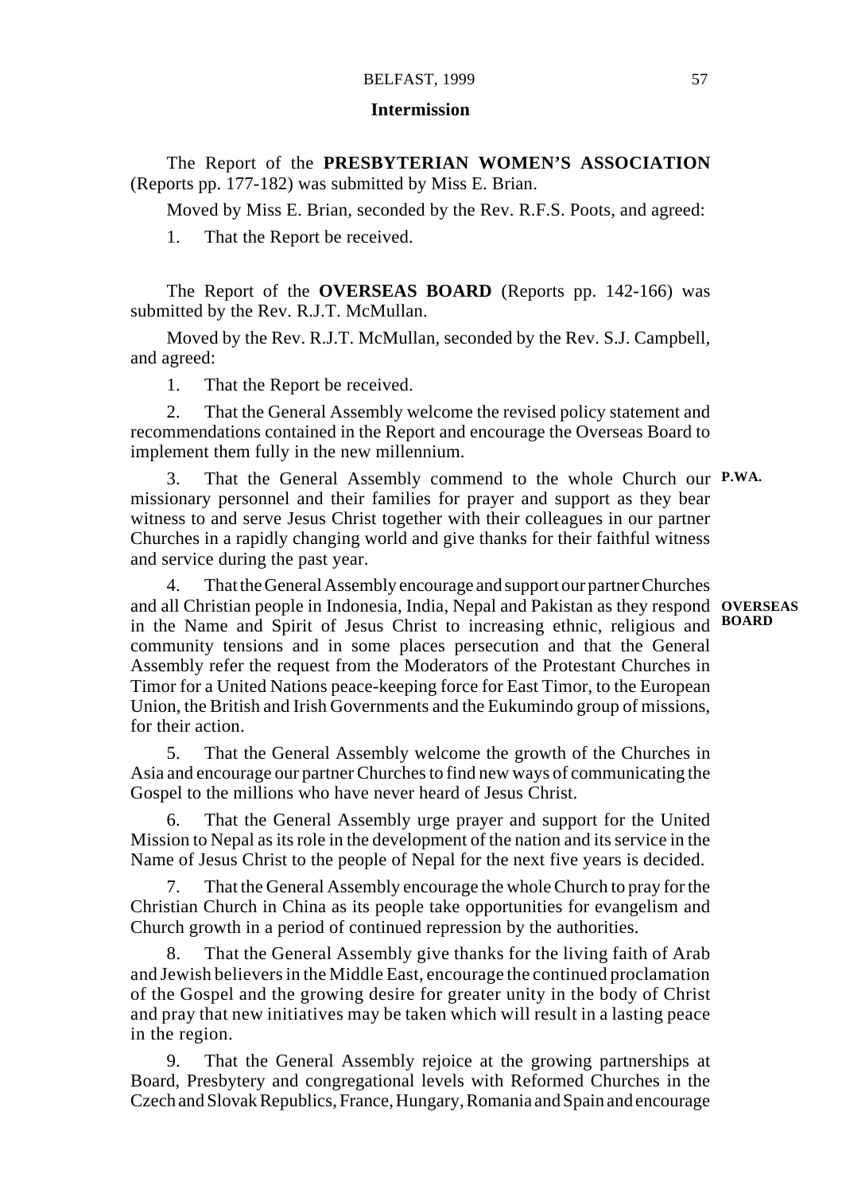## Intermission

The Report of the **PRESBYTERIAN WOMEN'S ASSOCIATION** (Reports pp. 177-182) was submitted by Miss E. Brian.

Moved by Miss E. Brian, seconded by the Rev. R.F.S. Poots, and agreed:

1. That the Report be received.

**P.WA.**

The Report of the **OVERSEAS BOARD** (Reports pp. 142-166) was submitted by the Rev. R.J.T. McMullan.

**OVERSEAS BOARD**

Moved by the Rev. R.J.T. McMullan, seconded by the Rev. S.J. Campbell, and agreed:

1. That the Report be received.

2. That the General Assembly welcome the revised policy statement and recommendations contained in the Report and encourage the Overseas Board to implement them fully in the new millennium.

3. That the General Assembly commend to the whole Church our missionary personnel and their families for prayer and support as they bear witness to and serve Jesus Christ together with their colleagues in our partner Churches in a rapidly changing world and give thanks for their faithful witness and service during the past year.

4. That the General Assembly encourage and support our partner Churches and all Christian people in Indonesia, India, Nepal and Pakistan as they respond in the Name and Spirit of Jesus Christ to increasing ethnic, religious and community tensions and in some places persecution and that the General Assembly refer the request from the Moderators of the Protestant Churches in Timor for a United Nations peace-keeping force for East Timor, to the European Union, the British and Irish Governments and the Eukumindo group of missions, for their action.

5. That the General Assembly welcome the growth of the Churches in Asia and encourage our partner Churches to find new ways of communicating the Gospel to the millions who have never heard of Jesus Christ.

6. That the General Assembly urge prayer and support for the United Mission to Nepal as its role in the development of the nation and its service in the Name of Jesus Christ to the people of Nepal for the next five years is decided.

7. That the General Assembly encourage the whole Church to pray for the Christian Church in China as its people take opportunities for evangelism and Church growth in a period of continued repression by the authorities.

8. That the General Assembly give thanks for the living faith of Arab and Jewish believers in the Middle East, encourage the continued proclamation of the Gospel and the growing desire for greater unity in the body of Christ and pray that new initiatives may be taken which will result in a lasting peace in the region.

9. That the General Assembly rejoice at the growing partnerships at Board, Presbytery and congregational levels with Reformed Churches in the Czech and Slovak Republics, France, Hungary, Romania and Spain and encourage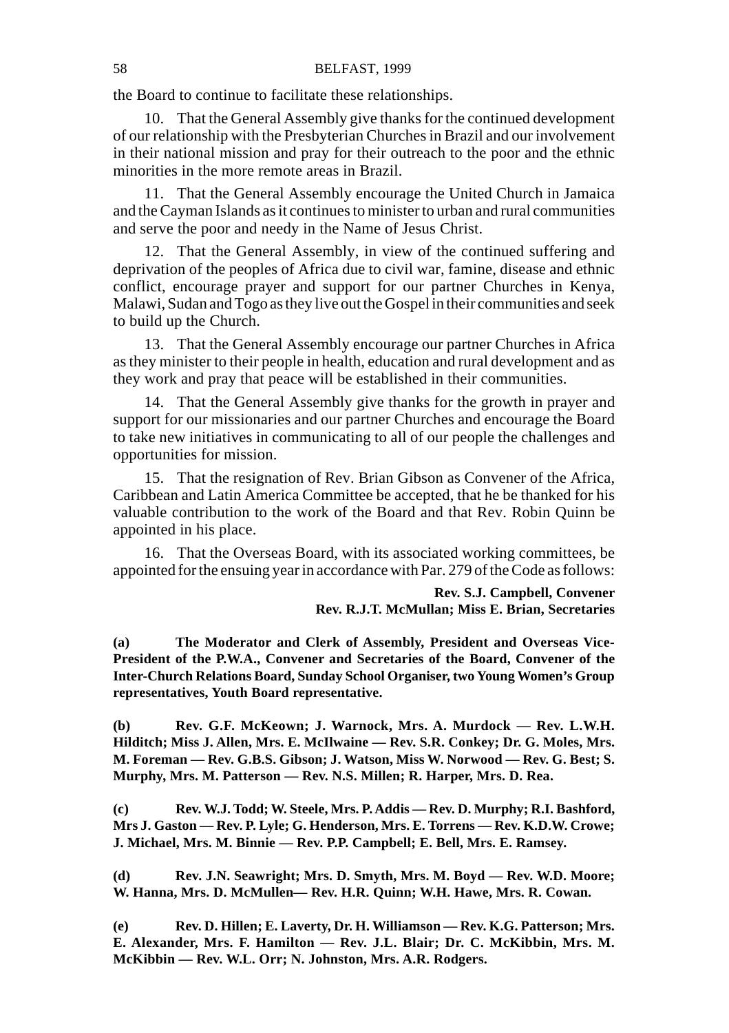the Board to continue to facilitate these relationships.

10. That the General Assembly give thanks for the continued development of our relationship with the Presbyterian Churches in Brazil and our involvement in their national mission and pray for their outreach to the poor and the ethnic minorities in the more remote areas in Brazil.

11. That the General Assembly encourage the United Church in Jamaica and the Cayman Islands as it continues to minister to urban and rural communities and serve the poor and needy in the Name of Jesus Christ.

12. That the General Assembly, in view of the continued suffering and deprivation of the peoples of Africa due to civil war, famine, disease and ethnic conflict, encourage prayer and support for our partner Churches in Kenya, Malawi, Sudan and Togo as they live out the Gospel in their communities and seek to build up the Church.

13. That the General Assembly encourage our partner Churches in Africa as they minister to their people in health, education and rural development and as they work and pray that peace will be established in their communities.

14. That the General Assembly give thanks for the growth in prayer and support for our missionaries and our partner Churches and encourage the Board to take new initiatives in communicating to all of our people the challenges and opportunities for mission.

15. That the resignation of Rev. Brian Gibson as Convener of the Africa, Caribbean and Latin America Committee be accepted, that he be thanked for his valuable contribution to the work of the Board and that Rev. Robin Quinn be appointed in his place.

16. That the Overseas Board, with its associated working committees, be appointed for the ensuing year in accordance with Par. 279 of the Code as follows:

**Rev. S.J. Campbell, Convener**
**Rev. R.J.T. McMullan; Miss E. Brian, Secretaries**

**(a) The Moderator and Clerk of Assembly, President and Overseas Vice-President of the P.W.A., Convener and Secretaries of the Board, Convener of the Inter-Church Relations Board, Sunday School Organiser, two Young Women's Group representatives, Youth Board representative.**

**(b) Rev. G.F. McKeown; J. Warnock, Mrs. A. Murdock — Rev. L.W.H. Hilditch; Miss J. Allen, Mrs. E. McIlwaine — Rev. S.R. Conkey; Dr. G. Moles, Mrs. M. Foreman — Rev. G.B.S. Gibson; J. Watson, Miss W. Norwood — Rev. G. Best; S. Murphy, Mrs. M. Patterson — Rev. N.S. Millen; R. Harper, Mrs. D. Rea.**

**(c) Rev. W.J. Todd; W. Steele, Mrs. P. Addis — Rev. D. Murphy; R.I. Bashford, Mrs J. Gaston — Rev. P. Lyle; G. Henderson, Mrs. E. Torrens — Rev. K.D.W. Crowe; J. Michael, Mrs. M. Binnie — Rev. P.P. Campbell; E. Bell, Mrs. E. Ramsey.**

**(d) Rev. J.N. Seawright; Mrs. D. Smyth, Mrs. M. Boyd — Rev. W.D. Moore; W. Hanna, Mrs. D. McMullen— Rev. H.R. Quinn; W.H. Hawe, Mrs. R. Cowan.**

**(e) Rev. D. Hillen; E. Laverty, Dr. H. Williamson — Rev. K.G. Patterson; Mrs. E. Alexander, Mrs. F. Hamilton — Rev. J.L. Blair; Dr. C. McKibbin, Mrs. M. McKibbin — Rev. W.L. Orr; N. Johnston, Mrs. A.R. Rodgers.**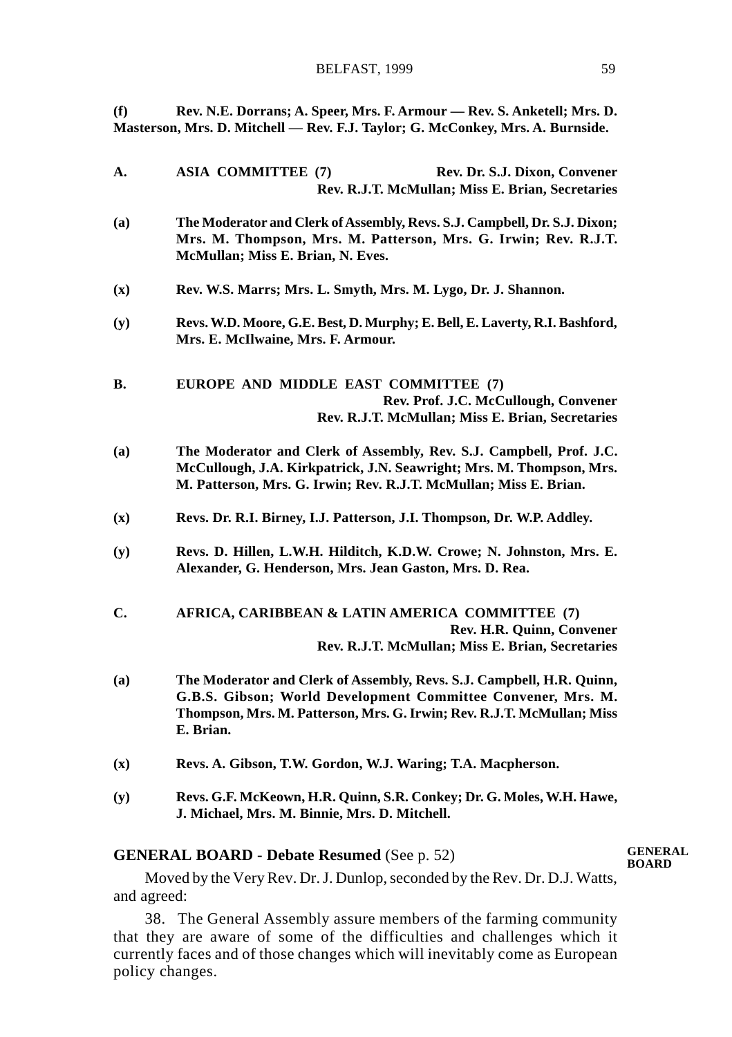**(f)** **Rev. N.E. Dorrans; A. Speer, Mrs. F. Armour — Rev. S. Anketell; Mrs. D. Masterson, Mrs. D. Mitchell — Rev. F.J. Taylor; G. McConkey, Mrs. A. Burnside.**

**A. ASIA COMMITTEE (7)** **Rev. Dr. S.J. Dixon, Convener**
**Rev. R.J.T. McMullan; Miss E. Brian, Secretaries**

**(a)** **The Moderator and Clerk of Assembly, Revs. S.J. Campbell, Dr. S.J. Dixon; Mrs. M. Thompson, Mrs. M. Patterson, Mrs. G. Irwin; Rev. R.J.T. McMullan; Miss E. Brian, N. Eves.**

**(x)** **Rev. W.S. Marrs; Mrs. L. Smyth, Mrs. M. Lygo, Dr. J. Shannon.**

**(y)** **Revs. W.D. Moore, G.E. Best, D. Murphy; E. Bell, E. Laverty, R.I. Bashford, Mrs. E. McIlwaine, Mrs. F. Armour.**

**B. EUROPE AND MIDDLE EAST COMMITTEE (7)**
**Rev. Prof. J.C. McCullough, Convener**
**Rev. R.J.T. McMullan; Miss E. Brian, Secretaries**

**(a)** **The Moderator and Clerk of Assembly, Rev. S.J. Campbell, Prof. J.C. McCullough, J.A. Kirkpatrick, J.N. Seawright; Mrs. M. Thompson, Mrs. M. Patterson, Mrs. G. Irwin; Rev. R.J.T. McMullan; Miss E. Brian.**

**(x)** **Revs. Dr. R.I. Birney, I.J. Patterson, J.I. Thompson, Dr. W.P. Addley.**

**(y)** **Revs. D. Hillen, L.W.H. Hilditch, K.D.W. Crowe; N. Johnston, Mrs. E. Alexander, G. Henderson, Mrs. Jean Gaston, Mrs. D. Rea.**

**C. AFRICA, CARIBBEAN & LATIN AMERICA COMMITTEE (7)**
**Rev. H.R. Quinn, Convener**
**Rev. R.J.T. McMullan; Miss E. Brian, Secretaries**

**(a)** **The Moderator and Clerk of Assembly, Revs. S.J. Campbell, H.R. Quinn, G.B.S. Gibson; World Development Committee Convener, Mrs. M. Thompson, Mrs. M. Patterson, Mrs. G. Irwin; Rev. R.J.T. McMullan; Miss E. Brian.**

**(x)** **Revs. A. Gibson, T.W. Gordon, W.J. Waring; T.A. Macpherson.**

**(y)** **Revs. G.F. McKeown, H.R. Quinn, S.R. Conkey; Dr. G. Moles, W.H. Hawe, J. Michael, Mrs. M. Binnie, Mrs. D. Mitchell.**

## GENERAL BOARD - Debate Resumed (See p. 52)

**GENERAL BOARD**

Moved by the Very Rev. Dr. J. Dunlop, seconded by the Rev. Dr. D.J. Watts, and agreed:

38. The General Assembly assure members of the farming community that they are aware of some of the difficulties and challenges which it currently faces and of those changes which will inevitably come as European policy changes.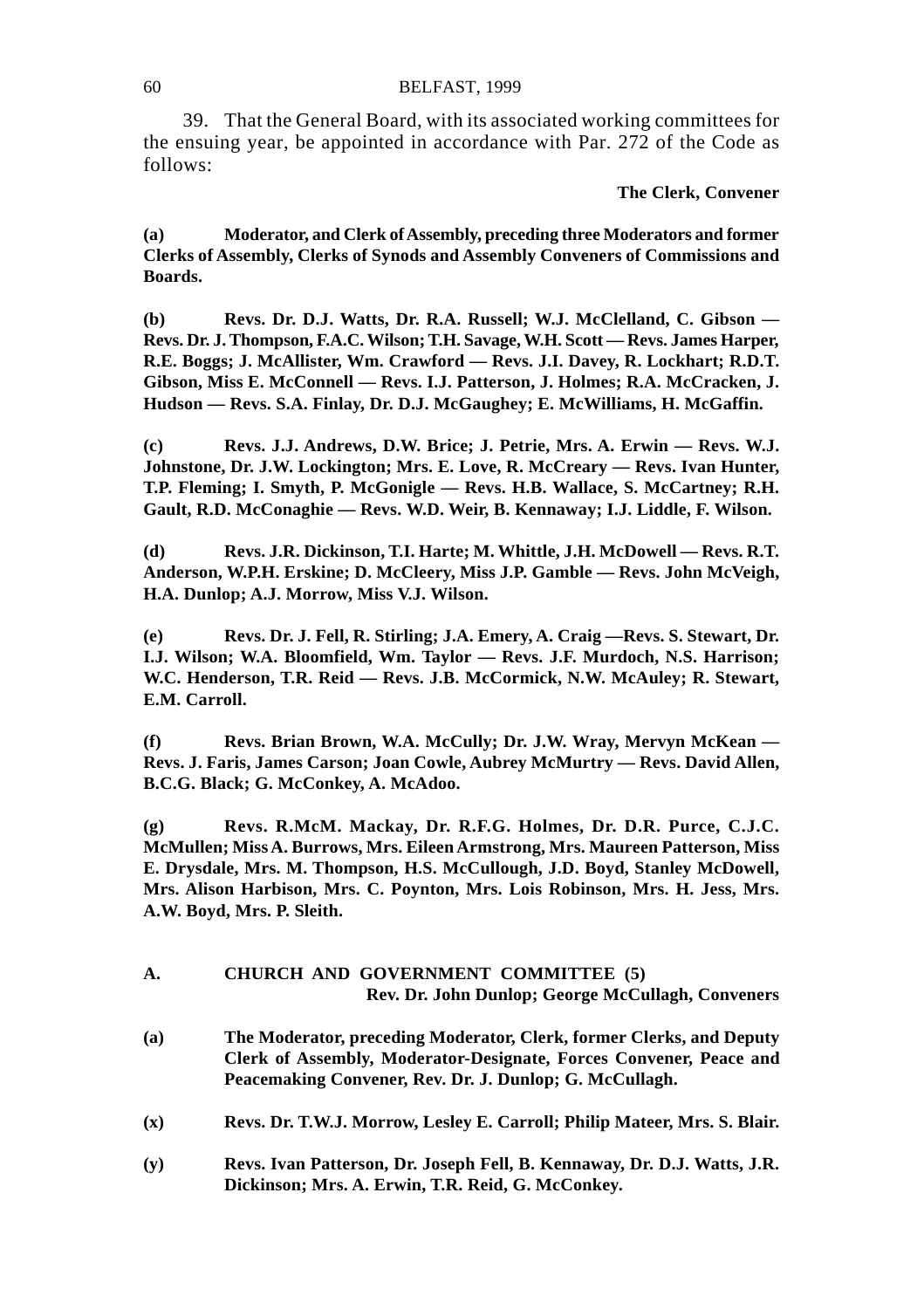39. That the General Board, with its associated working committees for the ensuing year, be appointed in accordance with Par. 272 of the Code as follows:

**The Clerk, Convener**

**(a) Moderator, and Clerk of Assembly, preceding three Moderators and former Clerks of Assembly, Clerks of Synods and Assembly Conveners of Commissions and Boards.**

**(b) Revs. Dr. D.J. Watts, Dr. R.A. Russell; W.J. McClelland, C. Gibson — Revs. Dr. J. Thompson, F.A.C. Wilson; T.H. Savage, W.H. Scott — Revs. James Harper, R.E. Boggs; J. McAllister, Wm. Crawford — Revs. J.I. Davey, R. Lockhart; R.D.T. Gibson, Miss E. McConnell — Revs. I.J. Patterson, J. Holmes; R.A. McCracken, J. Hudson — Revs. S.A. Finlay, Dr. D.J. McGaughey; E. McWilliams, H. McGaffin.**

**(c) Revs. J.J. Andrews, D.W. Brice; J. Petrie, Mrs. A. Erwin — Revs. W.J. Johnstone, Dr. J.W. Lockington; Mrs. E. Love, R. McCreary — Revs. Ivan Hunter, T.P. Fleming; I. Smyth, P. McGonigle — Revs. H.B. Wallace, S. McCartney; R.H. Gault, R.D. McConaghie — Revs. W.D. Weir, B. Kennaway; I.J. Liddle, F. Wilson.**

**(d) Revs. J.R. Dickinson, T.I. Harte; M. Whittle, J.H. McDowell — Revs. R.T. Anderson, W.P.H. Erskine; D. McCleery, Miss J.P. Gamble — Revs. John McVeigh, H.A. Dunlop; A.J. Morrow, Miss V.J. Wilson.**

**(e) Revs. Dr. J. Fell, R. Stirling; J.A. Emery, A. Craig —Revs. S. Stewart, Dr. I.J. Wilson; W.A. Bloomfield, Wm. Taylor — Revs. J.F. Murdoch, N.S. Harrison; W.C. Henderson, T.R. Reid — Revs. J.B. McCormick, N.W. McAuley; R. Stewart, E.M. Carroll.**

**(f) Revs. Brian Brown, W.A. McCully; Dr. J.W. Wray, Mervyn McKean — Revs. J. Faris, James Carson; Joan Cowle, Aubrey McMurtry — Revs. David Allen, B.C.G. Black; G. McConkey, A. McAdoo.**

**(g) Revs. R.McM. Mackay, Dr. R.F.G. Holmes, Dr. D.R. Purce, C.J.C. McMullen; Miss A. Burrows, Mrs. Eileen Armstrong, Mrs. Maureen Patterson, Miss E. Drysdale, Mrs. M. Thompson, H.S. McCullough, J.D. Boyd, Stanley McDowell, Mrs. Alison Harbison, Mrs. C. Poynton, Mrs. Lois Robinson, Mrs. H. Jess, Mrs. A.W. Boyd, Mrs. P. Sleith.**

## A. CHURCH AND GOVERNMENT COMMITTEE (5)

**Rev. Dr. John Dunlop; George McCullagh, Conveners**

**(a) The Moderator, preceding Moderator, Clerk, former Clerks, and Deputy Clerk of Assembly, Moderator-Designate, Forces Convener, Peace and Peacemaking Convener, Rev. Dr. J. Dunlop; G. McCullagh.**

**(x) Revs. Dr. T.W.J. Morrow, Lesley E. Carroll; Philip Mateer, Mrs. S. Blair.**

**(y) Revs. Ivan Patterson, Dr. Joseph Fell, B. Kennaway, Dr. D.J. Watts, J.R. Dickinson; Mrs. A. Erwin, T.R. Reid, G. McConkey.**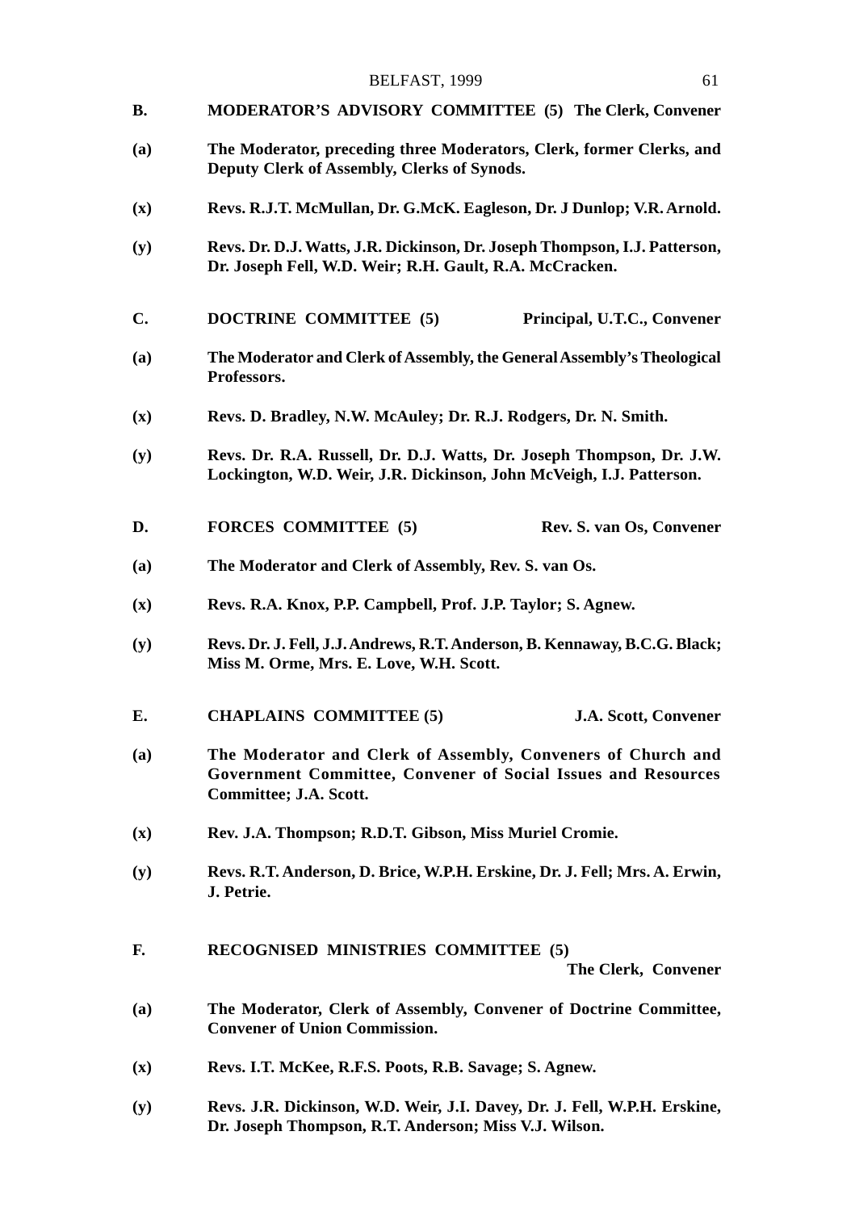**B. MODERATOR'S ADVISORY COMMITTEE (5) The Clerk, Convener**

**(a)** **The Moderator, preceding three Moderators, Clerk, former Clerks, and Deputy Clerk of Assembly, Clerks of Synods.**

**(x)** **Revs. R.J.T. McMullan, Dr. G.McK. Eagleson, Dr. J Dunlop; V.R. Arnold.**

**(y)** **Revs. Dr. D.J. Watts, J.R. Dickinson, Dr. Joseph Thompson, I.J. Patterson, Dr. Joseph Fell, W.D. Weir; R.H. Gault, R.A. McCracken.**

**C. DOCTRINE COMMITTEE (5) Principal, U.T.C., Convener**

**(a)** **The Moderator and Clerk of Assembly, the General Assembly's Theological Professors.**

**(x)** **Revs. D. Bradley, N.W. McAuley; Dr. R.J. Rodgers, Dr. N. Smith.**

**(y)** **Revs. Dr. R.A. Russell, Dr. D.J. Watts, Dr. Joseph Thompson, Dr. J.W. Lockington, W.D. Weir, J.R. Dickinson, John McVeigh, I.J. Patterson.**

**D. FORCES COMMITTEE (5) Rev. S. van Os, Convener**

**(a)** **The Moderator and Clerk of Assembly, Rev. S. van Os.**

**(x)** **Revs. R.A. Knox, P.P. Campbell, Prof. J.P. Taylor; S. Agnew.**

**(y)** **Revs. Dr. J. Fell, J.J. Andrews, R.T. Anderson, B. Kennaway, B.C.G. Black; Miss M. Orme, Mrs. E. Love, W.H. Scott.**

**E. CHAPLAINS COMMITTEE (5) J.A. Scott, Convener**

**(a)** **The Moderator and Clerk of Assembly, Conveners of Church and Government Committee, Convener of Social Issues and Resources Committee; J.A. Scott.**

**(x)** **Rev. J.A. Thompson; R.D.T. Gibson, Miss Muriel Cromie.**

**(y)** **Revs. R.T. Anderson, D. Brice, W.P.H. Erskine, Dr. J. Fell; Mrs. A. Erwin, J. Petrie.**

**F. RECOGNISED MINISTRIES COMMITTEE (5) The Clerk, Convener**

**(a)** **The Moderator, Clerk of Assembly, Convener of Doctrine Committee, Convener of Union Commission.**

**(x)** **Revs. I.T. McKee, R.F.S. Poots, R.B. Savage; S. Agnew.**

**(y)** **Revs. J.R. Dickinson, W.D. Weir, J.I. Davey, Dr. J. Fell, W.P.H. Erskine, Dr. Joseph Thompson, R.T. Anderson; Miss V.J. Wilson.**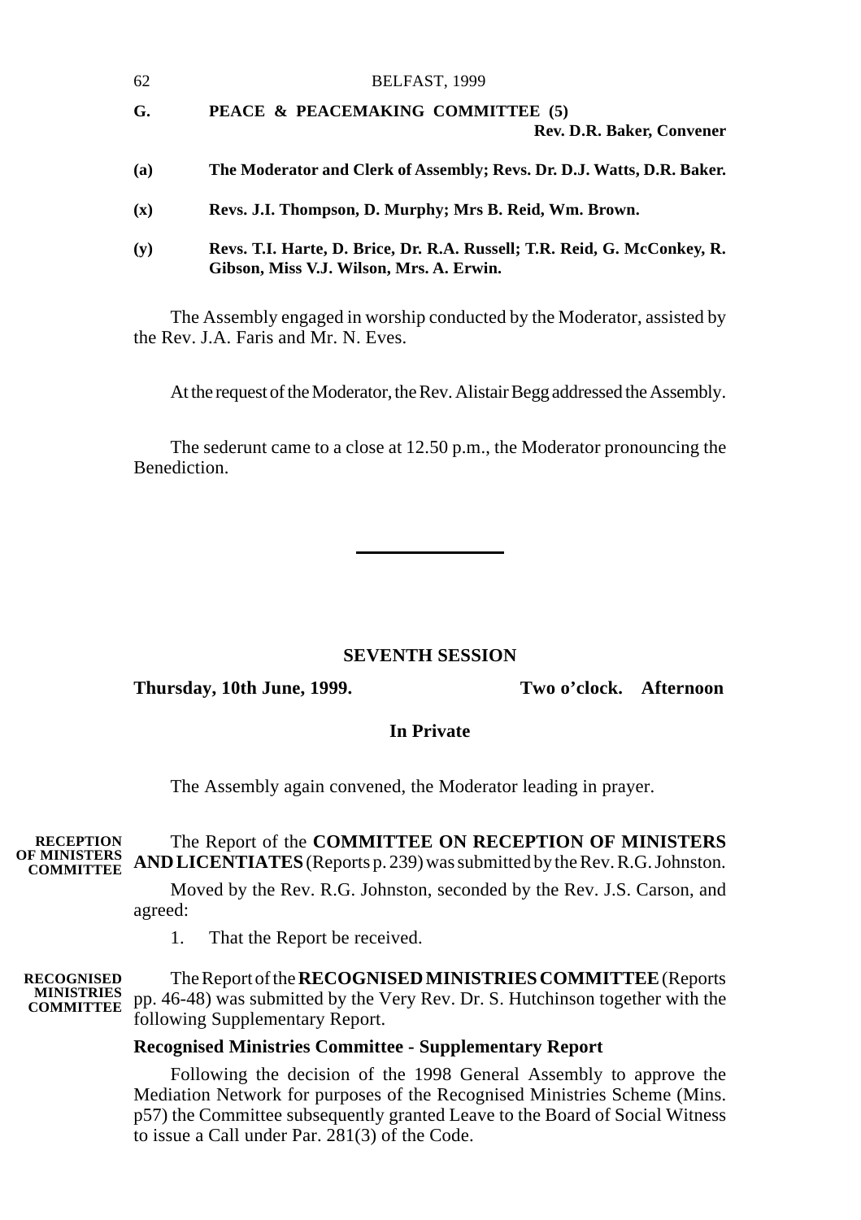**G. PEACE & PEACEMAKING COMMITTEE (5)**

**Rev. D.R. Baker, Convener**

**(a) The Moderator and Clerk of Assembly; Revs. Dr. D.J. Watts, D.R. Baker.**

**(x) Revs. J.I. Thompson, D. Murphy; Mrs B. Reid, Wm. Brown.**

**(y) Revs. T.I. Harte, D. Brice, Dr. R.A. Russell; T.R. Reid, G. McConkey, R. Gibson, Miss V.J. Wilson, Mrs. A. Erwin.**

The Assembly engaged in worship conducted by the Moderator, assisted by the Rev. J.A. Faris and Mr. N. Eves.

At the request of the Moderator, the Rev. Alistair Begg addressed the Assembly.

The sederunt came to a close at 12.50 p.m., the Moderator pronouncing the Benediction.

---

## SEVENTH SESSION

**Thursday, 10th June, 1999. Two o'clock. Afternoon**

**In Private**

The Assembly again convened, the Moderator leading in prayer.

**RECEPTION OF MINISTERS COMMITTEE**

The Report of the **COMMITTEE ON RECEPTION OF MINISTERS AND LICENTIATES** (Reports p. 239) was submitted by the Rev. R.G. Johnston.

Moved by the Rev. R.G. Johnston, seconded by the Rev. J.S. Carson, and agreed:

1. That the Report be received.

**RECOGNISED MINISTRIES COMMITTEE**

The Report of the **RECOGNISED MINISTRIES COMMITTEE** (Reports pp. 46-48) was submitted by the Very Rev. Dr. S. Hutchinson together with the following Supplementary Report.

**Recognised Ministries Committee - Supplementary Report**

Following the decision of the 1998 General Assembly to approve the Mediation Network for purposes of the Recognised Ministries Scheme (Mins. p57) the Committee subsequently granted Leave to the Board of Social Witness to issue a Call under Par. 281(3) of the Code.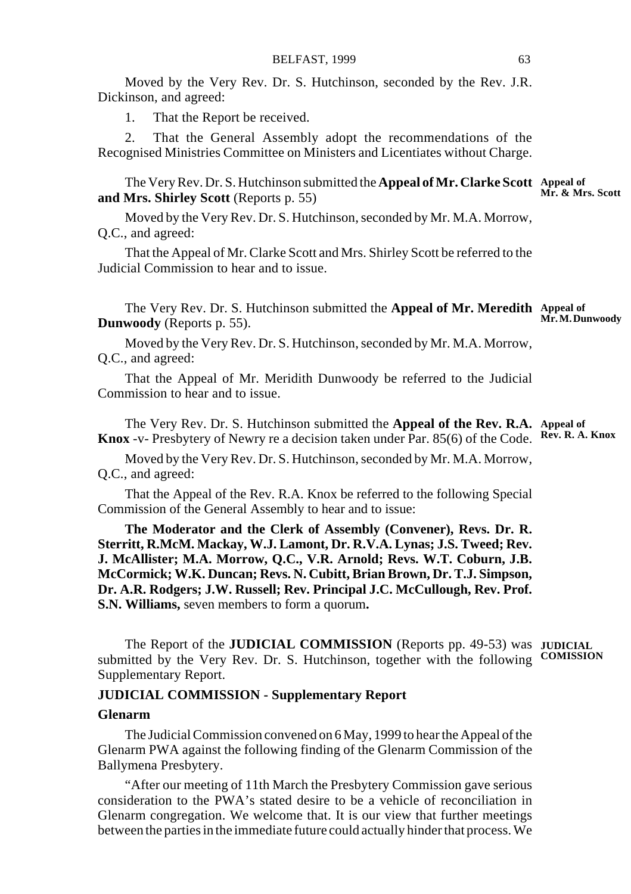Moved by the Very Rev. Dr. S. Hutchinson, seconded by the Rev. J.R. Dickinson, and agreed:

1. That the Report be received.

2. That the General Assembly adopt the recommendations of the Recognised Ministries Committee on Ministers and Licentiates without Charge.

**Appeal of Mr. & Mrs. Scott**

The Very Rev. Dr. S. Hutchinson submitted the **Appeal of Mr. Clarke Scott and Mrs. Shirley Scott** (Reports p. 55)

Moved by the Very Rev. Dr. S. Hutchinson, seconded by Mr. M.A. Morrow, Q.C., and agreed:

That the Appeal of Mr. Clarke Scott and Mrs. Shirley Scott be referred to the Judicial Commission to hear and to issue.

**Appeal of Mr. M. Dunwoody**

The Very Rev. Dr. S. Hutchinson submitted the **Appeal of Mr. Meredith Dunwoody** (Reports p. 55).

Moved by the Very Rev. Dr. S. Hutchinson, seconded by Mr. M.A. Morrow, Q.C., and agreed:

That the Appeal of Mr. Meridith Dunwoody be referred to the Judicial Commission to hear and to issue.

**Appeal of Rev. R. A. Knox**

The Very Rev. Dr. S. Hutchinson submitted the **Appeal of the Rev. R.A. Knox** -v- Presbytery of Newry re a decision taken under Par. 85(6) of the Code.

Moved by the Very Rev. Dr. S. Hutchinson, seconded by Mr. M.A. Morrow, Q.C., and agreed:

That the Appeal of the Rev. R.A. Knox be referred to the following Special Commission of the General Assembly to hear and to issue:

**The Moderator and the Clerk of Assembly (Convener), Revs. Dr. R. Sterritt, R.McM. Mackay, W.J. Lamont, Dr. R.V.A. Lynas; J.S. Tweed; Rev. J. McAllister; M.A. Morrow, Q.C., V.R. Arnold; Revs. W.T. Coburn, J.B. McCormick; W.K. Duncan; Revs. N. Cubitt, Brian Brown, Dr. T.J. Simpson, Dr. A.R. Rodgers; J.W. Russell; Rev. Principal J.C. McCullough, Rev. Prof. S.N. Williams,** seven members to form a quorum**.**

**JUDICIAL COMISSION**

The Report of the **JUDICIAL COMMISSION** (Reports pp. 49-53) was submitted by the Very Rev. Dr. S. Hutchinson, together with the following Supplementary Report.

**JUDICIAL COMMISSION - Supplementary Report**

**Glenarm**

The Judicial Commission convened on 6 May, 1999 to hear the Appeal of the Glenarm PWA against the following finding of the Glenarm Commission of the Ballymena Presbytery.

"After our meeting of 11th March the Presbytery Commission gave serious consideration to the PWA's stated desire to be a vehicle of reconciliation in Glenarm congregation. We welcome that. It is our view that further meetings between the parties in the immediate future could actually hinder that process. We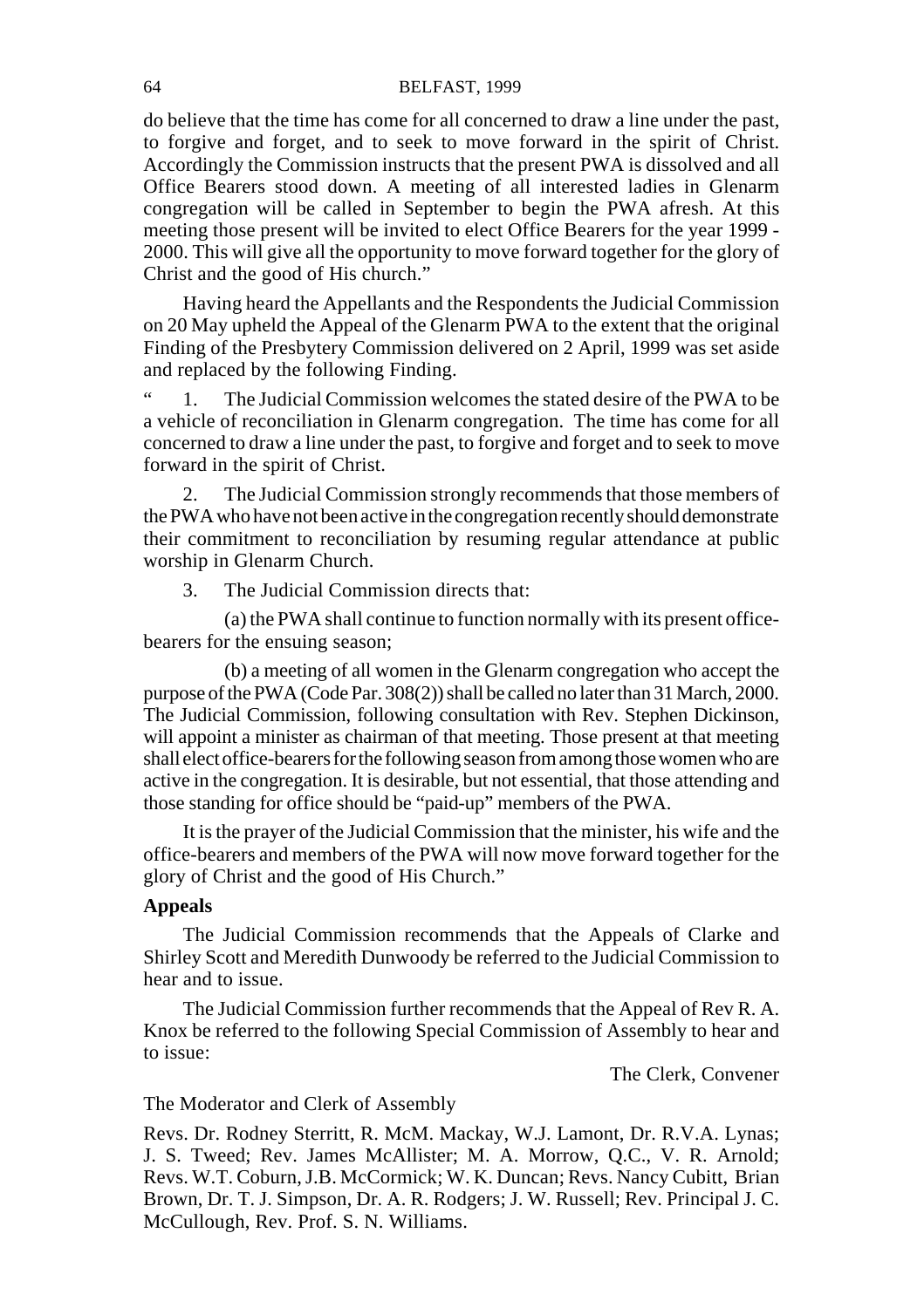do believe that the time has come for all concerned to draw a line under the past, to forgive and forget, and to seek to move forward in the spirit of Christ. Accordingly the Commission instructs that the present PWA is dissolved and all Office Bearers stood down. A meeting of all interested ladies in Glenarm congregation will be called in September to begin the PWA afresh. At this meeting those present will be invited to elect Office Bearers for the year 1999 - 2000. This will give all the opportunity to move forward together for the glory of Christ and the good of His church."

Having heard the Appellants and the Respondents the Judicial Commission on 20 May upheld the Appeal of the Glenarm PWA to the extent that the original Finding of the Presbytery Commission delivered on 2 April, 1999 was set aside and replaced by the following Finding.

" 1. The Judicial Commission welcomes the stated desire of the PWA to be a vehicle of reconciliation in Glenarm congregation. The time has come for all concerned to draw a line under the past, to forgive and forget and to seek to move forward in the spirit of Christ.

2. The Judicial Commission strongly recommends that those members of the PWA who have not been active in the congregation recently should demonstrate their commitment to reconciliation by resuming regular attendance at public worship in Glenarm Church.

3. The Judicial Commission directs that:

(a) the PWA shall continue to function normally with its present office-bearers for the ensuing season;

(b) a meeting of all women in the Glenarm congregation who accept the purpose of the PWA (Code Par. 308(2)) shall be called no later than 31 March, 2000. The Judicial Commission, following consultation with Rev. Stephen Dickinson, will appoint a minister as chairman of that meeting. Those present at that meeting shall elect office-bearers for the following season from among those women who are active in the congregation. It is desirable, but not essential, that those attending and those standing for office should be "paid-up" members of the PWA.

It is the prayer of the Judicial Commission that the minister, his wife and the office-bearers and members of the PWA will now move forward together for the glory of Christ and the good of His Church."

**Appeals**

The Judicial Commission recommends that the Appeals of Clarke and Shirley Scott and Meredith Dunwoody be referred to the Judicial Commission to hear and to issue.

The Judicial Commission further recommends that the Appeal of Rev R. A. Knox be referred to the following Special Commission of Assembly to hear and to issue:

The Clerk, Convener

The Moderator and Clerk of Assembly

Revs. Dr. Rodney Sterritt, R. McM. Mackay, W.J. Lamont, Dr. R.V.A. Lynas; J. S. Tweed; Rev. James McAllister; M. A. Morrow, Q.C., V. R. Arnold; Revs. W.T. Coburn, J.B. McCormick; W. K. Duncan; Revs. Nancy Cubitt, Brian Brown, Dr. T. J. Simpson, Dr. A. R. Rodgers; J. W. Russell; Rev. Principal J. C. McCullough, Rev. Prof. S. N. Williams.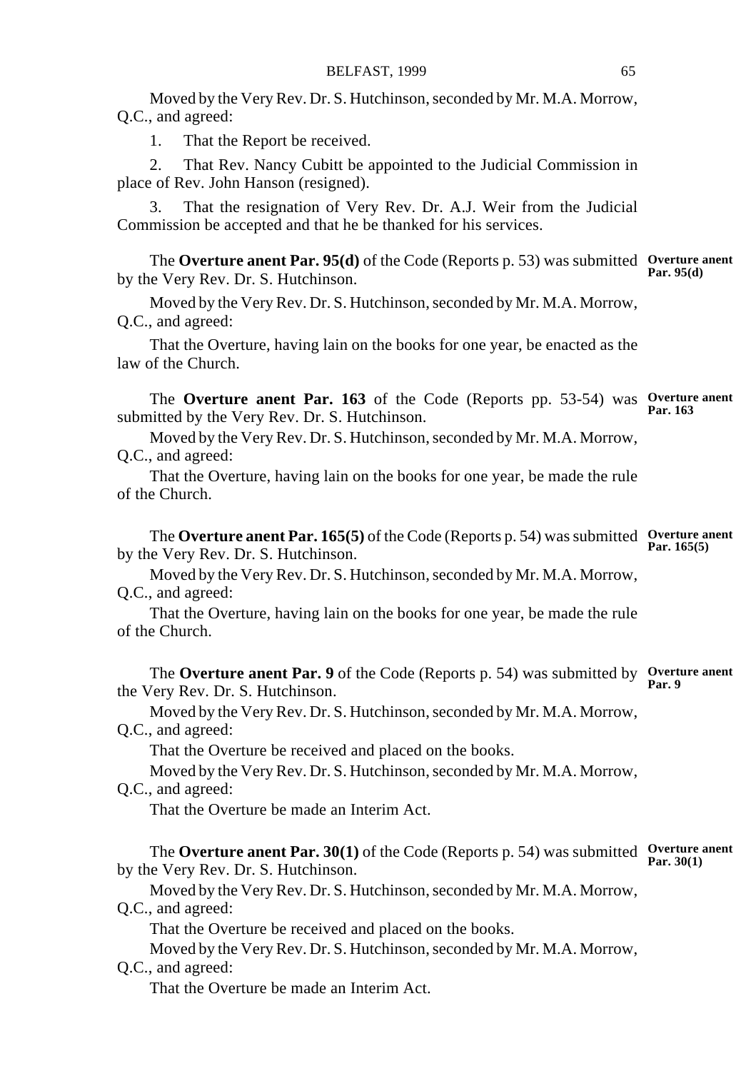Moved by the Very Rev. Dr. S. Hutchinson, seconded by Mr. M.A. Morrow, Q.C., and agreed:

1. That the Report be received.

2. That Rev. Nancy Cubitt be appointed to the Judicial Commission in place of Rev. John Hanson (resigned).

3. That the resignation of Very Rev. Dr. A.J. Weir from the Judicial Commission be accepted and that he be thanked for his services.

**Overture anent Par. 95(d)**

The **Overture anent Par. 95(d)** of the Code (Reports p. 53) was submitted by the Very Rev. Dr. S. Hutchinson.

Moved by the Very Rev. Dr. S. Hutchinson, seconded by Mr. M.A. Morrow, Q.C., and agreed:

That the Overture, having lain on the books for one year, be enacted as the law of the Church.

**Overture anent Par. 163**

The **Overture anent Par. 163** of the Code (Reports pp. 53-54) was submitted by the Very Rev. Dr. S. Hutchinson.

Moved by the Very Rev. Dr. S. Hutchinson, seconded by Mr. M.A. Morrow, Q.C., and agreed:

That the Overture, having lain on the books for one year, be made the rule of the Church.

**Overture anent Par. 165(5)**

The **Overture anent Par. 165(5)** of the Code (Reports p. 54) was submitted by the Very Rev. Dr. S. Hutchinson.

Moved by the Very Rev. Dr. S. Hutchinson, seconded by Mr. M.A. Morrow, Q.C., and agreed:

That the Overture, having lain on the books for one year, be made the rule of the Church.

**Overture anent Par. 9**

The **Overture anent Par. 9** of the Code (Reports p. 54) was submitted by the Very Rev. Dr. S. Hutchinson.

Moved by the Very Rev. Dr. S. Hutchinson, seconded by Mr. M.A. Morrow, Q.C., and agreed:

That the Overture be received and placed on the books.

Moved by the Very Rev. Dr. S. Hutchinson, seconded by Mr. M.A. Morrow, Q.C., and agreed:

That the Overture be made an Interim Act.

**Overture anent Par. 30(1)**

The **Overture anent Par. 30(1)** of the Code (Reports p. 54) was submitted by the Very Rev. Dr. S. Hutchinson.

Moved by the Very Rev. Dr. S. Hutchinson, seconded by Mr. M.A. Morrow, Q.C., and agreed:

That the Overture be received and placed on the books.

Moved by the Very Rev. Dr. S. Hutchinson, seconded by Mr. M.A. Morrow, Q.C., and agreed:

That the Overture be made an Interim Act.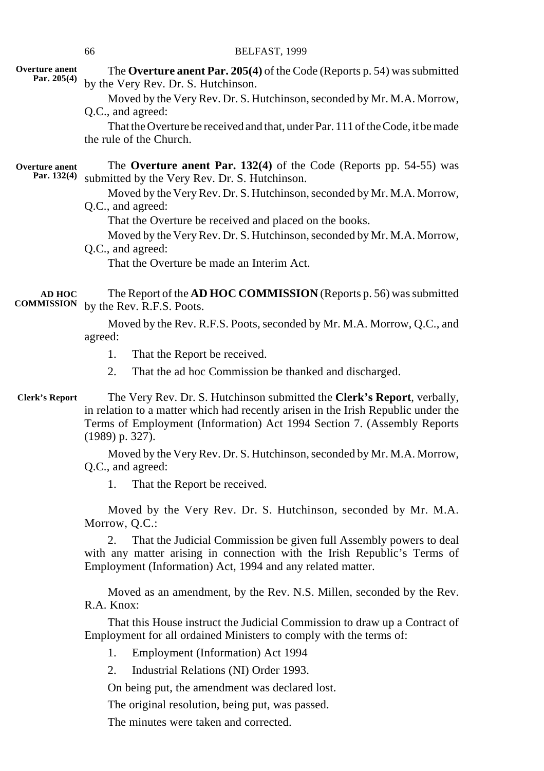**Overture anent Par. 205(4)**

The **Overture anent Par. 205(4)** of the Code (Reports p. 54) was submitted by the Very Rev. Dr. S. Hutchinson.

Moved by the Very Rev. Dr. S. Hutchinson, seconded by Mr. M.A. Morrow, Q.C., and agreed:

That the Overture be received and that, under Par. 111 of the Code, it be made the rule of the Church.

**Overture anent Par. 132(4)**

The **Overture anent Par. 132(4)** of the Code (Reports pp. 54-55) was submitted by the Very Rev. Dr. S. Hutchinson.

Moved by the Very Rev. Dr. S. Hutchinson, seconded by Mr. M.A. Morrow, Q.C., and agreed:

That the Overture be received and placed on the books.

Moved by the Very Rev. Dr. S. Hutchinson, seconded by Mr. M.A. Morrow, Q.C., and agreed:

That the Overture be made an Interim Act.

**AD HOC COMMISSION**

The Report of the **AD HOC COMMISSION** (Reports p. 56) was submitted by the Rev. R.F.S. Poots.

Moved by the Rev. R.F.S. Poots, seconded by Mr. M.A. Morrow, Q.C., and agreed:

1. That the Report be received.
2. That the ad hoc Commission be thanked and discharged.

**Clerk's Report**

The Very Rev. Dr. S. Hutchinson submitted the **Clerk's Report**, verbally, in relation to a matter which had recently arisen in the Irish Republic under the Terms of Employment (Information) Act 1994 Section 7. (Assembly Reports (1989) p. 327).

Moved by the Very Rev. Dr. S. Hutchinson, seconded by Mr. M.A. Morrow, Q.C., and agreed:

1. That the Report be received.

Moved by the Very Rev. Dr. S. Hutchinson, seconded by Mr. M.A. Morrow, Q.C.:

2. That the Judicial Commission be given full Assembly powers to deal with any matter arising in connection with the Irish Republic's Terms of Employment (Information) Act, 1994 and any related matter.

Moved as an amendment, by the Rev. N.S. Millen, seconded by the Rev. R.A. Knox:

That this House instruct the Judicial Commission to draw up a Contract of Employment for all ordained Ministers to comply with the terms of:

1. Employment (Information) Act 1994
2. Industrial Relations (NI) Order 1993.

On being put, the amendment was declared lost.

The original resolution, being put, was passed.

The minutes were taken and corrected.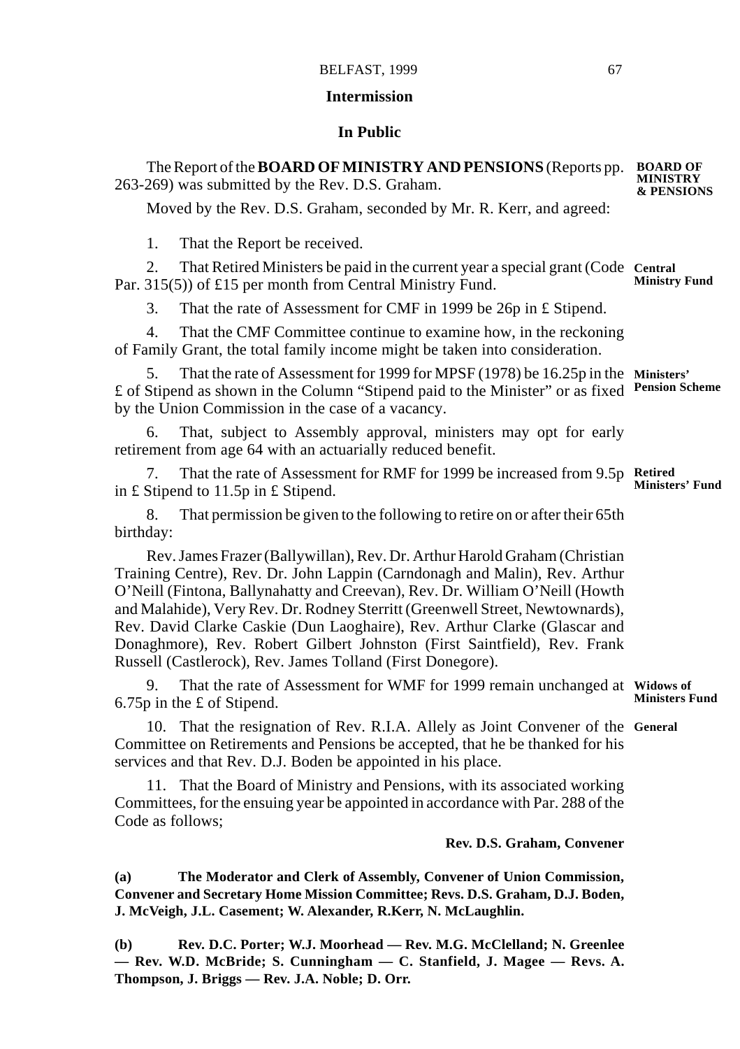### Intermission

### In Public

The Report of the **BOARD OF MINISTRY AND PENSIONS** (Reports pp. 263-269) was submitted by the Rev. D.S. Graham.

**BOARD OF MINISTRY & PENSIONS**

Moved by the Rev. D.S. Graham, seconded by Mr. R. Kerr, and agreed:

1. That the Report be received.

**Central Ministry Fund**

2. That Retired Ministers be paid in the current year a special grant (Code Par. 315(5)) of £15 per month from Central Ministry Fund.

3. That the rate of Assessment for CMF in 1999 be 26p in £ Stipend.

4. That the CMF Committee continue to examine how, in the reckoning of Family Grant, the total family income might be taken into consideration.

**Ministers' Pension Scheme**

5. That the rate of Assessment for 1999 for MPSF (1978) be 16.25p in the £ of Stipend as shown in the Column "Stipend paid to the Minister" or as fixed by the Union Commission in the case of a vacancy.

6. That, subject to Assembly approval, ministers may opt for early retirement from age 64 with an actuarially reduced benefit.

**Retired Ministers' Fund**

7. That the rate of Assessment for RMF for 1999 be increased from 9.5p in £ Stipend to 11.5p in £ Stipend.

8. That permission be given to the following to retire on or after their 65th birthday:

Rev. James Frazer (Ballywillan), Rev. Dr. Arthur Harold Graham (Christian Training Centre), Rev. Dr. John Lappin (Carndonagh and Malin), Rev. Arthur O'Neill (Fintona, Ballynahatty and Creevan), Rev. Dr. William O'Neill (Howth and Malahide), Very Rev. Dr. Rodney Sterritt (Greenwell Street, Newtownards), Rev. David Clarke Caskie (Dun Laoghaire), Rev. Arthur Clarke (Glascar and Donaghmore), Rev. Robert Gilbert Johnston (First Saintfield), Rev. Frank Russell (Castlerock), Rev. James Tolland (First Donegore).

**Widows of Ministers Fund**

9. That the rate of Assessment for WMF for 1999 remain unchanged at 6.75p in the £ of Stipend.

**General**

10. That the resignation of Rev. R.I.A. Allely as Joint Convener of the Committee on Retirements and Pensions be accepted, that he be thanked for his services and that Rev. D.J. Boden be appointed in his place.

11. That the Board of Ministry and Pensions, with its associated working Committees, for the ensuing year be appointed in accordance with Par. 288 of the Code as follows;

**Rev. D.S. Graham, Convener**

**(a) The Moderator and Clerk of Assembly, Convener of Union Commission, Convener and Secretary Home Mission Committee; Revs. D.S. Graham, D.J. Boden, J. McVeigh, J.L. Casement; W. Alexander, R.Kerr, N. McLaughlin.**

**(b) Rev. D.C. Porter; W.J. Moorhead — Rev. M.G. McClelland; N. Greenlee — Rev. W.D. McBride; S. Cunningham — C. Stanfield, J. Magee — Revs. A. Thompson, J. Briggs — Rev. J.A. Noble; D. Orr.**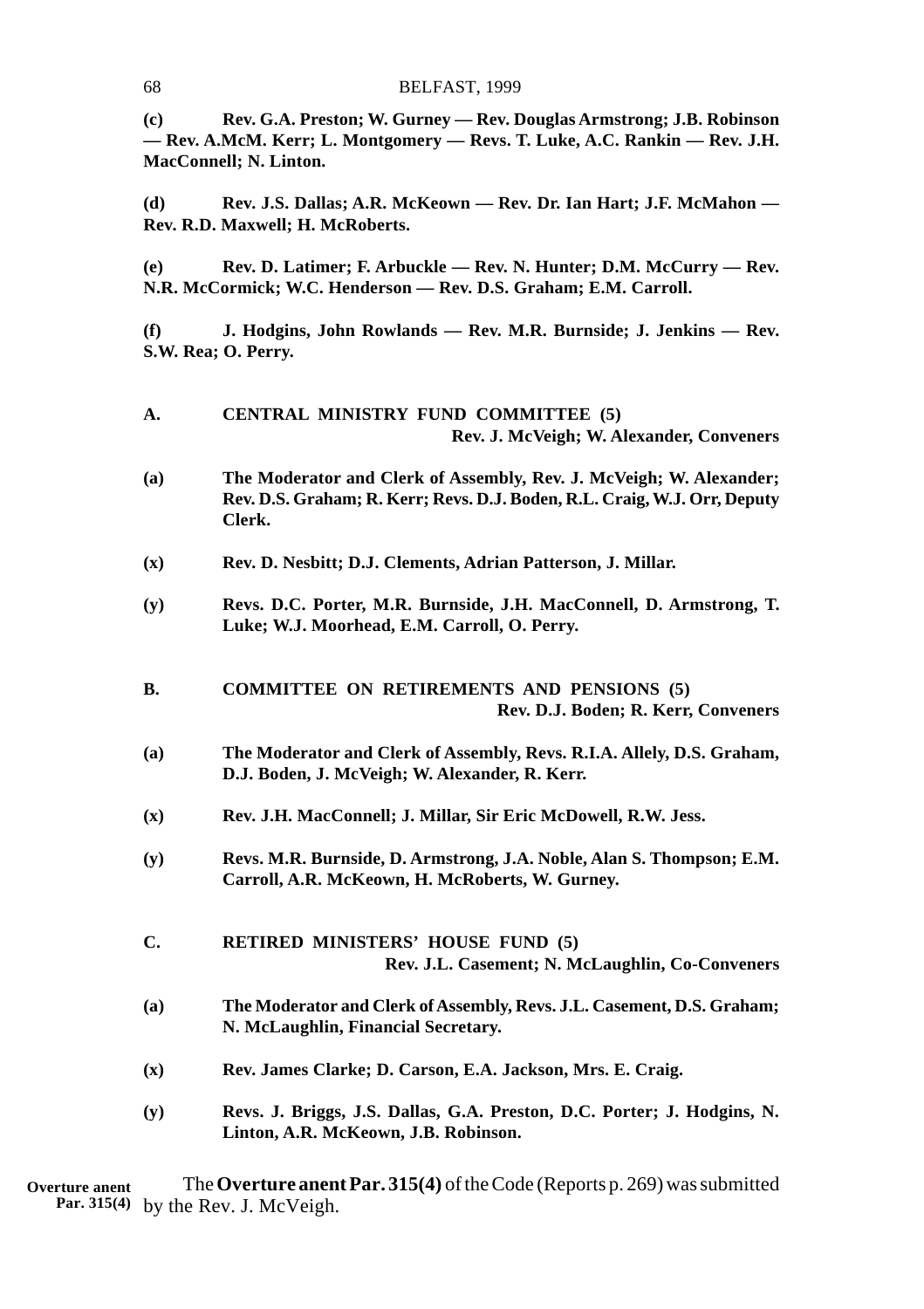**(c)** **Rev. G.A. Preston; W. Gurney — Rev. Douglas Armstrong; J.B. Robinson — Rev. A.McM. Kerr; L. Montgomery — Revs. T. Luke, A.C. Rankin — Rev. J.H. MacConnell; N. Linton.**

**(d)** **Rev. J.S. Dallas; A.R. McKeown — Rev. Dr. Ian Hart; J.F. McMahon — Rev. R.D. Maxwell; H. McRoberts.**

**(e)** **Rev. D. Latimer; F. Arbuckle — Rev. N. Hunter; D.M. McCurry — Rev. N.R. McCormick; W.C. Henderson — Rev. D.S. Graham; E.M. Carroll.**

**(f)** **J. Hodgins, John Rowlands — Rev. M.R. Burnside; J. Jenkins — Rev. S.W. Rea; O. Perry.**

## A. CENTRAL MINISTRY FUND COMMITTEE (5)

**Rev. J. McVeigh; W. Alexander, Conveners**

**(a)** **The Moderator and Clerk of Assembly, Rev. J. McVeigh; W. Alexander; Rev. D.S. Graham; R. Kerr; Revs. D.J. Boden, R.L. Craig, W.J. Orr, Deputy Clerk.**

**(x)** **Rev. D. Nesbitt; D.J. Clements, Adrian Patterson, J. Millar.**

**(y)** **Revs. D.C. Porter, M.R. Burnside, J.H. MacConnell, D. Armstrong, T. Luke; W.J. Moorhead, E.M. Carroll, O. Perry.**

## B. COMMITTEE ON RETIREMENTS AND PENSIONS (5)

**Rev. D.J. Boden; R. Kerr, Conveners**

**(a)** **The Moderator and Clerk of Assembly, Revs. R.I.A. Allely, D.S. Graham, D.J. Boden, J. McVeigh; W. Alexander, R. Kerr.**

**(x)** **Rev. J.H. MacConnell; J. Millar, Sir Eric McDowell, R.W. Jess.**

**(y)** **Revs. M.R. Burnside, D. Armstrong, J.A. Noble, Alan S. Thompson; E.M. Carroll, A.R. McKeown, H. McRoberts, W. Gurney.**

## C. RETIRED MINISTERS' HOUSE FUND (5)

**Rev. J.L. Casement; N. McLaughlin, Co-Conveners**

**(a)** **The Moderator and Clerk of Assembly, Revs. J.L. Casement, D.S. Graham; N. McLaughlin, Financial Secretary.**

**(x)** **Rev. James Clarke; D. Carson, E.A. Jackson, Mrs. E. Craig.**

**(y)** **Revs. J. Briggs, J.S. Dallas, G.A. Preston, D.C. Porter; J. Hodgins, N. Linton, A.R. McKeown, J.B. Robinson.**

**Overture anent Par. 315(4)**

The **Overture anent Par. 315(4)** of the Code (Reports p. 269) was submitted by the Rev. J. McVeigh.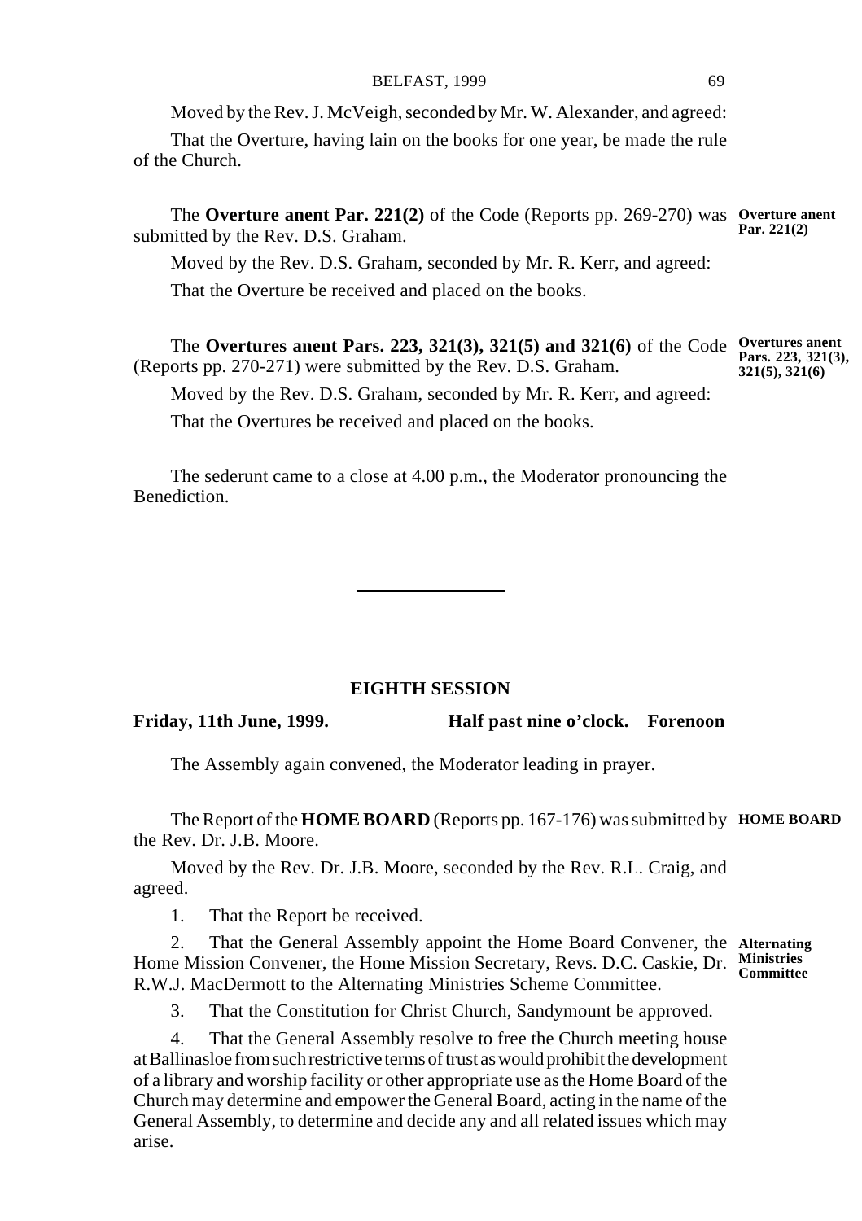Moved by the Rev. J. McVeigh, seconded by Mr. W. Alexander, and agreed:

That the Overture, having lain on the books for one year, be made the rule of the Church.

**Overture anent Par. 221(2)**

The **Overture anent Par. 221(2)** of the Code (Reports pp. 269-270) was submitted by the Rev. D.S. Graham.

Moved by the Rev. D.S. Graham, seconded by Mr. R. Kerr, and agreed:

That the Overture be received and placed on the books.

**Overtures anent Pars. 223, 321(3), 321(5), 321(6)**

The **Overtures anent Pars. 223, 321(3), 321(5) and 321(6)** of the Code (Reports pp. 270-271) were submitted by the Rev. D.S. Graham.

Moved by the Rev. D.S. Graham, seconded by Mr. R. Kerr, and agreed:

That the Overtures be received and placed on the books.

The sederunt came to a close at 4.00 p.m., the Moderator pronouncing the Benediction.

---

## EIGHTH SESSION

**Friday, 11th June, 1999. Half past nine o'clock. Forenoon**

The Assembly again convened, the Moderator leading in prayer.

**HOME BOARD**

The Report of the **HOME BOARD** (Reports pp. 167-176) was submitted by the Rev. Dr. J.B. Moore.

Moved by the Rev. Dr. J.B. Moore, seconded by the Rev. R.L. Craig, and agreed.

1. That the Report be received.

**Alternating Ministries Committee**

2. That the General Assembly appoint the Home Board Convener, the Home Mission Convener, the Home Mission Secretary, Revs. D.C. Caskie, Dr. R.W.J. MacDermott to the Alternating Ministries Scheme Committee.

3. That the Constitution for Christ Church, Sandymount be approved.

4. That the General Assembly resolve to free the Church meeting house at Ballinasloe from such restrictive terms of trust as would prohibit the development of a library and worship facility or other appropriate use as the Home Board of the Church may determine and empower the General Board, acting in the name of the General Assembly, to determine and decide any and all related issues which may arise.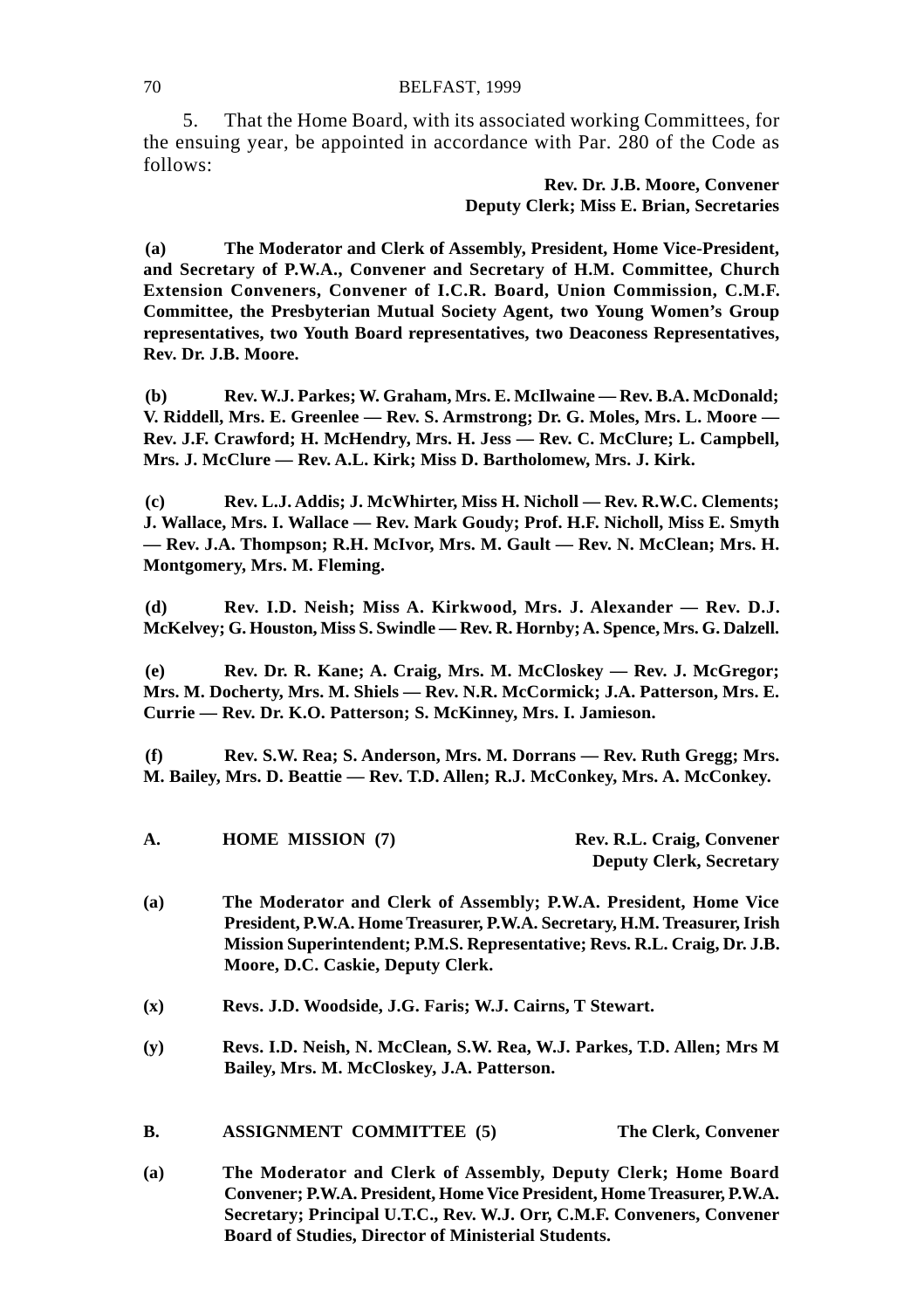5. That the Home Board, with its associated working Committees, for the ensuing year, be appointed in accordance with Par. 280 of the Code as follows:

**Rev. Dr. J.B. Moore, Convener**
**Deputy Clerk; Miss E. Brian, Secretaries**

**(a) The Moderator and Clerk of Assembly, President, Home Vice-President, and Secretary of P.W.A., Convener and Secretary of H.M. Committee, Church Extension Conveners, Convener of I.C.R. Board, Union Commission, C.M.F. Committee, the Presbyterian Mutual Society Agent, two Young Women's Group representatives, two Youth Board representatives, two Deaconess Representatives, Rev. Dr. J.B. Moore.**

**(b) Rev. W.J. Parkes; W. Graham, Mrs. E. McIlwaine — Rev. B.A. McDonald; V. Riddell, Mrs. E. Greenlee — Rev. S. Armstrong; Dr. G. Moles, Mrs. L. Moore — Rev. J.F. Crawford; H. McHendry, Mrs. H. Jess — Rev. C. McClure; L. Campbell, Mrs. J. McClure — Rev. A.L. Kirk; Miss D. Bartholomew, Mrs. J. Kirk.**

**(c) Rev. L.J. Addis; J. McWhirter, Miss H. Nicholl — Rev. R.W.C. Clements; J. Wallace, Mrs. I. Wallace — Rev. Mark Goudy; Prof. H.F. Nicholl, Miss E. Smyth — Rev. J.A. Thompson; R.H. McIvor, Mrs. M. Gault — Rev. N. McClean; Mrs. H. Montgomery, Mrs. M. Fleming.**

**(d) Rev. I.D. Neish; Miss A. Kirkwood, Mrs. J. Alexander — Rev. D.J. McKelvey; G. Houston, Miss S. Swindle — Rev. R. Hornby; A. Spence, Mrs. G. Dalzell.**

**(e) Rev. Dr. R. Kane; A. Craig, Mrs. M. McCloskey — Rev. J. McGregor; Mrs. M. Docherty, Mrs. M. Shiels — Rev. N.R. McCormick; J.A. Patterson, Mrs. E. Currie — Rev. Dr. K.O. Patterson; S. McKinney, Mrs. I. Jamieson.**

**(f) Rev. S.W. Rea; S. Anderson, Mrs. M. Dorrans — Rev. Ruth Gregg; Mrs. M. Bailey, Mrs. D. Beattie — Rev. T.D. Allen; R.J. McConkey, Mrs. A. McConkey.**

**A. HOME MISSION (7)** **Rev. R.L. Craig, Convener**
**Deputy Clerk, Secretary**

**(a) The Moderator and Clerk of Assembly; P.W.A. President, Home Vice President, P.W.A. Home Treasurer, P.W.A. Secretary, H.M. Treasurer, Irish Mission Superintendent; P.M.S. Representative; Revs. R.L. Craig, Dr. J.B. Moore, D.C. Caskie, Deputy Clerk.**

**(x) Revs. J.D. Woodside, J.G. Faris; W.J. Cairns, T Stewart.**

**(y) Revs. I.D. Neish, N. McClean, S.W. Rea, W.J. Parkes, T.D. Allen; Mrs M Bailey, Mrs. M. McCloskey, J.A. Patterson.**

**B. ASSIGNMENT COMMITTEE (5)** **The Clerk, Convener**

**(a) The Moderator and Clerk of Assembly, Deputy Clerk; Home Board Convener; P.W.A. President, Home Vice President, Home Treasurer, P.W.A. Secretary; Principal U.T.C., Rev. W.J. Orr, C.M.F. Conveners, Convener Board of Studies, Director of Ministerial Students.**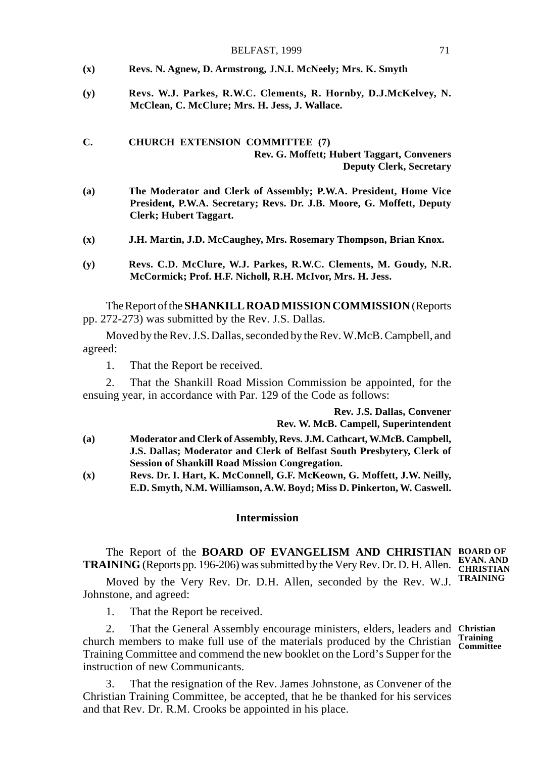**(x)** **Revs. N. Agnew, D. Armstrong, J.N.I. McNeely; Mrs. K. Smyth**

**(y)** **Revs. W.J. Parkes, R.W.C. Clements, R. Hornby, D.J.McKelvey, N. McClean, C. McClure; Mrs. H. Jess, J. Wallace.**

**C.** **CHURCH EXTENSION COMMITTEE (7)**

**Rev. G. Moffett; Hubert Taggart, Conveners**
**Deputy Clerk, Secretary**

**(a)** **The Moderator and Clerk of Assembly; P.W.A. President, Home Vice President, P.W.A. Secretary; Revs. Dr. J.B. Moore, G. Moffett, Deputy Clerk; Hubert Taggart.**

**(x)** **J.H. Martin, J.D. McCaughey, Mrs. Rosemary Thompson, Brian Knox.**

**(y)** **Revs. C.D. McClure, W.J. Parkes, R.W.C. Clements, M. Goudy, N.R. McCormick; Prof. H.F. Nicholl, R.H. McIvor, Mrs. H. Jess.**

The Report of the **SHANKILL ROAD MISSION COMMISSION** (Reports pp. 272-273) was submitted by the Rev. J.S. Dallas.

Moved by the Rev. J.S. Dallas, seconded by the Rev. W.McB. Campbell, and agreed:

1. That the Report be received.

2. That the Shankill Road Mission Commission be appointed, for the ensuing year, in accordance with Par. 129 of the Code as follows:

**Rev. J.S. Dallas, Convener**
**Rev. W. McB. Campell, Superintendent**

**(a)** **Moderator and Clerk of Assembly, Revs. J.M. Cathcart, W.McB. Campbell, J.S. Dallas; Moderator and Clerk of Belfast South Presbytery, Clerk of Session of Shankill Road Mission Congregation.**

**(x)** **Revs. Dr. I. Hart, K. McConnell, G.F. McKeown, G. Moffett, J.W. Neilly, E.D. Smyth, N.M. Williamson, A.W. Boyd; Miss D. Pinkerton, W. Caswell.**

## Intermission

**BOARD OF EVAN. AND CHRISTIAN TRAINING**

The Report of the **BOARD OF EVANGELISM AND CHRISTIAN TRAINING** (Reports pp. 196-206) was submitted by the Very Rev. Dr. D. H. Allen.

Moved by the Very Rev. Dr. D.H. Allen, seconded by the Rev. W.J. Johnstone, and agreed:

1. That the Report be received.

**Christian Training Committee**

2. That the General Assembly encourage ministers, elders, leaders and church members to make full use of the materials produced by the Christian Training Committee and commend the new booklet on the Lord's Supper for the instruction of new Communicants.

3. That the resignation of the Rev. James Johnstone, as Convener of the Christian Training Committee, be accepted, that he be thanked for his services and that Rev. Dr. R.M. Crooks be appointed in his place.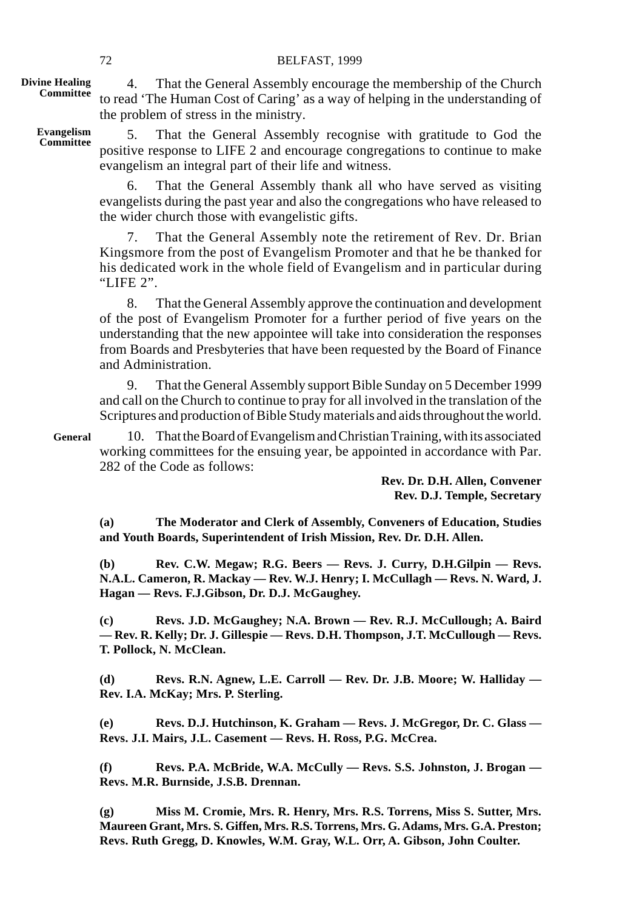**Divine Healing Committee**

4. That the General Assembly encourage the membership of the Church to read 'The Human Cost of Caring' as a way of helping in the understanding of the problem of stress in the ministry.

**Evangelism Committee**

5. That the General Assembly recognise with gratitude to God the positive response to LIFE 2 and encourage congregations to continue to make evangelism an integral part of their life and witness.

6. That the General Assembly thank all who have served as visiting evangelists during the past year and also the congregations who have released to the wider church those with evangelistic gifts.

7. That the General Assembly note the retirement of Rev. Dr. Brian Kingsmore from the post of Evangelism Promoter and that he be thanked for his dedicated work in the whole field of Evangelism and in particular during "LIFE 2".

8. That the General Assembly approve the continuation and development of the post of Evangelism Promoter for a further period of five years on the understanding that the new appointee will take into consideration the responses from Boards and Presbyteries that have been requested by the Board of Finance and Administration.

9. That the General Assembly support Bible Sunday on 5 December 1999 and call on the Church to continue to pray for all involved in the translation of the Scriptures and production of Bible Study materials and aids throughout the world.

**General**

10. That the Board of Evangelism and Christian Training, with its associated working committees for the ensuing year, be appointed in accordance with Par. 282 of the Code as follows:

**Rev. Dr. D.H. Allen, Convener**
**Rev. D.J. Temple, Secretary**

**(a) The Moderator and Clerk of Assembly, Conveners of Education, Studies and Youth Boards, Superintendent of Irish Mission, Rev. Dr. D.H. Allen.**

**(b) Rev. C.W. Megaw; R.G. Beers — Revs. J. Curry, D.H.Gilpin — Revs. N.A.L. Cameron, R. Mackay — Rev. W.J. Henry; I. McCullagh — Revs. N. Ward, J. Hagan — Revs. F.J.Gibson, Dr. D.J. McGaughey.**

**(c) Revs. J.D. McGaughey; N.A. Brown — Rev. R.J. McCullough; A. Baird — Rev. R. Kelly; Dr. J. Gillespie — Revs. D.H. Thompson, J.T. McCullough — Revs. T. Pollock, N. McClean.**

**(d) Revs. R.N. Agnew, L.E. Carroll — Rev. Dr. J.B. Moore; W. Halliday — Rev. I.A. McKay; Mrs. P. Sterling.**

**(e) Revs. D.J. Hutchinson, K. Graham — Revs. J. McGregor, Dr. C. Glass — Revs. J.I. Mairs, J.L. Casement — Revs. H. Ross, P.G. McCrea.**

**(f) Revs. P.A. McBride, W.A. McCully — Revs. S.S. Johnston, J. Brogan — Revs. M.R. Burnside, J.S.B. Drennan.**

**(g) Miss M. Cromie, Mrs. R. Henry, Mrs. R.S. Torrens, Miss S. Sutter, Mrs. Maureen Grant, Mrs. S. Giffen, Mrs. R.S. Torrens, Mrs. G. Adams, Mrs. G.A. Preston; Revs. Ruth Gregg, D. Knowles, W.M. Gray, W.L. Orr, A. Gibson, John Coulter.**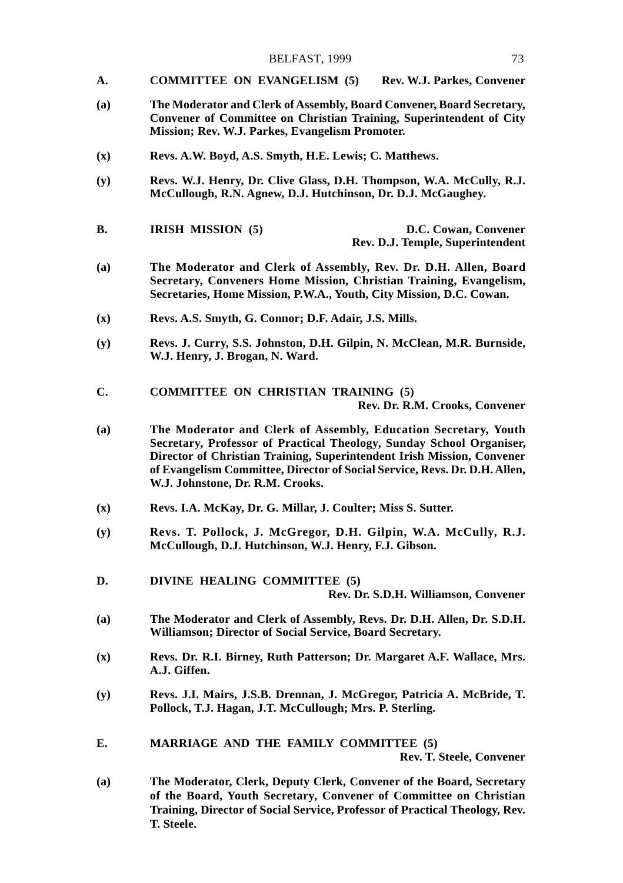**A. COMMITTEE ON EVANGELISM (5)** **Rev. W.J. Parkes, Convener**

**(a)** **The Moderator and Clerk of Assembly, Board Convener, Board Secretary, Convener of Committee on Christian Training, Superintendent of City Mission; Rev. W.J. Parkes, Evangelism Promoter.**

**(x)** **Revs. A.W. Boyd, A.S. Smyth, H.E. Lewis; C. Matthews.**

**(y)** **Revs. W.J. Henry, Dr. Clive Glass, D.H. Thompson, W.A. McCully, R.J. McCullough, R.N. Agnew, D.J. Hutchinson, Dr. D.J. McGaughey.**

**B. IRISH MISSION (5)** **D.C. Cowan, Convener**
**Rev. D.J. Temple, Superintendent**

**(a)** **The Moderator and Clerk of Assembly, Rev. Dr. D.H. Allen, Board Secretary, Conveners Home Mission, Christian Training, Evangelism, Secretaries, Home Mission, P.W.A., Youth, City Mission, D.C. Cowan.**

**(x)** **Revs. A.S. Smyth, G. Connor; D.F. Adair, J.S. Mills.**

**(y)** **Revs. J. Curry, S.S. Johnston, D.H. Gilpin, N. McClean, M.R. Burnside, W.J. Henry, J. Brogan, N. Ward.**

**C. COMMITTEE ON CHRISTIAN TRAINING (5)**
**Rev. Dr. R.M. Crooks, Convener**

**(a)** **The Moderator and Clerk of Assembly, Education Secretary, Youth Secretary, Professor of Practical Theology, Sunday School Organiser, Director of Christian Training, Superintendent Irish Mission, Convener of Evangelism Committee, Director of Social Service, Revs. Dr. D.H. Allen, W.J. Johnstone, Dr. R.M. Crooks.**

**(x)** **Revs. I.A. McKay, Dr. G. Millar, J. Coulter; Miss S. Sutter.**

**(y)** **Revs. T. Pollock, J. McGregor, D.H. Gilpin, W.A. McCully, R.J. McCullough, D.J. Hutchinson, W.J. Henry, F.J. Gibson.**

**D. DIVINE HEALING COMMITTEE (5)**
**Rev. Dr. S.D.H. Williamson, Convener**

**(a)** **The Moderator and Clerk of Assembly, Revs. Dr. D.H. Allen, Dr. S.D.H. Williamson; Director of Social Service, Board Secretary.**

**(x)** **Revs. Dr. R.I. Birney, Ruth Patterson; Dr. Margaret A.F. Wallace, Mrs. A.J. Giffen.**

**(y)** **Revs. J.I. Mairs, J.S.B. Drennan, J. McGregor, Patricia A. McBride, T. Pollock, T.J. Hagan, J.T. McCullough; Mrs. P. Sterling.**

**E. MARRIAGE AND THE FAMILY COMMITTEE (5)**
**Rev. T. Steele, Convener**

**(a)** **The Moderator, Clerk, Deputy Clerk, Convener of the Board, Secretary of the Board, Youth Secretary, Convener of Committee on Christian Training, Director of Social Service, Professor of Practical Theology, Rev. T. Steele.**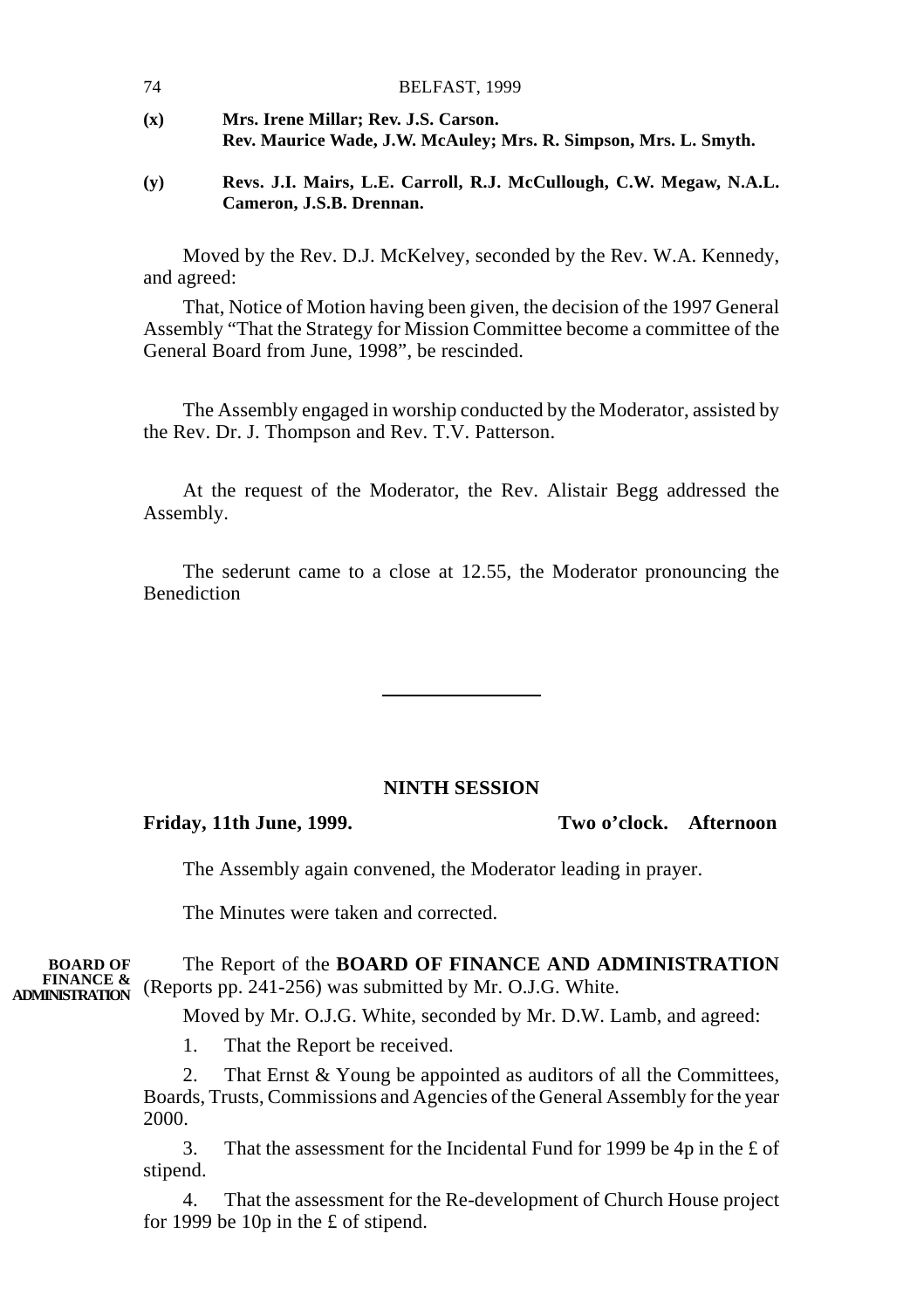**(x)** **Mrs. Irene Millar; Rev. J.S. Carson.**
**Rev. Maurice Wade, J.W. McAuley; Mrs. R. Simpson, Mrs. L. Smyth.**

**(y)** **Revs. J.I. Mairs, L.E. Carroll, R.J. McCullough, C.W. Megaw, N.A.L. Cameron, J.S.B. Drennan.**

Moved by the Rev. D.J. McKelvey, seconded by the Rev. W.A. Kennedy, and agreed:

That, Notice of Motion having been given, the decision of the 1997 General Assembly "That the Strategy for Mission Committee become a committee of the General Board from June, 1998", be rescinded.

The Assembly engaged in worship conducted by the Moderator, assisted by the Rev. Dr. J. Thompson and Rev. T.V. Patterson.

At the request of the Moderator, the Rev. Alistair Begg addressed the Assembly.

The sederunt came to a close at 12.55, the Moderator pronouncing the Benediction

---

## NINTH SESSION

**Friday, 11th June, 1999.** **Two o'clock. Afternoon**

The Assembly again convened, the Moderator leading in prayer.

The Minutes were taken and corrected.

**BOARD OF FINANCE & ADMINISTRATION**

The Report of the **BOARD OF FINANCE AND ADMINISTRATION** (Reports pp. 241-256) was submitted by Mr. O.J.G. White.

Moved by Mr. O.J.G. White, seconded by Mr. D.W. Lamb, and agreed:

1. That the Report be received.

2. That Ernst & Young be appointed as auditors of all the Committees, Boards, Trusts, Commissions and Agencies of the General Assembly for the year 2000.

3. That the assessment for the Incidental Fund for 1999 be 4p in the £ of stipend.

4. That the assessment for the Re-development of Church House project for 1999 be 10p in the £ of stipend.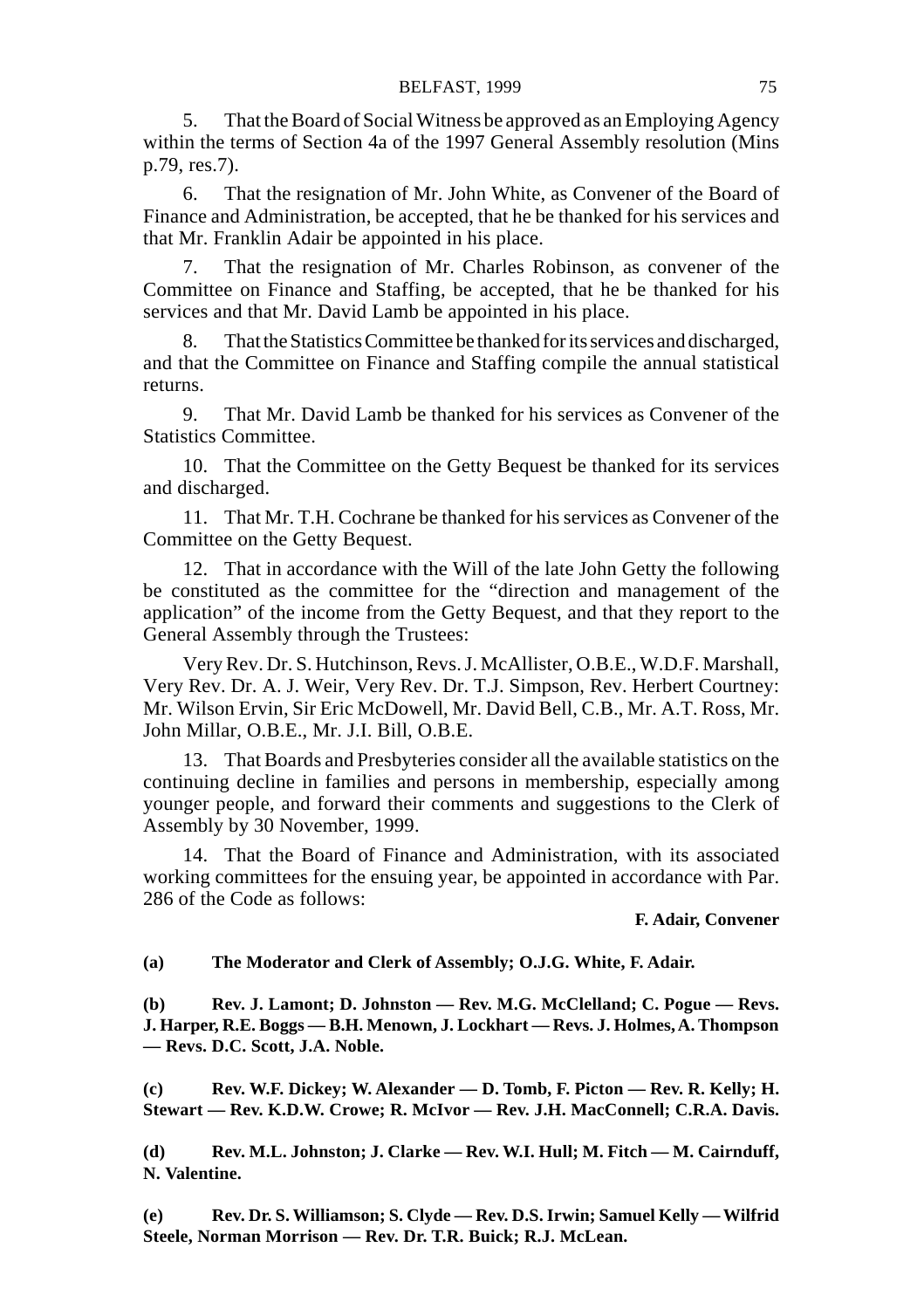5. That the Board of Social Witness be approved as an Employing Agency within the terms of Section 4a of the 1997 General Assembly resolution (Mins p.79, res.7).

6. That the resignation of Mr. John White, as Convener of the Board of Finance and Administration, be accepted, that he be thanked for his services and that Mr. Franklin Adair be appointed in his place.

7. That the resignation of Mr. Charles Robinson, as convener of the Committee on Finance and Staffing, be accepted, that he be thanked for his services and that Mr. David Lamb be appointed in his place.

8. That the Statistics Committee be thanked for its services and discharged, and that the Committee on Finance and Staffing compile the annual statistical returns.

9. That Mr. David Lamb be thanked for his services as Convener of the Statistics Committee.

10. That the Committee on the Getty Bequest be thanked for its services and discharged.

11. That Mr. T.H. Cochrane be thanked for his services as Convener of the Committee on the Getty Bequest.

12. That in accordance with the Will of the late John Getty the following be constituted as the committee for the "direction and management of the application" of the income from the Getty Bequest, and that they report to the General Assembly through the Trustees:

Very Rev. Dr. S. Hutchinson, Revs. J. McAllister, O.B.E., W.D.F. Marshall, Very Rev. Dr. A. J. Weir, Very Rev. Dr. T.J. Simpson, Rev. Herbert Courtney: Mr. Wilson Ervin, Sir Eric McDowell, Mr. David Bell, C.B., Mr. A.T. Ross, Mr. John Millar, O.B.E., Mr. J.I. Bill, O.B.E.

13. That Boards and Presbyteries consider all the available statistics on the continuing decline in families and persons in membership, especially among younger people, and forward their comments and suggestions to the Clerk of Assembly by 30 November, 1999.

14. That the Board of Finance and Administration, with its associated working committees for the ensuing year, be appointed in accordance with Par. 286 of the Code as follows:

**F. Adair, Convener**

**(a) The Moderator and Clerk of Assembly; O.J.G. White, F. Adair.**

**(b) Rev. J. Lamont; D. Johnston — Rev. M.G. McClelland; C. Pogue — Revs. J. Harper, R.E. Boggs — B.H. Menown, J. Lockhart — Revs. J. Holmes, A. Thompson — Revs. D.C. Scott, J.A. Noble.**

**(c) Rev. W.F. Dickey; W. Alexander — D. Tomb, F. Picton — Rev. R. Kelly; H. Stewart — Rev. K.D.W. Crowe; R. McIvor — Rev. J.H. MacConnell; C.R.A. Davis.**

**(d) Rev. M.L. Johnston; J. Clarke — Rev. W.I. Hull; M. Fitch — M. Cairnduff, N. Valentine.**

**(e) Rev. Dr. S. Williamson; S. Clyde — Rev. D.S. Irwin; Samuel Kelly — Wilfrid Steele, Norman Morrison — Rev. Dr. T.R. Buick; R.J. McLean.**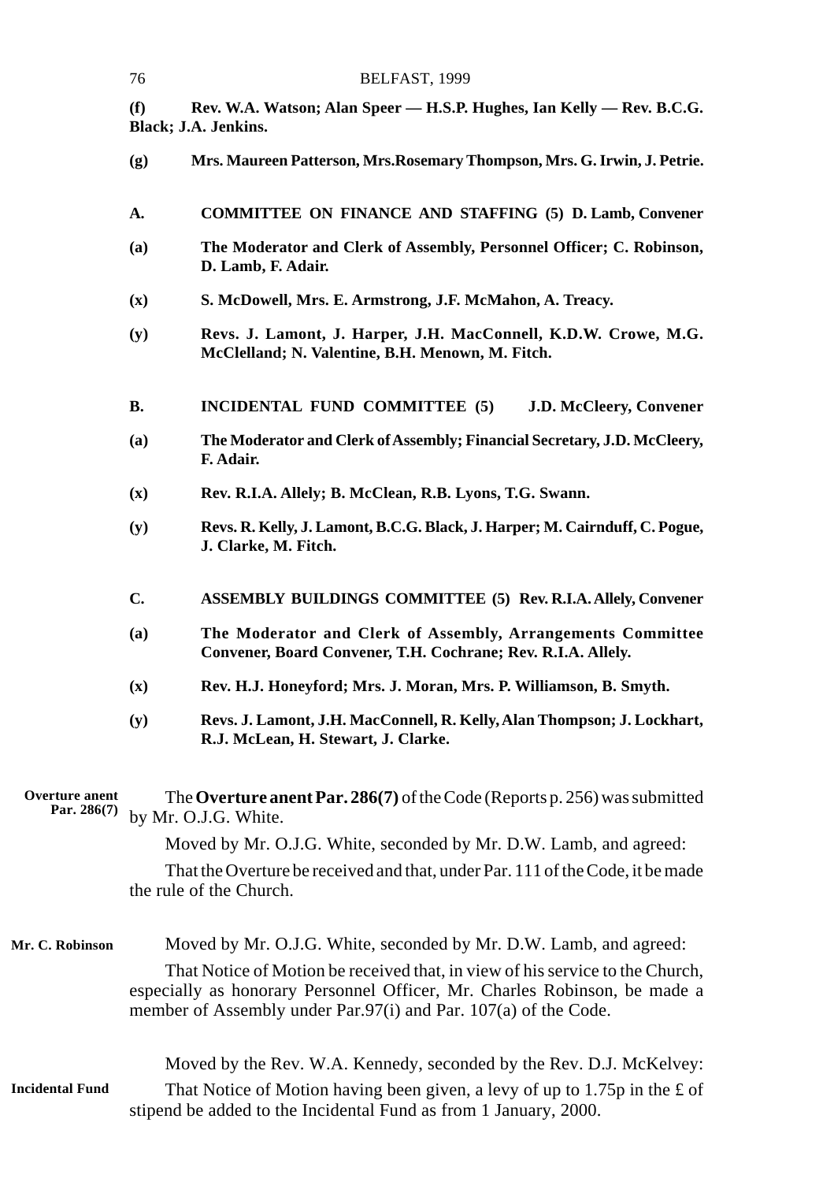**(f) Rev. W.A. Watson; Alan Speer — H.S.P. Hughes, Ian Kelly — Rev. B.C.G. Black; J.A. Jenkins.**

**(g) Mrs. Maureen Patterson, Mrs.Rosemary Thompson, Mrs. G. Irwin, J. Petrie.**

**A. COMMITTEE ON FINANCE AND STAFFING (5) D. Lamb, Convener**

**(a) The Moderator and Clerk of Assembly, Personnel Officer; C. Robinson, D. Lamb, F. Adair.**

**(x) S. McDowell, Mrs. E. Armstrong, J.F. McMahon, A. Treacy.**

**(y) Revs. J. Lamont, J. Harper, J.H. MacConnell, K.D.W. Crowe, M.G. McClelland; N. Valentine, B.H. Menown, M. Fitch.**

**B. INCIDENTAL FUND COMMITTEE (5) J.D. McCleery, Convener**

**(a) The Moderator and Clerk of Assembly; Financial Secretary, J.D. McCleery, F. Adair.**

**(x) Rev. R.I.A. Allely; B. McClean, R.B. Lyons, T.G. Swann.**

**(y) Revs. R. Kelly, J. Lamont, B.C.G. Black, J. Harper; M. Cairnduff, C. Pogue, J. Clarke, M. Fitch.**

**C. ASSEMBLY BUILDINGS COMMITTEE (5) Rev. R.I.A. Allely, Convener**

**(a) The Moderator and Clerk of Assembly, Arrangements Committee Convener, Board Convener, T.H. Cochrane; Rev. R.I.A. Allely.**

**(x) Rev. H.J. Honeyford; Mrs. J. Moran, Mrs. P. Williamson, B. Smyth.**

**(y) Revs. J. Lamont, J.H. MacConnell, R. Kelly, Alan Thompson; J. Lockhart, R.J. McLean, H. Stewart, J. Clarke.**

**Overture anent Par. 286(7)**

The **Overture anent Par. 286(7)** of the Code (Reports p. 256) was submitted by Mr. O.J.G. White.

Moved by Mr. O.J.G. White, seconded by Mr. D.W. Lamb, and agreed:

That the Overture be received and that, under Par. 111 of the Code, it be made the rule of the Church.

**Mr. C. Robinson**

Moved by Mr. O.J.G. White, seconded by Mr. D.W. Lamb, and agreed:

That Notice of Motion be received that, in view of his service to the Church, especially as honorary Personnel Officer, Mr. Charles Robinson, be made a member of Assembly under Par.97(i) and Par. 107(a) of the Code.

**Incidental Fund**

Moved by the Rev. W.A. Kennedy, seconded by the Rev. D.J. McKelvey:

That Notice of Motion having been given, a levy of up to 1.75p in the £ of stipend be added to the Incidental Fund as from 1 January, 2000.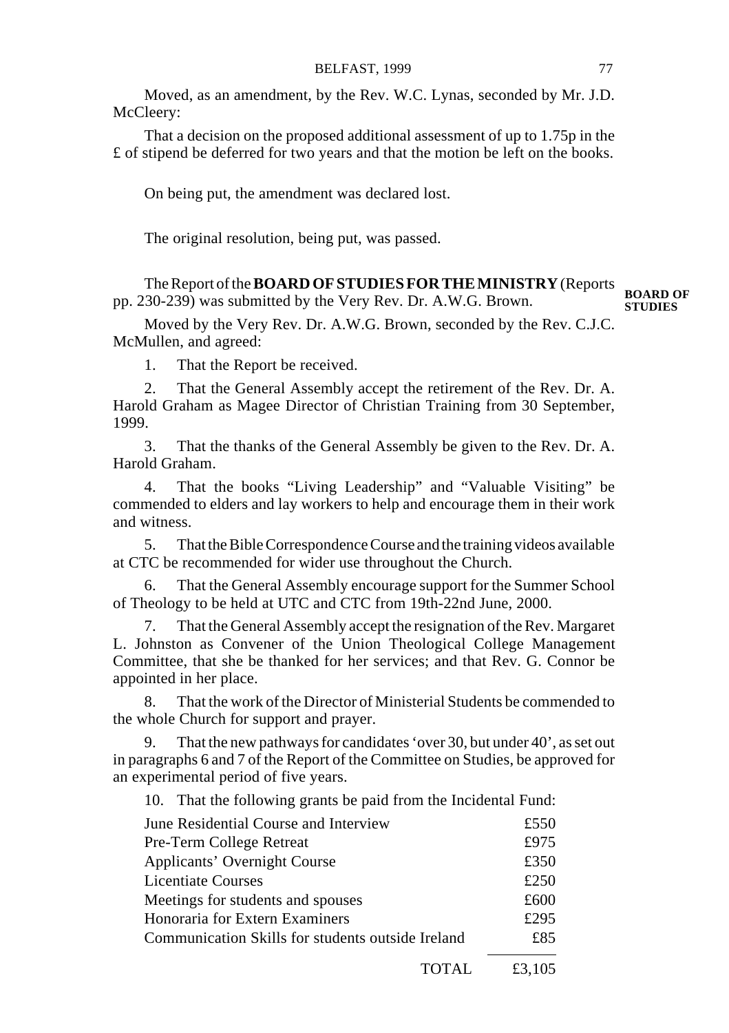Moved, as an amendment, by the Rev. W.C. Lynas, seconded by Mr. J.D. McCleery:

That a decision on the proposed additional assessment of up to 1.75p in the £ of stipend be deferred for two years and that the motion be left on the books.

On being put, the amendment was declared lost.

The original resolution, being put, was passed.

**BOARD OF STUDIES**

The Report of the **BOARD OF STUDIES FOR THE MINISTRY** (Reports pp. 230-239) was submitted by the Very Rev. Dr. A.W.G. Brown.

Moved by the Very Rev. Dr. A.W.G. Brown, seconded by the Rev. C.J.C. McMullen, and agreed:

1. That the Report be received.

2. That the General Assembly accept the retirement of the Rev. Dr. A. Harold Graham as Magee Director of Christian Training from 30 September, 1999.

3. That the thanks of the General Assembly be given to the Rev. Dr. A. Harold Graham.

4. That the books "Living Leadership" and "Valuable Visiting" be commended to elders and lay workers to help and encourage them in their work and witness.

5. That the Bible Correspondence Course and the training videos available at CTC be recommended for wider use throughout the Church.

6. That the General Assembly encourage support for the Summer School of Theology to be held at UTC and CTC from 19th-22nd June, 2000.

7. That the General Assembly accept the resignation of the Rev. Margaret L. Johnston as Convener of the Union Theological College Management Committee, that she be thanked for her services; and that Rev. G. Connor be appointed in her place.

8. That the work of the Director of Ministerial Students be commended to the whole Church for support and prayer.

9. That the new pathways for candidates 'over 30, but under 40', as set out in paragraphs 6 and 7 of the Report of the Committee on Studies, be approved for an experimental period of five years.

10. That the following grants be paid from the Incidental Fund:

| | |
|---|---|
| June Residential Course and Interview | £550 |
| Pre-Term College Retreat | £975 |
| Applicants' Overnight Course | £350 |
| Licentiate Courses | £250 |
| Meetings for students and spouses | £600 |
| Honoraria for Extern Examiners | £295 |
| Communication Skills for students outside Ireland | £85 |
| TOTAL | £3,105 |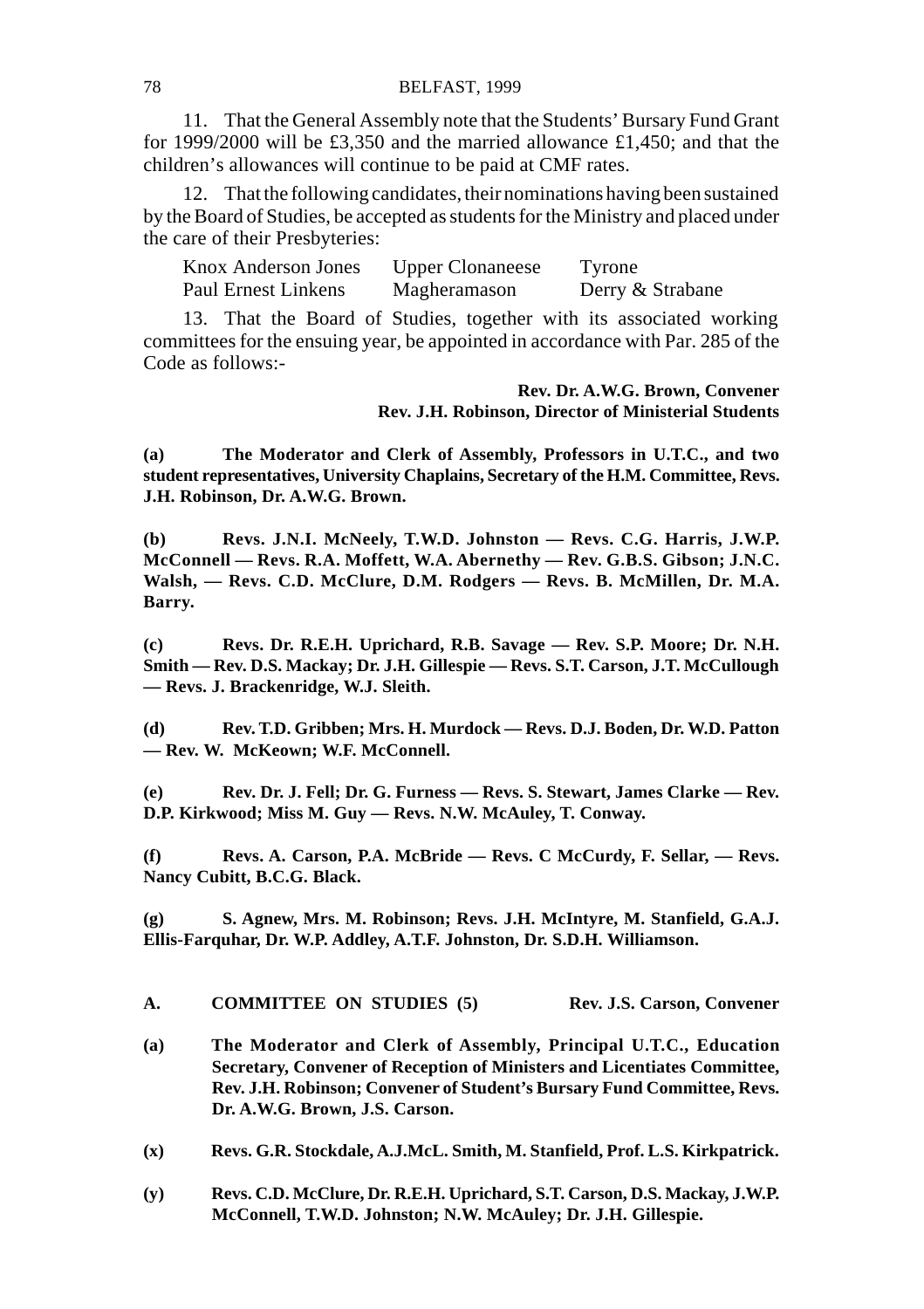11. That the General Assembly note that the Students' Bursary Fund Grant for 1999/2000 will be £3,350 and the married allowance £1,450; and that the children's allowances will continue to be paid at CMF rates.

12. That the following candidates, their nominations having been sustained by the Board of Studies, be accepted as students for the Ministry and placed under the care of their Presbyteries:

| | | |
|---|---|---|
| Knox Anderson Jones | Upper Clonaneese | Tyrone |
| Paul Ernest Linkens | Magheramason | Derry & Strabane |

13. That the Board of Studies, together with its associated working committees for the ensuing year, be appointed in accordance with Par. 285 of the Code as follows:-

**Rev. Dr. A.W.G. Brown, Convener**
**Rev. J.H. Robinson, Director of Ministerial Students**

**(a) The Moderator and Clerk of Assembly, Professors in U.T.C., and two student representatives, University Chaplains, Secretary of the H.M. Committee, Revs. J.H. Robinson, Dr. A.W.G. Brown.**

**(b) Revs. J.N.I. McNeely, T.W.D. Johnston — Revs. C.G. Harris, J.W.P. McConnell — Revs. R.A. Moffett, W.A. Abernethy — Rev. G.B.S. Gibson; J.N.C. Walsh, — Revs. C.D. McClure, D.M. Rodgers — Revs. B. McMillen, Dr. M.A. Barry.**

**(c) Revs. Dr. R.E.H. Uprichard, R.B. Savage — Rev. S.P. Moore; Dr. N.H. Smith — Rev. D.S. Mackay; Dr. J.H. Gillespie — Revs. S.T. Carson, J.T. McCullough — Revs. J. Brackenridge, W.J. Sleith.**

**(d) Rev. T.D. Gribben; Mrs. H. Murdock — Revs. D.J. Boden, Dr. W.D. Patton — Rev. W. McKeown; W.F. McConnell.**

**(e) Rev. Dr. J. Fell; Dr. G. Furness — Revs. S. Stewart, James Clarke — Rev. D.P. Kirkwood; Miss M. Guy — Revs. N.W. McAuley, T. Conway.**

**(f) Revs. A. Carson, P.A. McBride — Revs. C McCurdy, F. Sellar, — Revs. Nancy Cubitt, B.C.G. Black.**

**(g) S. Agnew, Mrs. M. Robinson; Revs. J.H. McIntyre, M. Stanfield, G.A.J. Ellis-Farquhar, Dr. W.P. Addley, A.T.F. Johnston, Dr. S.D.H. Williamson.**

**A. COMMITTEE ON STUDIES (5) — Rev. J.S. Carson, Convener**

**(a) The Moderator and Clerk of Assembly, Principal U.T.C., Education Secretary, Convener of Reception of Ministers and Licentiates Committee, Rev. J.H. Robinson; Convener of Student's Bursary Fund Committee, Revs. Dr. A.W.G. Brown, J.S. Carson.**

**(x) Revs. G.R. Stockdale, A.J.McL. Smith, M. Stanfield, Prof. L.S. Kirkpatrick.**

**(y) Revs. C.D. McClure, Dr. R.E.H. Uprichard, S.T. Carson, D.S. Mackay, J.W.P. McConnell, T.W.D. Johnston; N.W. McAuley; Dr. J.H. Gillespie.**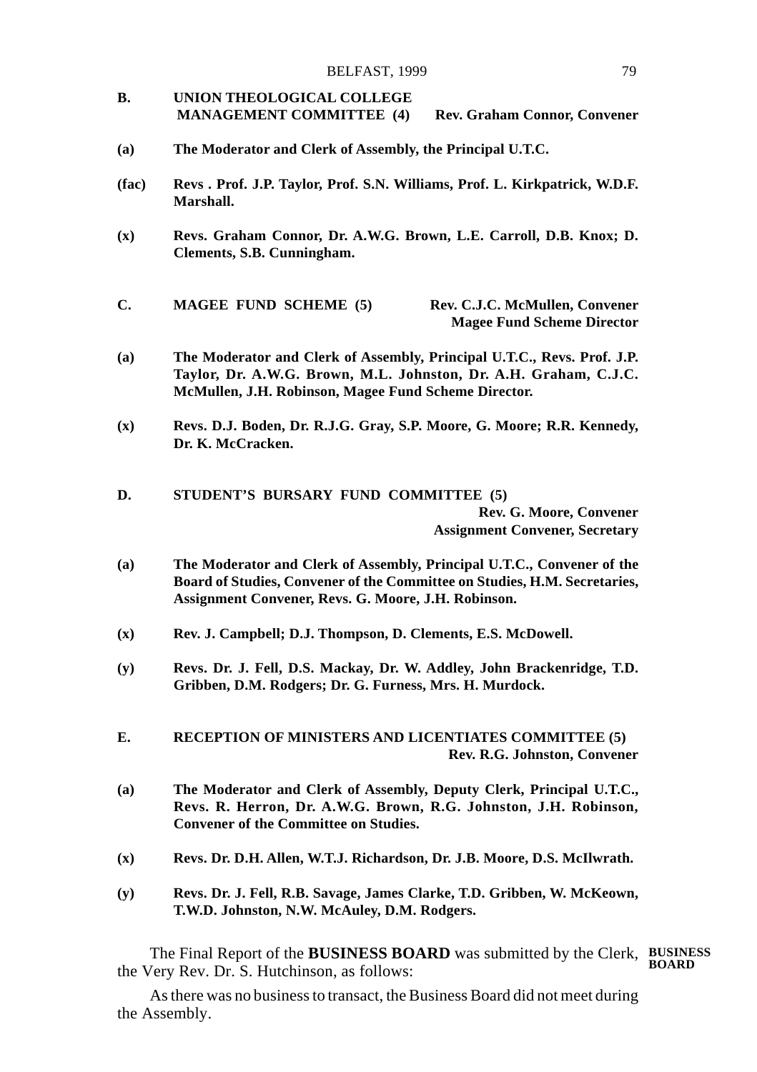**B. UNION THEOLOGICAL COLLEGE MANAGEMENT COMMITTEE (4)** **Rev. Graham Connor, Convener**

**(a)** **The Moderator and Clerk of Assembly, the Principal U.T.C.**

**(fac)** **Revs . Prof. J.P. Taylor, Prof. S.N. Williams, Prof. L. Kirkpatrick, W.D.F. Marshall.**

**(x)** **Revs. Graham Connor, Dr. A.W.G. Brown, L.E. Carroll, D.B. Knox; D. Clements, S.B. Cunningham.**

**C. MAGEE FUND SCHEME (5)** **Rev. C.J.C. McMullen, Convener**
**Magee Fund Scheme Director**

**(a)** **The Moderator and Clerk of Assembly, Principal U.T.C., Revs. Prof. J.P. Taylor, Dr. A.W.G. Brown, M.L. Johnston, Dr. A.H. Graham, C.J.C. McMullen, J.H. Robinson, Magee Fund Scheme Director.**

**(x)** **Revs. D.J. Boden, Dr. R.J.G. Gray, S.P. Moore, G. Moore; R.R. Kennedy, Dr. K. McCracken.**

**D. STUDENT'S BURSARY FUND COMMITTEE (5)**
**Rev. G. Moore, Convener**
**Assignment Convener, Secretary**

**(a)** **The Moderator and Clerk of Assembly, Principal U.T.C., Convener of the Board of Studies, Convener of the Committee on Studies, H.M. Secretaries, Assignment Convener, Revs. G. Moore, J.H. Robinson.**

**(x)** **Rev. J. Campbell; D.J. Thompson, D. Clements, E.S. McDowell.**

**(y)** **Revs. Dr. J. Fell, D.S. Mackay, Dr. W. Addley, John Brackenridge, T.D. Gribben, D.M. Rodgers; Dr. G. Furness, Mrs. H. Murdock.**

**E. RECEPTION OF MINISTERS AND LICENTIATES COMMITTEE (5)**
**Rev. R.G. Johnston, Convener**

**(a)** **The Moderator and Clerk of Assembly, Deputy Clerk, Principal U.T.C., Revs. R. Herron, Dr. A.W.G. Brown, R.G. Johnston, J.H. Robinson, Convener of the Committee on Studies.**

**(x)** **Revs. Dr. D.H. Allen, W.T.J. Richardson, Dr. J.B. Moore, D.S. McIlwrath.**

**(y)** **Revs. Dr. J. Fell, R.B. Savage, James Clarke, T.D. Gribben, W. McKeown, T.W.D. Johnston, N.W. McAuley, D.M. Rodgers.**

**BUSINESS BOARD**

The Final Report of the **BUSINESS BOARD** was submitted by the Clerk, the Very Rev. Dr. S. Hutchinson, as follows:

As there was no business to transact, the Business Board did not meet during the Assembly.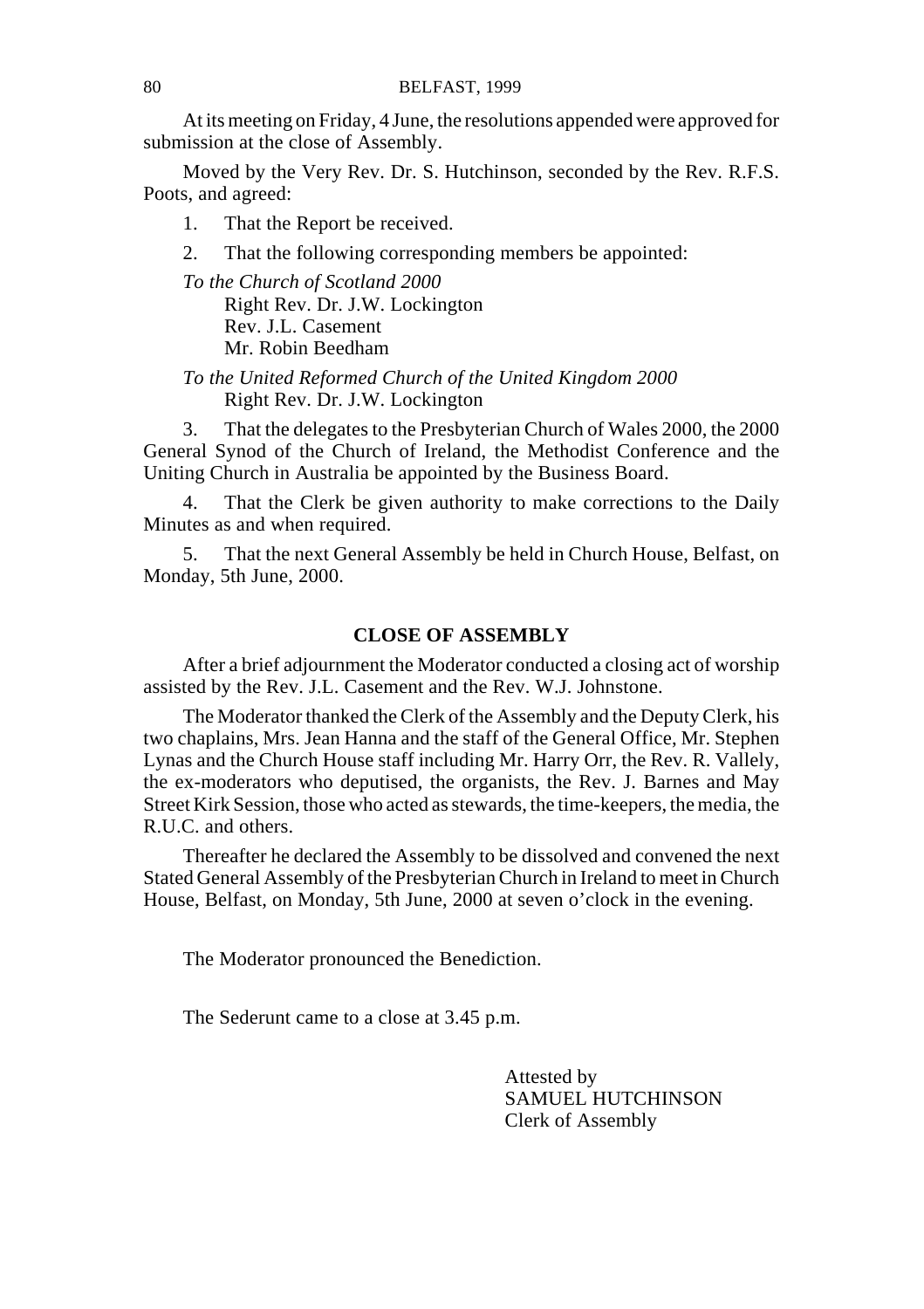At its meeting on Friday, 4 June, the resolutions appended were approved for submission at the close of Assembly.

Moved by the Very Rev. Dr. S. Hutchinson, seconded by the Rev. R.F.S. Poots, and agreed:

1. That the Report be received.

2. That the following corresponding members be appointed:

*To the Church of Scotland 2000*
Right Rev. Dr. J.W. Lockington
Rev. J.L. Casement
Mr. Robin Beedham

*To the United Reformed Church of the United Kingdom 2000*
Right Rev. Dr. J.W. Lockington

3. That the delegates to the Presbyterian Church of Wales 2000, the 2000 General Synod of the Church of Ireland, the Methodist Conference and the Uniting Church in Australia be appointed by the Business Board.

4. That the Clerk be given authority to make corrections to the Daily Minutes as and when required.

5. That the next General Assembly be held in Church House, Belfast, on Monday, 5th June, 2000.

## CLOSE OF ASSEMBLY

After a brief adjournment the Moderator conducted a closing act of worship assisted by the Rev. J.L. Casement and the Rev. W.J. Johnstone.

The Moderator thanked the Clerk of the Assembly and the Deputy Clerk, his two chaplains, Mrs. Jean Hanna and the staff of the General Office, Mr. Stephen Lynas and the Church House staff including Mr. Harry Orr, the Rev. R. Vallely, the ex-moderators who deputised, the organists, the Rev. J. Barnes and May Street Kirk Session, those who acted as stewards, the time-keepers, the media, the R.U.C. and others.

Thereafter he declared the Assembly to be dissolved and convened the next Stated General Assembly of the Presbyterian Church in Ireland to meet in Church House, Belfast, on Monday, 5th June, 2000 at seven o'clock in the evening.

The Moderator pronounced the Benediction.

The Sederunt came to a close at 3.45 p.m.

Attested by
SAMUEL HUTCHINSON
Clerk of Assembly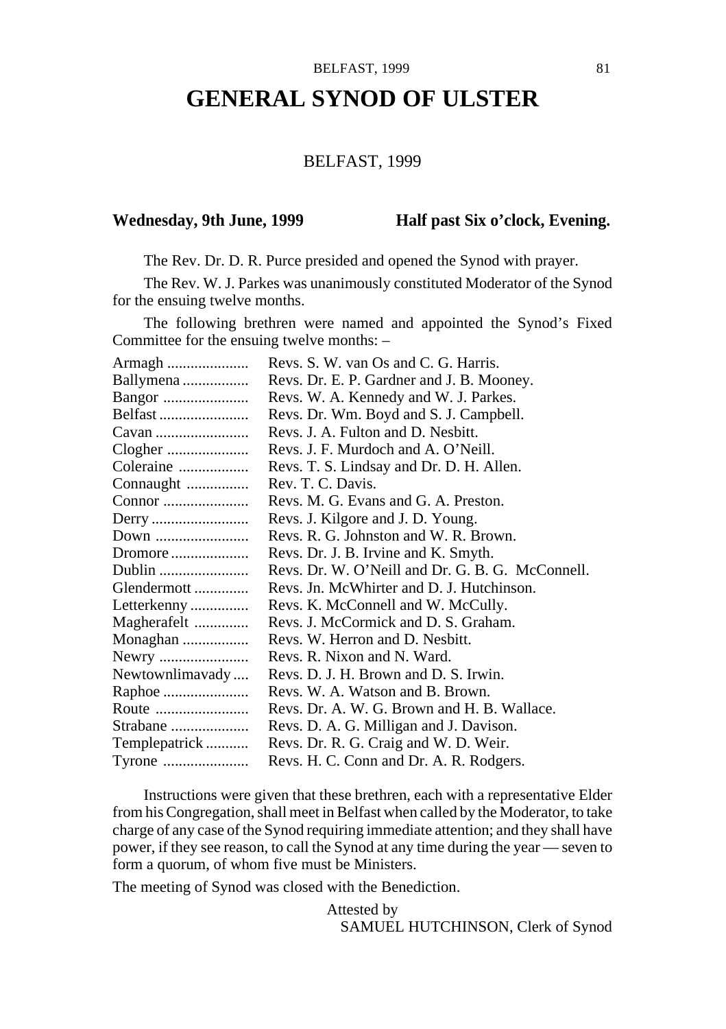# GENERAL SYNOD OF ULSTER

BELFAST, 1999

**Wednesday, 9th June, 1999** **Half past Six o'clock, Evening.**

The Rev. Dr. D. R. Purce presided and opened the Synod with prayer.

The Rev. W. J. Parkes was unanimously constituted Moderator of the Synod for the ensuing twelve months.

The following brethren were named and appointed the Synod's Fixed Committee for the ensuing twelve months: –

| | |
|---|---|
| Armagh | Revs. S. W. van Os and C. G. Harris. |
| Ballymena | Revs. Dr. E. P. Gardner and J. B. Mooney. |
| Bangor | Revs. W. A. Kennedy and W. J. Parkes. |
| Belfast | Revs. Dr. Wm. Boyd and S. J. Campbell. |
| Cavan | Revs. J. A. Fulton and D. Nesbitt. |
| Clogher | Revs. J. F. Murdoch and A. O'Neill. |
| Coleraine | Revs. T. S. Lindsay and Dr. D. H. Allen. |
| Connaught | Rev. T. C. Davis. |
| Connor | Revs. M. G. Evans and G. A. Preston. |
| Derry | Revs. J. Kilgore and J. D. Young. |
| Down | Revs. R. G. Johnston and W. R. Brown. |
| Dromore | Revs. Dr. J. B. Irvine and K. Smyth. |
| Dublin | Revs. Dr. W. O'Neill and Dr. G. B. G. McConnell. |
| Glendermott | Revs. Jn. McWhirter and D. J. Hutchinson. |
| Letterkenny | Revs. K. McConnell and W. McCully. |
| Magherafelt | Revs. J. McCormick and D. S. Graham. |
| Monaghan | Revs. W. Herron and D. Nesbitt. |
| Newry | Revs. R. Nixon and N. Ward. |
| Newtownlimavady | Revs. D. J. H. Brown and D. S. Irwin. |
| Raphoe | Revs. W. A. Watson and B. Brown. |
| Route | Revs. Dr. A. W. G. Brown and H. B. Wallace. |
| Strabane | Revs. D. A. G. Milligan and J. Davison. |
| Templepatrick | Revs. Dr. R. G. Craig and W. D. Weir. |
| Tyrone | Revs. H. C. Conn and Dr. A. R. Rodgers. |

Instructions were given that these brethren, each with a representative Elder from his Congregation, shall meet in Belfast when called by the Moderator, to take charge of any case of the Synod requiring immediate attention; and they shall have power, if they see reason, to call the Synod at any time during the year — seven to form a quorum, of whom five must be Ministers.

The meeting of Synod was closed with the Benediction.

Attested by
SAMUEL HUTCHINSON, Clerk of Synod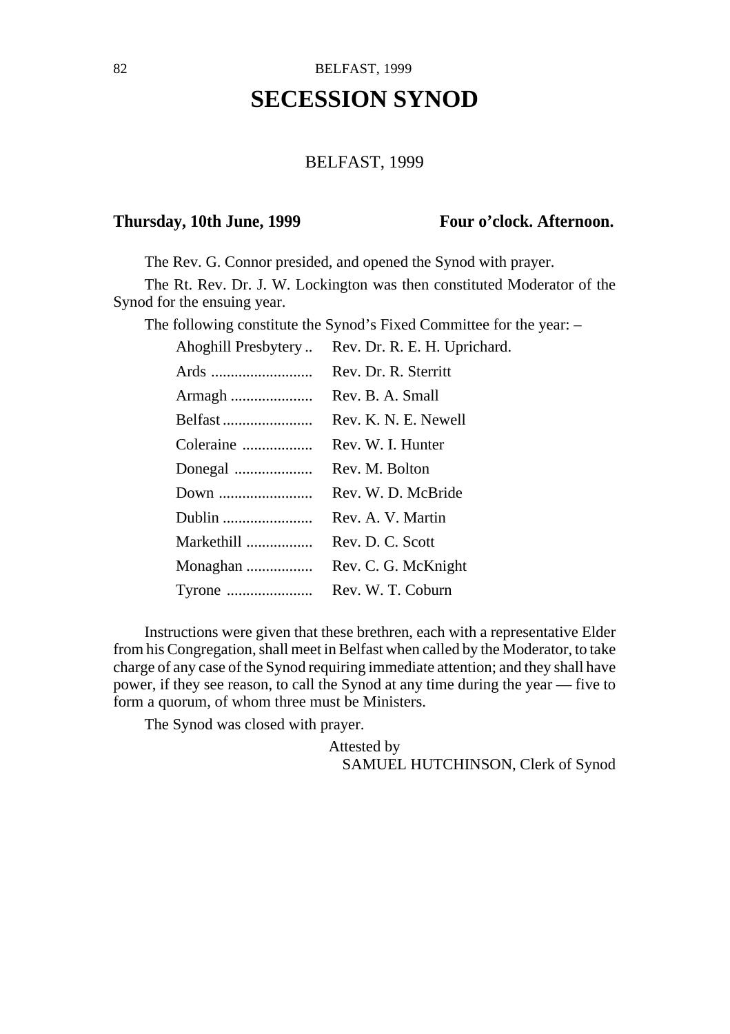# SECESSION SYNOD

BELFAST, 1999

**Thursday, 10th June, 1999** **Four o'clock. Afternoon.**

The Rev. G. Connor presided, and opened the Synod with prayer.

The Rt. Rev. Dr. J. W. Lockington was then constituted Moderator of the Synod for the ensuing year.

The following constitute the Synod's Fixed Committee for the year: –

| | |
|---|---|
| Ahoghill Presbytery .. | Rev. Dr. R. E. H. Uprichard. |
| Ards .......................... | Rev. Dr. R. Sterritt |
| Armagh ..................... | Rev. B. A. Small |
| Belfast ....................... | Rev. K. N. E. Newell |
| Coleraine .................. | Rev. W. I. Hunter |
| Donegal .................... | Rev. M. Bolton |
| Down ........................ | Rev. W. D. McBride |
| Dublin ....................... | Rev. A. V. Martin |
| Markethill ................. | Rev. D. C. Scott |
| Monaghan ................. | Rev. C. G. McKnight |
| Tyrone ...................... | Rev. W. T. Coburn |

Instructions were given that these brethren, each with a representative Elder from his Congregation, shall meet in Belfast when called by the Moderator, to take charge of any case of the Synod requiring immediate attention; and they shall have power, if they see reason, to call the Synod at any time during the year — five to form a quorum, of whom three must be Ministers.

The Synod was closed with prayer.

Attested by
SAMUEL HUTCHINSON, Clerk of Synod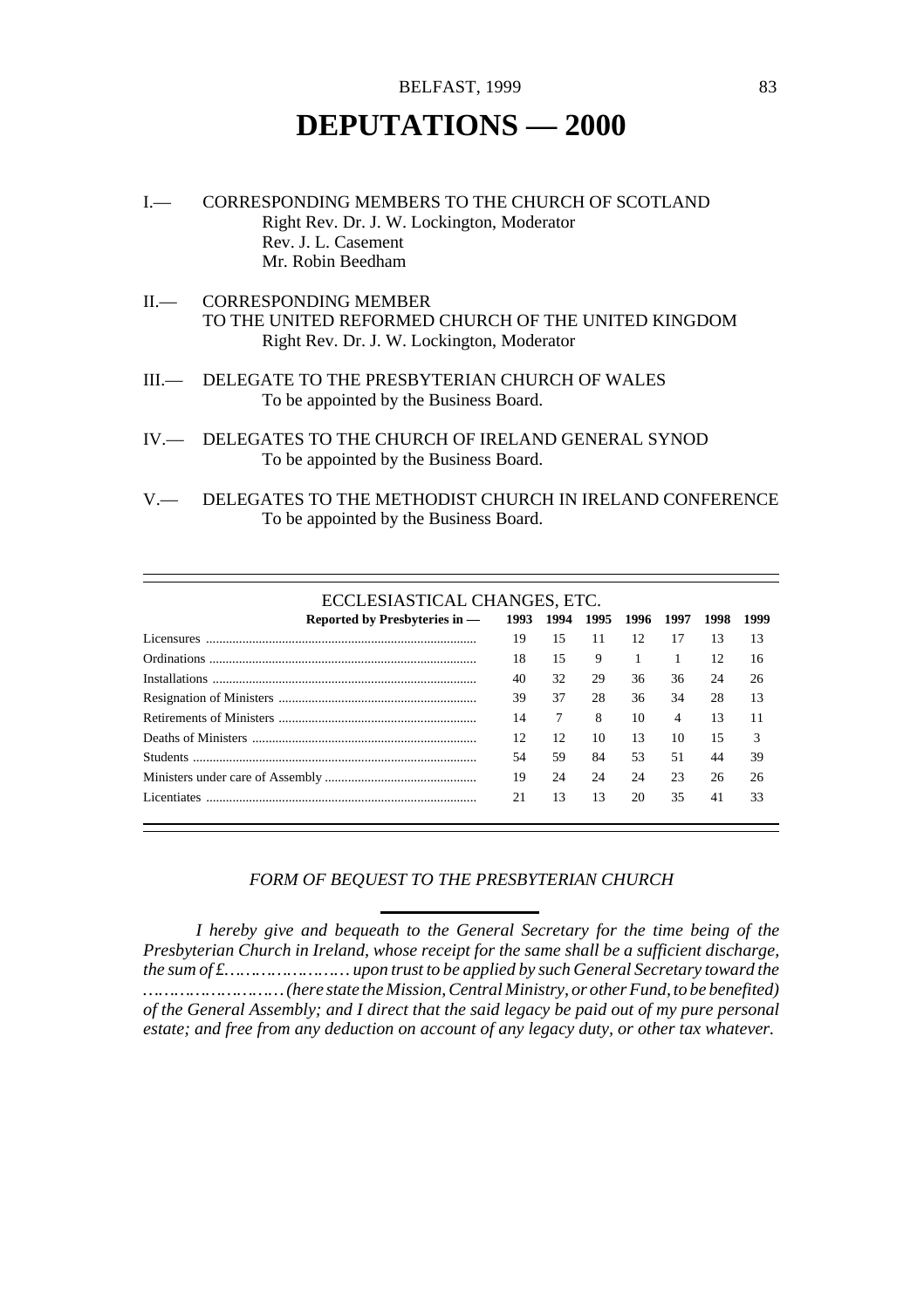# DEPUTATIONS — 2000

I.— CORRESPONDING MEMBERS TO THE CHURCH OF SCOTLAND
Right Rev. Dr. J. W. Lockington, Moderator
Rev. J. L. Casement
Mr. Robin Beedham

II.— CORRESPONDING MEMBER
TO THE UNITED REFORMED CHURCH OF THE UNITED KINGDOM
Right Rev. Dr. J. W. Lockington, Moderator

III.— DELEGATE TO THE PRESBYTERIAN CHURCH OF WALES
To be appointed by the Business Board.

IV.— DELEGATES TO THE CHURCH OF IRELAND GENERAL SYNOD
To be appointed by the Business Board.

V.— DELEGATES TO THE METHODIST CHURCH IN IRELAND CONFERENCE
To be appointed by the Business Board.

## ECCLESIASTICAL CHANGES, ETC.

| Reported by Presbyteries in — | 1993 | 1994 | 1995 | 1996 | 1997 | 1998 | 1999 |
|---|---|---|---|---|---|---|---|
| Licensures | 19 | 15 | 11 | 12 | 17 | 13 | 13 |
| Ordinations | 18 | 15 | 9 | 1 | 1 | 12 | 16 |
| Installations | 40 | 32 | 29 | 36 | 36 | 24 | 26 |
| Resignation of Ministers | 39 | 37 | 28 | 36 | 34 | 28 | 13 |
| Retirements of Ministers | 14 | 7 | 8 | 10 | 4 | 13 | 11 |
| Deaths of Ministers | 12 | 12 | 10 | 13 | 10 | 15 | 3 |
| Students | 54 | 59 | 84 | 53 | 51 | 44 | 39 |
| Ministers under care of Assembly | 19 | 24 | 24 | 24 | 23 | 26 | 26 |
| Licentiates | 21 | 13 | 13 | 20 | 35 | 41 | 33 |

*FORM OF BEQUEST TO THE PRESBYTERIAN CHURCH*

*I hereby give and bequeath to the General Secretary for the time being of the Presbyterian Church in Ireland, whose receipt for the same shall be a sufficient discharge, the sum of £…………………… upon trust to be applied by such General Secretary toward the …………………… (here state the Mission, Central Ministry, or other Fund, to be benefited) of the General Assembly; and I direct that the said legacy be paid out of my pure personal estate; and free from any deduction on account of any legacy duty, or other tax whatever.*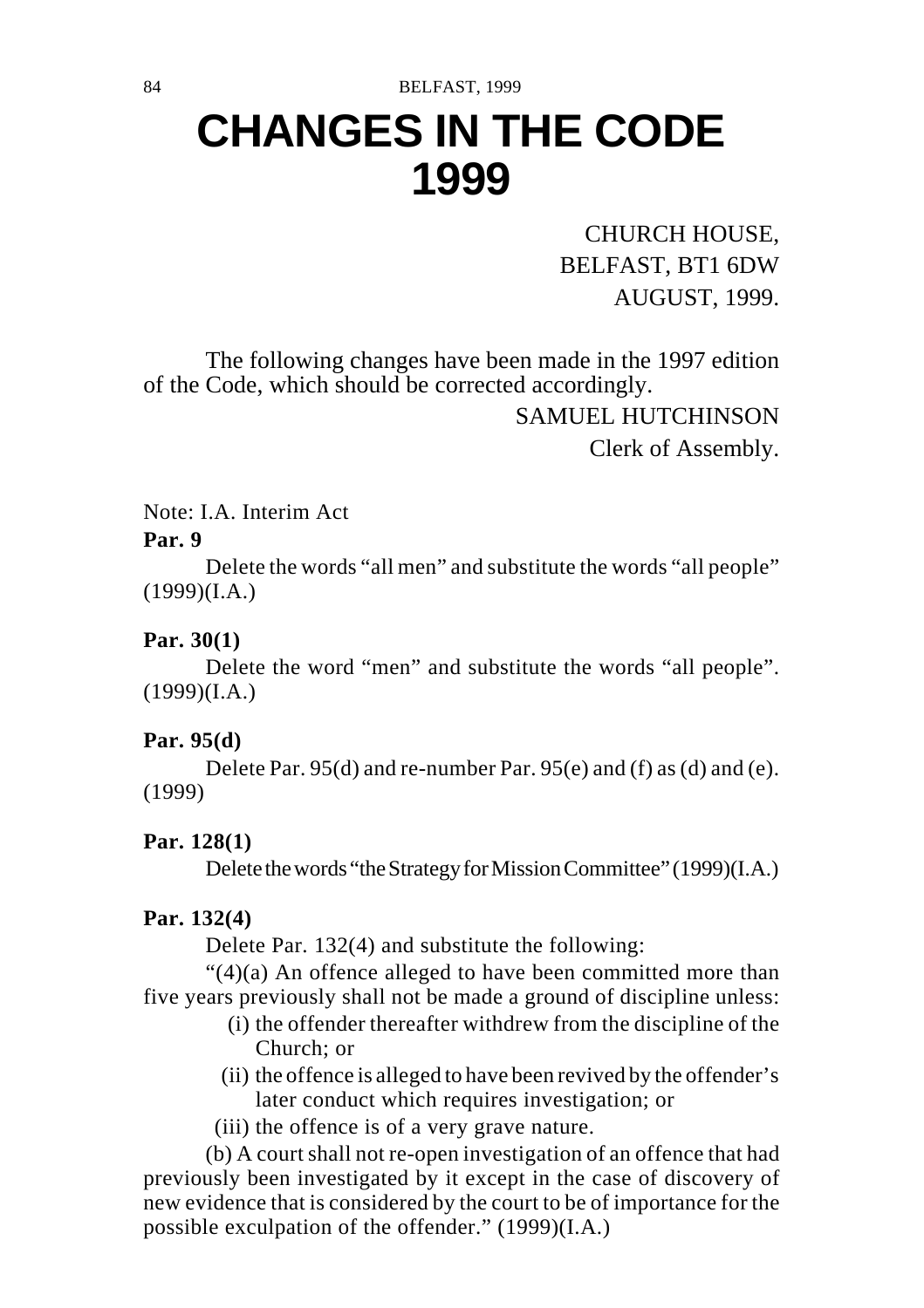# CHANGES IN THE CODE 1999

CHURCH HOUSE,
BELFAST, BT1 6DW
AUGUST, 1999.

The following changes have been made in the 1997 edition of the Code, which should be corrected accordingly.

SAMUEL HUTCHINSON
Clerk of Assembly.

Note: I.A. Interim Act

**Par. 9**

Delete the words “all men” and substitute the words “all people” (1999)(I.A.)

**Par. 30(1)**

Delete the word “men” and substitute the words “all people”. (1999)(I.A.)

**Par. 95(d)**

Delete Par. 95(d) and re-number Par. 95(e) and (f) as (d) and (e). (1999)

**Par. 128(1)**

Delete the words “the Strategy for Mission Committee” (1999)(I.A.)

**Par. 132(4)**

Delete Par. 132(4) and substitute the following:

“(4)(a) An offence alleged to have been committed more than five years previously shall not be made a ground of discipline unless:

(i) the offender thereafter withdrew from the discipline of the Church; or

(ii) the offence is alleged to have been revived by the offender’s later conduct which requires investigation; or

(iii) the offence is of a very grave nature.

(b) A court shall not re-open investigation of an offence that had previously been investigated by it except in the case of discovery of new evidence that is considered by the court to be of importance for the possible exculpation of the offender.” (1999)(I.A.)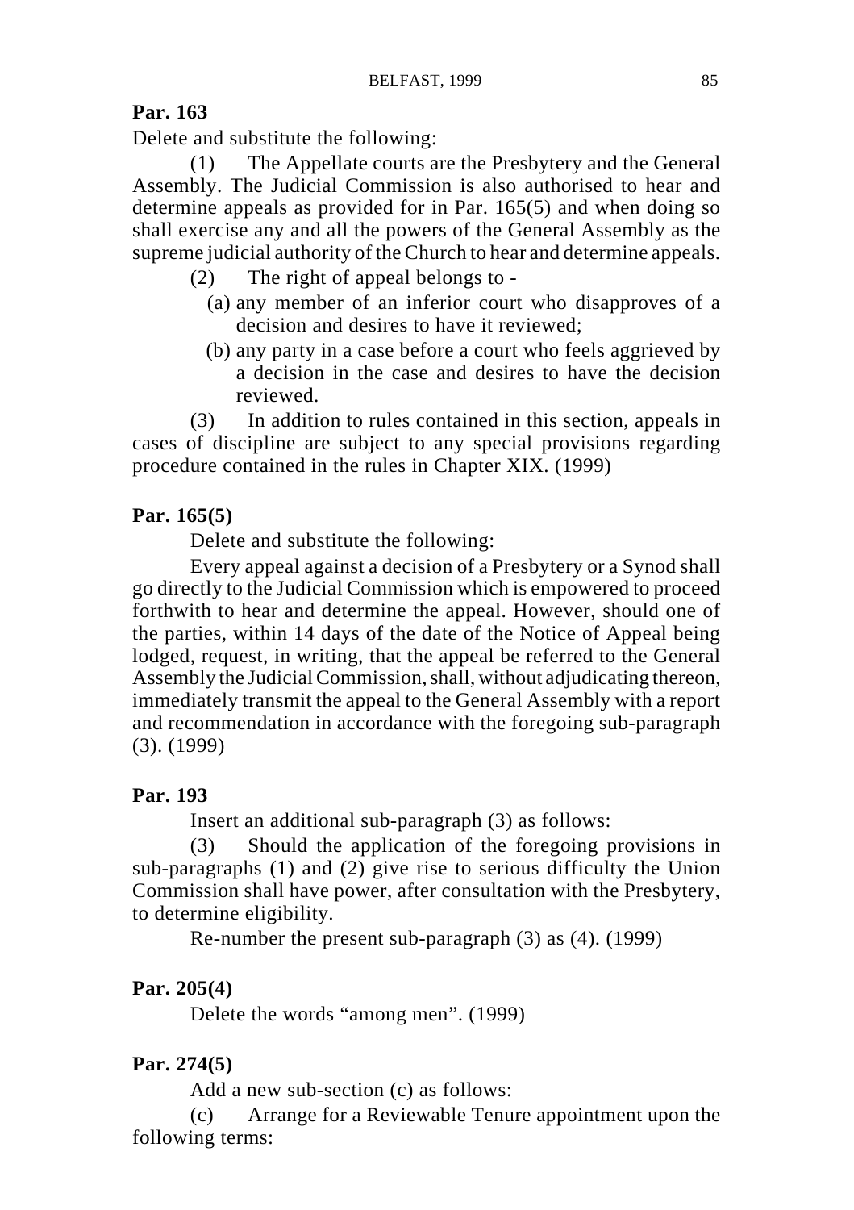**Par. 163**

Delete and substitute the following:

(1) The Appellate courts are the Presbytery and the General Assembly. The Judicial Commission is also authorised to hear and determine appeals as provided for in Par. 165(5) and when doing so shall exercise any and all the powers of the General Assembly as the supreme judicial authority of the Church to hear and determine appeals.

(2) The right of appeal belongs to -

(a) any member of an inferior court who disapproves of a decision and desires to have it reviewed;

(b) any party in a case before a court who feels aggrieved by a decision in the case and desires to have the decision reviewed.

(3) In addition to rules contained in this section, appeals in cases of discipline are subject to any special provisions regarding procedure contained in the rules in Chapter XIX. (1999)

**Par. 165(5)**

Delete and substitute the following:

Every appeal against a decision of a Presbytery or a Synod shall go directly to the Judicial Commission which is empowered to proceed forthwith to hear and determine the appeal. However, should one of the parties, within 14 days of the date of the Notice of Appeal being lodged, request, in writing, that the appeal be referred to the General Assembly the Judicial Commission, shall, without adjudicating thereon, immediately transmit the appeal to the General Assembly with a report and recommendation in accordance with the foregoing sub-paragraph (3). (1999)

**Par. 193**

Insert an additional sub-paragraph (3) as follows:

(3) Should the application of the foregoing provisions in sub-paragraphs (1) and (2) give rise to serious difficulty the Union Commission shall have power, after consultation with the Presbytery, to determine eligibility.

Re-number the present sub-paragraph (3) as (4). (1999)

**Par. 205(4)**

Delete the words "among men". (1999)

**Par. 274(5)**

Add a new sub-section (c) as follows:

(c) Arrange for a Reviewable Tenure appointment upon the following terms: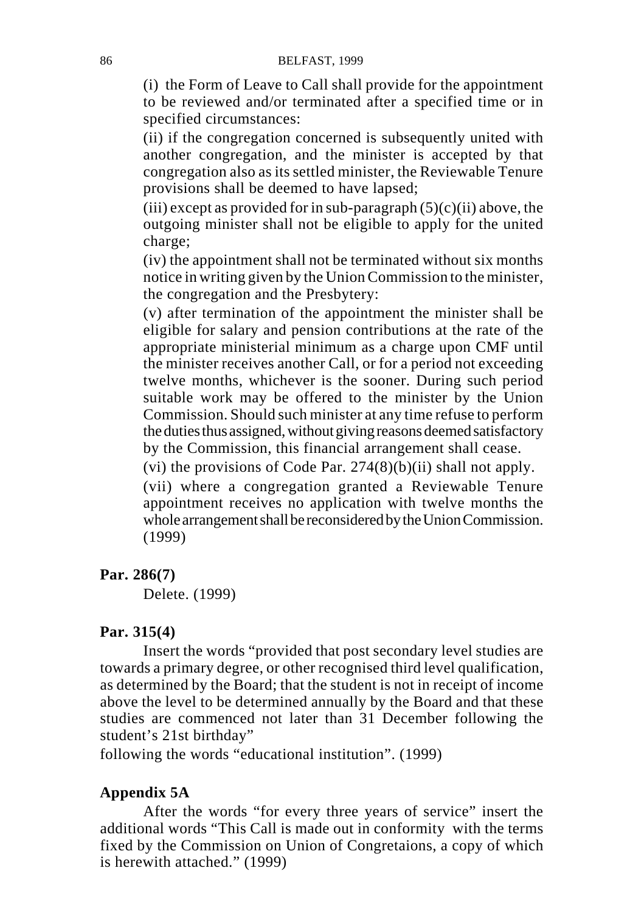(i) the Form of Leave to Call shall provide for the appointment to be reviewed and/or terminated after a specified time or in specified circumstances:

(ii) if the congregation concerned is subsequently united with another congregation, and the minister is accepted by that congregation also as its settled minister, the Reviewable Tenure provisions shall be deemed to have lapsed;

(iii) except as provided for in sub-paragraph (5)(c)(ii) above, the outgoing minister shall not be eligible to apply for the united charge;

(iv) the appointment shall not be terminated without six months notice in writing given by the Union Commission to the minister, the congregation and the Presbytery:

(v) after termination of the appointment the minister shall be eligible for salary and pension contributions at the rate of the appropriate ministerial minimum as a charge upon CMF until the minister receives another Call, or for a period not exceeding twelve months, whichever is the sooner. During such period suitable work may be offered to the minister by the Union Commission. Should such minister at any time refuse to perform the duties thus assigned, without giving reasons deemed satisfactory by the Commission, this financial arrangement shall cease.

(vi) the provisions of Code Par. 274(8)(b)(ii) shall not apply.

(vii) where a congregation granted a Reviewable Tenure appointment receives no application with twelve months the whole arrangement shall be reconsidered by the Union Commission. (1999)

**Par. 286(7)**

Delete. (1999)

**Par. 315(4)**

Insert the words "provided that post secondary level studies are towards a primary degree, or other recognised third level qualification, as determined by the Board; that the student is not in receipt of income above the level to be determined annually by the Board and that these studies are commenced not later than 31 December following the student's 21st birthday"

following the words "educational institution". (1999)

**Appendix 5A**

After the words "for every three years of service" insert the additional words "This Call is made out in conformity with the terms fixed by the Commission on Union of Congretaions, a copy of which is herewith attached." (1999)